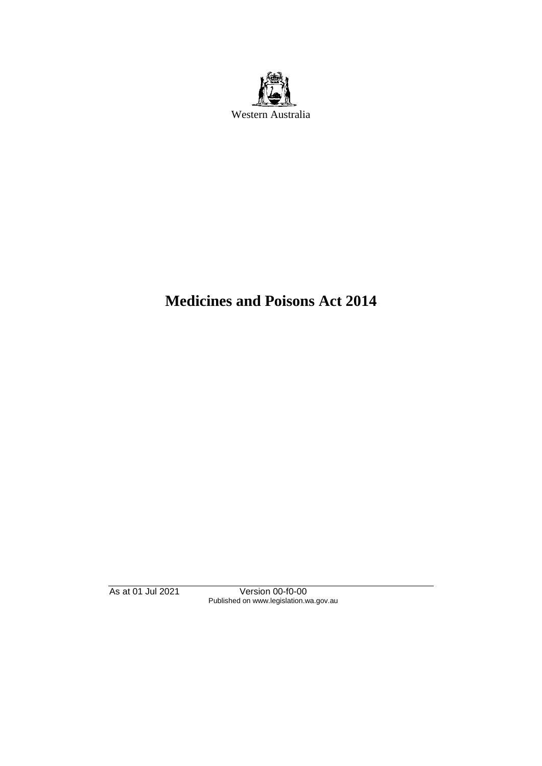Western Australia

# Medicines and Poisons Act 2014

As at 01 Jul 2021 Version 00-f0-00
Published on www.legislation.wa.gov.au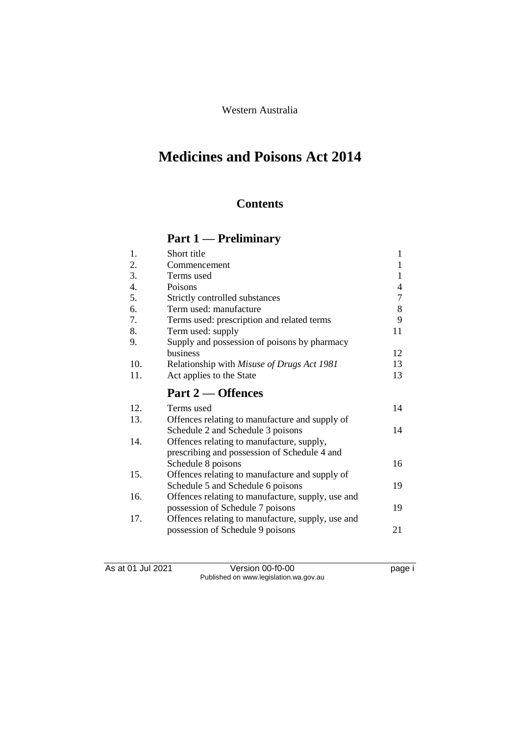Western Australia

# Medicines and Poisons Act 2014

## Contents

### Part 1 — Preliminary

| | | |
|---|---|---|
| 1. | Short title | 1 |
| 2. | Commencement | 1 |
| 3. | Terms used | 1 |
| 4. | Poisons | 4 |
| 5. | Strictly controlled substances | 7 |
| 6. | Term used: manufacture | 8 |
| 7. | Terms used: prescription and related terms | 9 |
| 8. | Term used: supply | 11 |
| 9. | Supply and possession of poisons by pharmacy business | 12 |
| 10. | Relationship with *Misuse of Drugs Act 1981* | 13 |
| 11. | Act applies to the State | 13 |

### Part 2 — Offences

| | | |
|---|---|---|
| 12. | Terms used | 14 |
| 13. | Offences relating to manufacture and supply of Schedule 2 and Schedule 3 poisons | 14 |
| 14. | Offences relating to manufacture, supply, prescribing and possession of Schedule 4 and Schedule 8 poisons | 16 |
| 15. | Offences relating to manufacture and supply of Schedule 5 and Schedule 6 poisons | 19 |
| 16. | Offences relating to manufacture, supply, use and possession of Schedule 7 poisons | 19 |
| 17. | Offences relating to manufacture, supply, use and possession of Schedule 9 poisons | 21 |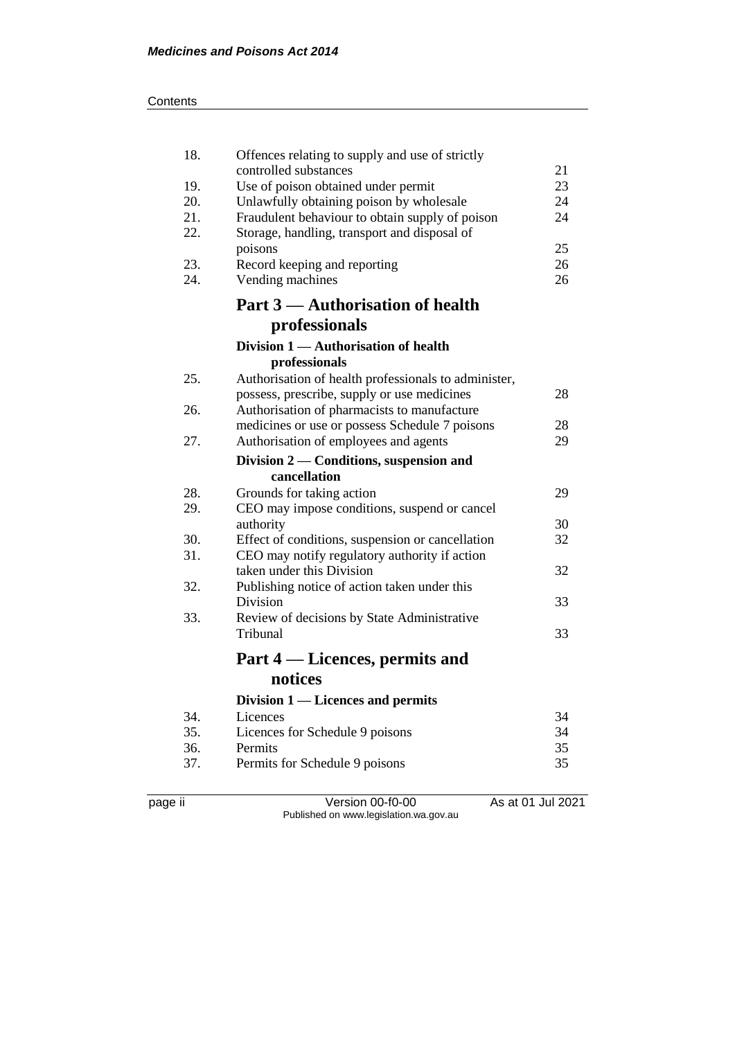| | | |
|---|---|---|
| 18. | Offences relating to supply and use of strictly controlled substances | 21 |
| 19. | Use of poison obtained under permit | 23 |
| 20. | Unlawfully obtaining poison by wholesale | 24 |
| 21. | Fraudulent behaviour to obtain supply of poison | 24 |
| 22. | Storage, handling, transport and disposal of poisons | 25 |
| 23. | Record keeping and reporting | 26 |
| 24. | Vending machines | 26 |

## Part 3 — Authorisation of health professionals

### Division 1 — Authorisation of health professionals

| | | |
|---|---|---|
| 25. | Authorisation of health professionals to administer, possess, prescribe, supply or use medicines | 28 |
| 26. | Authorisation of pharmacists to manufacture medicines or use or possess Schedule 7 poisons | 28 |
| 27. | Authorisation of employees and agents | 29 |

### Division 2 — Conditions, suspension and cancellation

| | | |
|---|---|---|
| 28. | Grounds for taking action | 29 |
| 29. | CEO may impose conditions, suspend or cancel authority | 30 |
| 30. | Effect of conditions, suspension or cancellation | 32 |
| 31. | CEO may notify regulatory authority if action taken under this Division | 32 |
| 32. | Publishing notice of action taken under this Division | 33 |
| 33. | Review of decisions by State Administrative Tribunal | 33 |

## Part 4 — Licences, permits and notices

### Division 1 — Licences and permits

| | | |
|---|---|---|
| 34. | Licences | 34 |
| 35. | Licences for Schedule 9 poisons | 34 |
| 36. | Permits | 35 |
| 37. | Permits for Schedule 9 poisons | 35 |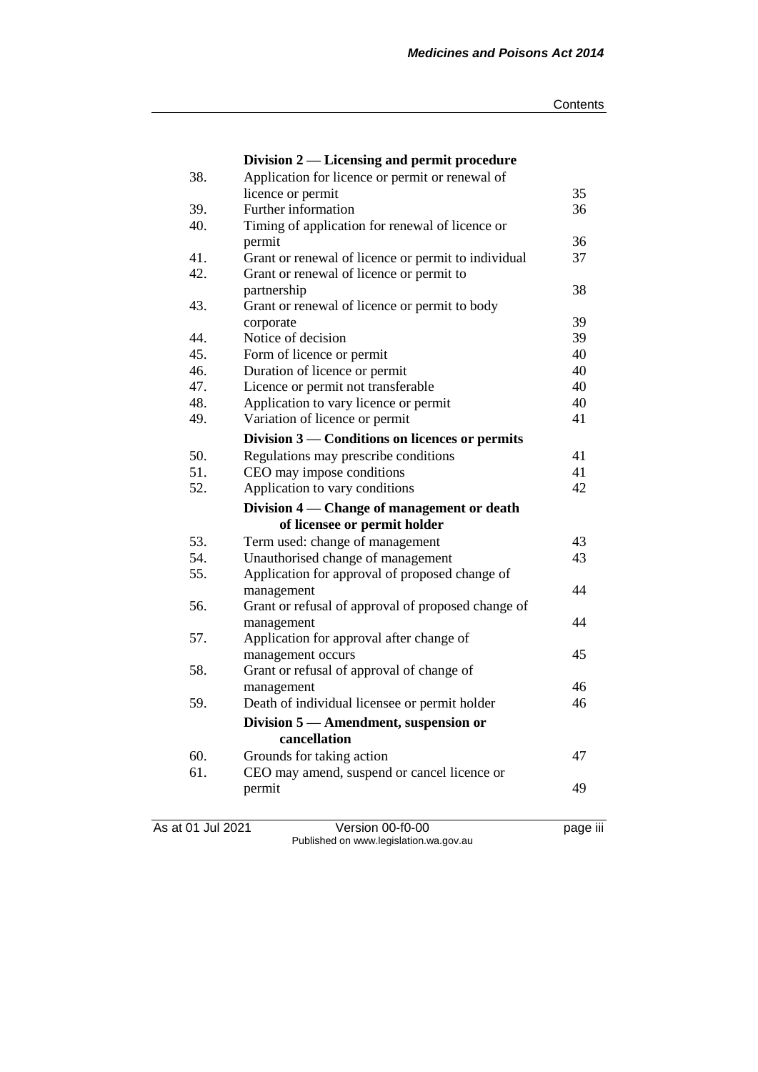### Division 2 — Licensing and permit procedure

| | | |
|---|---|---|
| 38. | Application for licence or permit or renewal of licence or permit | 35 |
| 39. | Further information | 36 |
| 40. | Timing of application for renewal of licence or permit | 36 |
| 41. | Grant or renewal of licence or permit to individual | 37 |
| 42. | Grant or renewal of licence or permit to partnership | 38 |
| 43. | Grant or renewal of licence or permit to body corporate | 39 |
| 44. | Notice of decision | 39 |
| 45. | Form of licence or permit | 40 |
| 46. | Duration of licence or permit | 40 |
| 47. | Licence or permit not transferable | 40 |
| 48. | Application to vary licence or permit | 40 |
| 49. | Variation of licence or permit | 41 |

### Division 3 — Conditions on licences or permits

| | | |
|---|---|---|
| 50. | Regulations may prescribe conditions | 41 |
| 51. | CEO may impose conditions | 41 |
| 52. | Application to vary conditions | 42 |

### Division 4 — Change of management or death of licensee or permit holder

| | | |
|---|---|---|
| 53. | Term used: change of management | 43 |
| 54. | Unauthorised change of management | 43 |
| 55. | Application for approval of proposed change of management | 44 |
| 56. | Grant or refusal of approval of proposed change of management | 44 |
| 57. | Application for approval after change of management occurs | 45 |
| 58. | Grant or refusal of approval of change of management | 46 |
| 59. | Death of individual licensee or permit holder | 46 |

### Division 5 — Amendment, suspension or cancellation

| | | |
|---|---|---|
| 60. | Grounds for taking action | 47 |
| 61. | CEO may amend, suspend or cancel licence or permit | 49 |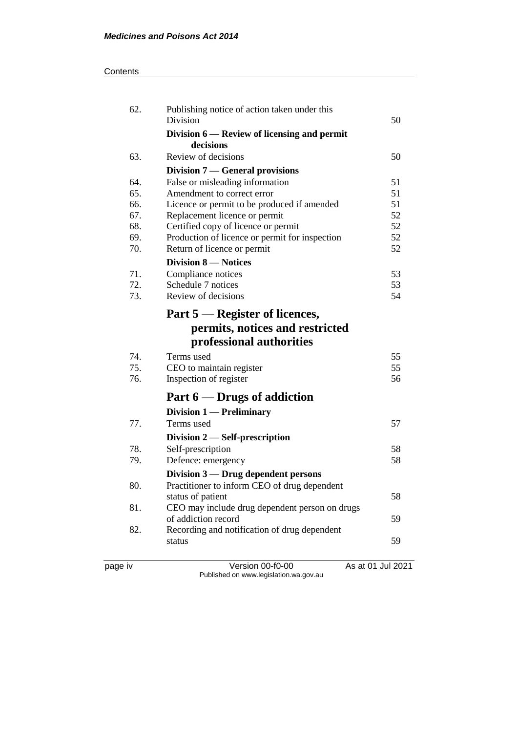| | | |
|---|---|---|
| 62. | Publishing notice of action taken under this Division | 50 |
| | **Division 6 — Review of licensing and permit decisions** | |
| 63. | Review of decisions | 50 |
| | **Division 7 — General provisions** | |
| 64. | False or misleading information | 51 |
| 65. | Amendment to correct error | 51 |
| 66. | Licence or permit to be produced if amended | 51 |
| 67. | Replacement licence or permit | 52 |
| 68. | Certified copy of licence or permit | 52 |
| 69. | Production of licence or permit for inspection | 52 |
| 70. | Return of licence or permit | 52 |
| | **Division 8 — Notices** | |
| 71. | Compliance notices | 53 |
| 72. | Schedule 7 notices | 53 |
| 73. | Review of decisions | 54 |

## Part 5 — Register of licences, permits, notices and restricted professional authorities

| | | |
|---|---|---|
| 74. | Terms used | 55 |
| 75. | CEO to maintain register | 55 |
| 76. | Inspection of register | 56 |

## Part 6 — Drugs of addiction

| | | |
|---|---|---|
| | **Division 1 — Preliminary** | |
| 77. | Terms used | 57 |
| | **Division 2 — Self-prescription** | |
| 78. | Self-prescription | 58 |
| 79. | Defence: emergency | 58 |
| | **Division 3 — Drug dependent persons** | |
| 80. | Practitioner to inform CEO of drug dependent status of patient | 58 |
| 81. | CEO may include drug dependent person on drugs of addiction record | 59 |
| 82. | Recording and notification of drug dependent status | 59 |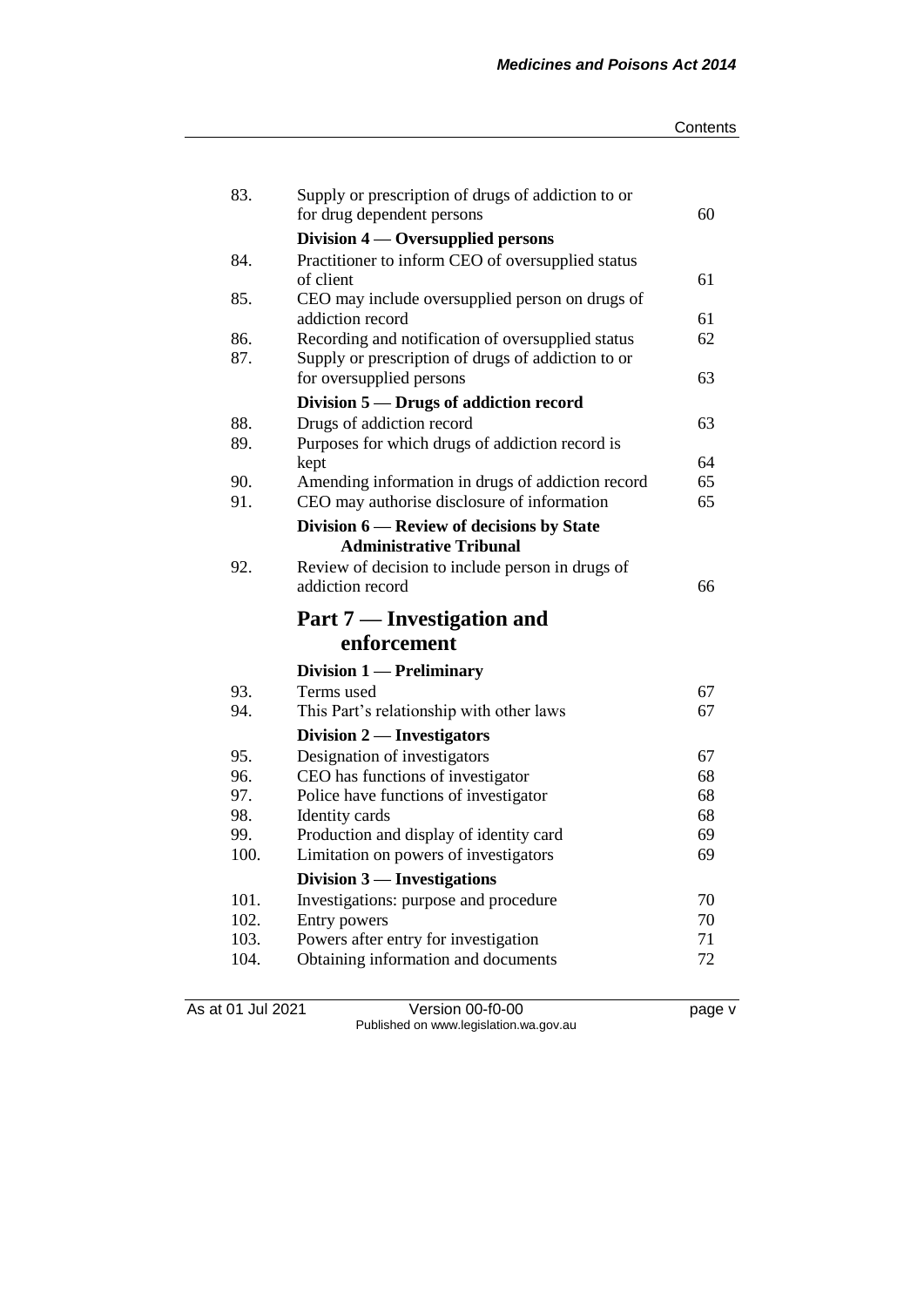| | | |
|---|---|---|
| 83. | Supply or prescription of drugs of addiction to or for drug dependent persons | 60 |
| | **Division 4 — Oversupplied persons** | |
| 84. | Practitioner to inform CEO of oversupplied status of client | 61 |
| 85. | CEO may include oversupplied person on drugs of addiction record | 61 |
| 86. | Recording and notification of oversupplied status | 62 |
| 87. | Supply or prescription of drugs of addiction to or for oversupplied persons | 63 |
| | **Division 5 — Drugs of addiction record** | |
| 88. | Drugs of addiction record | 63 |
| 89. | Purposes for which drugs of addiction record is kept | 64 |
| 90. | Amending information in drugs of addiction record | 65 |
| 91. | CEO may authorise disclosure of information | 65 |
| | **Division 6 — Review of decisions by State Administrative Tribunal** | |
| 92. | Review of decision to include person in drugs of addiction record | 66 |

## Part 7 — Investigation and enforcement

| | | |
|---|---|---|
| | **Division 1 — Preliminary** | |
| 93. | Terms used | 67 |
| 94. | This Part's relationship with other laws | 67 |
| | **Division 2 — Investigators** | |
| 95. | Designation of investigators | 67 |
| 96. | CEO has functions of investigator | 68 |
| 97. | Police have functions of investigator | 68 |
| 98. | Identity cards | 68 |
| 99. | Production and display of identity card | 69 |
| 100. | Limitation on powers of investigators | 69 |
| | **Division 3 — Investigations** | |
| 101. | Investigations: purpose and procedure | 70 |
| 102. | Entry powers | 70 |
| 103. | Powers after entry for investigation | 71 |
| 104. | Obtaining information and documents | 72 |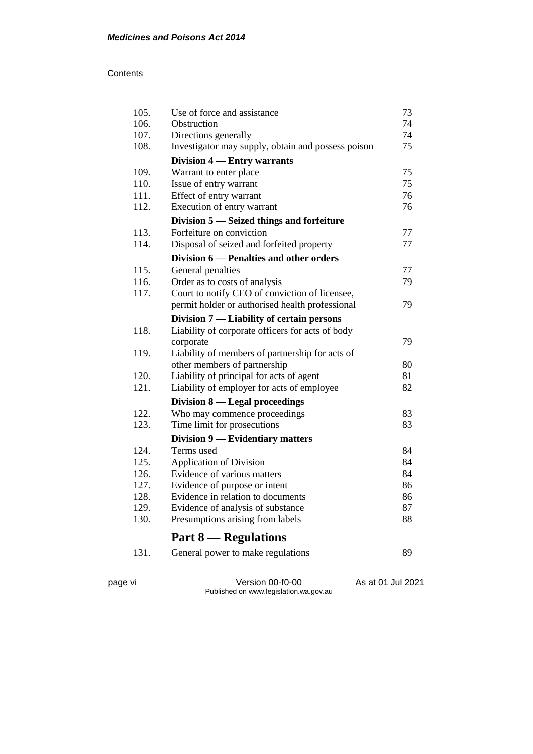| | | |
|---|---|---|
| 105. | Use of force and assistance | 73 |
| 106. | Obstruction | 74 |
| 107. | Directions generally | 74 |
| 108. | Investigator may supply, obtain and possess poison | 75 |
| | **Division 4 — Entry warrants** | |
| 109. | Warrant to enter place | 75 |
| 110. | Issue of entry warrant | 75 |
| 111. | Effect of entry warrant | 76 |
| 112. | Execution of entry warrant | 76 |
| | **Division 5 — Seized things and forfeiture** | |
| 113. | Forfeiture on conviction | 77 |
| 114. | Disposal of seized and forfeited property | 77 |
| | **Division 6 — Penalties and other orders** | |
| 115. | General penalties | 77 |
| 116. | Order as to costs of analysis | 79 |
| 117. | Court to notify CEO of conviction of licensee, permit holder or authorised health professional | 79 |
| | **Division 7 — Liability of certain persons** | |
| 118. | Liability of corporate officers for acts of body corporate | 79 |
| 119. | Liability of members of partnership for acts of other members of partnership | 80 |
| 120. | Liability of principal for acts of agent | 81 |
| 121. | Liability of employer for acts of employee | 82 |
| | **Division 8 — Legal proceedings** | |
| 122. | Who may commence proceedings | 83 |
| 123. | Time limit for prosecutions | 83 |
| | **Division 9 — Evidentiary matters** | |
| 124. | Terms used | 84 |
| 125. | Application of Division | 84 |
| 126. | Evidence of various matters | 84 |
| 127. | Evidence of purpose or intent | 86 |
| 128. | Evidence in relation to documents | 86 |
| 129. | Evidence of analysis of substance | 87 |
| 130. | Presumptions arising from labels | 88 |
| | **Part 8 — Regulations** | |
| 131. | General power to make regulations | 89 |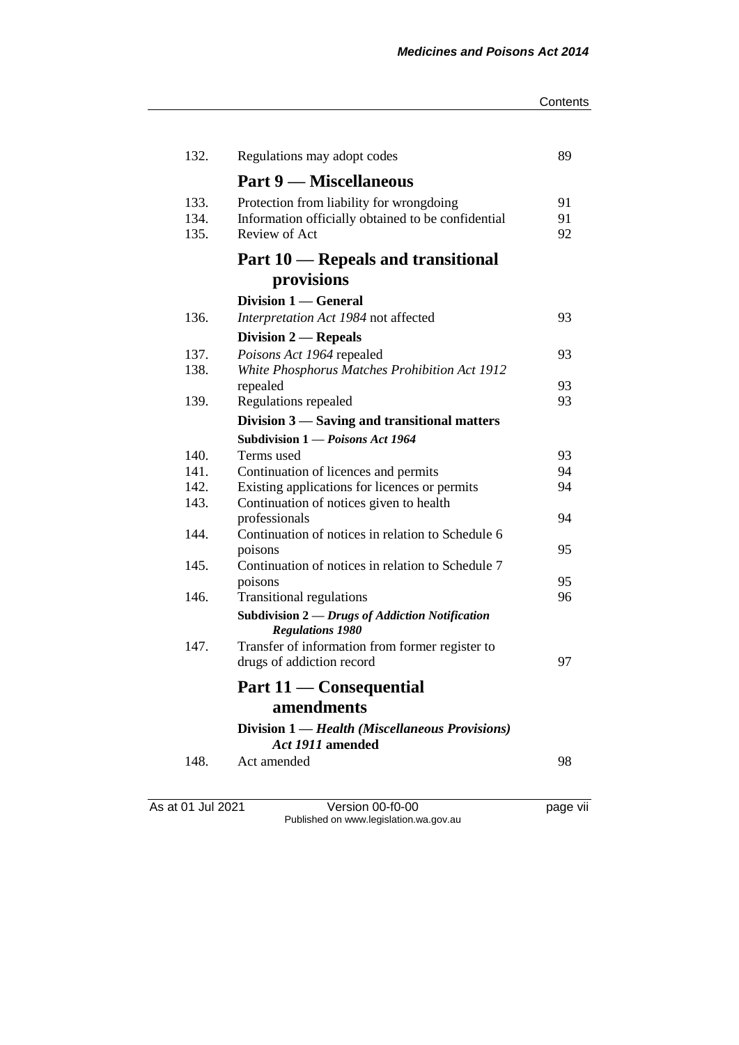| | | |
|---|---|---|
| 132. | Regulations may adopt codes | 89 |
| | **Part 9 — Miscellaneous** | |
| 133. | Protection from liability for wrongdoing | 91 |
| 134. | Information officially obtained to be confidential | 91 |
| 135. | Review of Act | 92 |
| | **Part 10 — Repeals and transitional provisions** | |
| | **Division 1 — General** | |
| 136. | *Interpretation Act 1984* not affected | 93 |
| | **Division 2 — Repeals** | |
| 137. | *Poisons Act 1964* repealed | 93 |
| 138. | *White Phosphorus Matches Prohibition Act 1912* repealed | 93 |
| 139. | Regulations repealed | 93 |
| | **Division 3 — Saving and transitional matters** | |
| | **Subdivision 1 — *Poisons Act 1964*** | |
| 140. | Terms used | 93 |
| 141. | Continuation of licences and permits | 94 |
| 142. | Existing applications for licences or permits | 94 |
| 143. | Continuation of notices given to health professionals | 94 |
| 144. | Continuation of notices in relation to Schedule 6 poisons | 95 |
| 145. | Continuation of notices in relation to Schedule 7 poisons | 95 |
| 146. | Transitional regulations | 96 |
| | **Subdivision 2 — *Drugs of Addiction Notification Regulations 1980*** | |
| 147. | Transfer of information from former register to drugs of addiction record | 97 |
| | **Part 11 — Consequential amendments** | |
| | **Division 1 — *Health (Miscellaneous Provisions) Act 1911* amended** | |
| 148. | Act amended | 98 |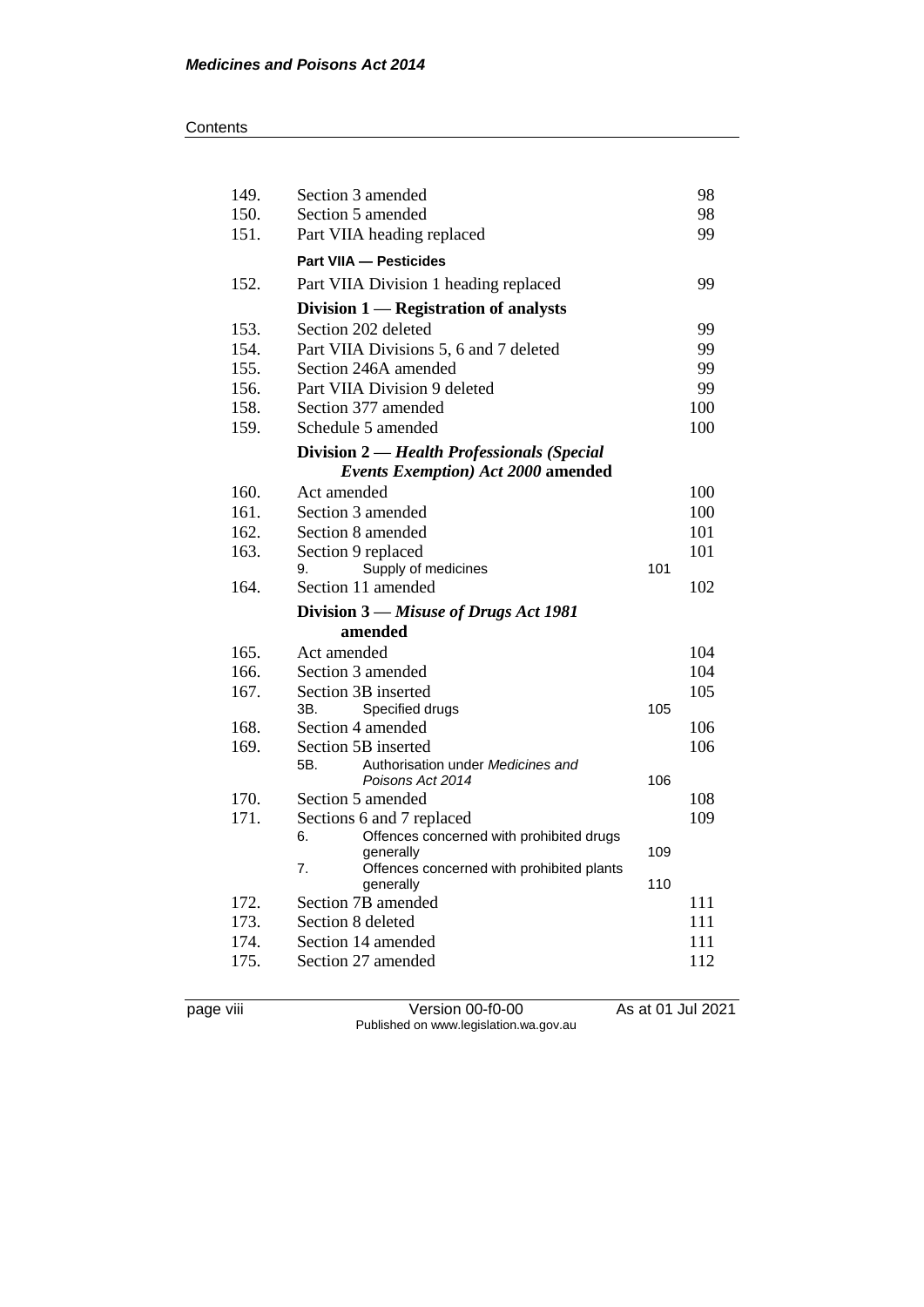Contents

| | | |
|---|---|---|
| 149. | Section 3 amended | 98 |
| 150. | Section 5 amended | 98 |
| 151. | Part VIIA heading replaced | 99 |
| | **Part VIIA — Pesticides** | |
| 152. | Part VIIA Division 1 heading replaced | 99 |
| | **Division 1 — Registration of analysts** | |
| 153. | Section 202 deleted | 99 |
| 154. | Part VIIA Divisions 5, 6 and 7 deleted | 99 |
| 155. | Section 246A amended | 99 |
| 156. | Part VIIA Division 9 deleted | 99 |
| 158. | Section 377 amended | 100 |
| 159. | Schedule 5 amended | 100 |
| | **Division 2 — *Health Professionals (Special Events Exemption) Act 2000* amended** | |
| 160. | Act amended | 100 |
| 161. | Section 3 amended | 100 |
| 162. | Section 8 amended | 101 |
| 163. | Section 9 replaced | 101 |
| | 9. Supply of medicines — 101 | |
| 164. | Section 11 amended | 102 |
| | **Division 3 — *Misuse of Drugs Act 1981* amended** | |
| 165. | Act amended | 104 |
| 166. | Section 3 amended | 104 |
| 167. | Section 3B inserted | 105 |
| | 3B. Specified drugs — 105 | |
| 168. | Section 4 amended | 106 |
| 169. | Section 5B inserted | 106 |
| | 5B. Authorisation under *Medicines and Poisons Act 2014* — 106 | |
| 170. | Section 5 amended | 108 |
| 171. | Sections 6 and 7 replaced | 109 |
| | 6. Offences concerned with prohibited drugs generally — 109 | |
| | 7. Offences concerned with prohibited plants generally — 110 | |
| 172. | Section 7B amended | 111 |
| 173. | Section 8 deleted | 111 |
| 174. | Section 14 amended | 111 |
| 175. | Section 27 amended | 112 |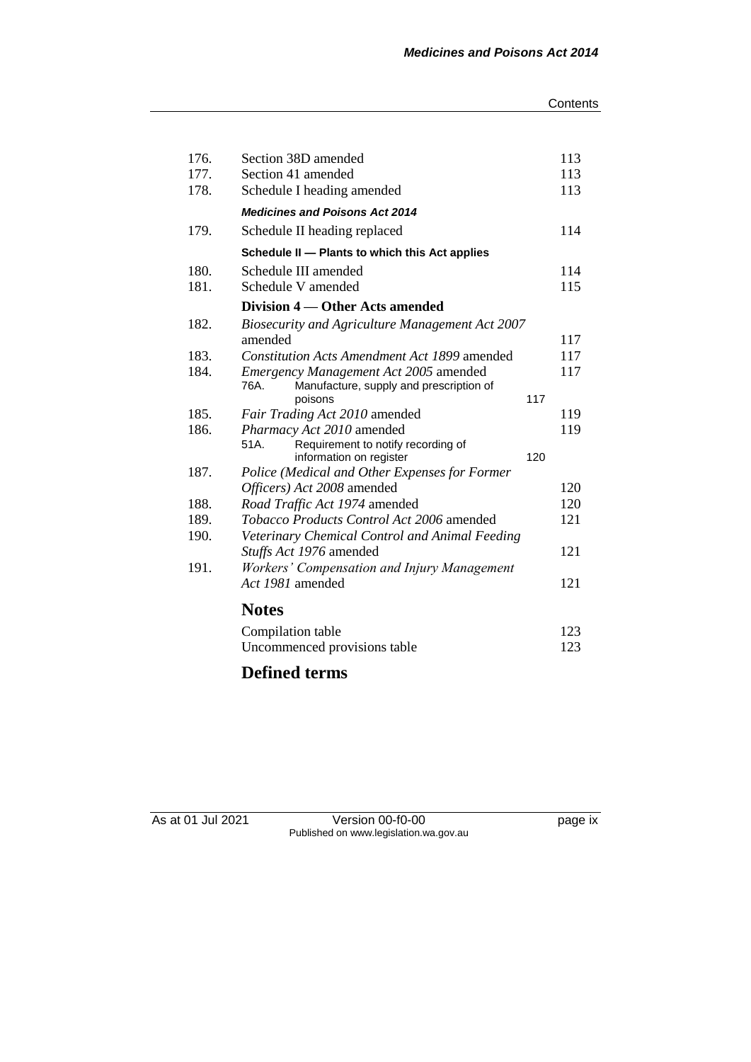| | | |
|---|---|---|
| 176. | Section 38D amended | 113 |
| 177. | Section 41 amended | 113 |
| 178. | Schedule I heading amended | 113 |
| | ***Medicines and Poisons Act 2014*** | |
| 179. | Schedule II heading replaced | 114 |
| | **Schedule II — Plants to which this Act applies** | |
| 180. | Schedule III amended | 114 |
| 181. | Schedule V amended | 115 |
| | **Division 4 — Other Acts amended** | |
| 182. | *Biosecurity and Agriculture Management Act 2007* amended | 117 |
| 183. | *Constitution Acts Amendment Act 1899* amended | 117 |
| 184. | *Emergency Management Act 2005* amended | 117 |
| | 76A. Manufacture, supply and prescription of poisons 117 | |
| 185. | *Fair Trading Act 2010* amended | 119 |
| 186. | *Pharmacy Act 2010* amended | 119 |
| | 51A. Requirement to notify recording of information on register 120 | |
| 187. | *Police (Medical and Other Expenses for Former Officers) Act 2008* amended | 120 |
| 188. | *Road Traffic Act 1974* amended | 120 |
| 189. | *Tobacco Products Control Act 2006* amended | 121 |
| 190. | *Veterinary Chemical Control and Animal Feeding Stuffs Act 1976* amended | 121 |
| 191. | *Workers' Compensation and Injury Management Act 1981* amended | 121 |

## Notes

| | |
|---|---|
| Compilation table | 123 |
| Uncommenced provisions table | 123 |

## Defined terms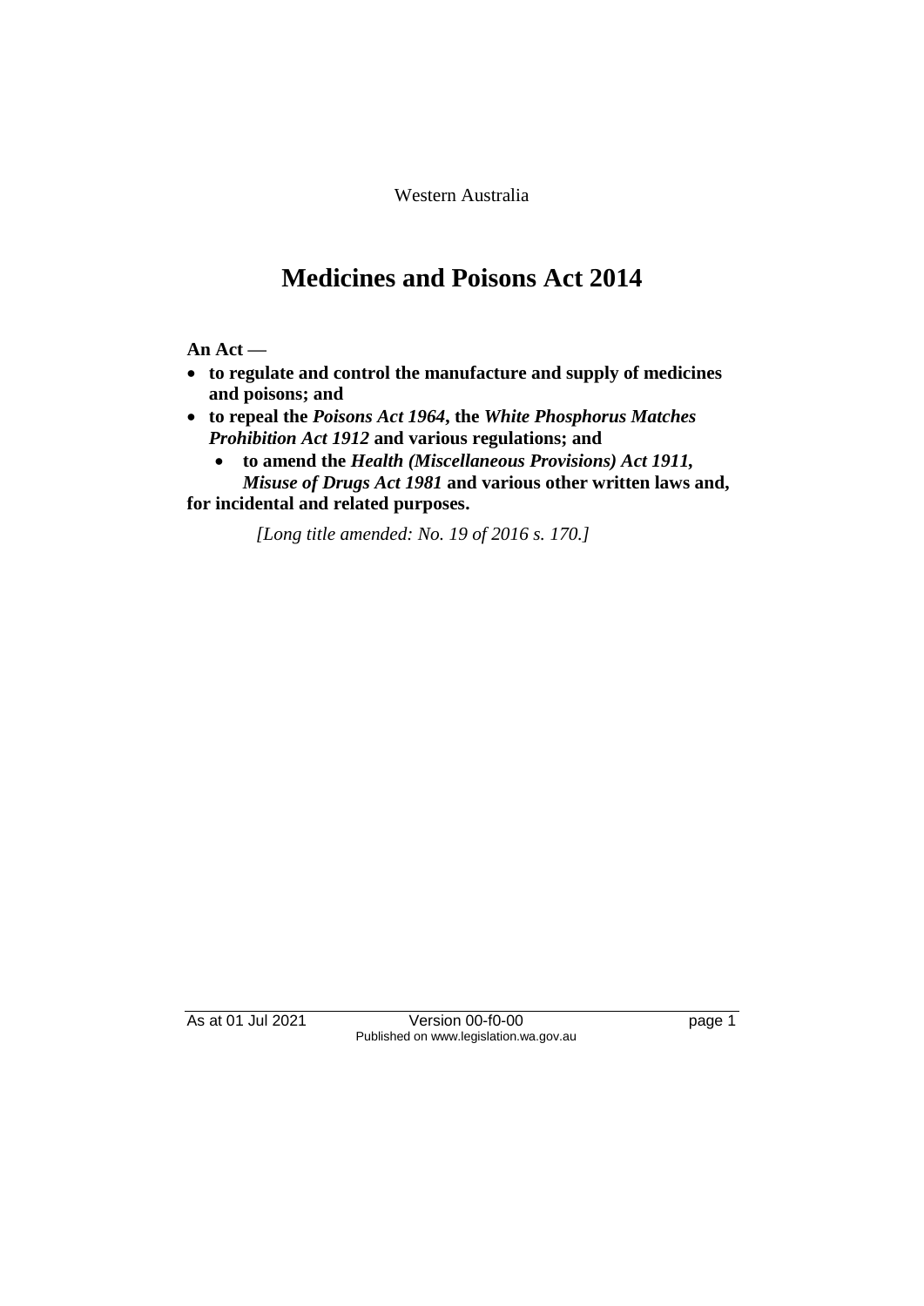Western Australia

# Medicines and Poisons Act 2014

**An Act —**

- **to regulate and control the manufacture and supply of medicines and poisons; and**
- **to repeal the *Poisons Act 1964*, the *White Phosphorus Matches Prohibition Act 1912* and various regulations; and**
- **to amend the *Health (Miscellaneous Provisions) Act 1911*, *Misuse of Drugs Act 1981* and various other written laws and,**

**for incidental and related purposes.**

*[Long title amended: No. 19 of 2016 s. 170.]*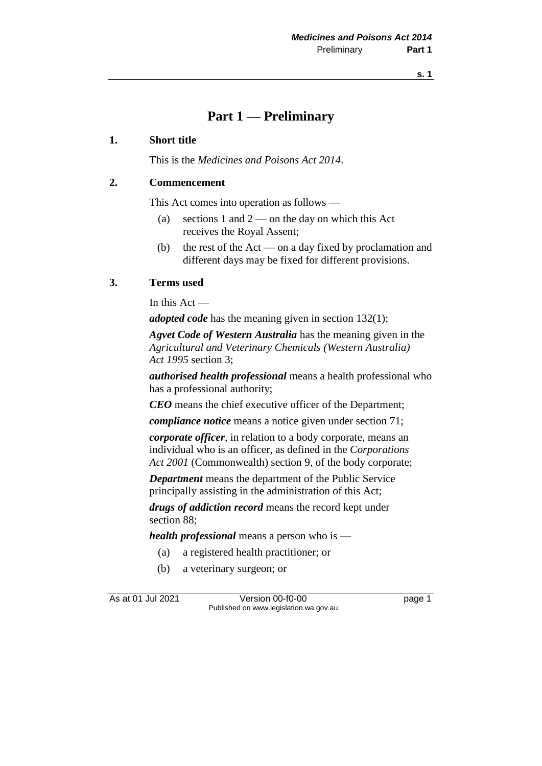# Part 1 — Preliminary

## 1. Short title

This is the *Medicines and Poisons Act 2014*.

## 2. Commencement

This Act comes into operation as follows —

(a) sections 1 and 2 — on the day on which this Act receives the Royal Assent;

(b) the rest of the Act — on a day fixed by proclamation and different days may be fixed for different provisions.

## 3. Terms used

In this Act —

***adopted code*** has the meaning given in section 132(1);

***Agvet Code of Western Australia*** has the meaning given in the *Agricultural and Veterinary Chemicals (Western Australia) Act 1995* section 3;

***authorised health professional*** means a health professional who has a professional authority;

***CEO*** means the chief executive officer of the Department;

***compliance notice*** means a notice given under section 71;

***corporate officer***, in relation to a body corporate, means an individual who is an officer, as defined in the *Corporations Act 2001* (Commonwealth) section 9, of the body corporate;

***Department*** means the department of the Public Service principally assisting in the administration of this Act;

***drugs of addiction record*** means the record kept under section 88;

***health professional*** means a person who is —

(a) a registered health practitioner; or

(b) a veterinary surgeon; or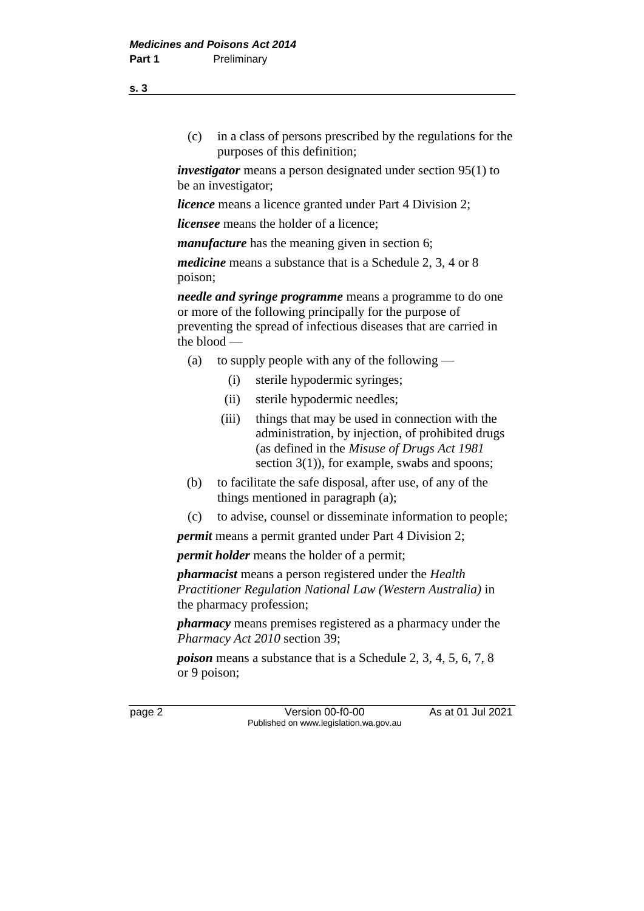(c) in a class of persons prescribed by the regulations for the purposes of this definition;

***investigator*** means a person designated under section 95(1) to be an investigator;

***licence*** means a licence granted under Part 4 Division 2;

***licensee*** means the holder of a licence;

***manufacture*** has the meaning given in section 6;

***medicine*** means a substance that is a Schedule 2, 3, 4 or 8 poison;

***needle and syringe programme*** means a programme to do one or more of the following principally for the purpose of preventing the spread of infectious diseases that are carried in the blood —

(a) to supply people with any of the following —

(i) sterile hypodermic syringes;

(ii) sterile hypodermic needles;

(iii) things that may be used in connection with the administration, by injection, of prohibited drugs (as defined in the *Misuse of Drugs Act 1981* section 3(1)), for example, swabs and spoons;

(b) to facilitate the safe disposal, after use, of any of the things mentioned in paragraph (a);

(c) to advise, counsel or disseminate information to people;

***permit*** means a permit granted under Part 4 Division 2;

***permit holder*** means the holder of a permit;

***pharmacist*** means a person registered under the *Health Practitioner Regulation National Law (Western Australia)* in the pharmacy profession;

***pharmacy*** means premises registered as a pharmacy under the *Pharmacy Act 2010* section 39;

***poison*** means a substance that is a Schedule 2, 3, 4, 5, 6, 7, 8 or 9 poison;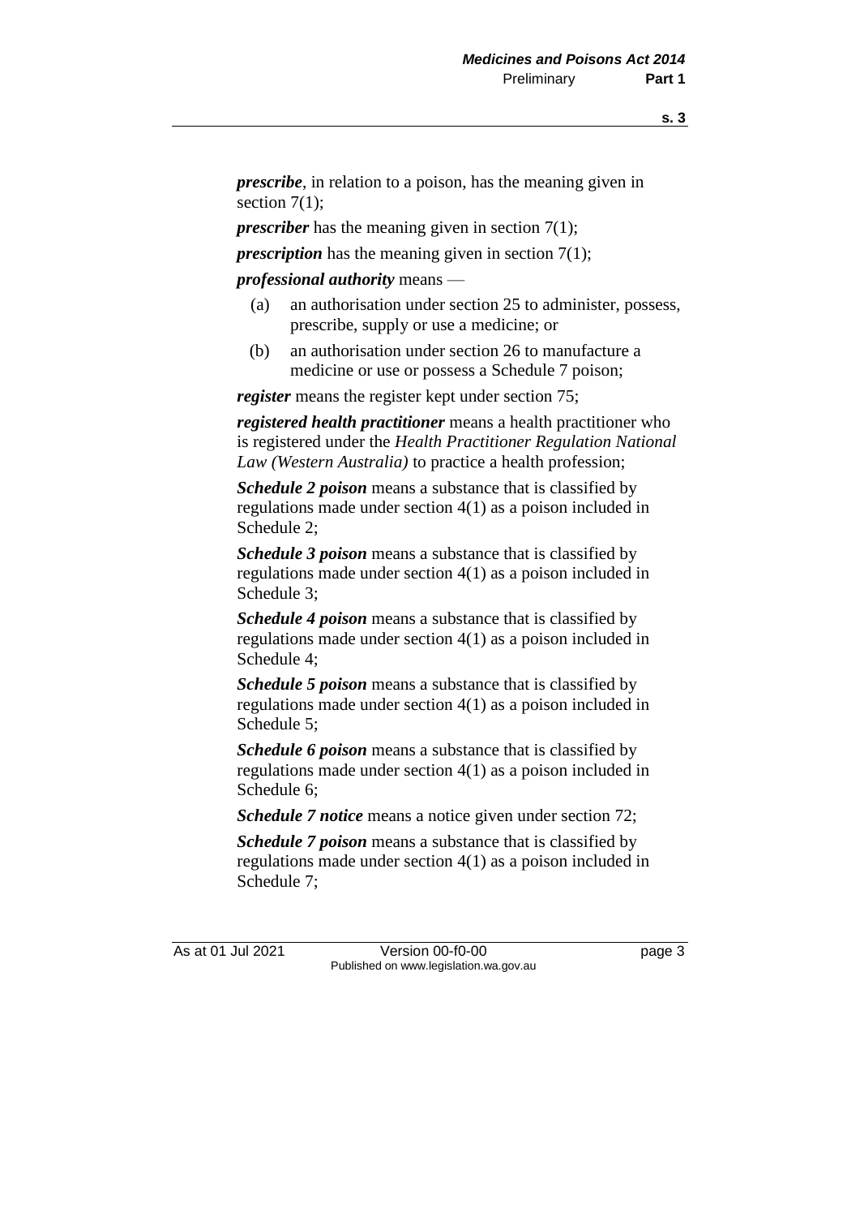***prescribe***, in relation to a poison, has the meaning given in section 7(1);

***prescriber*** has the meaning given in section 7(1);

***prescription*** has the meaning given in section 7(1);

***professional authority*** means —

(a) an authorisation under section 25 to administer, possess, prescribe, supply or use a medicine; or

(b) an authorisation under section 26 to manufacture a medicine or use or possess a Schedule 7 poison;

***register*** means the register kept under section 75;

***registered health practitioner*** means a health practitioner who is registered under the *Health Practitioner Regulation National Law (Western Australia)* to practice a health profession;

***Schedule 2 poison*** means a substance that is classified by regulations made under section 4(1) as a poison included in Schedule 2;

***Schedule 3 poison*** means a substance that is classified by regulations made under section 4(1) as a poison included in Schedule 3;

***Schedule 4 poison*** means a substance that is classified by regulations made under section 4(1) as a poison included in Schedule 4;

***Schedule 5 poison*** means a substance that is classified by regulations made under section 4(1) as a poison included in Schedule 5;

***Schedule 6 poison*** means a substance that is classified by regulations made under section 4(1) as a poison included in Schedule 6;

***Schedule 7 notice*** means a notice given under section 72;

***Schedule 7 poison*** means a substance that is classified by regulations made under section 4(1) as a poison included in Schedule 7;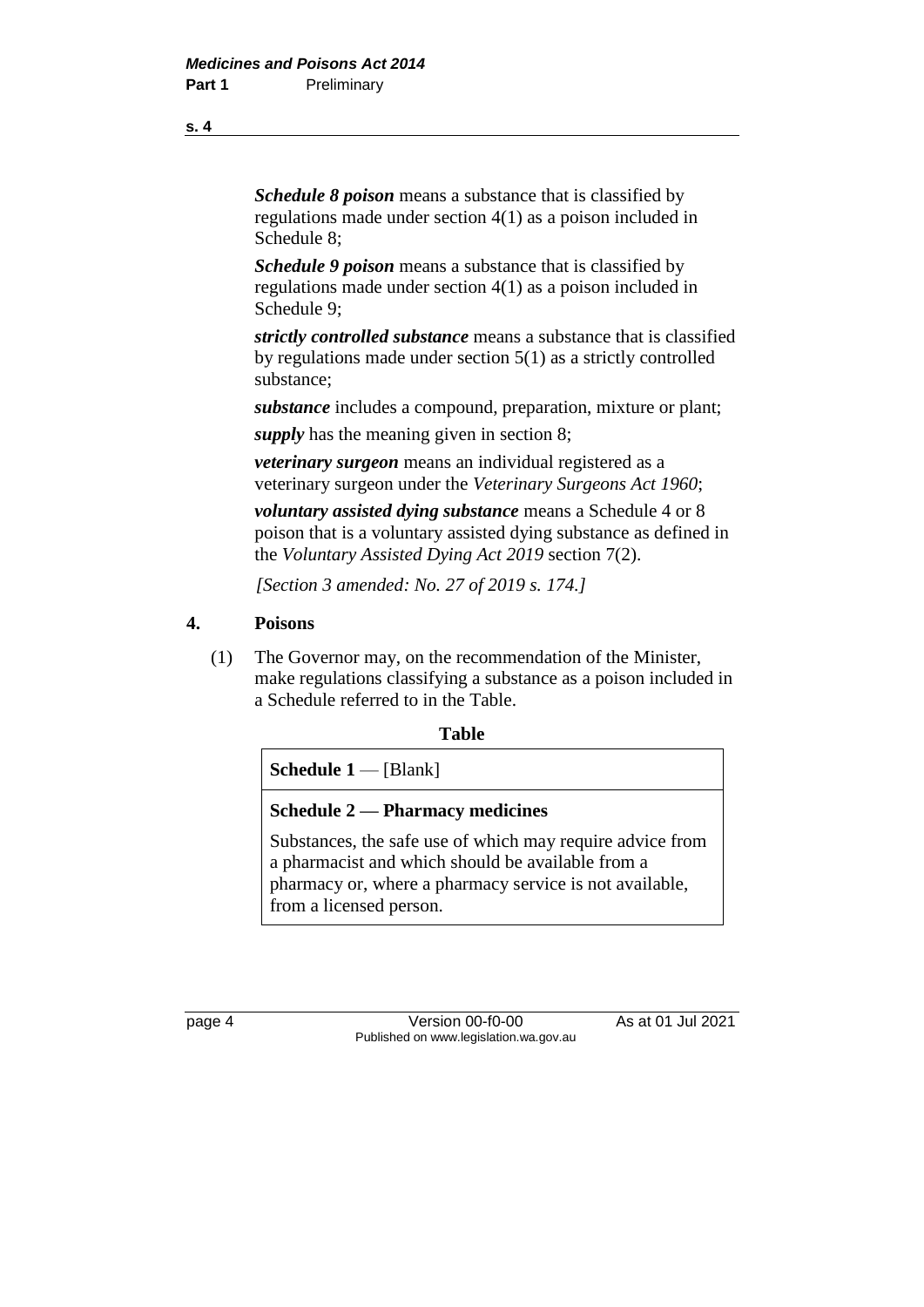***Schedule 8 poison*** means a substance that is classified by regulations made under section 4(1) as a poison included in Schedule 8;

***Schedule 9 poison*** means a substance that is classified by regulations made under section 4(1) as a poison included in Schedule 9;

***strictly controlled substance*** means a substance that is classified by regulations made under section 5(1) as a strictly controlled substance;

***substance*** includes a compound, preparation, mixture or plant;

***supply*** has the meaning given in section 8;

***veterinary surgeon*** means an individual registered as a veterinary surgeon under the *Veterinary Surgeons Act 1960*;

***voluntary assisted dying substance*** means a Schedule 4 or 8 poison that is a voluntary assisted dying substance as defined in the *Voluntary Assisted Dying Act 2019* section 7(2).

*[Section 3 amended: No. 27 of 2019 s. 174.]*

## 4. Poisons

(1) The Governor may, on the recommendation of the Minister, make regulations classifying a substance as a poison included in a Schedule referred to in the Table.

**Table**

| |
|---|
| **Schedule 1** — [Blank] |
| **Schedule 2 — Pharmacy medicines**<br><br>Substances, the safe use of which may require advice from a pharmacist and which should be available from a pharmacy or, where a pharmacy service is not available, from a licensed person. |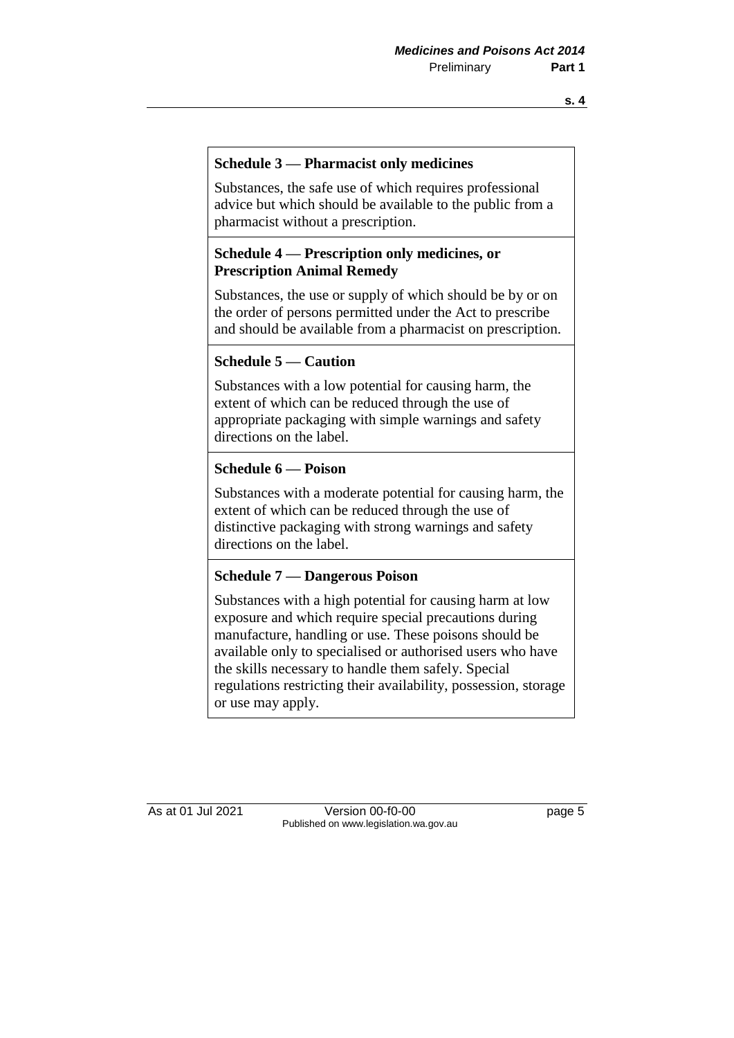**Schedule 3 — Pharmacist only medicines**

Substances, the safe use of which requires professional advice but which should be available to the public from a pharmacist without a prescription.

**Schedule 4 — Prescription only medicines, or Prescription Animal Remedy**

Substances, the use or supply of which should be by or on the order of persons permitted under the Act to prescribe and should be available from a pharmacist on prescription.

**Schedule 5 — Caution**

Substances with a low potential for causing harm, the extent of which can be reduced through the use of appropriate packaging with simple warnings and safety directions on the label.

**Schedule 6 — Poison**

Substances with a moderate potential for causing harm, the extent of which can be reduced through the use of distinctive packaging with strong warnings and safety directions on the label.

**Schedule 7 — Dangerous Poison**

Substances with a high potential for causing harm at low exposure and which require special precautions during manufacture, handling or use. These poisons should be available only to specialised or authorised users who have the skills necessary to handle them safely. Special regulations restricting their availability, possession, storage or use may apply.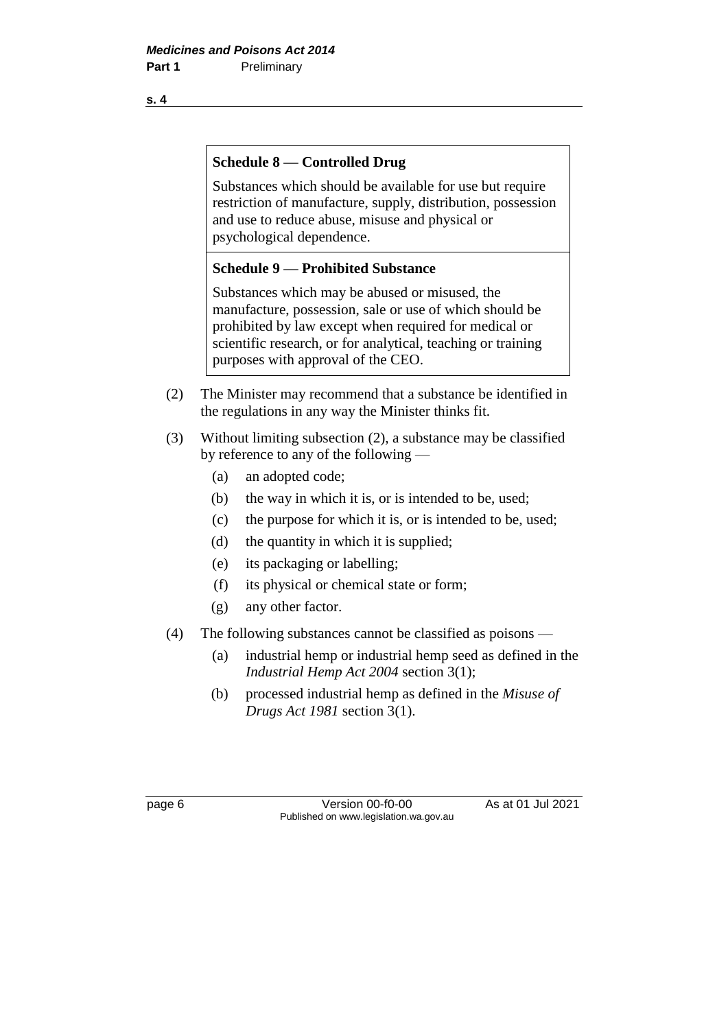| **Schedule 8 — Controlled Drug** |
| --- |
| Substances which should be available for use but require restriction of manufacture, supply, distribution, possession and use to reduce abuse, misuse and physical or psychological dependence. |
| **Schedule 9 — Prohibited Substance** |
| Substances which may be abused or misused, the manufacture, possession, sale or use of which should be prohibited by law except when required for medical or scientific research, or for analytical, teaching or training purposes with approval of the CEO. |

(2) The Minister may recommend that a substance be identified in the regulations in any way the Minister thinks fit.

(3) Without limiting subsection (2), a substance may be classified by reference to any of the following —

- (a) an adopted code;
- (b) the way in which it is, or is intended to be, used;
- (c) the purpose for which it is, or is intended to be, used;
- (d) the quantity in which it is supplied;
- (e) its packaging or labelling;
- (f) its physical or chemical state or form;
- (g) any other factor.

(4) The following substances cannot be classified as poisons —

- (a) industrial hemp or industrial hemp seed as defined in the *Industrial Hemp Act 2004* section 3(1);
- (b) processed industrial hemp as defined in the *Misuse of Drugs Act 1981* section 3(1).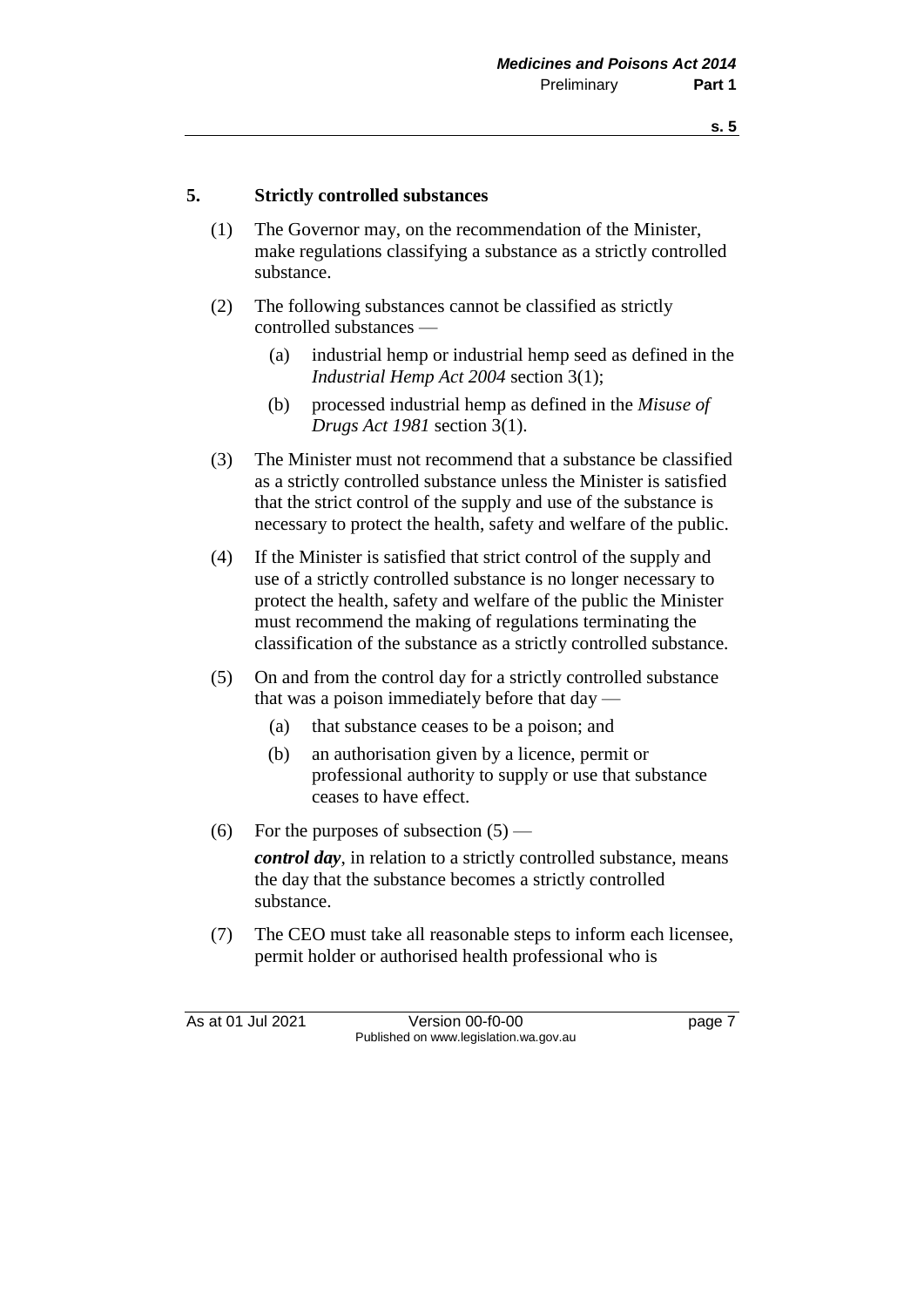## 5. Strictly controlled substances

(1) The Governor may, on the recommendation of the Minister, make regulations classifying a substance as a strictly controlled substance.

(2) The following substances cannot be classified as strictly controlled substances —

  (a) industrial hemp or industrial hemp seed as defined in the *Industrial Hemp Act 2004* section 3(1);

  (b) processed industrial hemp as defined in the *Misuse of Drugs Act 1981* section 3(1).

(3) The Minister must not recommend that a substance be classified as a strictly controlled substance unless the Minister is satisfied that the strict control of the supply and use of the substance is necessary to protect the health, safety and welfare of the public.

(4) If the Minister is satisfied that strict control of the supply and use of a strictly controlled substance is no longer necessary to protect the health, safety and welfare of the public the Minister must recommend the making of regulations terminating the classification of the substance as a strictly controlled substance.

(5) On and from the control day for a strictly controlled substance that was a poison immediately before that day —

  (a) that substance ceases to be a poison; and

  (b) an authorisation given by a licence, permit or professional authority to supply or use that substance ceases to have effect.

(6) For the purposes of subsection (5) —

***control day***, in relation to a strictly controlled substance, means the day that the substance becomes a strictly controlled substance.

(7) The CEO must take all reasonable steps to inform each licensee, permit holder or authorised health professional who is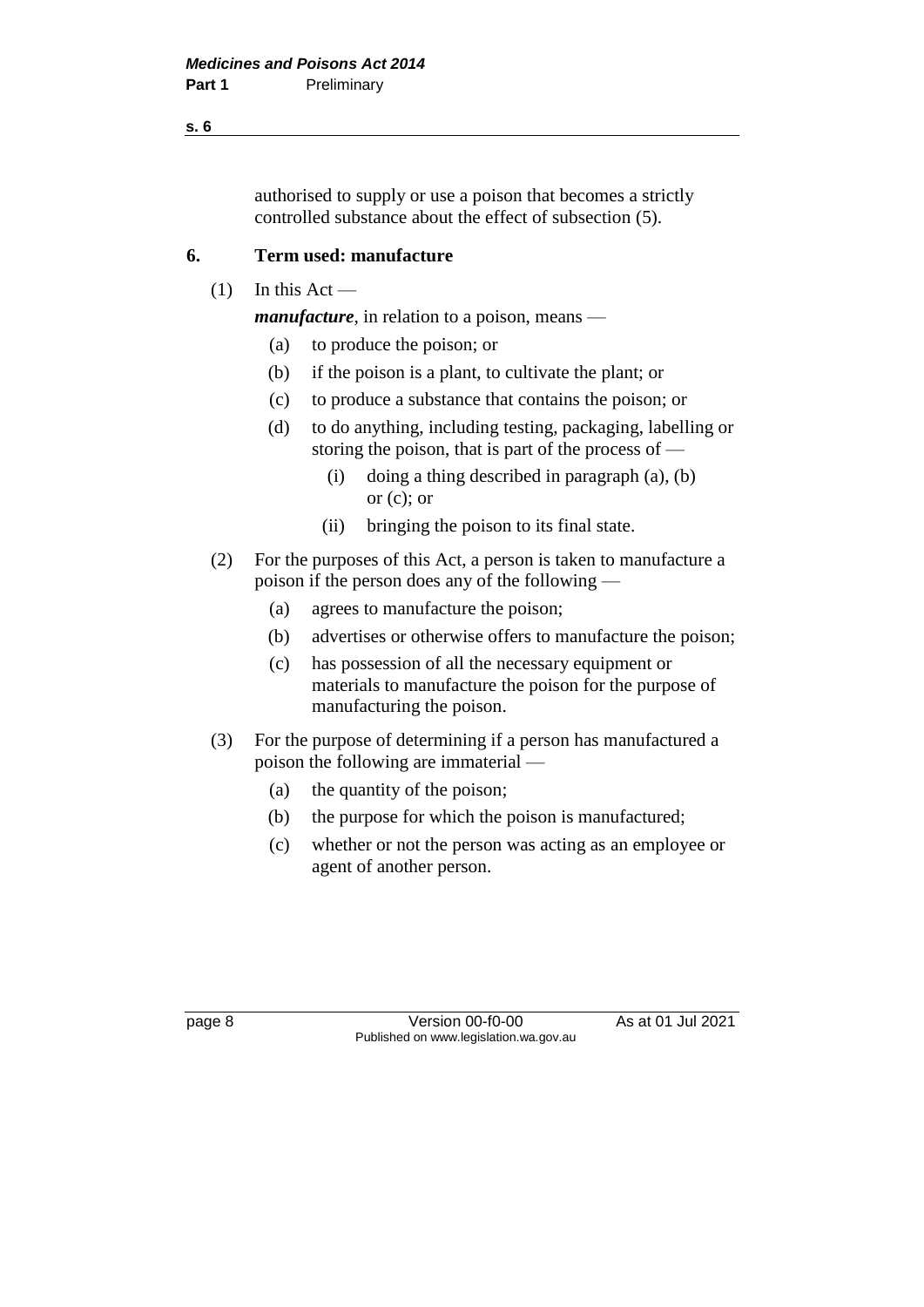authorised to supply or use a poison that becomes a strictly controlled substance about the effect of subsection (5).

## 6. Term used: manufacture

(1) In this Act —

***manufacture***, in relation to a poison, means —

- (a) to produce the poison; or
- (b) if the poison is a plant, to cultivate the plant; or
- (c) to produce a substance that contains the poison; or
- (d) to do anything, including testing, packaging, labelling or storing the poison, that is part of the process of —
  - (i) doing a thing described in paragraph (a), (b) or (c); or
  - (ii) bringing the poison to its final state.

(2) For the purposes of this Act, a person is taken to manufacture a poison if the person does any of the following —

- (a) agrees to manufacture the poison;
- (b) advertises or otherwise offers to manufacture the poison;
- (c) has possession of all the necessary equipment or materials to manufacture the poison for the purpose of manufacturing the poison.

(3) For the purpose of determining if a person has manufactured a poison the following are immaterial —

- (a) the quantity of the poison;
- (b) the purpose for which the poison is manufactured;
- (c) whether or not the person was acting as an employee or agent of another person.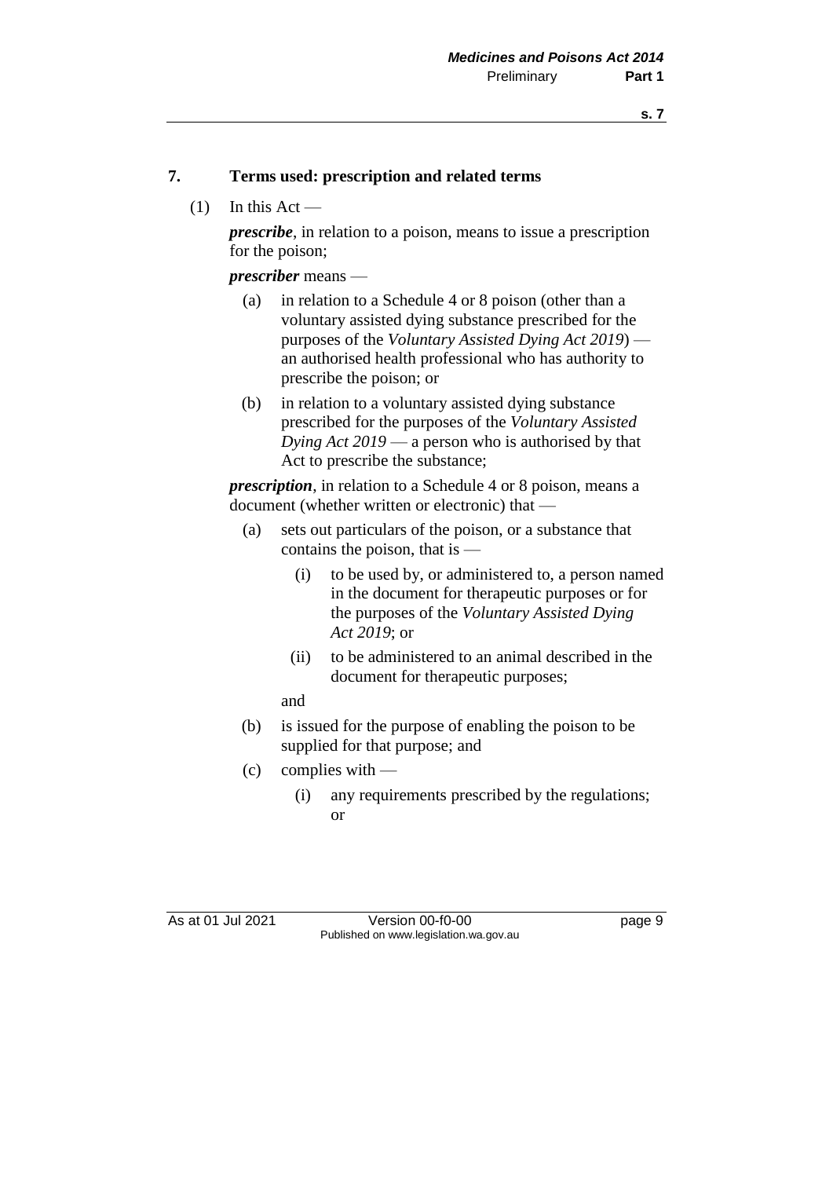## 7. Terms used: prescription and related terms

(1) In this Act —

***prescribe***, in relation to a poison, means to issue a prescription for the poison;

***prescriber*** means —

(a) in relation to a Schedule 4 or 8 poison (other than a voluntary assisted dying substance prescribed for the purposes of the *Voluntary Assisted Dying Act 2019*) — an authorised health professional who has authority to prescribe the poison; or

(b) in relation to a voluntary assisted dying substance prescribed for the purposes of the *Voluntary Assisted Dying Act 2019* — a person who is authorised by that Act to prescribe the substance;

***prescription***, in relation to a Schedule 4 or 8 poison, means a document (whether written or electronic) that —

(a) sets out particulars of the poison, or a substance that contains the poison, that is —

(i) to be used by, or administered to, a person named in the document for therapeutic purposes or for the purposes of the *Voluntary Assisted Dying Act 2019*; or

(ii) to be administered to an animal described in the document for therapeutic purposes;

and

(b) is issued for the purpose of enabling the poison to be supplied for that purpose; and

(c) complies with —

(i) any requirements prescribed by the regulations; or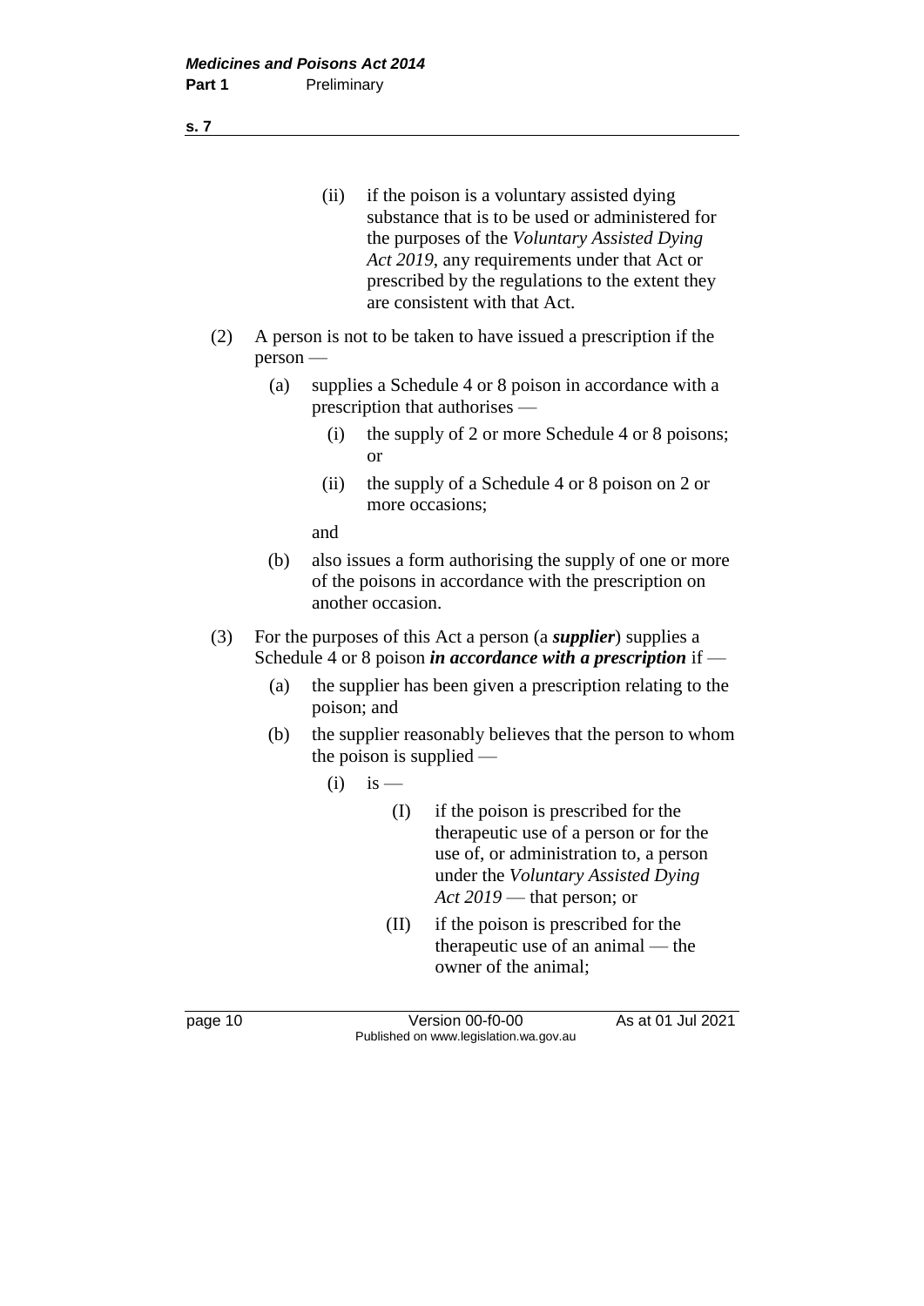(ii) if the poison is a voluntary assisted dying substance that is to be used or administered for the purposes of the *Voluntary Assisted Dying Act 2019*, any requirements under that Act or prescribed by the regulations to the extent they are consistent with that Act.

(2) A person is not to be taken to have issued a prescription if the person —

(a) supplies a Schedule 4 or 8 poison in accordance with a prescription that authorises —

(i) the supply of 2 or more Schedule 4 or 8 poisons; or

(ii) the supply of a Schedule 4 or 8 poison on 2 or more occasions;

and

(b) also issues a form authorising the supply of one or more of the poisons in accordance with the prescription on another occasion.

(3) For the purposes of this Act a person (a ***supplier***) supplies a Schedule 4 or 8 poison ***in accordance with a prescription*** if —

(a) the supplier has been given a prescription relating to the poison; and

(b) the supplier reasonably believes that the person to whom the poison is supplied —

(i) is —

(I) if the poison is prescribed for the therapeutic use of a person or for the use of, or administration to, a person under the *Voluntary Assisted Dying Act 2019* — that person; or

(II) if the poison is prescribed for the therapeutic use of an animal — the owner of the animal;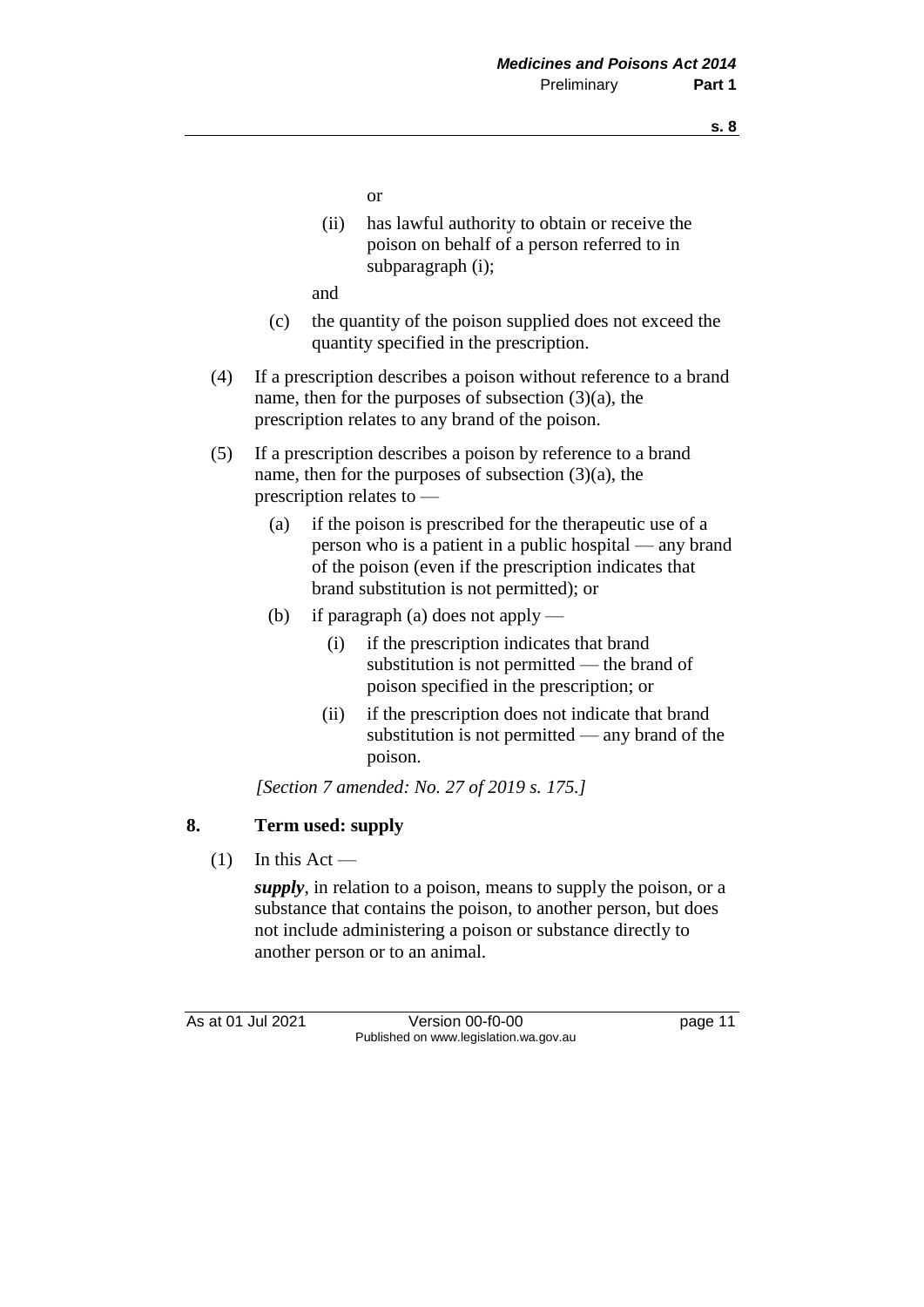or

(ii) has lawful authority to obtain or receive the poison on behalf of a person referred to in subparagraph (i);

and

(c) the quantity of the poison supplied does not exceed the quantity specified in the prescription.

(4) If a prescription describes a poison without reference to a brand name, then for the purposes of subsection (3)(a), the prescription relates to any brand of the poison.

(5) If a prescription describes a poison by reference to a brand name, then for the purposes of subsection (3)(a), the prescription relates to —

(a) if the poison is prescribed for the therapeutic use of a person who is a patient in a public hospital — any brand of the poison (even if the prescription indicates that brand substitution is not permitted); or

(b) if paragraph (a) does not apply —

(i) if the prescription indicates that brand substitution is not permitted — the brand of poison specified in the prescription; or

(ii) if the prescription does not indicate that brand substitution is not permitted — any brand of the poison.

*[Section 7 amended: No. 27 of 2019 s. 175.]*

## 8. Term used: supply

(1) In this Act —

***supply***, in relation to a poison, means to supply the poison, or a substance that contains the poison, to another person, but does not include administering a poison or substance directly to another person or to an animal.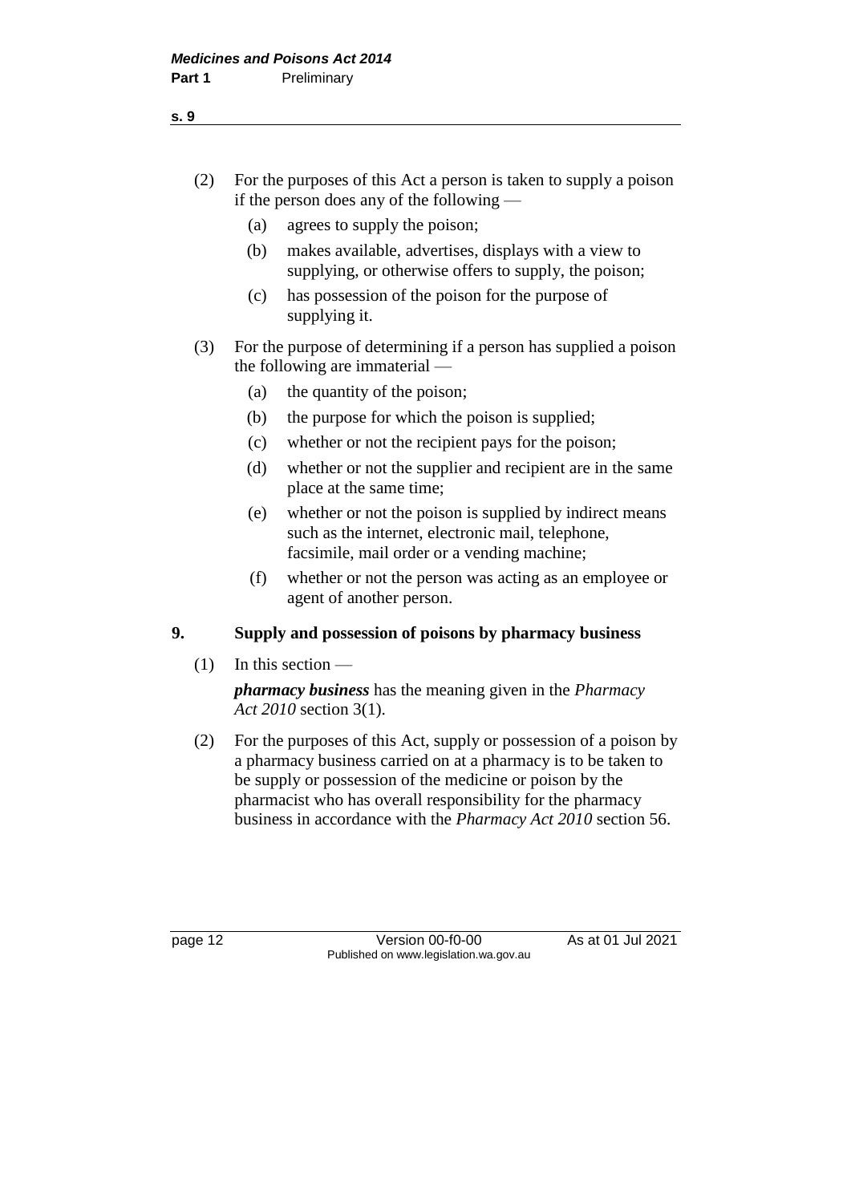(2) For the purposes of this Act a person is taken to supply a poison if the person does any of the following —

  (a) agrees to supply the poison;

  (b) makes available, advertises, displays with a view to supplying, or otherwise offers to supply, the poison;

  (c) has possession of the poison for the purpose of supplying it.

(3) For the purpose of determining if a person has supplied a poison the following are immaterial —

  (a) the quantity of the poison;

  (b) the purpose for which the poison is supplied;

  (c) whether or not the recipient pays for the poison;

  (d) whether or not the supplier and recipient are in the same place at the same time;

  (e) whether or not the poison is supplied by indirect means such as the internet, electronic mail, telephone, facsimile, mail order or a vending machine;

  (f) whether or not the person was acting as an employee or agent of another person.

## 9. Supply and possession of poisons by pharmacy business

(1) In this section —

***pharmacy business*** has the meaning given in the *Pharmacy Act 2010* section 3(1).

(2) For the purposes of this Act, supply or possession of a poison by a pharmacy business carried on at a pharmacy is to be taken to be supply or possession of the medicine or poison by the pharmacist who has overall responsibility for the pharmacy business in accordance with the *Pharmacy Act 2010* section 56.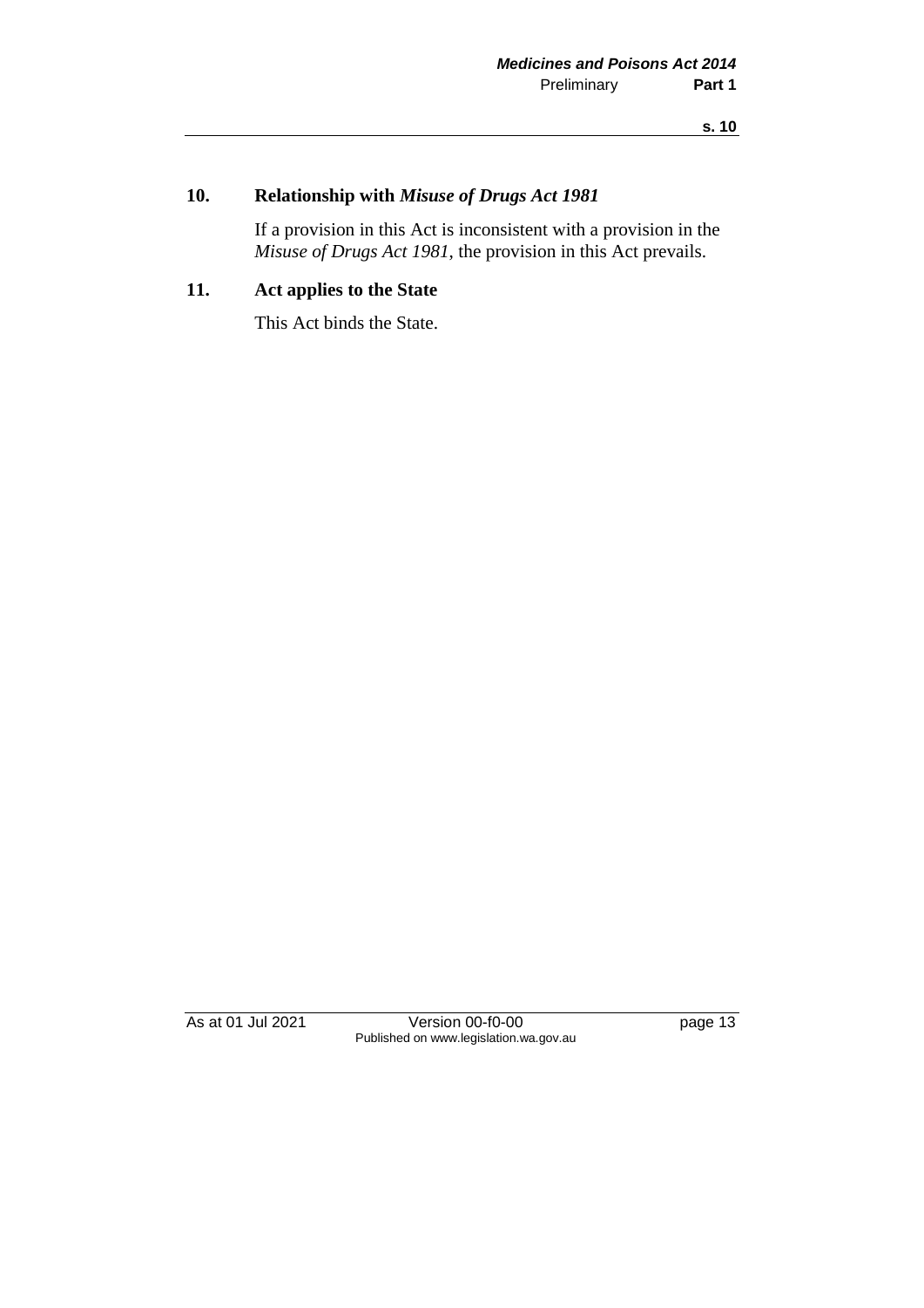## 10. Relationship with *Misuse of Drugs Act 1981*

If a provision in this Act is inconsistent with a provision in the *Misuse of Drugs Act 1981*, the provision in this Act prevails.

## 11. Act applies to the State

This Act binds the State.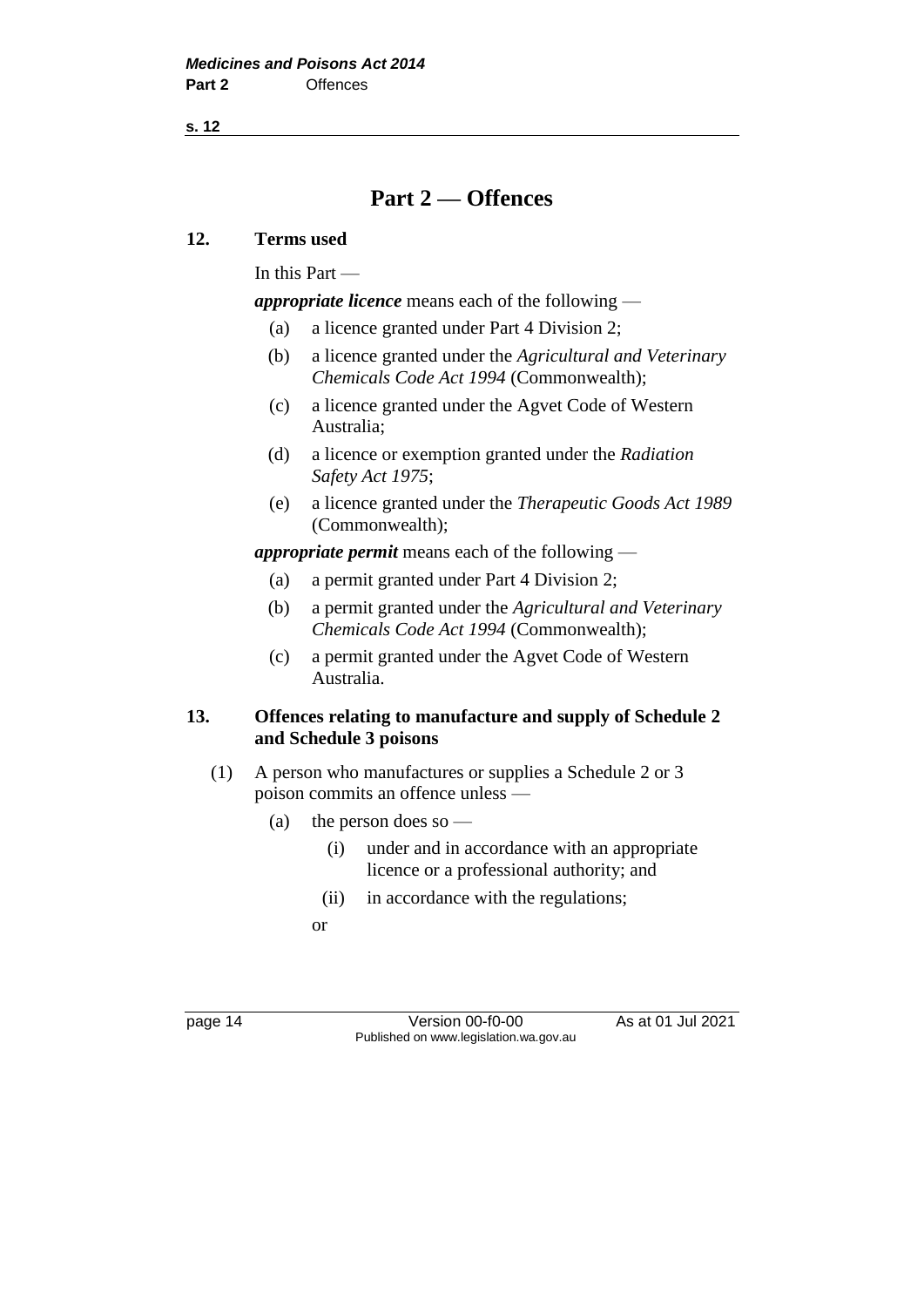# Part 2 — Offences

## 12. Terms used

In this Part —

***appropriate licence*** means each of the following —

- (a) a licence granted under Part 4 Division 2;
- (b) a licence granted under the *Agricultural and Veterinary Chemicals Code Act 1994* (Commonwealth);
- (c) a licence granted under the Agvet Code of Western Australia;
- (d) a licence or exemption granted under the *Radiation Safety Act 1975*;
- (e) a licence granted under the *Therapeutic Goods Act 1989* (Commonwealth);

***appropriate permit*** means each of the following —

- (a) a permit granted under Part 4 Division 2;
- (b) a permit granted under the *Agricultural and Veterinary Chemicals Code Act 1994* (Commonwealth);
- (c) a permit granted under the Agvet Code of Western Australia.

## 13. Offences relating to manufacture and supply of Schedule 2 and Schedule 3 poisons

(1) A person who manufactures or supplies a Schedule 2 or 3 poison commits an offence unless —

- (a) the person does so —
  - (i) under and in accordance with an appropriate licence or a professional authority; and
  - (ii) in accordance with the regulations;

  or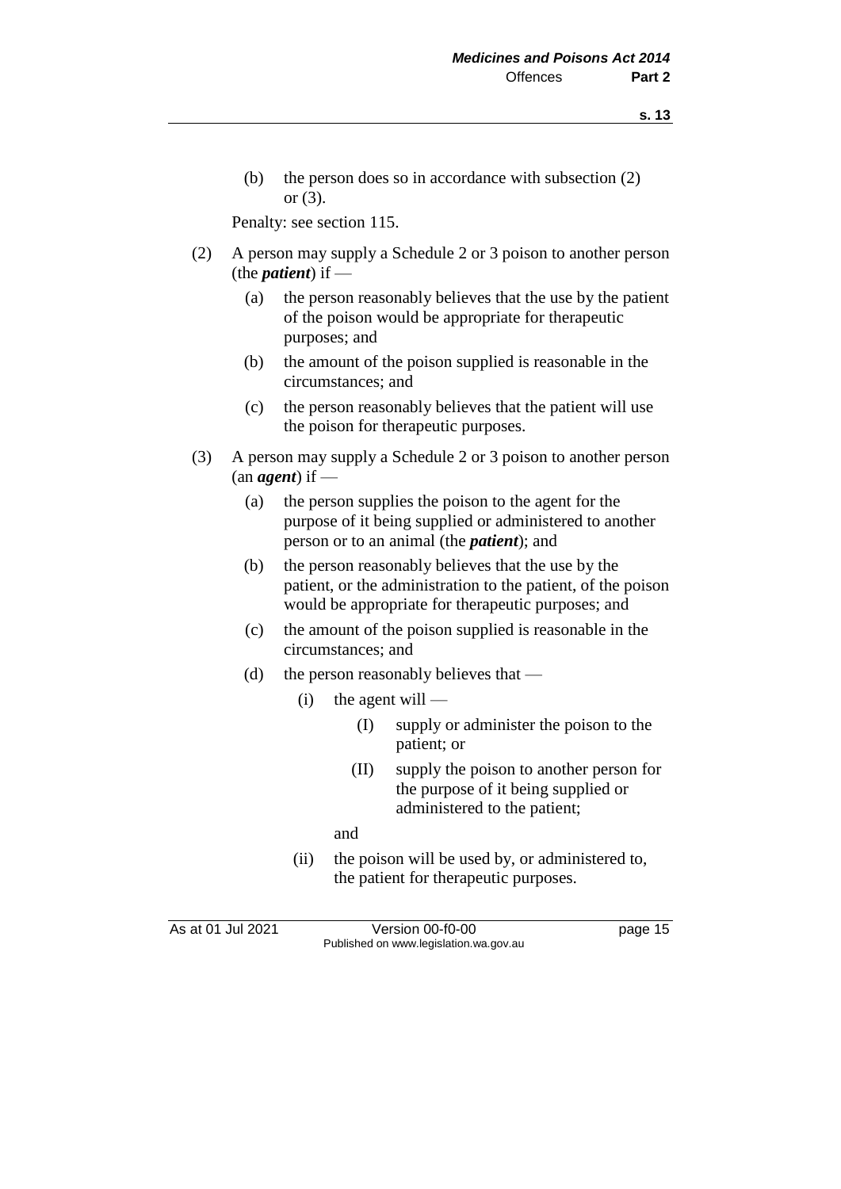(b) the person does so in accordance with subsection (2) or (3).

Penalty: see section 115.

(2) A person may supply a Schedule 2 or 3 poison to another person (the ***patient***) if —

(a) the person reasonably believes that the use by the patient of the poison would be appropriate for therapeutic purposes; and

(b) the amount of the poison supplied is reasonable in the circumstances; and

(c) the person reasonably believes that the patient will use the poison for therapeutic purposes.

(3) A person may supply a Schedule 2 or 3 poison to another person (an ***agent***) if —

(a) the person supplies the poison to the agent for the purpose of it being supplied or administered to another person or to an animal (the ***patient***); and

(b) the person reasonably believes that the use by the patient, or the administration to the patient, of the poison would be appropriate for therapeutic purposes; and

(c) the amount of the poison supplied is reasonable in the circumstances; and

(d) the person reasonably believes that —

(i) the agent will —

(I) supply or administer the poison to the patient; or

(II) supply the poison to another person for the purpose of it being supplied or administered to the patient;

and

(ii) the poison will be used by, or administered to, the patient for therapeutic purposes.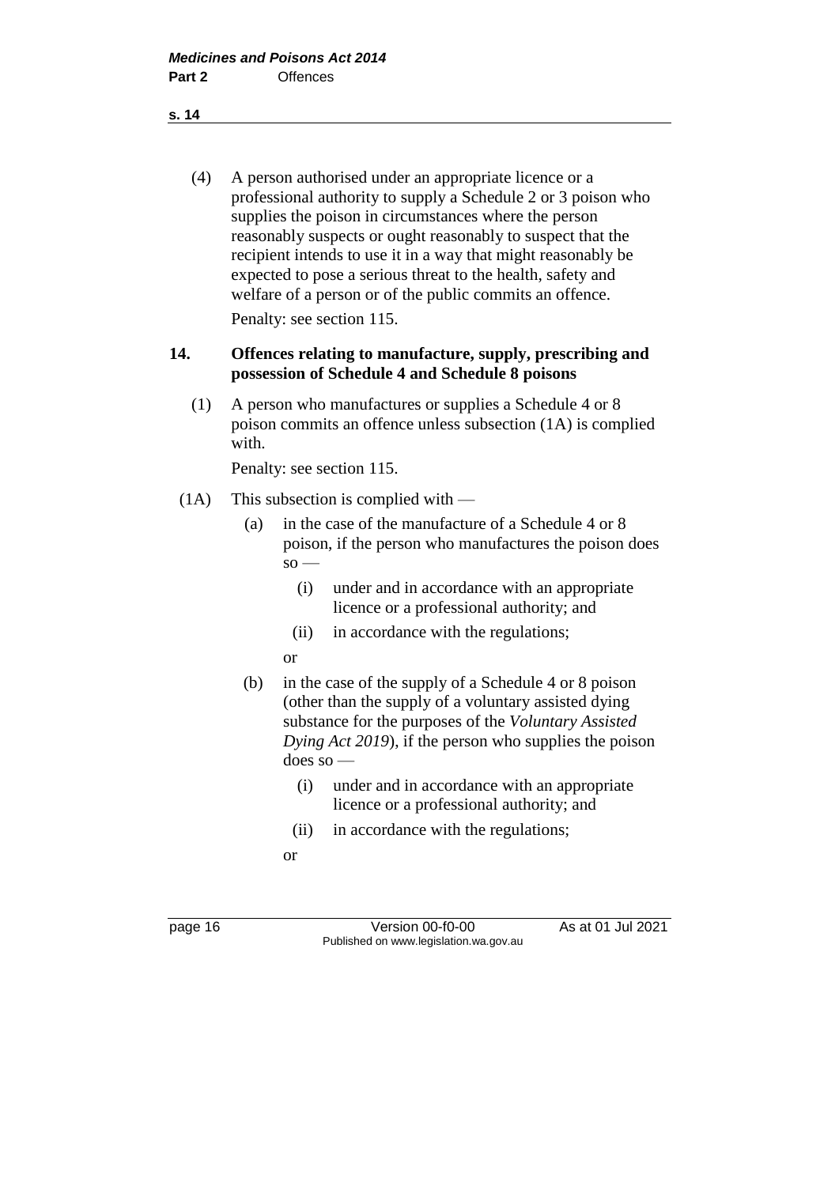(4) A person authorised under an appropriate licence or a professional authority to supply a Schedule 2 or 3 poison who supplies the poison in circumstances where the person reasonably suspects or ought reasonably to suspect that the recipient intends to use it in a way that might reasonably be expected to pose a serious threat to the health, safety and welfare of a person or of the public commits an offence.

Penalty: see section 115.

### 14. Offences relating to manufacture, supply, prescribing and possession of Schedule 4 and Schedule 8 poisons

(1) A person who manufactures or supplies a Schedule 4 or 8 poison commits an offence unless subsection (1A) is complied with.

Penalty: see section 115.

(1A) This subsection is complied with —

- (a) in the case of the manufacture of a Schedule 4 or 8 poison, if the person who manufactures the poison does so —
  - (i) under and in accordance with an appropriate licence or a professional authority; and
  - (ii) in accordance with the regulations;

  or
- (b) in the case of the supply of a Schedule 4 or 8 poison (other than the supply of a voluntary assisted dying substance for the purposes of the *Voluntary Assisted Dying Act 2019*), if the person who supplies the poison does so —
  - (i) under and in accordance with an appropriate licence or a professional authority; and
  - (ii) in accordance with the regulations;

  or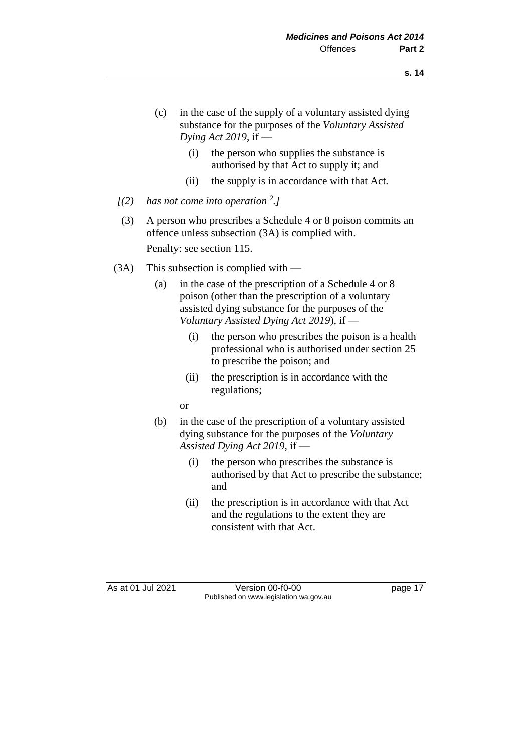(c) in the case of the supply of a voluntary assisted dying substance for the purposes of the *Voluntary Assisted Dying Act 2019*, if —

  (i) the person who supplies the substance is authorised by that Act to supply it; and

  (ii) the supply is in accordance with that Act.

*[(2) has not come into operation [2].]*

(3) A person who prescribes a Schedule 4 or 8 poison commits an offence unless subsection (3A) is complied with.

Penalty: see section 115.

(3A) This subsection is complied with —

(a) in the case of the prescription of a Schedule 4 or 8 poison (other than the prescription of a voluntary assisted dying substance for the purposes of the *Voluntary Assisted Dying Act 2019*), if —

  (i) the person who prescribes the poison is a health professional who is authorised under section 25 to prescribe the poison; and

  (ii) the prescription is in accordance with the regulations;

or

(b) in the case of the prescription of a voluntary assisted dying substance for the purposes of the *Voluntary Assisted Dying Act 2019*, if —

  (i) the person who prescribes the substance is authorised by that Act to prescribe the substance; and

  (ii) the prescription is in accordance with that Act and the regulations to the extent they are consistent with that Act.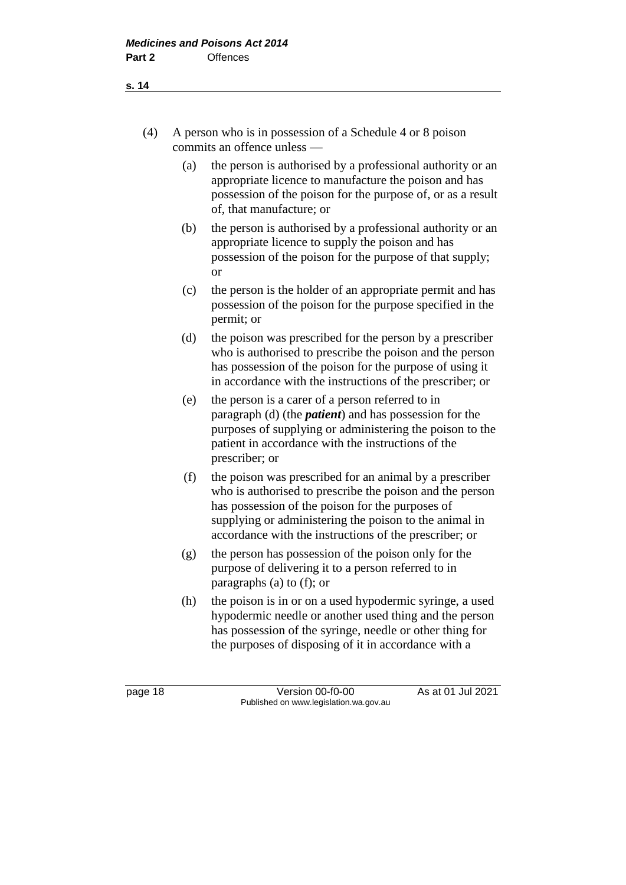(4) A person who is in possession of a Schedule 4 or 8 poison commits an offence unless —

(a) the person is authorised by a professional authority or an appropriate licence to manufacture the poison and has possession of the poison for the purpose of, or as a result of, that manufacture; or

(b) the person is authorised by a professional authority or an appropriate licence to supply the poison and has possession of the poison for the purpose of that supply; or

(c) the person is the holder of an appropriate permit and has possession of the poison for the purpose specified in the permit; or

(d) the poison was prescribed for the person by a prescriber who is authorised to prescribe the poison and the person has possession of the poison for the purpose of using it in accordance with the instructions of the prescriber; or

(e) the person is a carer of a person referred to in paragraph (d) (the ***patient***) and has possession for the purposes of supplying or administering the poison to the patient in accordance with the instructions of the prescriber; or

(f) the poison was prescribed for an animal by a prescriber who is authorised to prescribe the poison and the person has possession of the poison for the purposes of supplying or administering the poison to the animal in accordance with the instructions of the prescriber; or

(g) the person has possession of the poison only for the purpose of delivering it to a person referred to in paragraphs (a) to (f); or

(h) the poison is in or on a used hypodermic syringe, a used hypodermic needle or another used thing and the person has possession of the syringe, needle or other thing for the purposes of disposing of it in accordance with a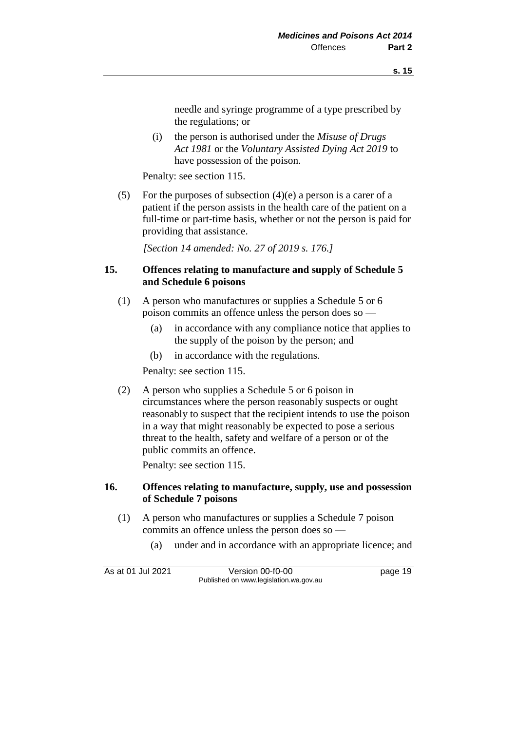needle and syringe programme of a type prescribed by the regulations; or

(i) the person is authorised under the *Misuse of Drugs Act 1981* or the *Voluntary Assisted Dying Act 2019* to have possession of the poison.

Penalty: see section 115.

(5) For the purposes of subsection (4)(e) a person is a carer of a patient if the person assists in the health care of the patient on a full-time or part-time basis, whether or not the person is paid for providing that assistance.

*[Section 14 amended: No. 27 of 2019 s. 176.]*

### 15. Offences relating to manufacture and supply of Schedule 5 and Schedule 6 poisons

(1) A person who manufactures or supplies a Schedule 5 or 6 poison commits an offence unless the person does so —

(a) in accordance with any compliance notice that applies to the supply of the poison by the person; and

(b) in accordance with the regulations.

Penalty: see section 115.

(2) A person who supplies a Schedule 5 or 6 poison in circumstances where the person reasonably suspects or ought reasonably to suspect that the recipient intends to use the poison in a way that might reasonably be expected to pose a serious threat to the health, safety and welfare of a person or of the public commits an offence.

Penalty: see section 115.

### 16. Offences relating to manufacture, supply, use and possession of Schedule 7 poisons

(1) A person who manufactures or supplies a Schedule 7 poison commits an offence unless the person does so —

(a) under and in accordance with an appropriate licence; and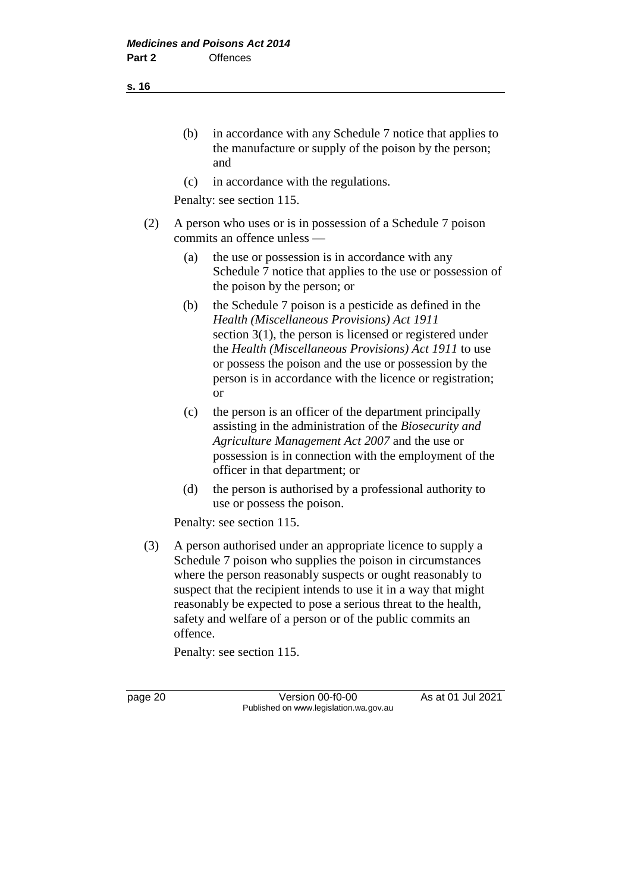(b) in accordance with any Schedule 7 notice that applies to the manufacture or supply of the poison by the person; and

(c) in accordance with the regulations.

Penalty: see section 115.

(2) A person who uses or is in possession of a Schedule 7 poison commits an offence unless —

(a) the use or possession is in accordance with any Schedule 7 notice that applies to the use or possession of the poison by the person; or

(b) the Schedule 7 poison is a pesticide as defined in the *Health (Miscellaneous Provisions) Act 1911* section 3(1), the person is licensed or registered under the *Health (Miscellaneous Provisions) Act 1911* to use or possess the poison and the use or possession by the person is in accordance with the licence or registration; or

(c) the person is an officer of the department principally assisting in the administration of the *Biosecurity and Agriculture Management Act 2007* and the use or possession is in connection with the employment of the officer in that department; or

(d) the person is authorised by a professional authority to use or possess the poison.

Penalty: see section 115.

(3) A person authorised under an appropriate licence to supply a Schedule 7 poison who supplies the poison in circumstances where the person reasonably suspects or ought reasonably to suspect that the recipient intends to use it in a way that might reasonably be expected to pose a serious threat to the health, safety and welfare of a person or of the public commits an offence.

Penalty: see section 115.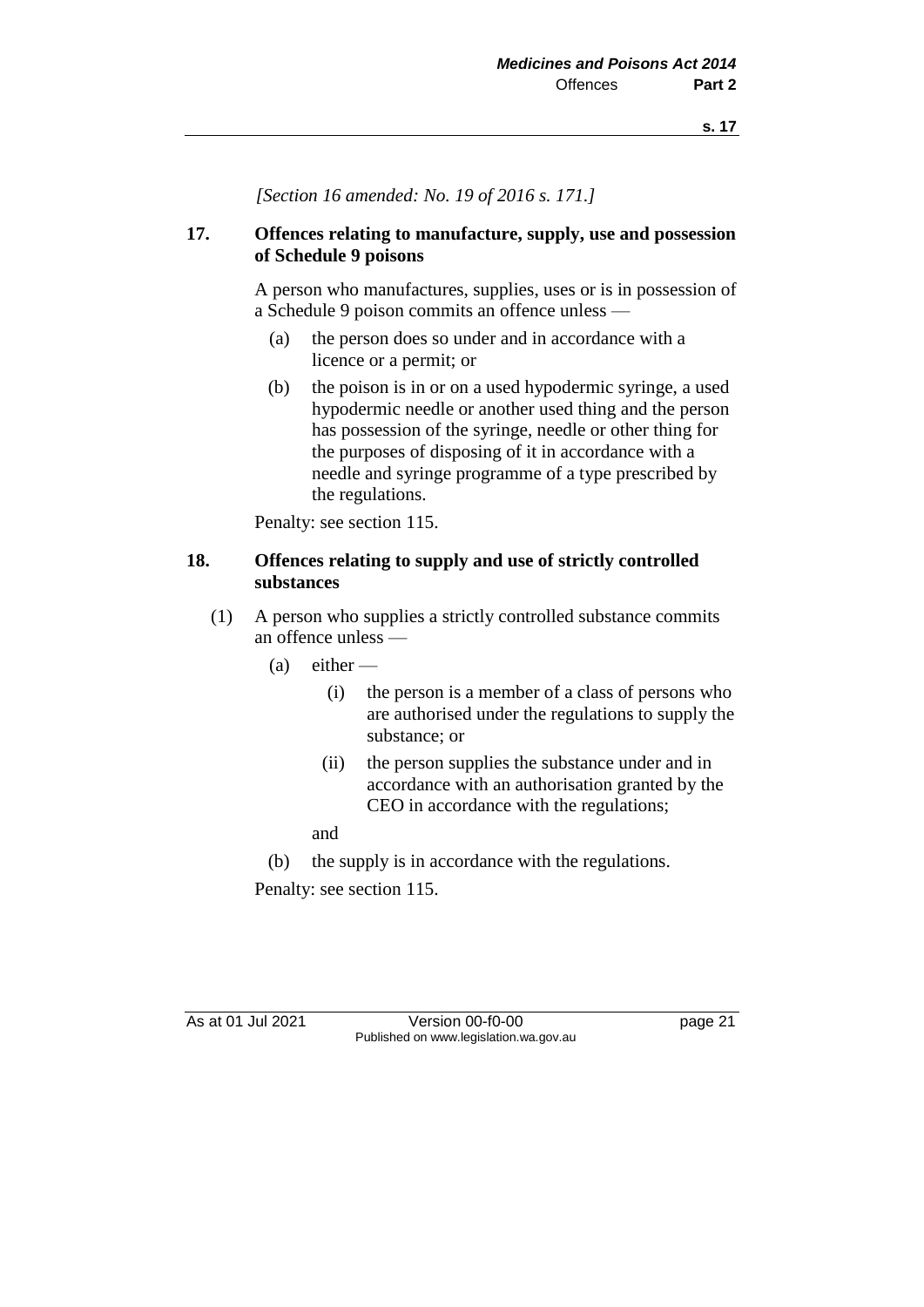*[Section 16 amended: No. 19 of 2016 s. 171.]*

### 17. Offences relating to manufacture, supply, use and possession of Schedule 9 poisons

A person who manufactures, supplies, uses or is in possession of a Schedule 9 poison commits an offence unless —

(a) the person does so under and in accordance with a licence or a permit; or

(b) the poison is in or on a used hypodermic syringe, a used hypodermic needle or another used thing and the person has possession of the syringe, needle or other thing for the purposes of disposing of it in accordance with a needle and syringe programme of a type prescribed by the regulations.

Penalty: see section 115.

### 18. Offences relating to supply and use of strictly controlled substances

(1) A person who supplies a strictly controlled substance commits an offence unless —

(a) either —

(i) the person is a member of a class of persons who are authorised under the regulations to supply the substance; or

(ii) the person supplies the substance under and in accordance with an authorisation granted by the CEO in accordance with the regulations;

and

(b) the supply is in accordance with the regulations.

Penalty: see section 115.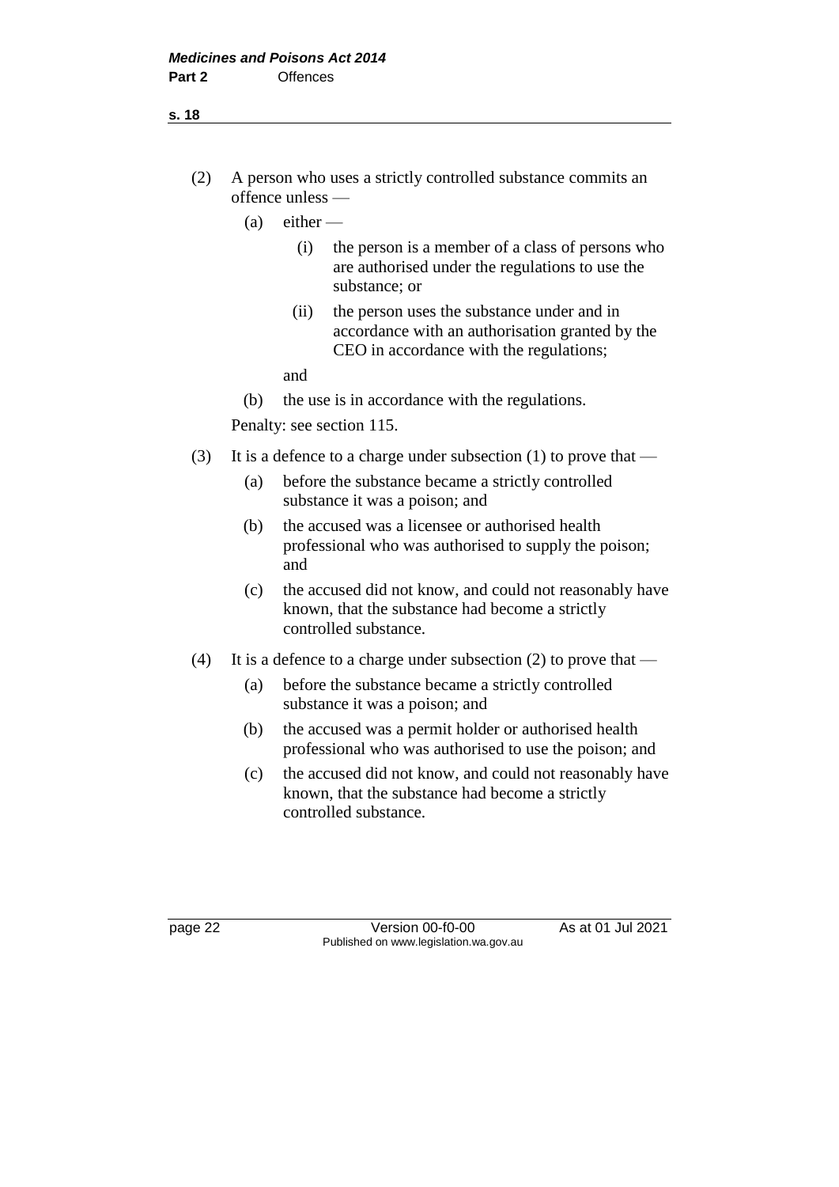(2) A person who uses a strictly controlled substance commits an offence unless —

   (a) either —

      (i) the person is a member of a class of persons who are authorised under the regulations to use the substance; or

      (ii) the person uses the substance under and in accordance with an authorisation granted by the CEO in accordance with the regulations;

   and

   (b) the use is in accordance with the regulations.

Penalty: see section 115.

(3) It is a defence to a charge under subsection (1) to prove that —

   (a) before the substance became a strictly controlled substance it was a poison; and

   (b) the accused was a licensee or authorised health professional who was authorised to supply the poison; and

   (c) the accused did not know, and could not reasonably have known, that the substance had become a strictly controlled substance.

(4) It is a defence to a charge under subsection (2) to prove that —

   (a) before the substance became a strictly controlled substance it was a poison; and

   (b) the accused was a permit holder or authorised health professional who was authorised to use the poison; and

   (c) the accused did not know, and could not reasonably have known, that the substance had become a strictly controlled substance.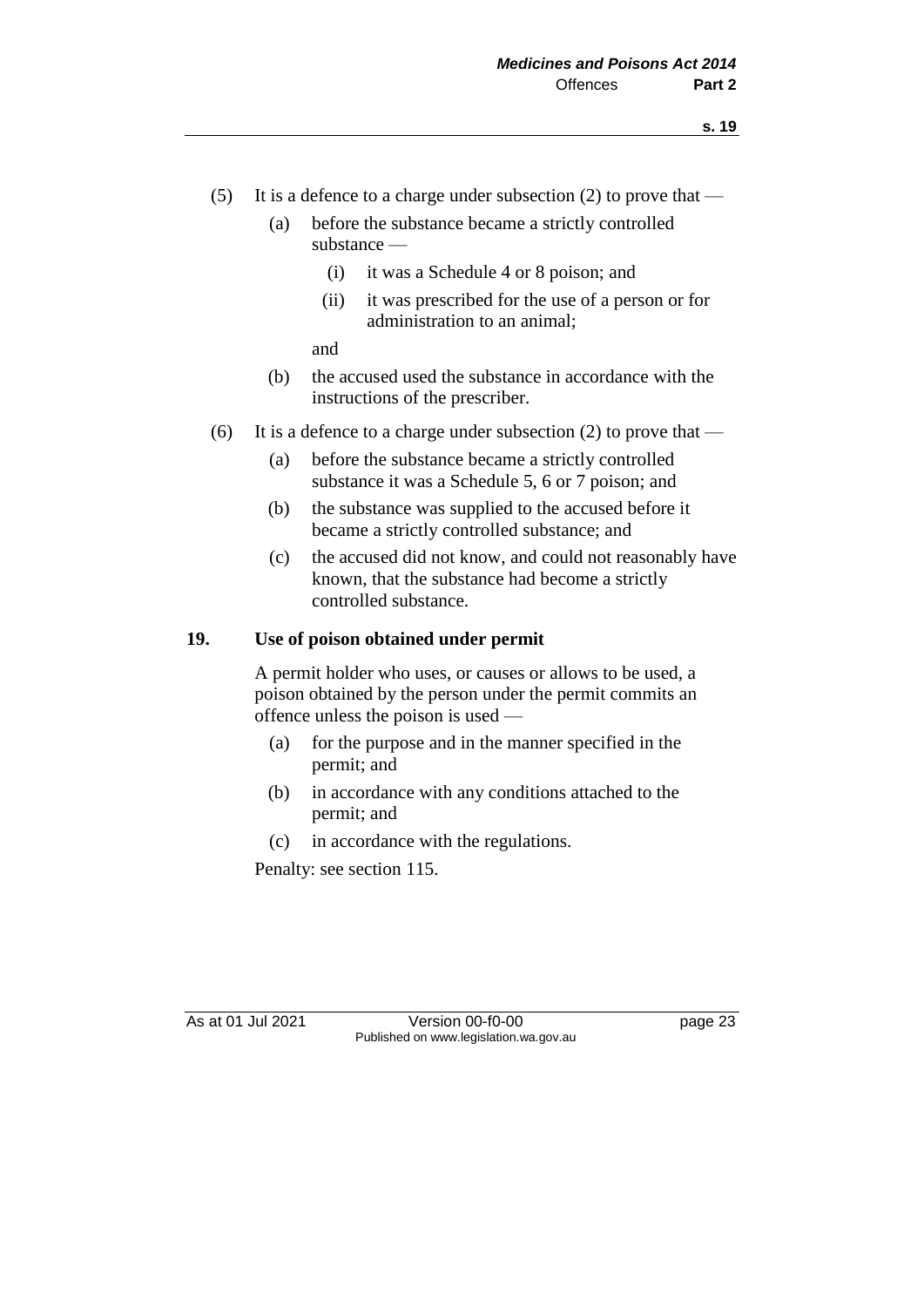(5) It is a defence to a charge under subsection (2) to prove that —

  (a) before the substance became a strictly controlled substance —

    (i) it was a Schedule 4 or 8 poison; and

    (ii) it was prescribed for the use of a person or for administration to an animal;

  and

  (b) the accused used the substance in accordance with the instructions of the prescriber.

(6) It is a defence to a charge under subsection (2) to prove that —

  (a) before the substance became a strictly controlled substance it was a Schedule 5, 6 or 7 poison; and

  (b) the substance was supplied to the accused before it became a strictly controlled substance; and

  (c) the accused did not know, and could not reasonably have known, that the substance had become a strictly controlled substance.

## 19. Use of poison obtained under permit

A permit holder who uses, or causes or allows to be used, a poison obtained by the person under the permit commits an offence unless the poison is used —

  (a) for the purpose and in the manner specified in the permit; and

  (b) in accordance with any conditions attached to the permit; and

  (c) in accordance with the regulations.

Penalty: see section 115.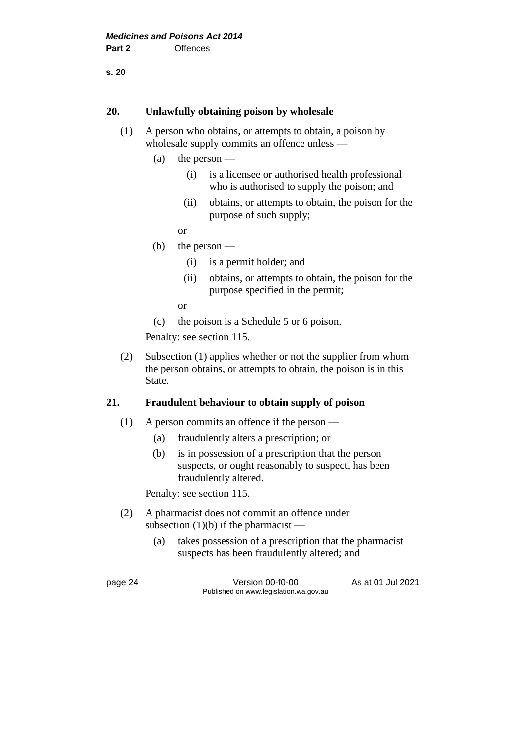## 20. Unlawfully obtaining poison by wholesale

(1) A person who obtains, or attempts to obtain, a poison by wholesale supply commits an offence unless —

- (a) the person —
  - (i) is a licensee or authorised health professional who is authorised to supply the poison; and
  - (ii) obtains, or attempts to obtain, the poison for the purpose of such supply;

  or

- (b) the person —
  - (i) is a permit holder; and
  - (ii) obtains, or attempts to obtain, the poison for the purpose specified in the permit;

  or

- (c) the poison is a Schedule 5 or 6 poison.

Penalty: see section 115.

(2) Subsection (1) applies whether or not the supplier from whom the person obtains, or attempts to obtain, the poison is in this State.

## 21. Fraudulent behaviour to obtain supply of poison

(1) A person commits an offence if the person —

- (a) fraudulently alters a prescription; or
- (b) is in possession of a prescription that the person suspects, or ought reasonably to suspect, has been fraudulently altered.

Penalty: see section 115.

(2) A pharmacist does not commit an offence under subsection (1)(b) if the pharmacist —

- (a) takes possession of a prescription that the pharmacist suspects has been fraudulently altered; and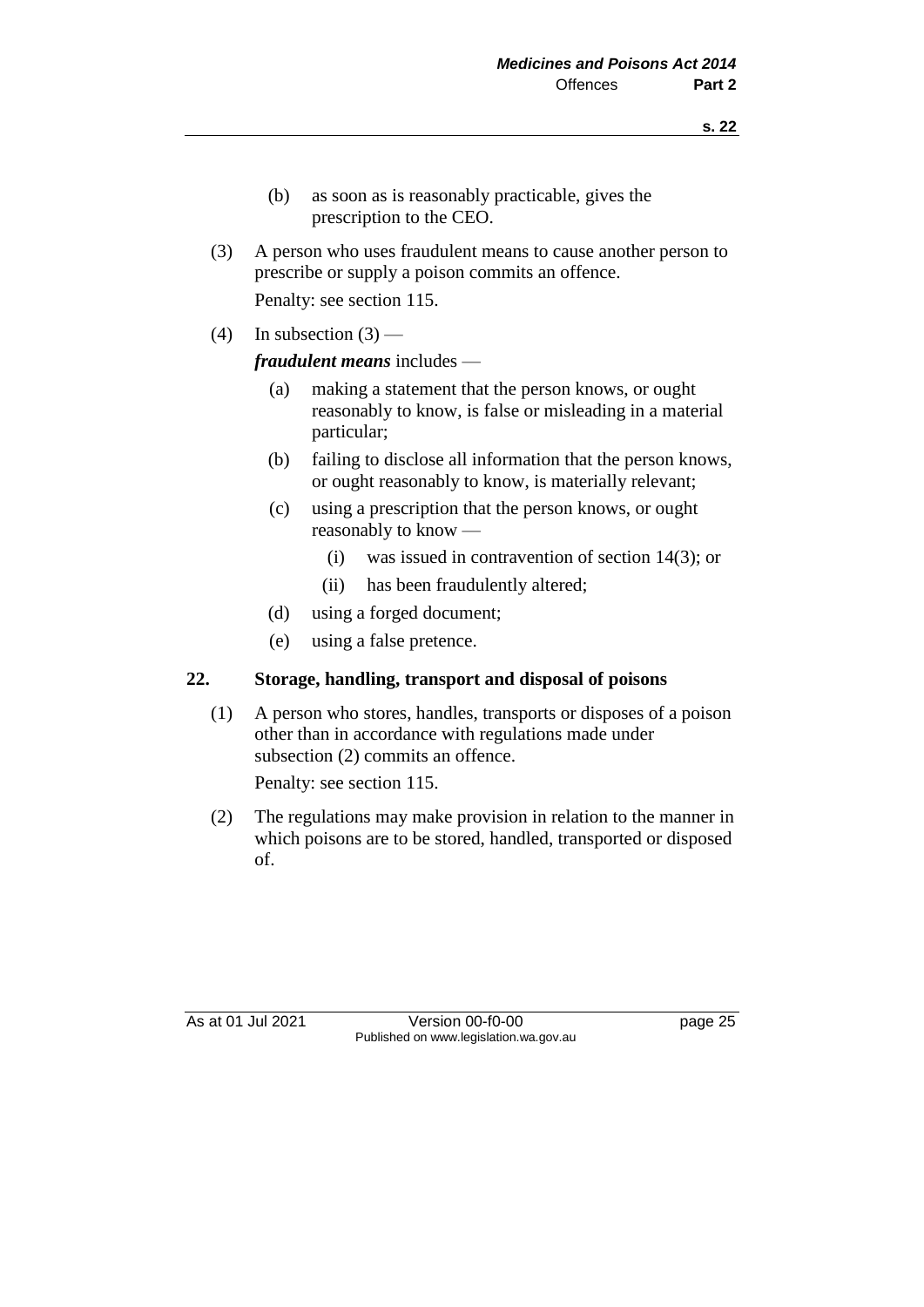(b) as soon as is reasonably practicable, gives the prescription to the CEO.

(3) A person who uses fraudulent means to cause another person to prescribe or supply a poison commits an offence.

Penalty: see section 115.

(4) In subsection (3) —

***fraudulent means*** includes —

- (a) making a statement that the person knows, or ought reasonably to know, is false or misleading in a material particular;
- (b) failing to disclose all information that the person knows, or ought reasonably to know, is materially relevant;
- (c) using a prescription that the person knows, or ought reasonably to know —
  - (i) was issued in contravention of section 14(3); or
  - (ii) has been fraudulently altered;
- (d) using a forged document;
- (e) using a false pretence.

## 22. Storage, handling, transport and disposal of poisons

(1) A person who stores, handles, transports or disposes of a poison other than in accordance with regulations made under subsection (2) commits an offence.

Penalty: see section 115.

(2) The regulations may make provision in relation to the manner in which poisons are to be stored, handled, transported or disposed of.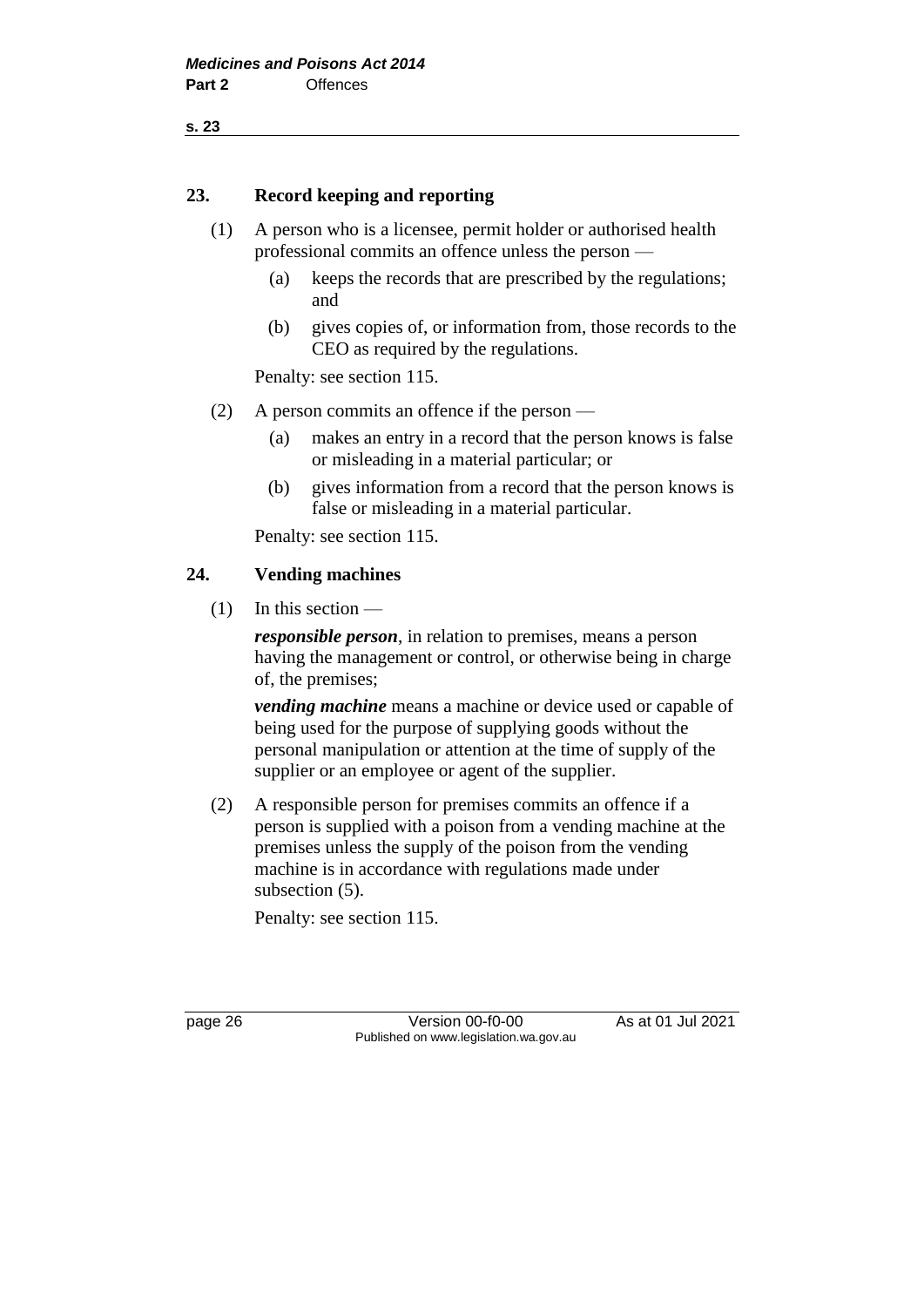## 23. Record keeping and reporting

(1) A person who is a licensee, permit holder or authorised health professional commits an offence unless the person —

   (a) keeps the records that are prescribed by the regulations; and

   (b) gives copies of, or information from, those records to the CEO as required by the regulations.

   Penalty: see section 115.

(2) A person commits an offence if the person —

   (a) makes an entry in a record that the person knows is false or misleading in a material particular; or

   (b) gives information from a record that the person knows is false or misleading in a material particular.

   Penalty: see section 115.

## 24. Vending machines

(1) In this section —

   ***responsible person***, in relation to premises, means a person having the management or control, or otherwise being in charge of, the premises;

   ***vending machine*** means a machine or device used or capable of being used for the purpose of supplying goods without the personal manipulation or attention at the time of supply of the supplier or an employee or agent of the supplier.

(2) A responsible person for premises commits an offence if a person is supplied with a poison from a vending machine at the premises unless the supply of the poison from the vending machine is in accordance with regulations made under subsection (5).

   Penalty: see section 115.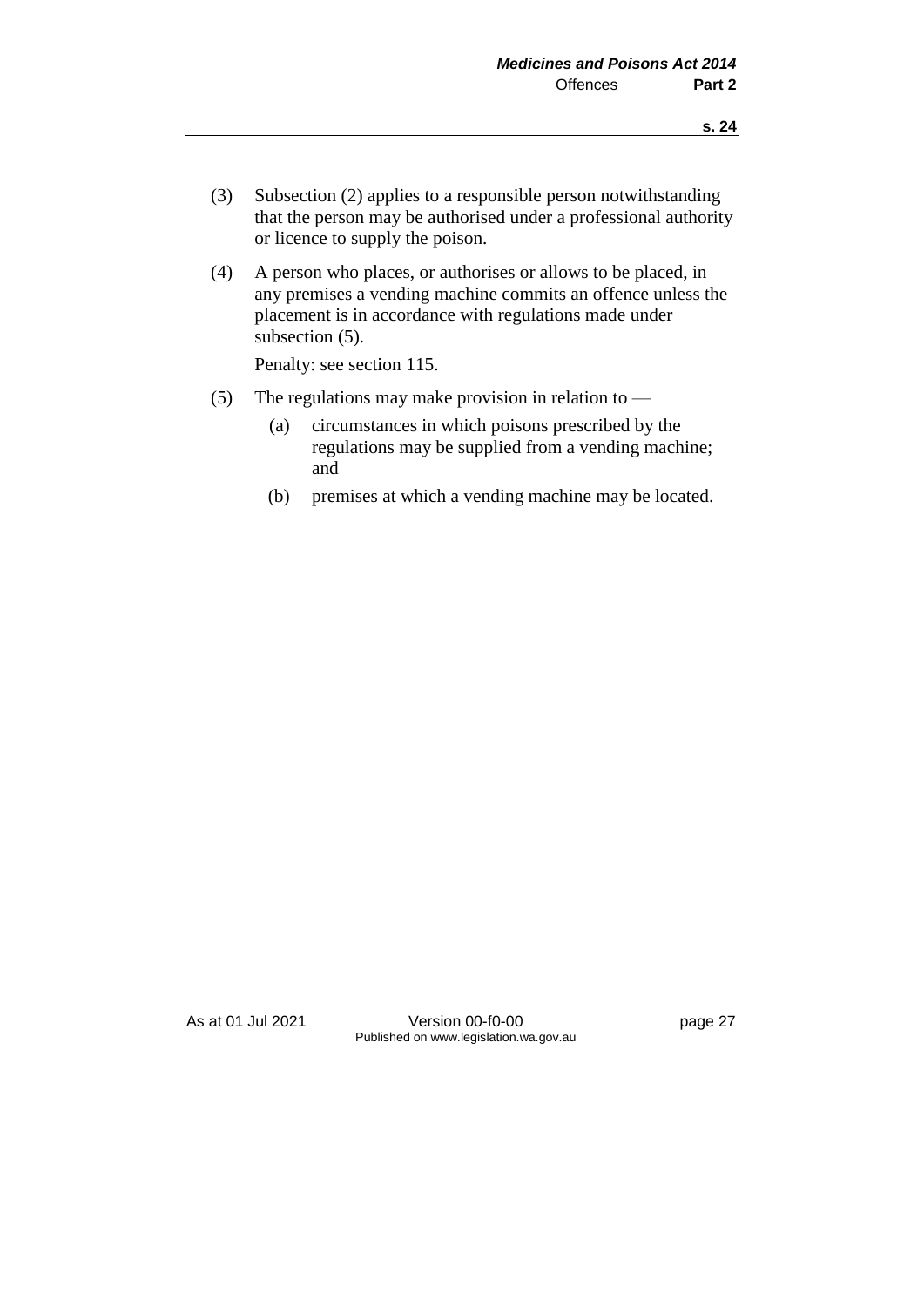(3) Subsection (2) applies to a responsible person notwithstanding that the person may be authorised under a professional authority or licence to supply the poison.

(4) A person who places, or authorises or allows to be placed, in any premises a vending machine commits an offence unless the placement is in accordance with regulations made under subsection (5).

Penalty: see section 115.

(5) The regulations may make provision in relation to —

(a) circumstances in which poisons prescribed by the regulations may be supplied from a vending machine; and

(b) premises at which a vending machine may be located.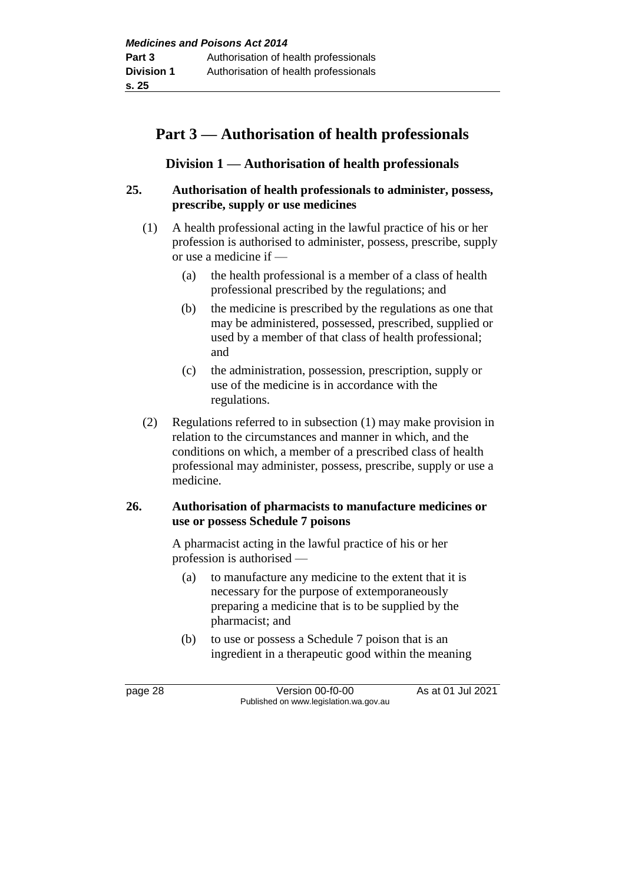## Part 3 — Authorisation of health professionals

### Division 1 — Authorisation of health professionals

**25. Authorisation of health professionals to administer, possess, prescribe, supply or use medicines**

(1) A health professional acting in the lawful practice of his or her profession is authorised to administer, possess, prescribe, supply or use a medicine if —

(a) the health professional is a member of a class of health professional prescribed by the regulations; and

(b) the medicine is prescribed by the regulations as one that may be administered, possessed, prescribed, supplied or used by a member of that class of health professional; and

(c) the administration, possession, prescription, supply or use of the medicine is in accordance with the regulations.

(2) Regulations referred to in subsection (1) may make provision in relation to the circumstances and manner in which, and the conditions on which, a member of a prescribed class of health professional may administer, possess, prescribe, supply or use a medicine.

**26. Authorisation of pharmacists to manufacture medicines or use or possess Schedule 7 poisons**

A pharmacist acting in the lawful practice of his or her profession is authorised —

(a) to manufacture any medicine to the extent that it is necessary for the purpose of extemporaneously preparing a medicine that is to be supplied by the pharmacist; and

(b) to use or possess a Schedule 7 poison that is an ingredient in a therapeutic good within the meaning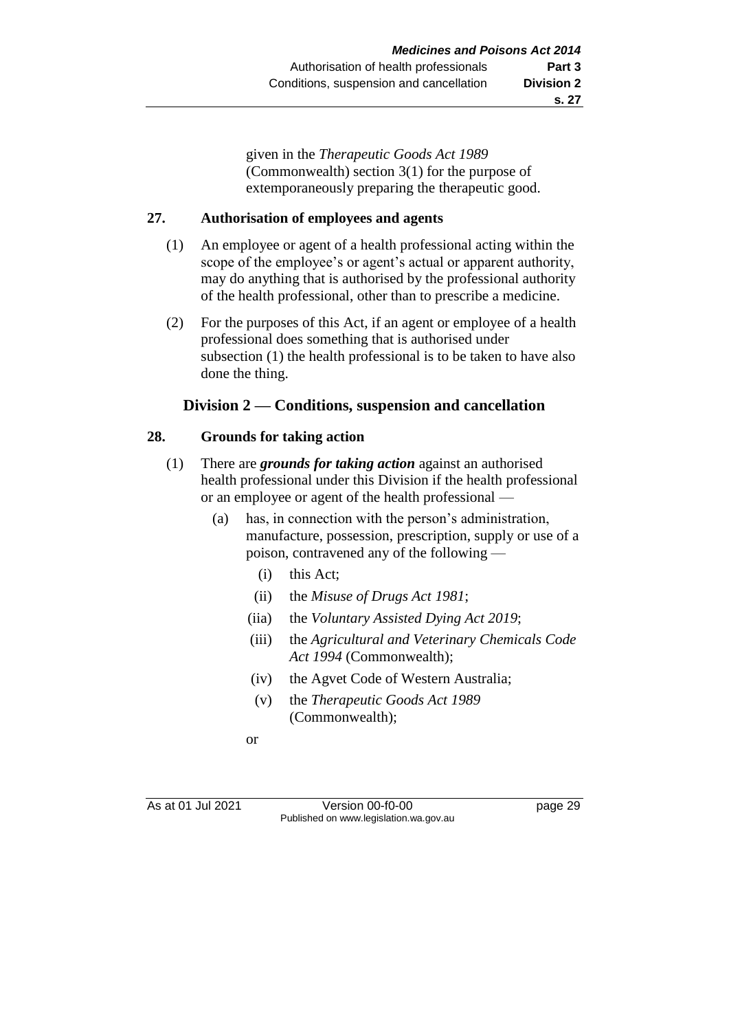given in the *Therapeutic Goods Act 1989* (Commonwealth) section 3(1) for the purpose of extemporaneously preparing the therapeutic good.

### 27. Authorisation of employees and agents

(1) An employee or agent of a health professional acting within the scope of the employee's or agent's actual or apparent authority, may do anything that is authorised by the professional authority of the health professional, other than to prescribe a medicine.

(2) For the purposes of this Act, if an agent or employee of a health professional does something that is authorised under subsection (1) the health professional is to be taken to have also done the thing.

## Division 2 — Conditions, suspension and cancellation

### 28. Grounds for taking action

(1) There are ***grounds for taking action*** against an authorised health professional under this Division if the health professional or an employee or agent of the health professional —

(a) has, in connection with the person's administration, manufacture, possession, prescription, supply or use of a poison, contravened any of the following —

(i) this Act;

(ii) the *Misuse of Drugs Act 1981*;

(iia) the *Voluntary Assisted Dying Act 2019*;

(iii) the *Agricultural and Veterinary Chemicals Code Act 1994* (Commonwealth);

(iv) the Agvet Code of Western Australia;

(v) the *Therapeutic Goods Act 1989* (Commonwealth);

or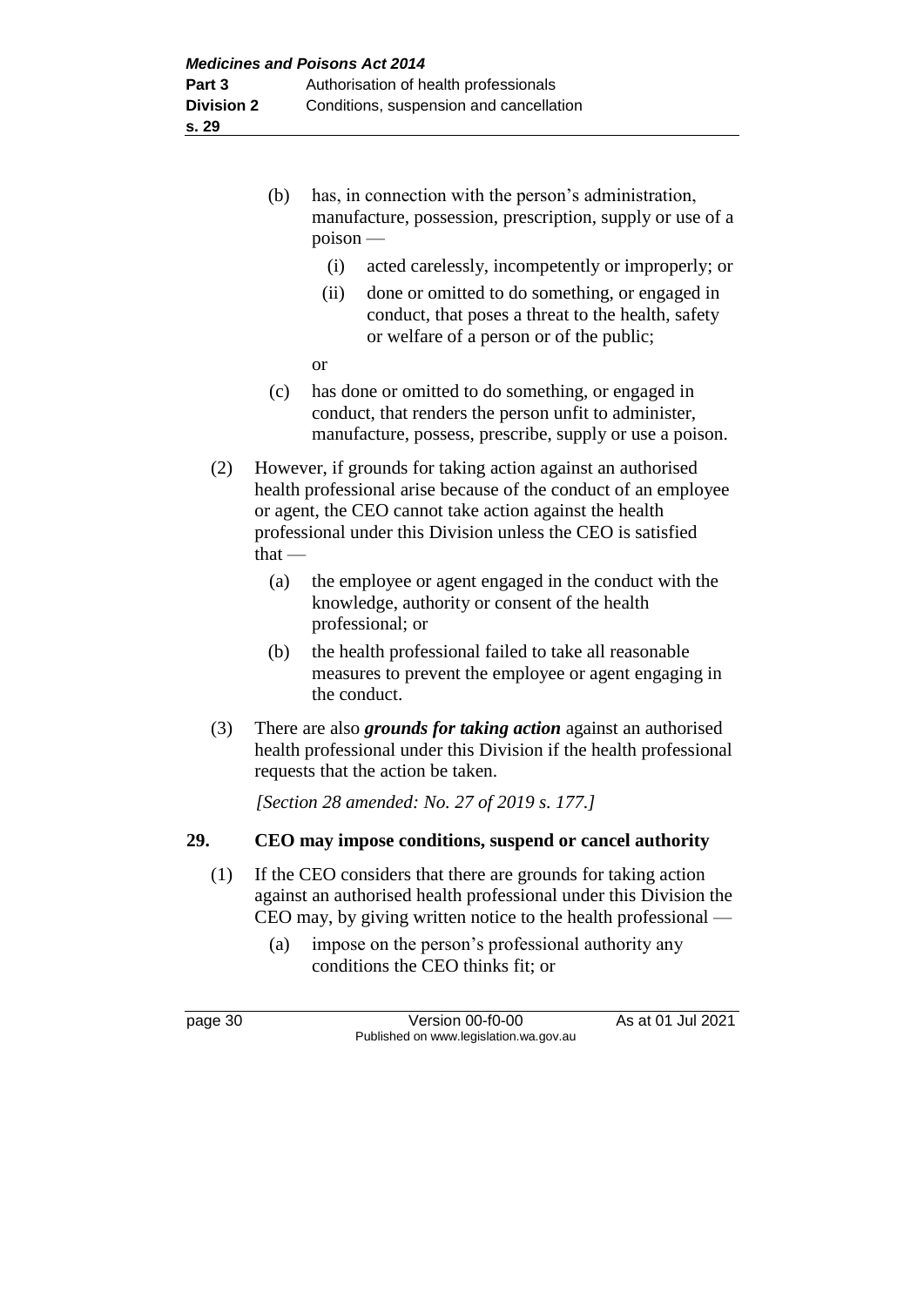(b) has, in connection with the person's administration, manufacture, possession, prescription, supply or use of a poison —

  (i) acted carelessly, incompetently or improperly; or

  (ii) done or omitted to do something, or engaged in conduct, that poses a threat to the health, safety or welfare of a person or of the public;

  or

(c) has done or omitted to do something, or engaged in conduct, that renders the person unfit to administer, manufacture, possess, prescribe, supply or use a poison.

(2) However, if grounds for taking action against an authorised health professional arise because of the conduct of an employee or agent, the CEO cannot take action against the health professional under this Division unless the CEO is satisfied that —

  (a) the employee or agent engaged in the conduct with the knowledge, authority or consent of the health professional; or

  (b) the health professional failed to take all reasonable measures to prevent the employee or agent engaging in the conduct.

(3) There are also ***grounds for taking action*** against an authorised health professional under this Division if the health professional requests that the action be taken.

*[Section 28 amended: No. 27 of 2019 s. 177.]*

## 29. CEO may impose conditions, suspend or cancel authority

(1) If the CEO considers that there are grounds for taking action against an authorised health professional under this Division the CEO may, by giving written notice to the health professional —

  (a) impose on the person's professional authority any conditions the CEO thinks fit; or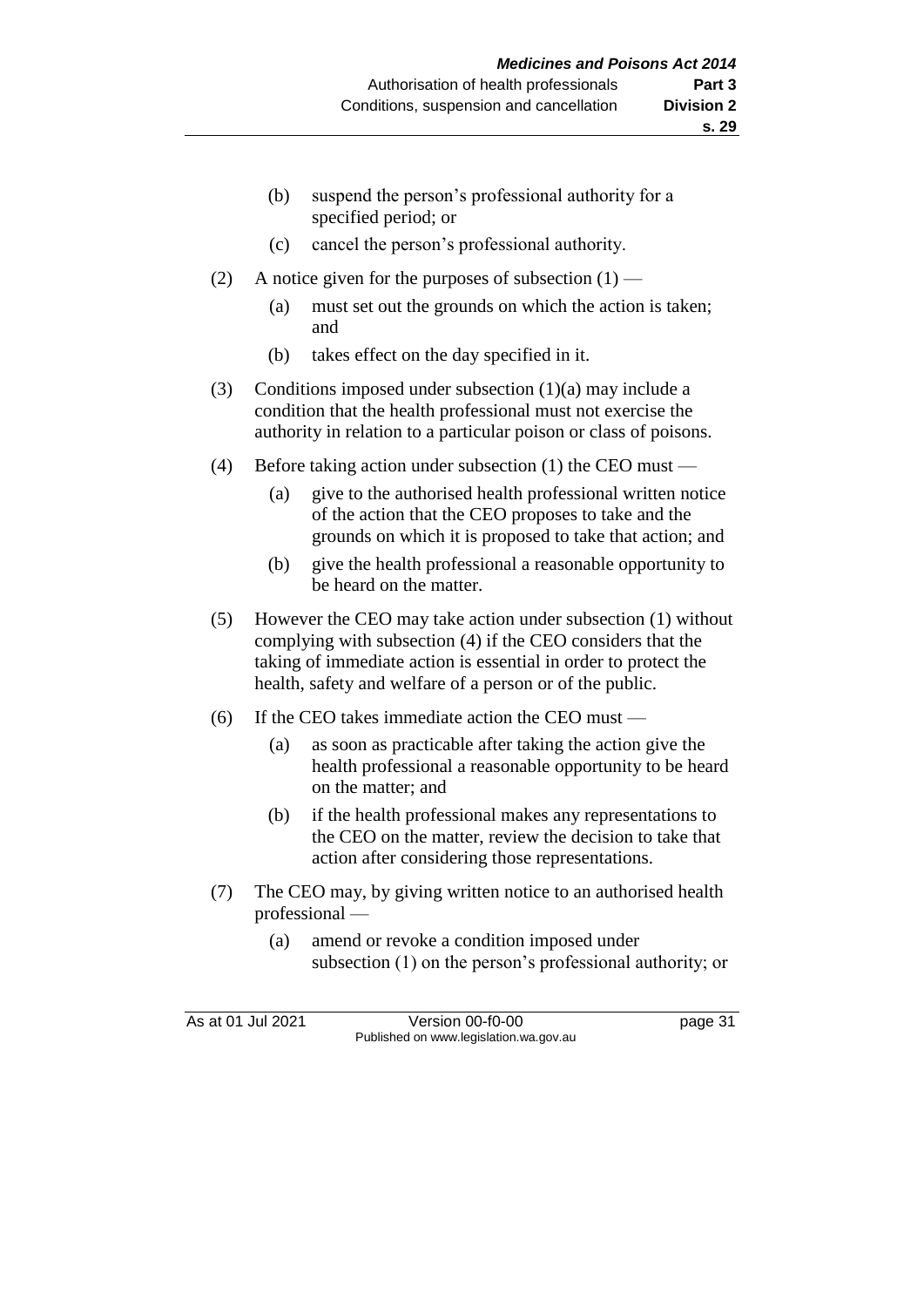(b) suspend the person's professional authority for a specified period; or

(c) cancel the person's professional authority.

(2) A notice given for the purposes of subsection (1) —

(a) must set out the grounds on which the action is taken; and

(b) takes effect on the day specified in it.

(3) Conditions imposed under subsection (1)(a) may include a condition that the health professional must not exercise the authority in relation to a particular poison or class of poisons.

(4) Before taking action under subsection (1) the CEO must —

(a) give to the authorised health professional written notice of the action that the CEO proposes to take and the grounds on which it is proposed to take that action; and

(b) give the health professional a reasonable opportunity to be heard on the matter.

(5) However the CEO may take action under subsection (1) without complying with subsection (4) if the CEO considers that the taking of immediate action is essential in order to protect the health, safety and welfare of a person or of the public.

(6) If the CEO takes immediate action the CEO must —

(a) as soon as practicable after taking the action give the health professional a reasonable opportunity to be heard on the matter; and

(b) if the health professional makes any representations to the CEO on the matter, review the decision to take that action after considering those representations.

(7) The CEO may, by giving written notice to an authorised health professional —

(a) amend or revoke a condition imposed under subsection (1) on the person's professional authority; or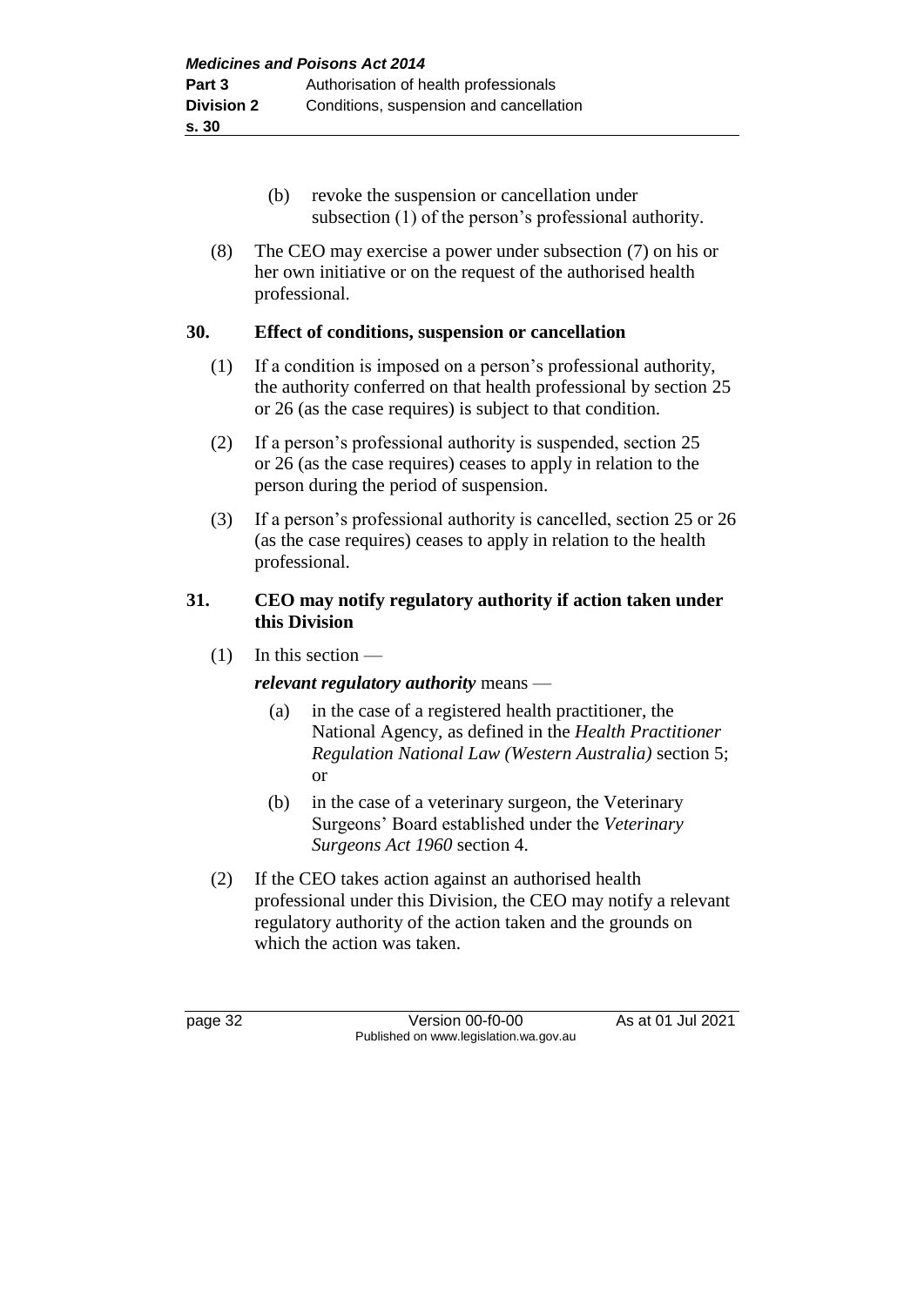(b) revoke the suspension or cancellation under subsection (1) of the person's professional authority.

(8) The CEO may exercise a power under subsection (7) on his or her own initiative or on the request of the authorised health professional.

**30. Effect of conditions, suspension or cancellation**

(1) If a condition is imposed on a person's professional authority, the authority conferred on that health professional by section 25 or 26 (as the case requires) is subject to that condition.

(2) If a person's professional authority is suspended, section 25 or 26 (as the case requires) ceases to apply in relation to the person during the period of suspension.

(3) If a person's professional authority is cancelled, section 25 or 26 (as the case requires) ceases to apply in relation to the health professional.

**31. CEO may notify regulatory authority if action taken under this Division**

(1) In this section —

***relevant regulatory authority*** means —

(a) in the case of a registered health practitioner, the National Agency, as defined in the *Health Practitioner Regulation National Law (Western Australia)* section 5; or

(b) in the case of a veterinary surgeon, the Veterinary Surgeons' Board established under the *Veterinary Surgeons Act 1960* section 4.

(2) If the CEO takes action against an authorised health professional under this Division, the CEO may notify a relevant regulatory authority of the action taken and the grounds on which the action was taken.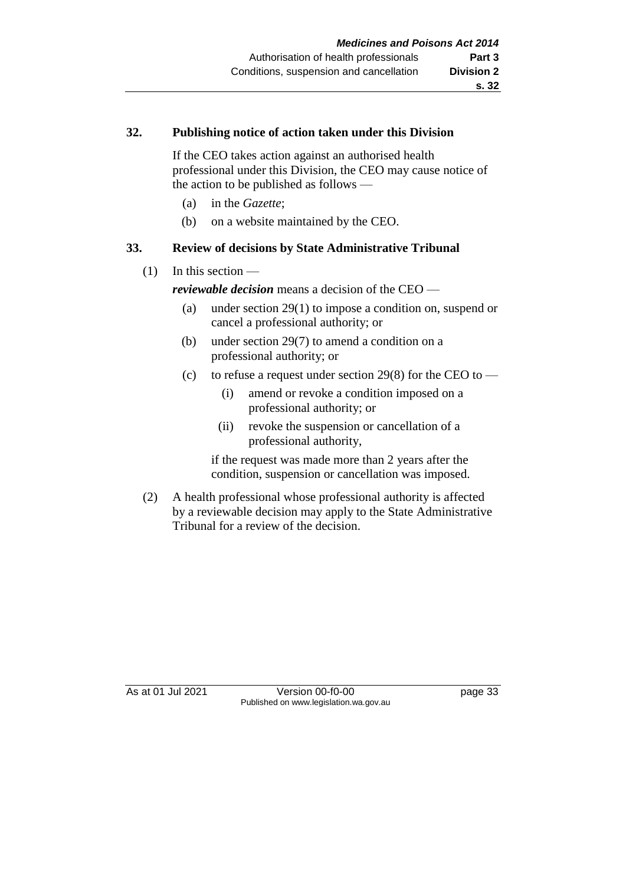## 32. Publishing notice of action taken under this Division

If the CEO takes action against an authorised health professional under this Division, the CEO may cause notice of the action to be published as follows —

(a) in the *Gazette*;

(b) on a website maintained by the CEO.

## 33. Review of decisions by State Administrative Tribunal

(1) In this section —

***reviewable decision*** means a decision of the CEO —

(a) under section 29(1) to impose a condition on, suspend or cancel a professional authority; or

(b) under section 29(7) to amend a condition on a professional authority; or

(c) to refuse a request under section 29(8) for the CEO to —

(i) amend or revoke a condition imposed on a professional authority; or

(ii) revoke the suspension or cancellation of a professional authority,

if the request was made more than 2 years after the condition, suspension or cancellation was imposed.

(2) A health professional whose professional authority is affected by a reviewable decision may apply to the State Administrative Tribunal for a review of the decision.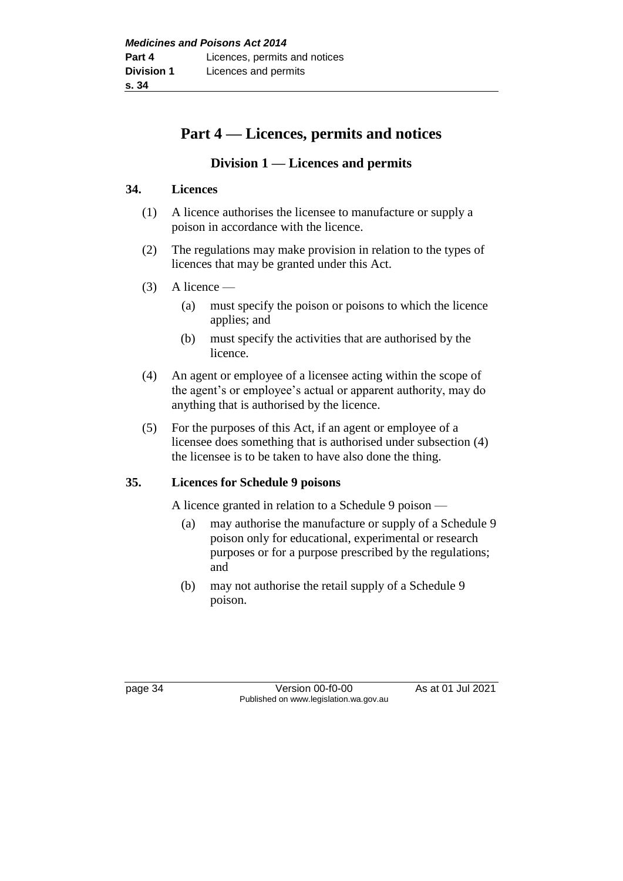# Part 4 — Licences, permits and notices

## Division 1 — Licences and permits

### 34. Licences

(1) A licence authorises the licensee to manufacture or supply a poison in accordance with the licence.

(2) The regulations may make provision in relation to the types of licences that may be granted under this Act.

(3) A licence —

- (a) must specify the poison or poisons to which the licence applies; and
- (b) must specify the activities that are authorised by the licence.

(4) An agent or employee of a licensee acting within the scope of the agent's or employee's actual or apparent authority, may do anything that is authorised by the licence.

(5) For the purposes of this Act, if an agent or employee of a licensee does something that is authorised under subsection (4) the licensee is to be taken to have also done the thing.

### 35. Licences for Schedule 9 poisons

A licence granted in relation to a Schedule 9 poison —

- (a) may authorise the manufacture or supply of a Schedule 9 poison only for educational, experimental or research purposes or for a purpose prescribed by the regulations; and
- (b) may not authorise the retail supply of a Schedule 9 poison.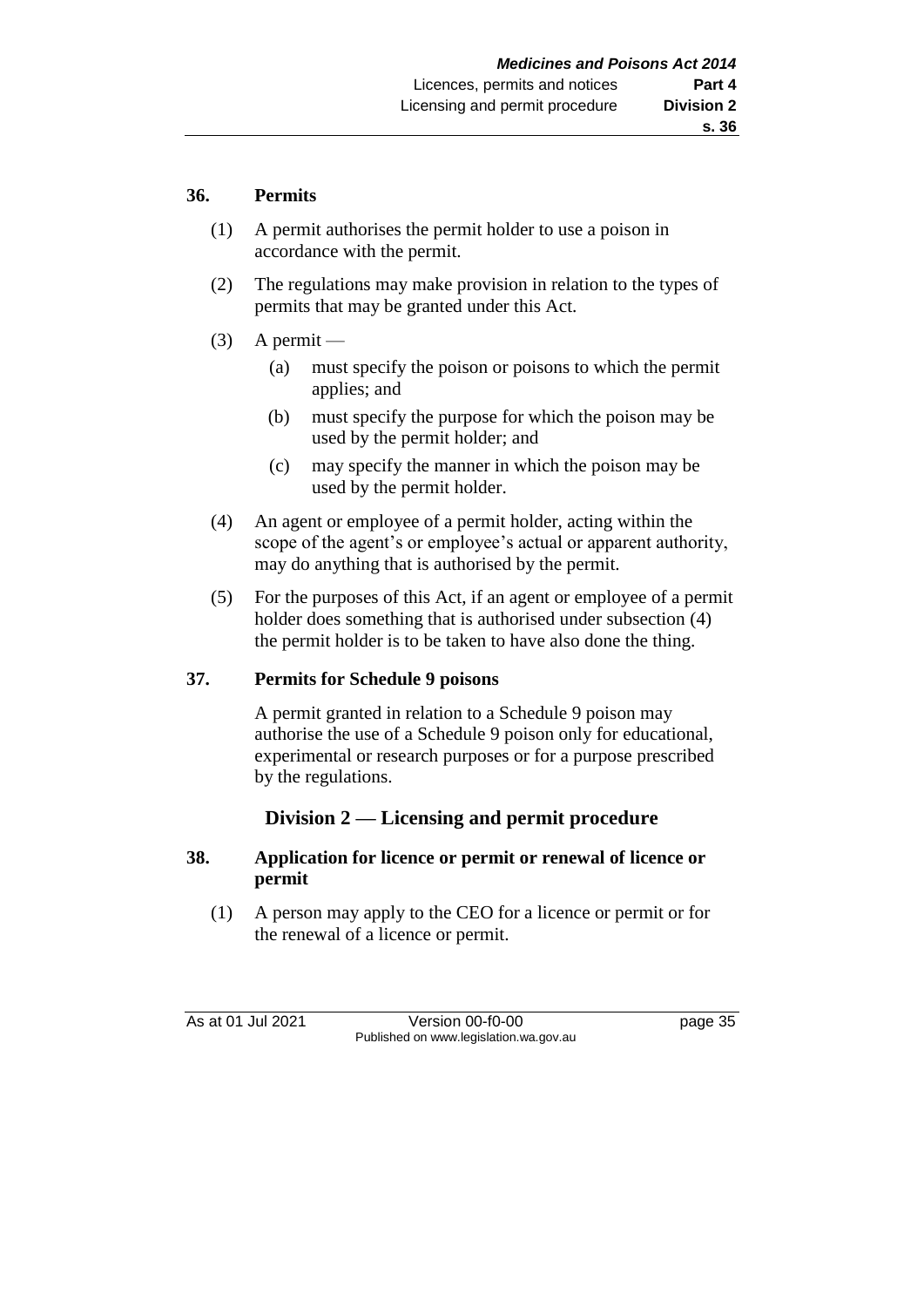### 36. Permits

(1) A permit authorises the permit holder to use a poison in accordance with the permit.

(2) The regulations may make provision in relation to the types of permits that may be granted under this Act.

(3) A permit —

(a) must specify the poison or poisons to which the permit applies; and

(b) must specify the purpose for which the poison may be used by the permit holder; and

(c) may specify the manner in which the poison may be used by the permit holder.

(4) An agent or employee of a permit holder, acting within the scope of the agent's or employee's actual or apparent authority, may do anything that is authorised by the permit.

(5) For the purposes of this Act, if an agent or employee of a permit holder does something that is authorised under subsection (4) the permit holder is to be taken to have also done the thing.

### 37. Permits for Schedule 9 poisons

A permit granted in relation to a Schedule 9 poison may authorise the use of a Schedule 9 poison only for educational, experimental or research purposes or for a purpose prescribed by the regulations.

## Division 2 — Licensing and permit procedure

### 38. Application for licence or permit or renewal of licence or permit

(1) A person may apply to the CEO for a licence or permit or for the renewal of a licence or permit.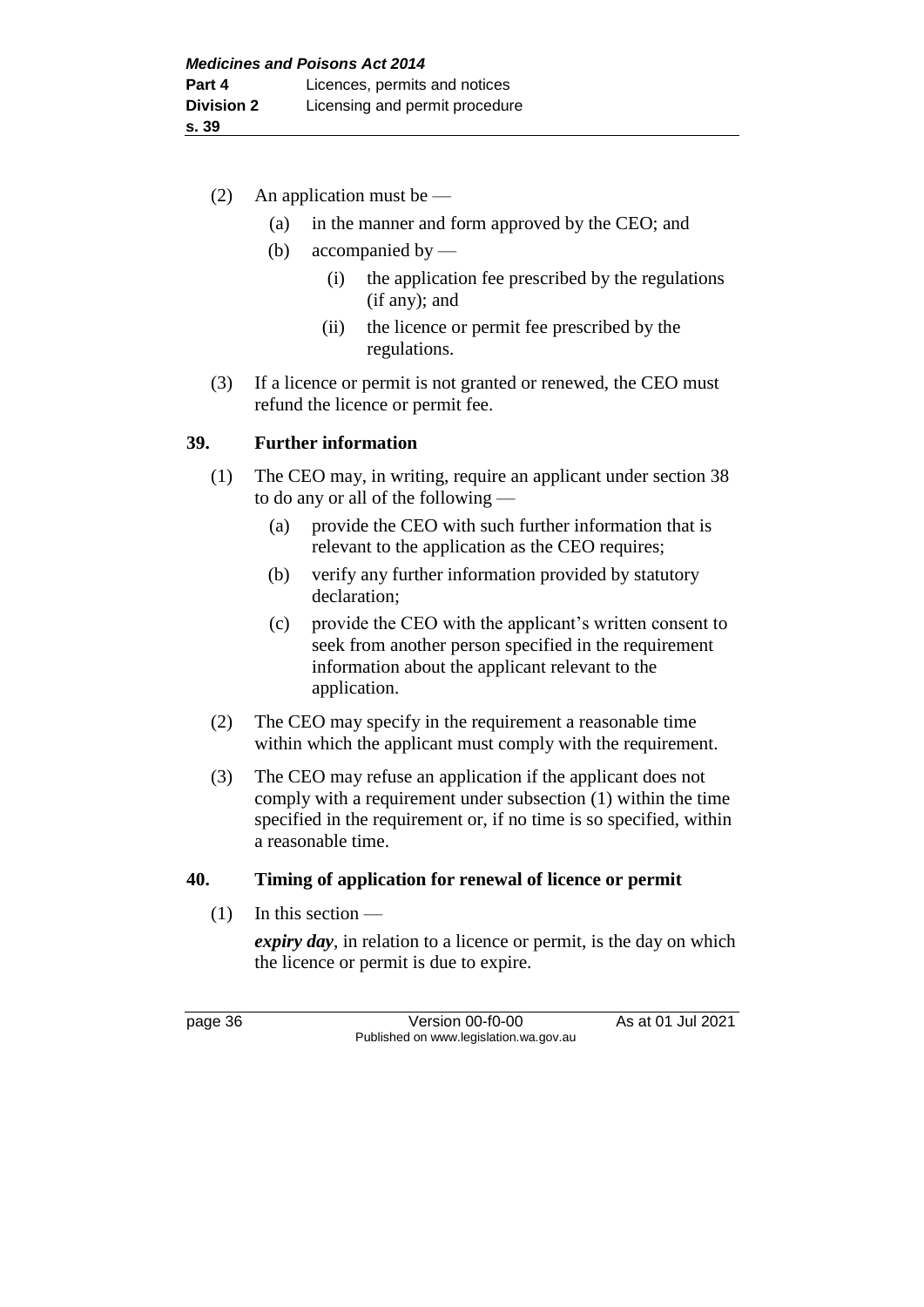(2) An application must be —

(a) in the manner and form approved by the CEO; and

(b) accompanied by —

(i) the application fee prescribed by the regulations (if any); and

(ii) the licence or permit fee prescribed by the regulations.

(3) If a licence or permit is not granted or renewed, the CEO must refund the licence or permit fee.

## 39. Further information

(1) The CEO may, in writing, require an applicant under section 38 to do any or all of the following —

(a) provide the CEO with such further information that is relevant to the application as the CEO requires;

(b) verify any further information provided by statutory declaration;

(c) provide the CEO with the applicant's written consent to seek from another person specified in the requirement information about the applicant relevant to the application.

(2) The CEO may specify in the requirement a reasonable time within which the applicant must comply with the requirement.

(3) The CEO may refuse an application if the applicant does not comply with a requirement under subsection (1) within the time specified in the requirement or, if no time is so specified, within a reasonable time.

## 40. Timing of application for renewal of licence or permit

(1) In this section —

***expiry day***, in relation to a licence or permit, is the day on which the licence or permit is due to expire.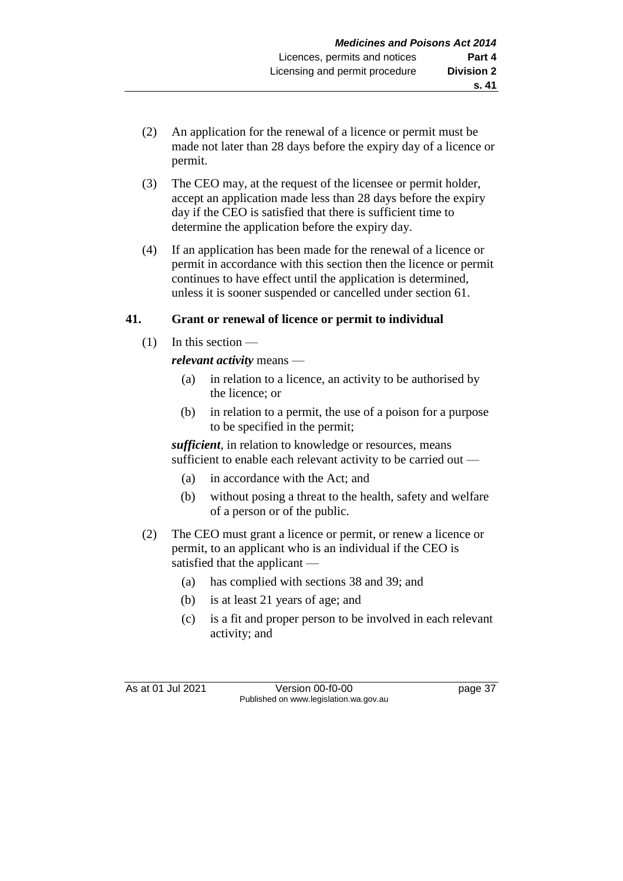(2) An application for the renewal of a licence or permit must be made not later than 28 days before the expiry day of a licence or permit.

(3) The CEO may, at the request of the licensee or permit holder, accept an application made less than 28 days before the expiry day if the CEO is satisfied that there is sufficient time to determine the application before the expiry day.

(4) If an application has been made for the renewal of a licence or permit in accordance with this section then the licence or permit continues to have effect until the application is determined, unless it is sooner suspended or cancelled under section 61.

### 41. Grant or renewal of licence or permit to individual

(1) In this section —

***relevant activity*** means —

- (a) in relation to a licence, an activity to be authorised by the licence; or
- (b) in relation to a permit, the use of a poison for a purpose to be specified in the permit;

***sufficient***, in relation to knowledge or resources, means sufficient to enable each relevant activity to be carried out —

- (a) in accordance with the Act; and
- (b) without posing a threat to the health, safety and welfare of a person or of the public.

(2) The CEO must grant a licence or permit, or renew a licence or permit, to an applicant who is an individual if the CEO is satisfied that the applicant —

- (a) has complied with sections 38 and 39; and
- (b) is at least 21 years of age; and
- (c) is a fit and proper person to be involved in each relevant activity; and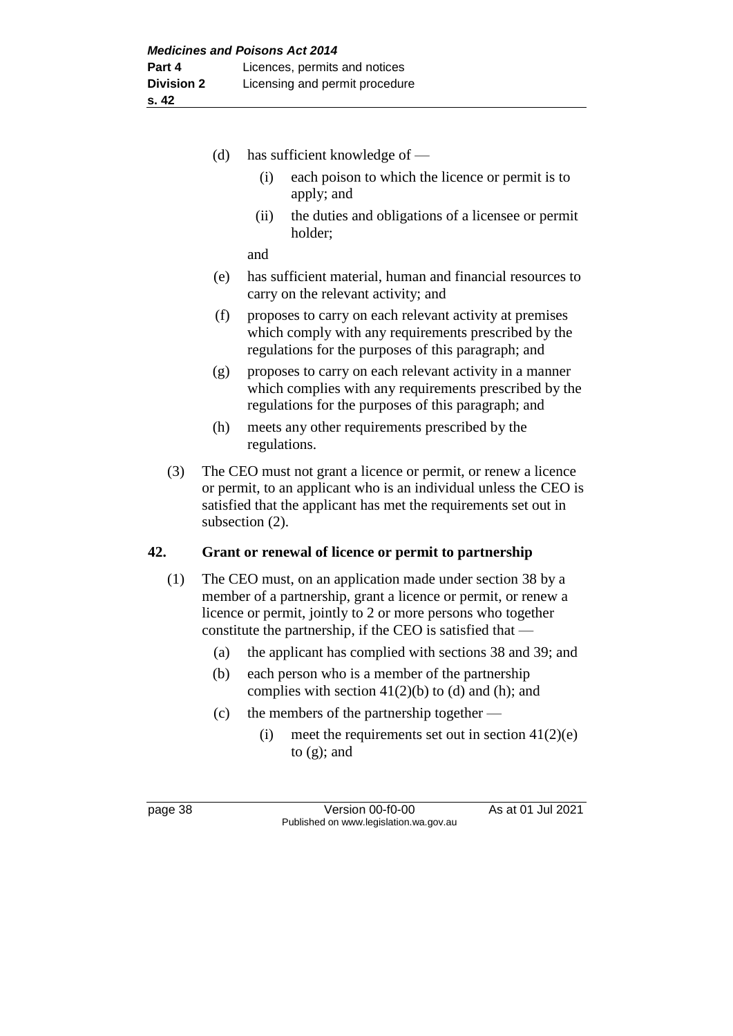(d) has sufficient knowledge of —

  (i) each poison to which the licence or permit is to apply; and

  (ii) the duties and obligations of a licensee or permit holder;

 and

(e) has sufficient material, human and financial resources to carry on the relevant activity; and

(f) proposes to carry on each relevant activity at premises which comply with any requirements prescribed by the regulations for the purposes of this paragraph; and

(g) proposes to carry on each relevant activity in a manner which complies with any requirements prescribed by the regulations for the purposes of this paragraph; and

(h) meets any other requirements prescribed by the regulations.

(3) The CEO must not grant a licence or permit, or renew a licence or permit, to an applicant who is an individual unless the CEO is satisfied that the applicant has met the requirements set out in subsection (2).

## 42. Grant or renewal of licence or permit to partnership

(1) The CEO must, on an application made under section 38 by a member of a partnership, grant a licence or permit, or renew a licence or permit, jointly to 2 or more persons who together constitute the partnership, if the CEO is satisfied that —

  (a) the applicant has complied with sections 38 and 39; and

  (b) each person who is a member of the partnership complies with section 41(2)(b) to (d) and (h); and

  (c) the members of the partnership together —

    (i) meet the requirements set out in section 41(2)(e) to (g); and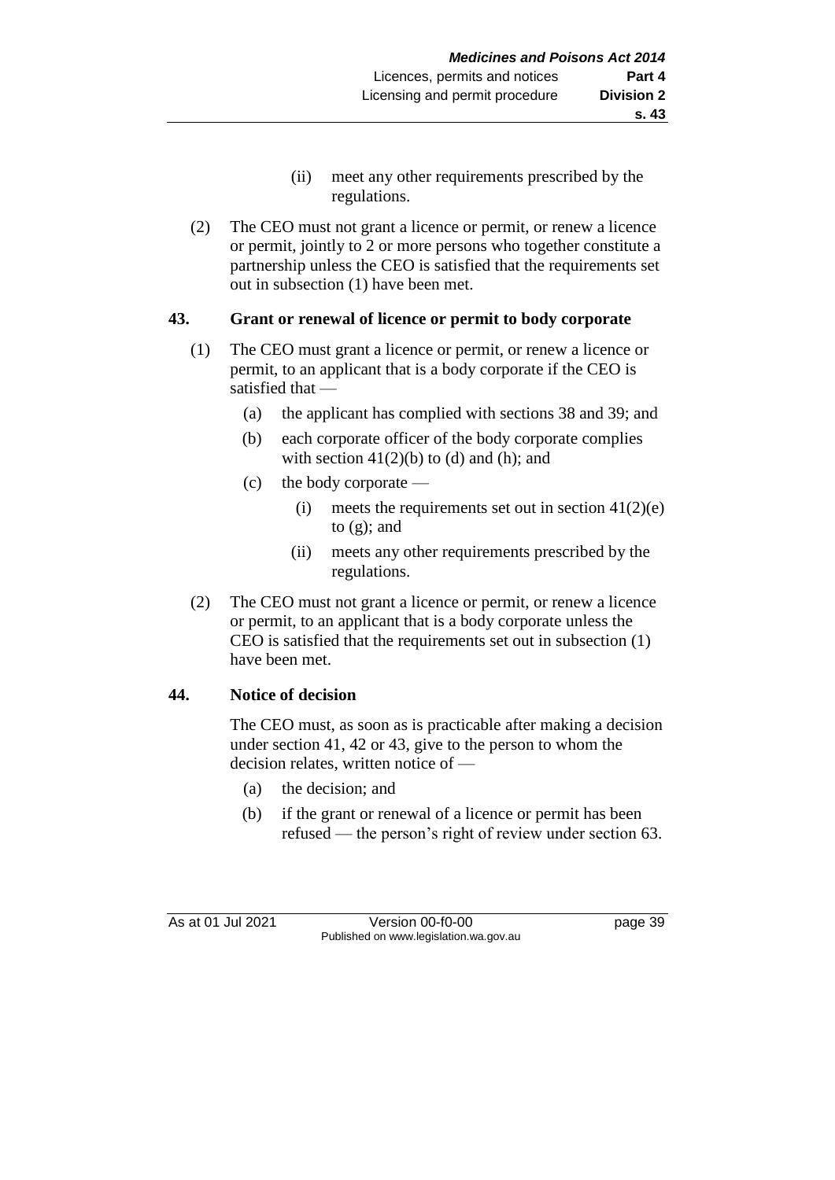(ii) meet any other requirements prescribed by the regulations.

(2) The CEO must not grant a licence or permit, or renew a licence or permit, jointly to 2 or more persons who together constitute a partnership unless the CEO is satisfied that the requirements set out in subsection (1) have been met.

## 43. Grant or renewal of licence or permit to body corporate

(1) The CEO must grant a licence or permit, or renew a licence or permit, to an applicant that is a body corporate if the CEO is satisfied that —

(a) the applicant has complied with sections 38 and 39; and

(b) each corporate officer of the body corporate complies with section 41(2)(b) to (d) and (h); and

(c) the body corporate —

(i) meets the requirements set out in section 41(2)(e) to (g); and

(ii) meets any other requirements prescribed by the regulations.

(2) The CEO must not grant a licence or permit, or renew a licence or permit, to an applicant that is a body corporate unless the CEO is satisfied that the requirements set out in subsection (1) have been met.

## 44. Notice of decision

The CEO must, as soon as is practicable after making a decision under section 41, 42 or 43, give to the person to whom the decision relates, written notice of —

(a) the decision; and

(b) if the grant or renewal of a licence or permit has been refused — the person's right of review under section 63.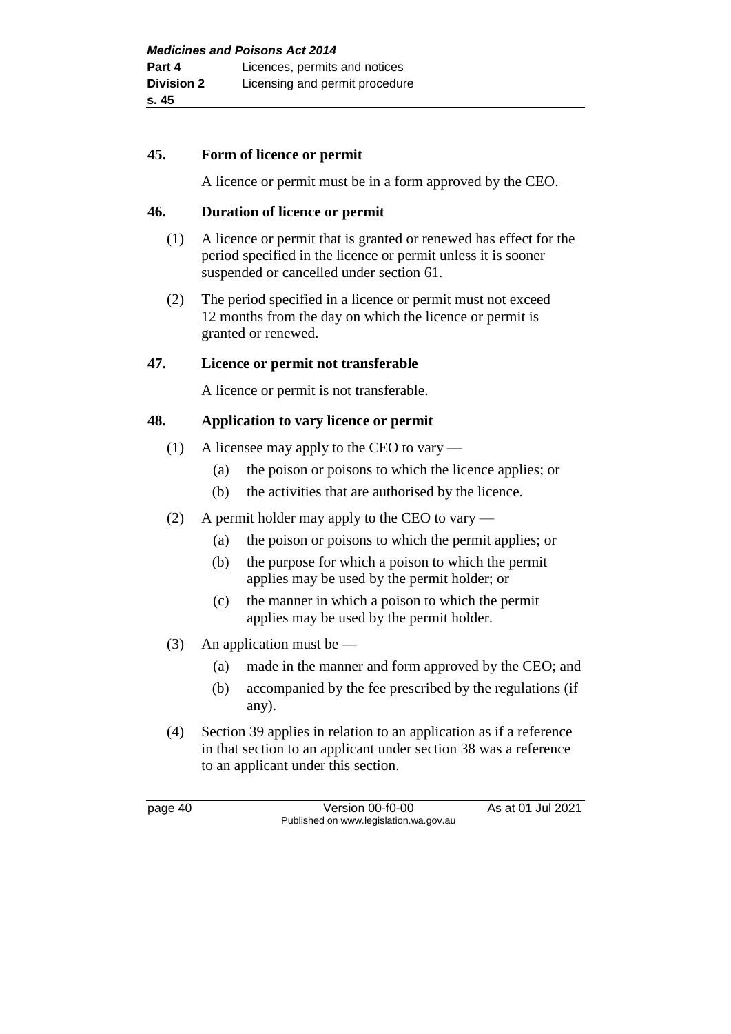### 45. Form of licence or permit

A licence or permit must be in a form approved by the CEO.

### 46. Duration of licence or permit

(1) A licence or permit that is granted or renewed has effect for the period specified in the licence or permit unless it is sooner suspended or cancelled under section 61.

(2) The period specified in a licence or permit must not exceed 12 months from the day on which the licence or permit is granted or renewed.

### 47. Licence or permit not transferable

A licence or permit is not transferable.

### 48. Application to vary licence or permit

(1) A licensee may apply to the CEO to vary —

(a) the poison or poisons to which the licence applies; or

(b) the activities that are authorised by the licence.

(2) A permit holder may apply to the CEO to vary —

(a) the poison or poisons to which the permit applies; or

(b) the purpose for which a poison to which the permit applies may be used by the permit holder; or

(c) the manner in which a poison to which the permit applies may be used by the permit holder.

(3) An application must be —

(a) made in the manner and form approved by the CEO; and

(b) accompanied by the fee prescribed by the regulations (if any).

(4) Section 39 applies in relation to an application as if a reference in that section to an applicant under section 38 was a reference to an applicant under this section.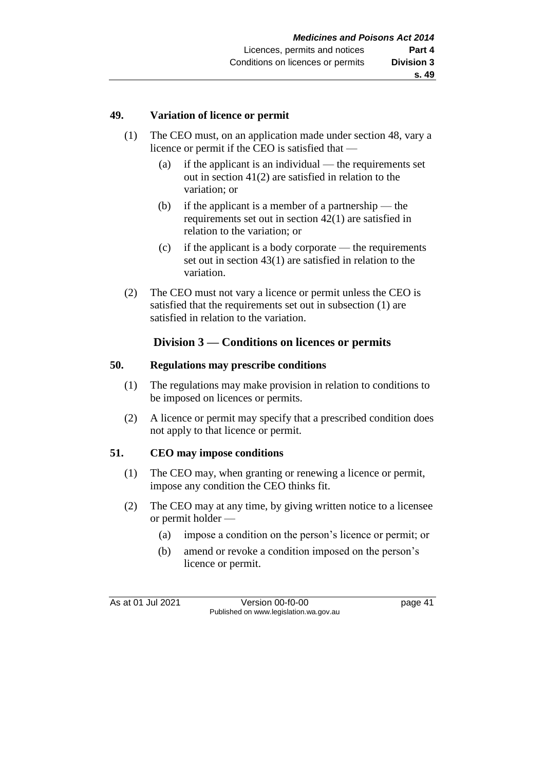### 49. Variation of licence or permit

(1) The CEO must, on an application made under section 48, vary a licence or permit if the CEO is satisfied that —

(a) if the applicant is an individual — the requirements set out in section 41(2) are satisfied in relation to the variation; or

(b) if the applicant is a member of a partnership — the requirements set out in section 42(1) are satisfied in relation to the variation; or

(c) if the applicant is a body corporate — the requirements set out in section 43(1) are satisfied in relation to the variation.

(2) The CEO must not vary a licence or permit unless the CEO is satisfied that the requirements set out in subsection (1) are satisfied in relation to the variation.

## Division 3 — Conditions on licences or permits

### 50. Regulations may prescribe conditions

(1) The regulations may make provision in relation to conditions to be imposed on licences or permits.

(2) A licence or permit may specify that a prescribed condition does not apply to that licence or permit.

### 51. CEO may impose conditions

(1) The CEO may, when granting or renewing a licence or permit, impose any condition the CEO thinks fit.

(2) The CEO may at any time, by giving written notice to a licensee or permit holder —

(a) impose a condition on the person's licence or permit; or

(b) amend or revoke a condition imposed on the person's licence or permit.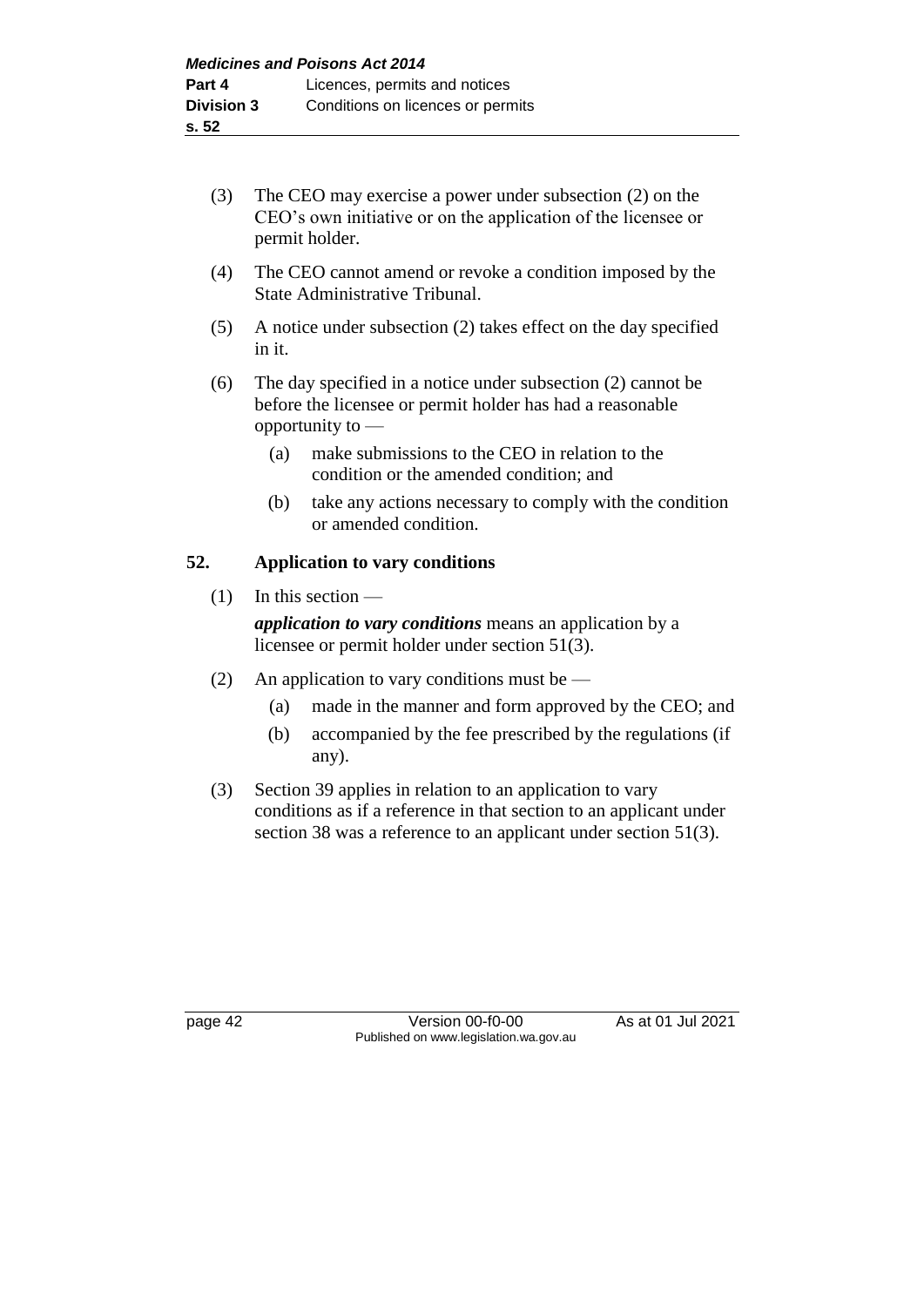(3) The CEO may exercise a power under subsection (2) on the CEO's own initiative or on the application of the licensee or permit holder.

(4) The CEO cannot amend or revoke a condition imposed by the State Administrative Tribunal.

(5) A notice under subsection (2) takes effect on the day specified in it.

(6) The day specified in a notice under subsection (2) cannot be before the licensee or permit holder has had a reasonable opportunity to —

(a) make submissions to the CEO in relation to the condition or the amended condition; and

(b) take any actions necessary to comply with the condition or amended condition.

## 52. Application to vary conditions

(1) In this section —

***application to vary conditions*** means an application by a licensee or permit holder under section 51(3).

(2) An application to vary conditions must be —

(a) made in the manner and form approved by the CEO; and

(b) accompanied by the fee prescribed by the regulations (if any).

(3) Section 39 applies in relation to an application to vary conditions as if a reference in that section to an applicant under section 38 was a reference to an applicant under section 51(3).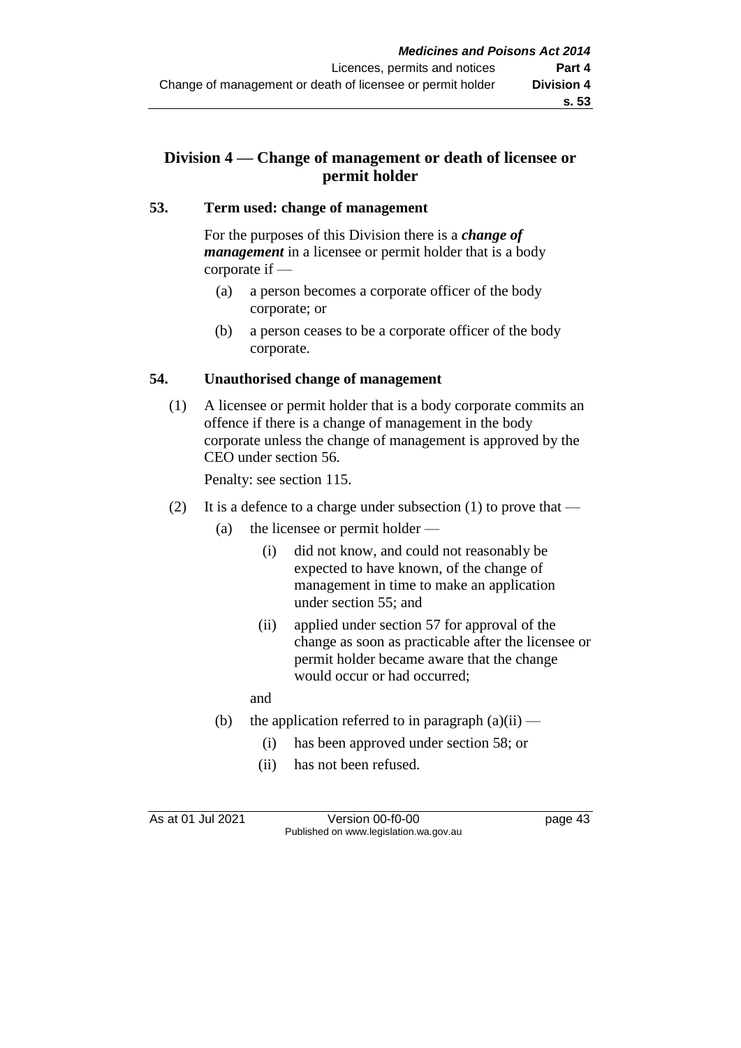## Division 4 — Change of management or death of licensee or permit holder

### 53. Term used: change of management

For the purposes of this Division there is a ***change of management*** in a licensee or permit holder that is a body corporate if —

(a) a person becomes a corporate officer of the body corporate; or

(b) a person ceases to be a corporate officer of the body corporate.

### 54. Unauthorised change of management

(1) A licensee or permit holder that is a body corporate commits an offence if there is a change of management in the body corporate unless the change of management is approved by the CEO under section 56.

Penalty: see section 115.

(2) It is a defence to a charge under subsection (1) to prove that —

  (a) the licensee or permit holder —

    (i) did not know, and could not reasonably be expected to have known, of the change of management in time to make an application under section 55; and

    (ii) applied under section 57 for approval of the change as soon as practicable after the licensee or permit holder became aware that the change would occur or had occurred;

  and

  (b) the application referred to in paragraph (a)(ii) —

    (i) has been approved under section 58; or

    (ii) has not been refused.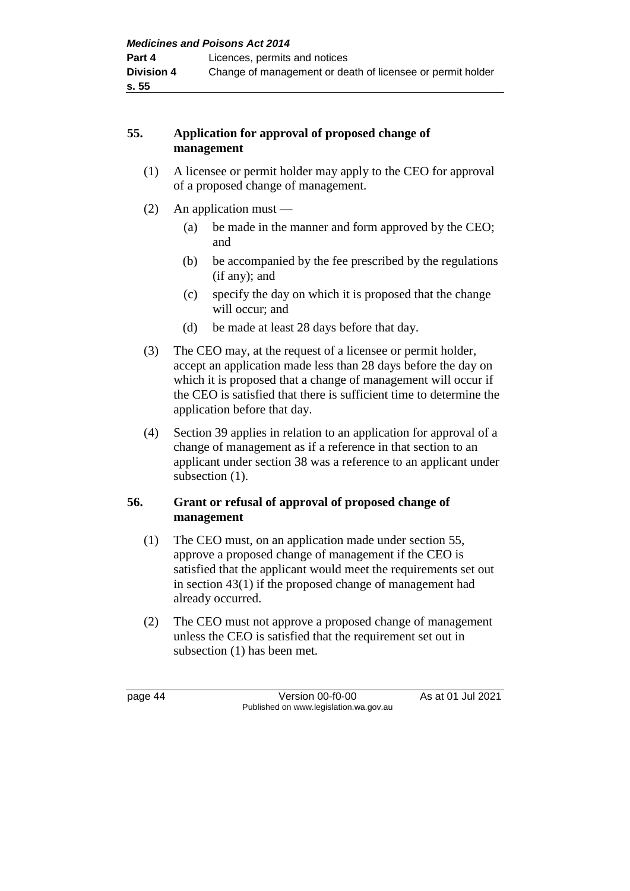## 55. Application for approval of proposed change of management

(1) A licensee or permit holder may apply to the CEO for approval of a proposed change of management.

(2) An application must —

  (a) be made in the manner and form approved by the CEO; and

  (b) be accompanied by the fee prescribed by the regulations (if any); and

  (c) specify the day on which it is proposed that the change will occur; and

  (d) be made at least 28 days before that day.

(3) The CEO may, at the request of a licensee or permit holder, accept an application made less than 28 days before the day on which it is proposed that a change of management will occur if the CEO is satisfied that there is sufficient time to determine the application before that day.

(4) Section 39 applies in relation to an application for approval of a change of management as if a reference in that section to an applicant under section 38 was a reference to an applicant under subsection (1).

## 56. Grant or refusal of approval of proposed change of management

(1) The CEO must, on an application made under section 55, approve a proposed change of management if the CEO is satisfied that the applicant would meet the requirements set out in section 43(1) if the proposed change of management had already occurred.

(2) The CEO must not approve a proposed change of management unless the CEO is satisfied that the requirement set out in subsection (1) has been met.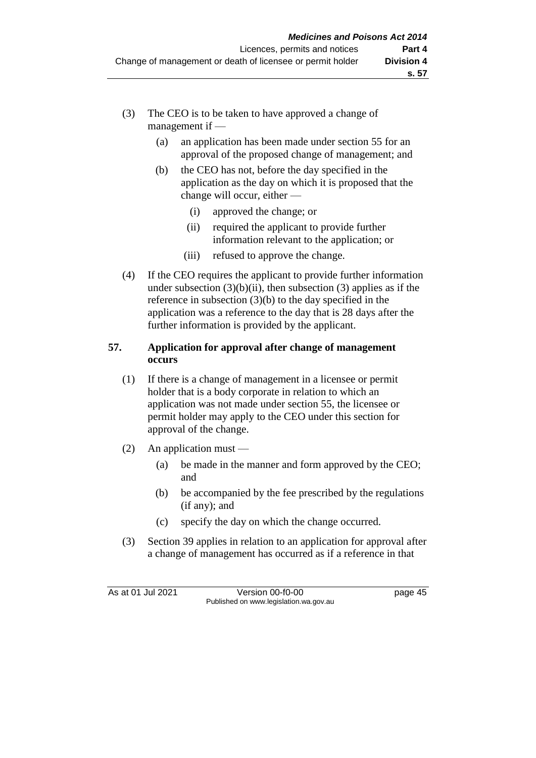(3) The CEO is to be taken to have approved a change of management if —

   (a) an application has been made under section 55 for an approval of the proposed change of management; and

   (b) the CEO has not, before the day specified in the application as the day on which it is proposed that the change will occur, either —

      (i) approved the change; or

      (ii) required the applicant to provide further information relevant to the application; or

      (iii) refused to approve the change.

(4) If the CEO requires the applicant to provide further information under subsection (3)(b)(ii), then subsection (3) applies as if the reference in subsection (3)(b) to the day specified in the application was a reference to the day that is 28 days after the further information is provided by the applicant.

### 57. Application for approval after change of management occurs

(1) If there is a change of management in a licensee or permit holder that is a body corporate in relation to which an application was not made under section 55, the licensee or permit holder may apply to the CEO under this section for approval of the change.

(2) An application must —

   (a) be made in the manner and form approved by the CEO; and

   (b) be accompanied by the fee prescribed by the regulations (if any); and

   (c) specify the day on which the change occurred.

(3) Section 39 applies in relation to an application for approval after a change of management has occurred as if a reference in that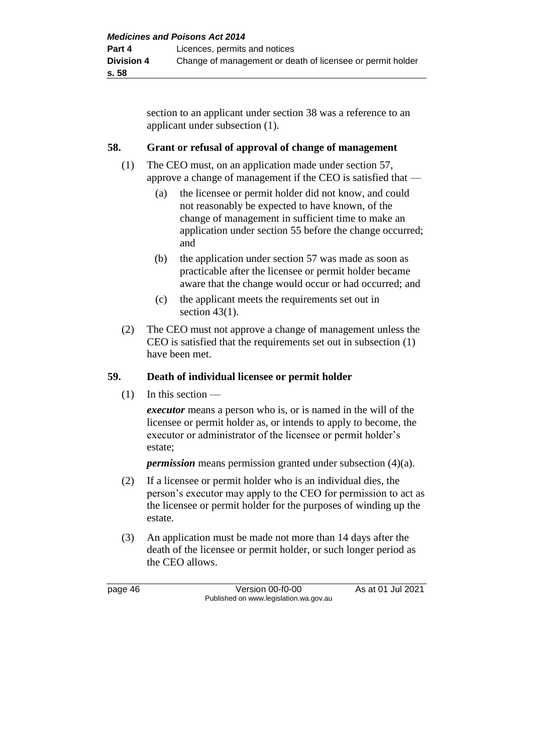section to an applicant under section 38 was a reference to an applicant under subsection (1).

## 58. Grant or refusal of approval of change of management

(1) The CEO must, on an application made under section 57, approve a change of management if the CEO is satisfied that —

- (a) the licensee or permit holder did not know, and could not reasonably be expected to have known, of the change of management in sufficient time to make an application under section 55 before the change occurred; and
- (b) the application under section 57 was made as soon as practicable after the licensee or permit holder became aware that the change would occur or had occurred; and
- (c) the applicant meets the requirements set out in section 43(1).

(2) The CEO must not approve a change of management unless the CEO is satisfied that the requirements set out in subsection (1) have been met.

## 59. Death of individual licensee or permit holder

(1) In this section —

***executor*** means a person who is, or is named in the will of the licensee or permit holder as, or intends to apply to become, the executor or administrator of the licensee or permit holder's estate;

***permission*** means permission granted under subsection (4)(a).

(2) If a licensee or permit holder who is an individual dies, the person's executor may apply to the CEO for permission to act as the licensee or permit holder for the purposes of winding up the estate.

(3) An application must be made not more than 14 days after the death of the licensee or permit holder, or such longer period as the CEO allows.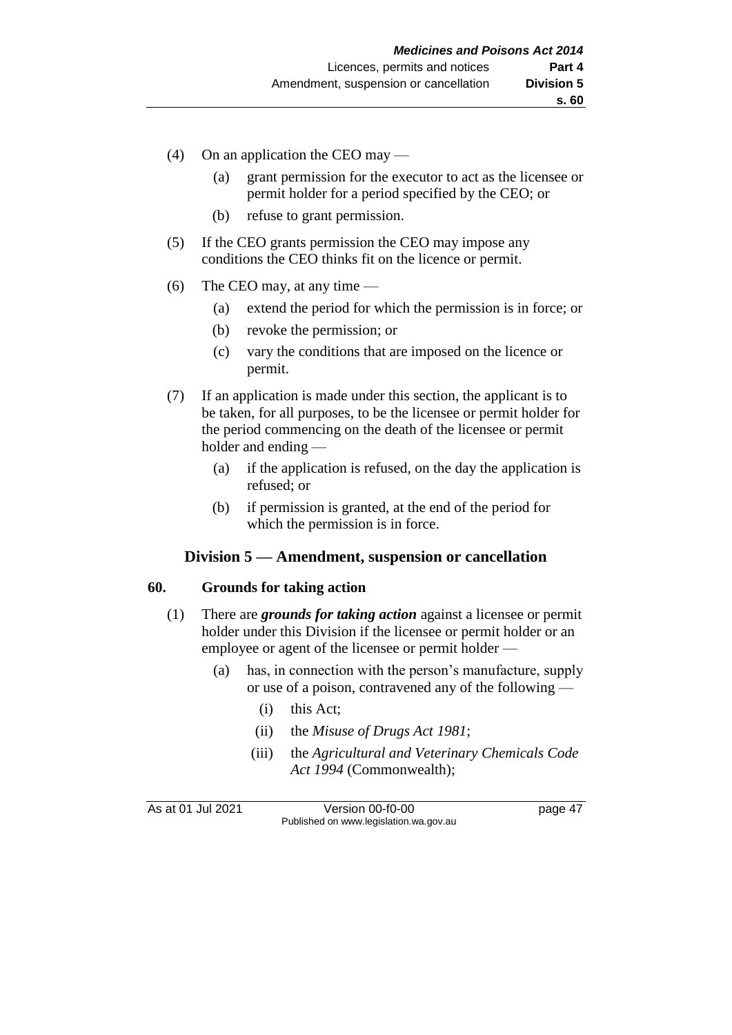(4) On an application the CEO may —

  (a) grant permission for the executor to act as the licensee or permit holder for a period specified by the CEO; or

  (b) refuse to grant permission.

(5) If the CEO grants permission the CEO may impose any conditions the CEO thinks fit on the licence or permit.

(6) The CEO may, at any time —

  (a) extend the period for which the permission is in force; or

  (b) revoke the permission; or

  (c) vary the conditions that are imposed on the licence or permit.

(7) If an application is made under this section, the applicant is to be taken, for all purposes, to be the licensee or permit holder for the period commencing on the death of the licensee or permit holder and ending —

  (a) if the application is refused, on the day the application is refused; or

  (b) if permission is granted, at the end of the period for which the permission is in force.

## Division 5 — Amendment, suspension or cancellation

### 60. Grounds for taking action

(1) There are ***grounds for taking action*** against a licensee or permit holder under this Division if the licensee or permit holder or an employee or agent of the licensee or permit holder —

  (a) has, in connection with the person's manufacture, supply or use of a poison, contravened any of the following —

    (i) this Act;

    (ii) the *Misuse of Drugs Act 1981*;

    (iii) the *Agricultural and Veterinary Chemicals Code Act 1994* (Commonwealth);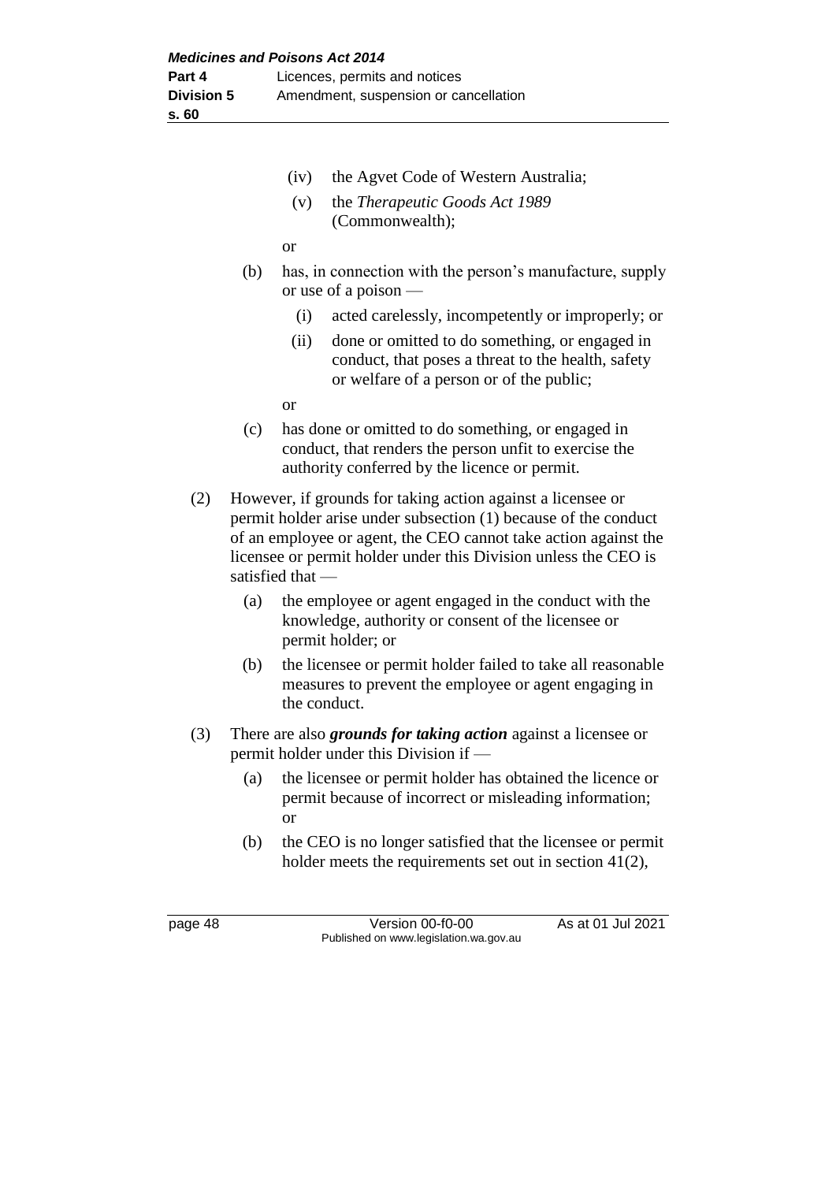(iv) the Agvet Code of Western Australia;

(v) the *Therapeutic Goods Act 1989* (Commonwealth);

or

(b) has, in connection with the person's manufacture, supply or use of a poison —

(i) acted carelessly, incompetently or improperly; or

(ii) done or omitted to do something, or engaged in conduct, that poses a threat to the health, safety or welfare of a person or of the public;

or

(c) has done or omitted to do something, or engaged in conduct, that renders the person unfit to exercise the authority conferred by the licence or permit.

(2) However, if grounds for taking action against a licensee or permit holder arise under subsection (1) because of the conduct of an employee or agent, the CEO cannot take action against the licensee or permit holder under this Division unless the CEO is satisfied that —

(a) the employee or agent engaged in the conduct with the knowledge, authority or consent of the licensee or permit holder; or

(b) the licensee or permit holder failed to take all reasonable measures to prevent the employee or agent engaging in the conduct.

(3) There are also ***grounds for taking action*** against a licensee or permit holder under this Division if —

(a) the licensee or permit holder has obtained the licence or permit because of incorrect or misleading information; or

(b) the CEO is no longer satisfied that the licensee or permit holder meets the requirements set out in section 41(2),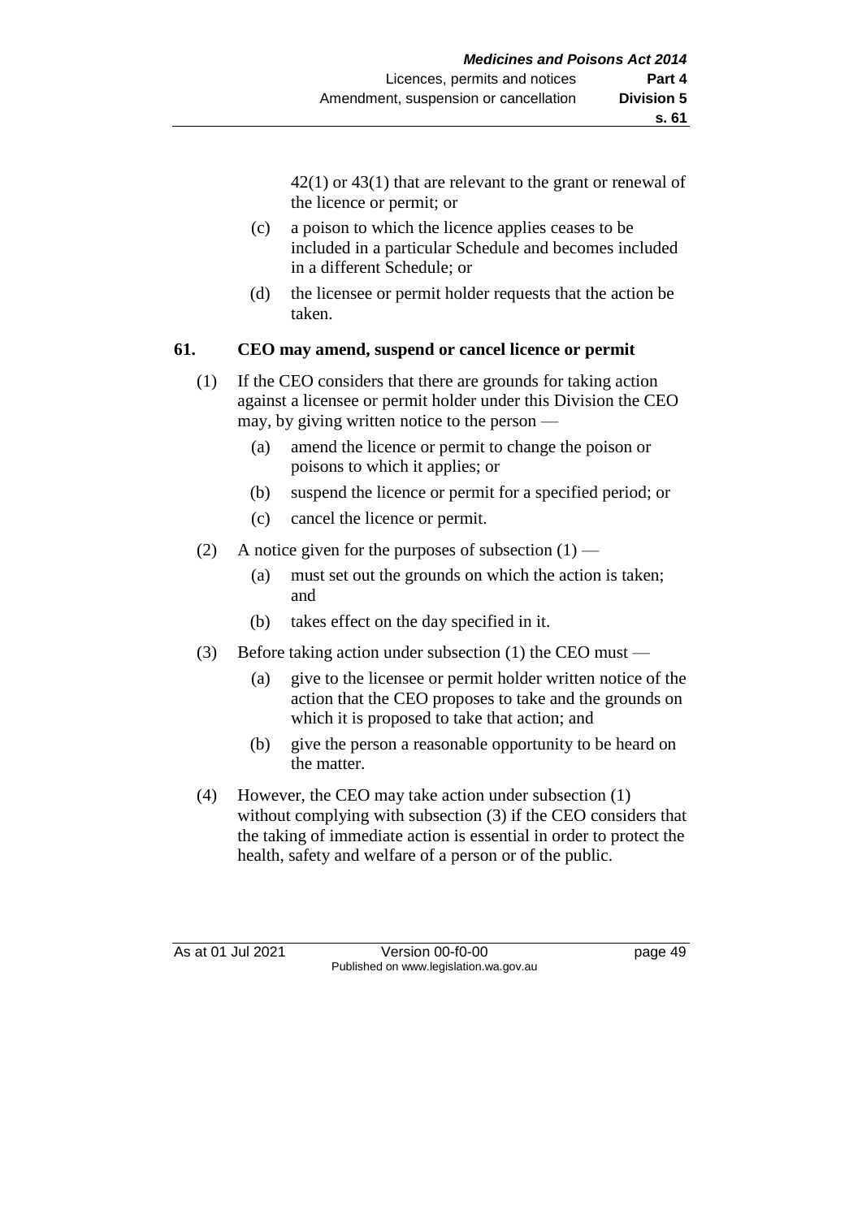42(1) or 43(1) that are relevant to the grant or renewal of the licence or permit; or

(c) a poison to which the licence applies ceases to be included in a particular Schedule and becomes included in a different Schedule; or

(d) the licensee or permit holder requests that the action be taken.

## 61. CEO may amend, suspend or cancel licence or permit

(1) If the CEO considers that there are grounds for taking action against a licensee or permit holder under this Division the CEO may, by giving written notice to the person —

(a) amend the licence or permit to change the poison or poisons to which it applies; or

(b) suspend the licence or permit for a specified period; or

(c) cancel the licence or permit.

(2) A notice given for the purposes of subsection (1) —

(a) must set out the grounds on which the action is taken; and

(b) takes effect on the day specified in it.

(3) Before taking action under subsection (1) the CEO must —

(a) give to the licensee or permit holder written notice of the action that the CEO proposes to take and the grounds on which it is proposed to take that action; and

(b) give the person a reasonable opportunity to be heard on the matter.

(4) However, the CEO may take action under subsection (1) without complying with subsection (3) if the CEO considers that the taking of immediate action is essential in order to protect the health, safety and welfare of a person or of the public.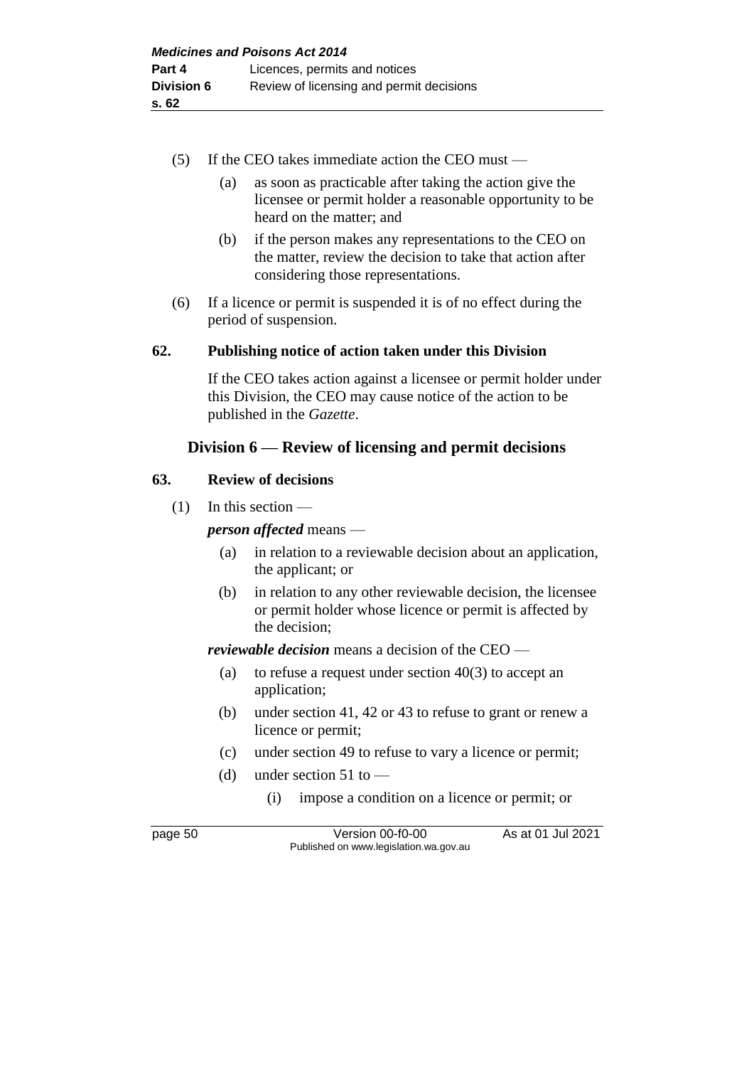(5) If the CEO takes immediate action the CEO must —

(a) as soon as practicable after taking the action give the licensee or permit holder a reasonable opportunity to be heard on the matter; and

(b) if the person makes any representations to the CEO on the matter, review the decision to take that action after considering those representations.

(6) If a licence or permit is suspended it is of no effect during the period of suspension.

### 62. Publishing notice of action taken under this Division

If the CEO takes action against a licensee or permit holder under this Division, the CEO may cause notice of the action to be published in the *Gazette*.

## Division 6 — Review of licensing and permit decisions

### 63. Review of decisions

(1) In this section —

***person affected*** means —

(a) in relation to a reviewable decision about an application, the applicant; or

(b) in relation to any other reviewable decision, the licensee or permit holder whose licence or permit is affected by the decision;

***reviewable decision*** means a decision of the CEO —

(a) to refuse a request under section 40(3) to accept an application;

(b) under section 41, 42 or 43 to refuse to grant or renew a licence or permit;

(c) under section 49 to refuse to vary a licence or permit;

(d) under section 51 to —

(i) impose a condition on a licence or permit; or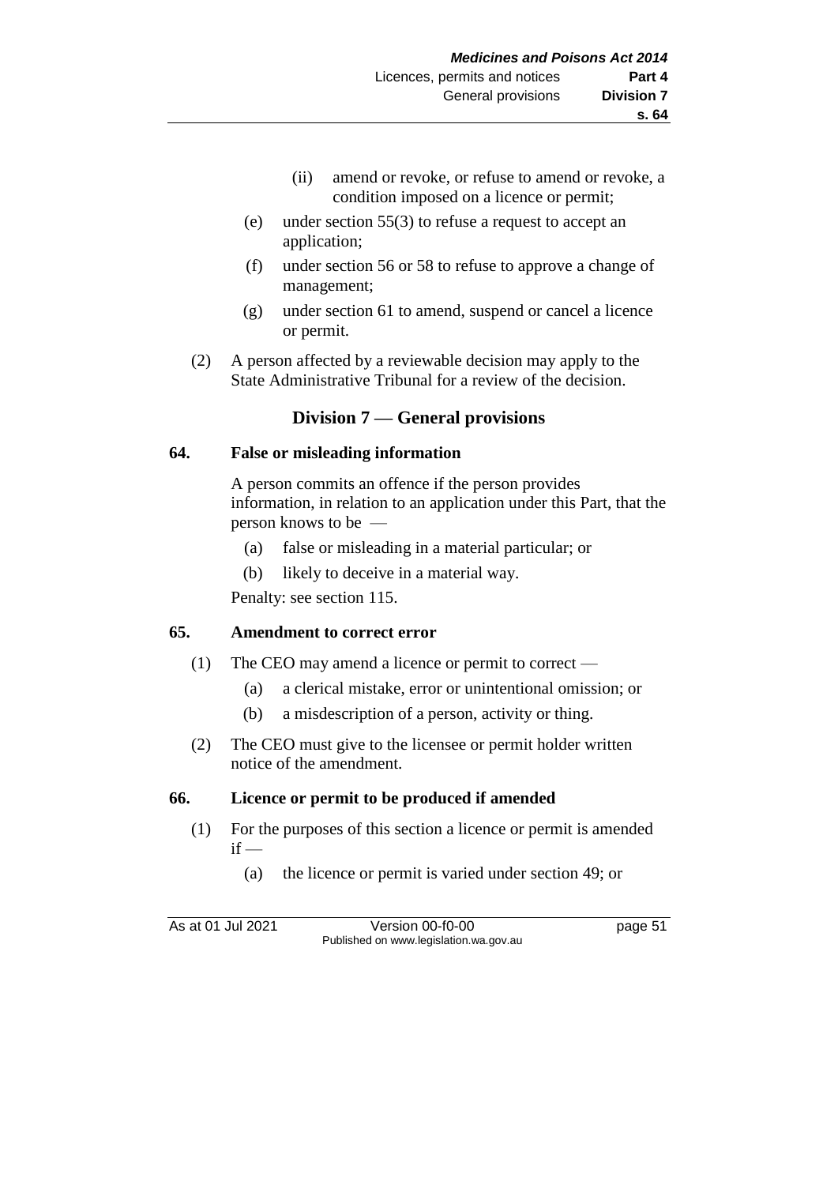(ii) amend or revoke, or refuse to amend or revoke, a condition imposed on a licence or permit;

(e) under section 55(3) to refuse a request to accept an application;

(f) under section 56 or 58 to refuse to approve a change of management;

(g) under section 61 to amend, suspend or cancel a licence or permit.

(2) A person affected by a reviewable decision may apply to the State Administrative Tribunal for a review of the decision.

## Division 7 — General provisions

### 64. False or misleading information

A person commits an offence if the person provides information, in relation to an application under this Part, that the person knows to be —

(a) false or misleading in a material particular; or

(b) likely to deceive in a material way.

Penalty: see section 115.

### 65. Amendment to correct error

(1) The CEO may amend a licence or permit to correct —

(a) a clerical mistake, error or unintentional omission; or

(b) a misdescription of a person, activity or thing.

(2) The CEO must give to the licensee or permit holder written notice of the amendment.

### 66. Licence or permit to be produced if amended

(1) For the purposes of this section a licence or permit is amended if —

(a) the licence or permit is varied under section 49; or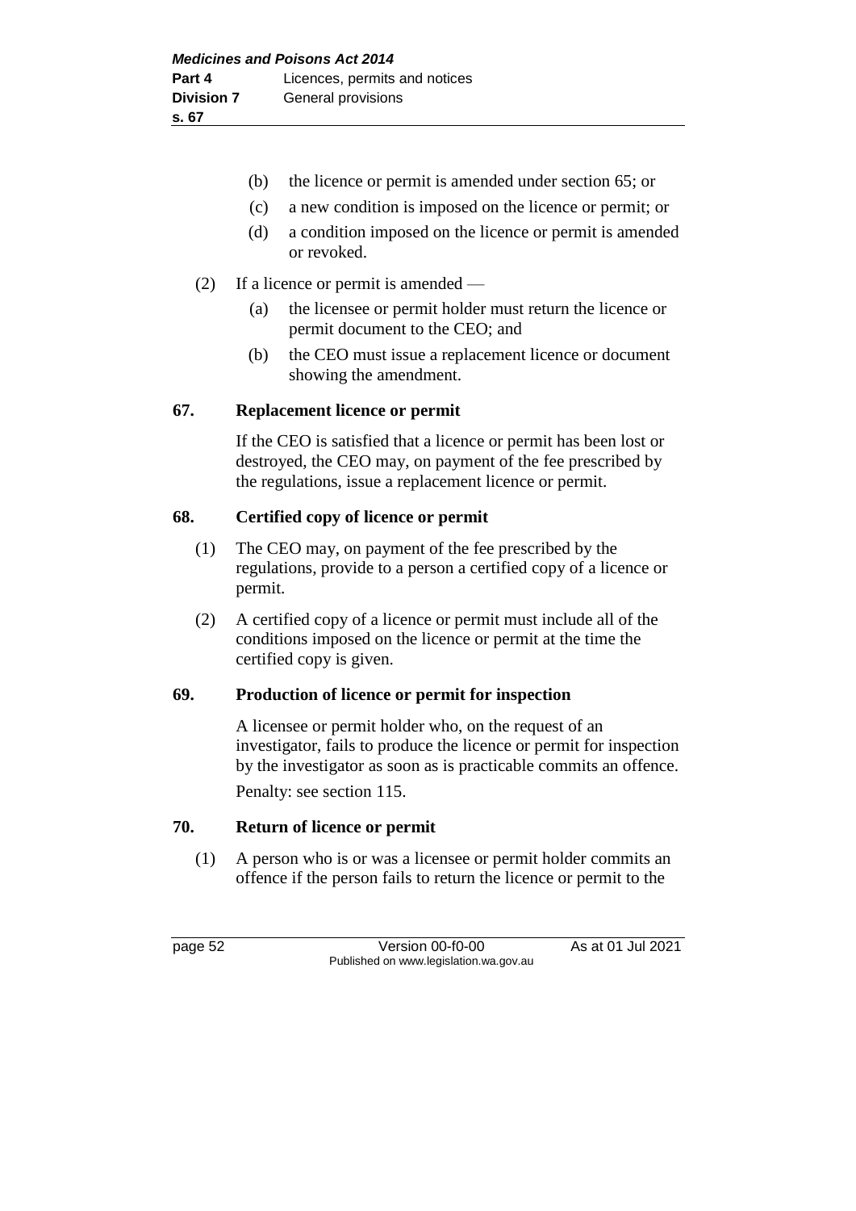(b) the licence or permit is amended under section 65; or

(c) a new condition is imposed on the licence or permit; or

(d) a condition imposed on the licence or permit is amended or revoked.

(2) If a licence or permit is amended —

(a) the licensee or permit holder must return the licence or permit document to the CEO; and

(b) the CEO must issue a replacement licence or document showing the amendment.

## 67. Replacement licence or permit

If the CEO is satisfied that a licence or permit has been lost or destroyed, the CEO may, on payment of the fee prescribed by the regulations, issue a replacement licence or permit.

## 68. Certified copy of licence or permit

(1) The CEO may, on payment of the fee prescribed by the regulations, provide to a person a certified copy of a licence or permit.

(2) A certified copy of a licence or permit must include all of the conditions imposed on the licence or permit at the time the certified copy is given.

## 69. Production of licence or permit for inspection

A licensee or permit holder who, on the request of an investigator, fails to produce the licence or permit for inspection by the investigator as soon as is practicable commits an offence.

Penalty: see section 115.

## 70. Return of licence or permit

(1) A person who is or was a licensee or permit holder commits an offence if the person fails to return the licence or permit to the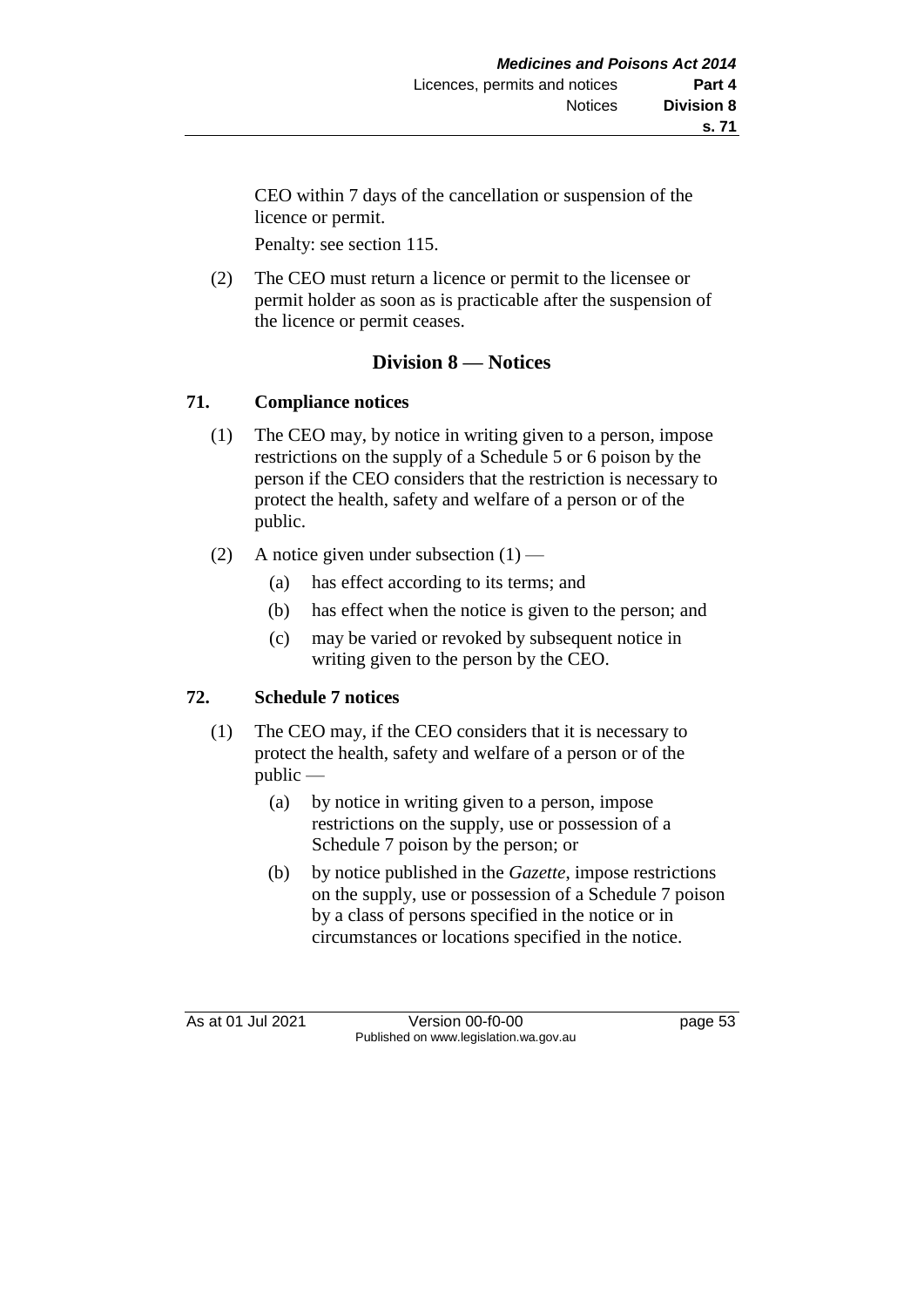CEO within 7 days of the cancellation or suspension of the licence or permit.

Penalty: see section 115.

(2) The CEO must return a licence or permit to the licensee or permit holder as soon as is practicable after the suspension of the licence or permit ceases.

## Division 8 — Notices

### 71. Compliance notices

(1) The CEO may, by notice in writing given to a person, impose restrictions on the supply of a Schedule 5 or 6 poison by the person if the CEO considers that the restriction is necessary to protect the health, safety and welfare of a person or of the public.

(2) A notice given under subsection (1) —

(a) has effect according to its terms; and

(b) has effect when the notice is given to the person; and

(c) may be varied or revoked by subsequent notice in writing given to the person by the CEO.

### 72. Schedule 7 notices

(1) The CEO may, if the CEO considers that it is necessary to protect the health, safety and welfare of a person or of the public —

(a) by notice in writing given to a person, impose restrictions on the supply, use or possession of a Schedule 7 poison by the person; or

(b) by notice published in the *Gazette*, impose restrictions on the supply, use or possession of a Schedule 7 poison by a class of persons specified in the notice or in circumstances or locations specified in the notice.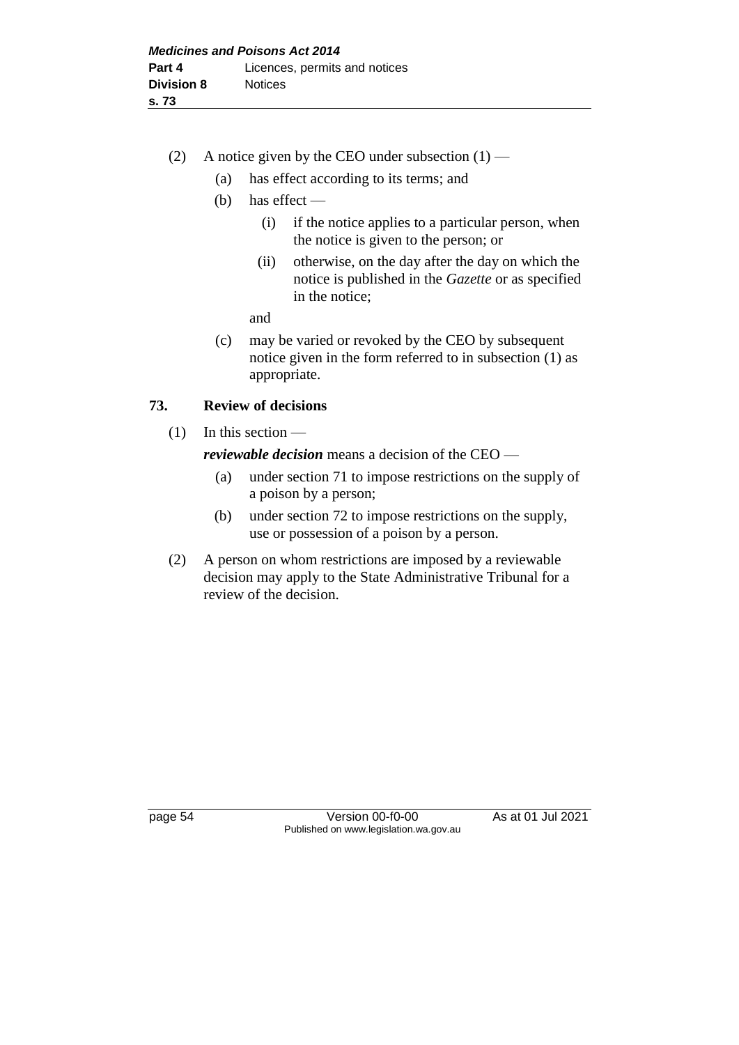(2) A notice given by the CEO under subsection (1) —

(a) has effect according to its terms; and

(b) has effect —

(i) if the notice applies to a particular person, when the notice is given to the person; or

(ii) otherwise, on the day after the day on which the notice is published in the *Gazette* or as specified in the notice;

and

(c) may be varied or revoked by the CEO by subsequent notice given in the form referred to in subsection (1) as appropriate.

## 73. Review of decisions

(1) In this section —

***reviewable decision*** means a decision of the CEO —

(a) under section 71 to impose restrictions on the supply of a poison by a person;

(b) under section 72 to impose restrictions on the supply, use or possession of a poison by a person.

(2) A person on whom restrictions are imposed by a reviewable decision may apply to the State Administrative Tribunal for a review of the decision.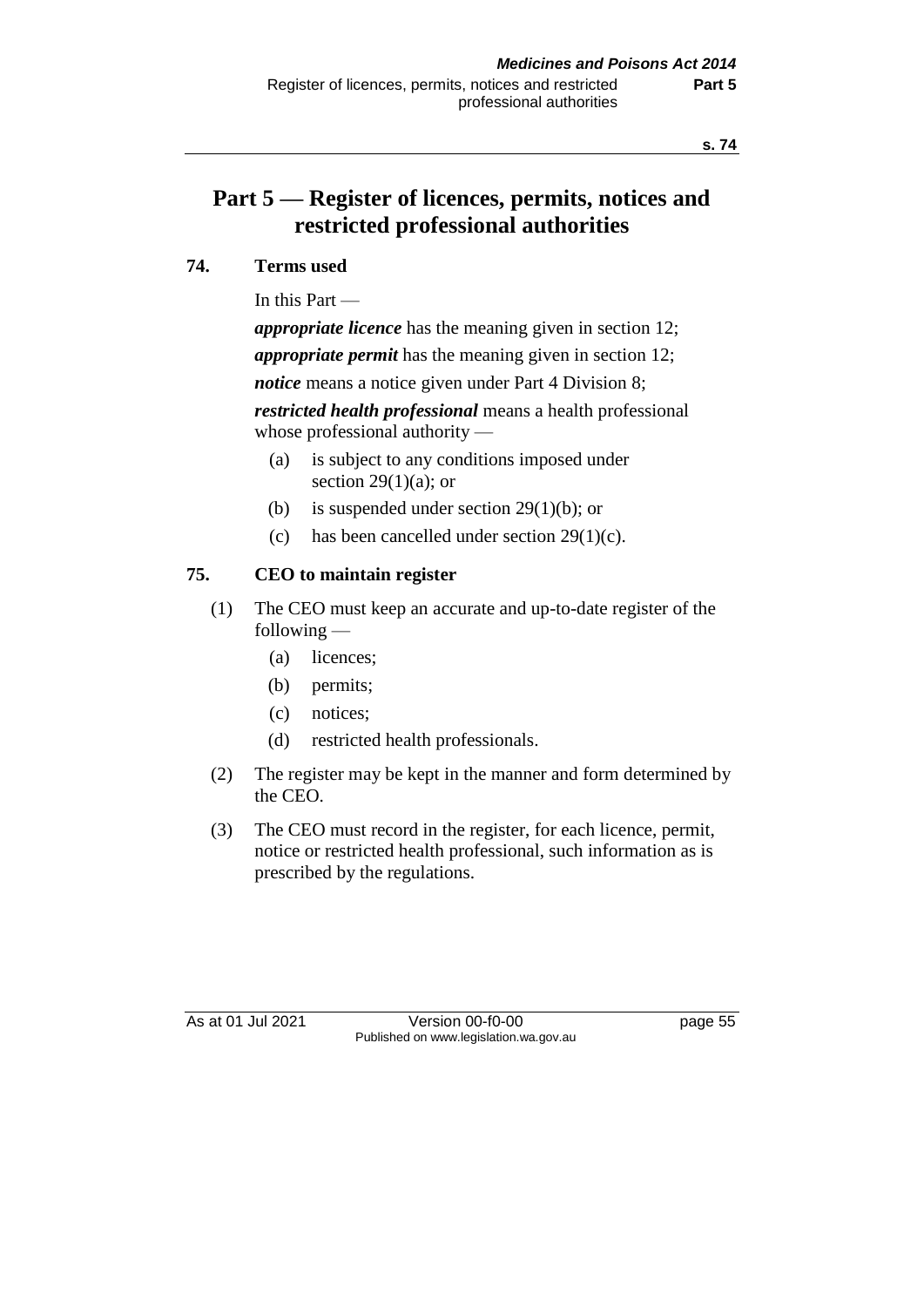# Part 5 — Register of licences, permits, notices and restricted professional authorities

## 74. Terms used

In this Part —

***appropriate licence*** has the meaning given in section 12;

***appropriate permit*** has the meaning given in section 12;

***notice*** means a notice given under Part 4 Division 8;

***restricted health professional*** means a health professional whose professional authority —

(a) is subject to any conditions imposed under section 29(1)(a); or

(b) is suspended under section 29(1)(b); or

(c) has been cancelled under section 29(1)(c).

## 75. CEO to maintain register

(1) The CEO must keep an accurate and up-to-date register of the following —

(a) licences;

(b) permits;

(c) notices;

(d) restricted health professionals.

(2) The register may be kept in the manner and form determined by the CEO.

(3) The CEO must record in the register, for each licence, permit, notice or restricted health professional, such information as is prescribed by the regulations.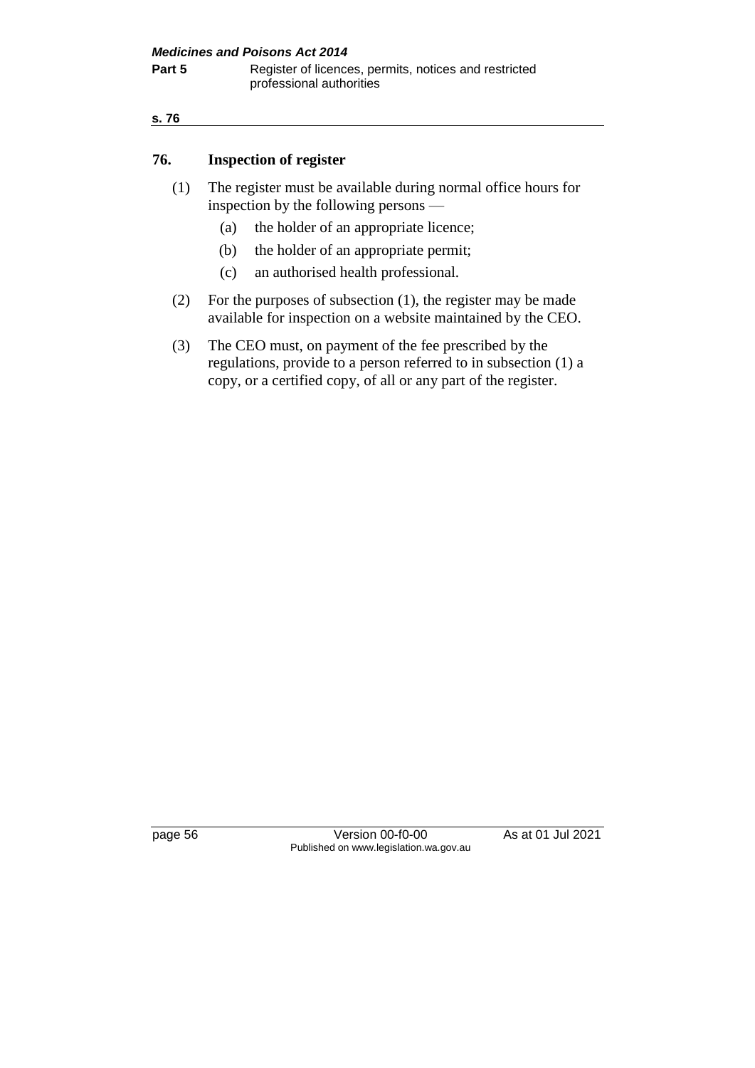## 76. Inspection of register

(1) The register must be available during normal office hours for inspection by the following persons —

- (a) the holder of an appropriate licence;
- (b) the holder of an appropriate permit;
- (c) an authorised health professional.

(2) For the purposes of subsection (1), the register may be made available for inspection on a website maintained by the CEO.

(3) The CEO must, on payment of the fee prescribed by the regulations, provide to a person referred to in subsection (1) a copy, or a certified copy, of all or any part of the register.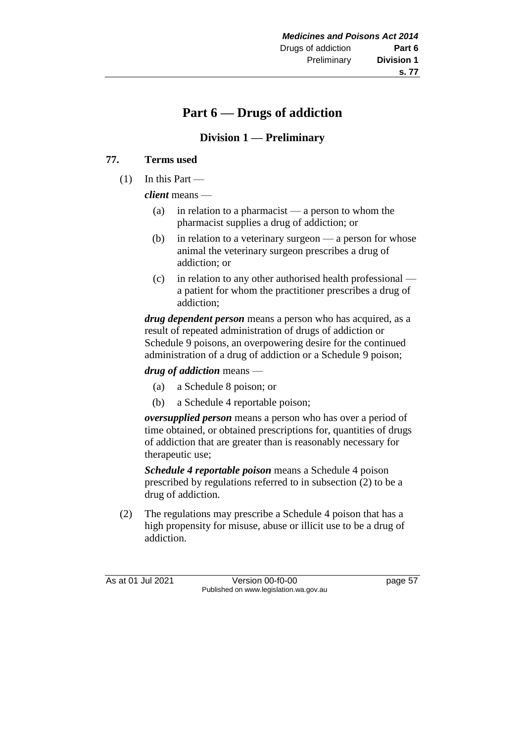# Part 6 — Drugs of addiction

## Division 1 — Preliminary

### 77. Terms used

(1) In this Part —

***client*** means —

- (a) in relation to a pharmacist — a person to whom the pharmacist supplies a drug of addiction; or
- (b) in relation to a veterinary surgeon — a person for whose animal the veterinary surgeon prescribes a drug of addiction; or
- (c) in relation to any other authorised health professional — a patient for whom the practitioner prescribes a drug of addiction;

***drug dependent person*** means a person who has acquired, as a result of repeated administration of drugs of addiction or Schedule 9 poisons, an overpowering desire for the continued administration of a drug of addiction or a Schedule 9 poison;

***drug of addiction*** means —

- (a) a Schedule 8 poison; or
- (b) a Schedule 4 reportable poison;

***oversupplied person*** means a person who has over a period of time obtained, or obtained prescriptions for, quantities of drugs of addiction that are greater than is reasonably necessary for therapeutic use;

***Schedule 4 reportable poison*** means a Schedule 4 poison prescribed by regulations referred to in subsection (2) to be a drug of addiction.

(2) The regulations may prescribe a Schedule 4 poison that has a high propensity for misuse, abuse or illicit use to be a drug of addiction.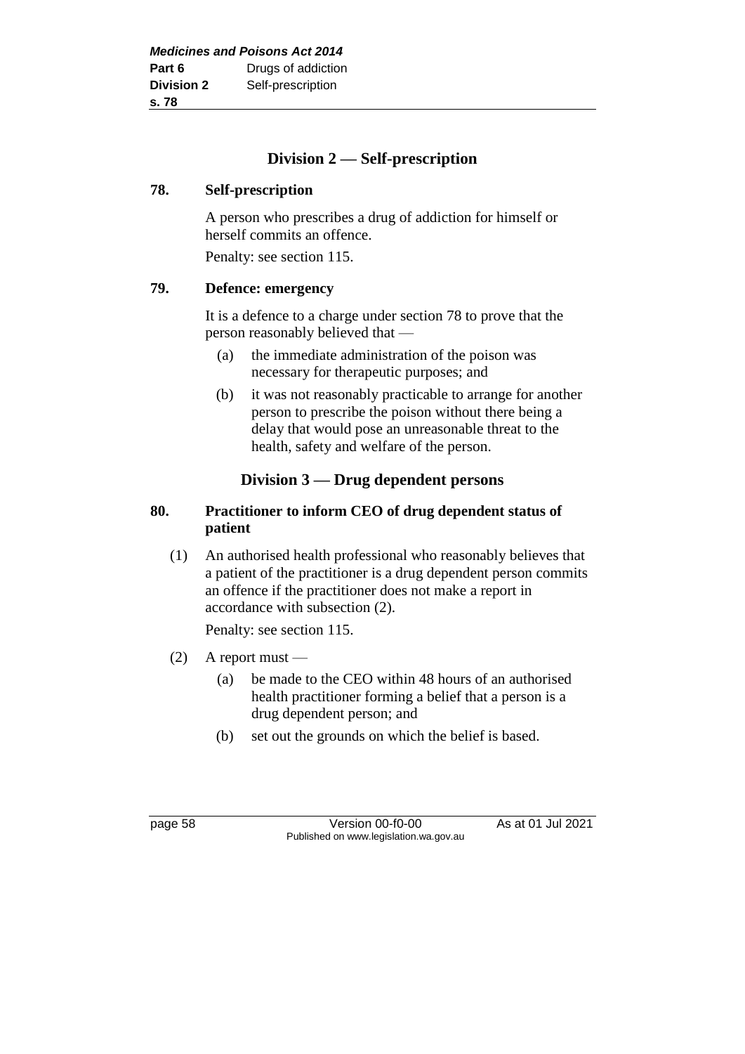## Division 2 — Self-prescription

### 78. Self-prescription

A person who prescribes a drug of addiction for himself or herself commits an offence.

Penalty: see section 115.

### 79. Defence: emergency

It is a defence to a charge under section 78 to prove that the person reasonably believed that —

(a) the immediate administration of the poison was necessary for therapeutic purposes; and

(b) it was not reasonably practicable to arrange for another person to prescribe the poison without there being a delay that would pose an unreasonable threat to the health, safety and welfare of the person.

## Division 3 — Drug dependent persons

### 80. Practitioner to inform CEO of drug dependent status of patient

(1) An authorised health professional who reasonably believes that a patient of the practitioner is a drug dependent person commits an offence if the practitioner does not make a report in accordance with subsection (2).

Penalty: see section 115.

(2) A report must —

(a) be made to the CEO within 48 hours of an authorised health practitioner forming a belief that a person is a drug dependent person; and

(b) set out the grounds on which the belief is based.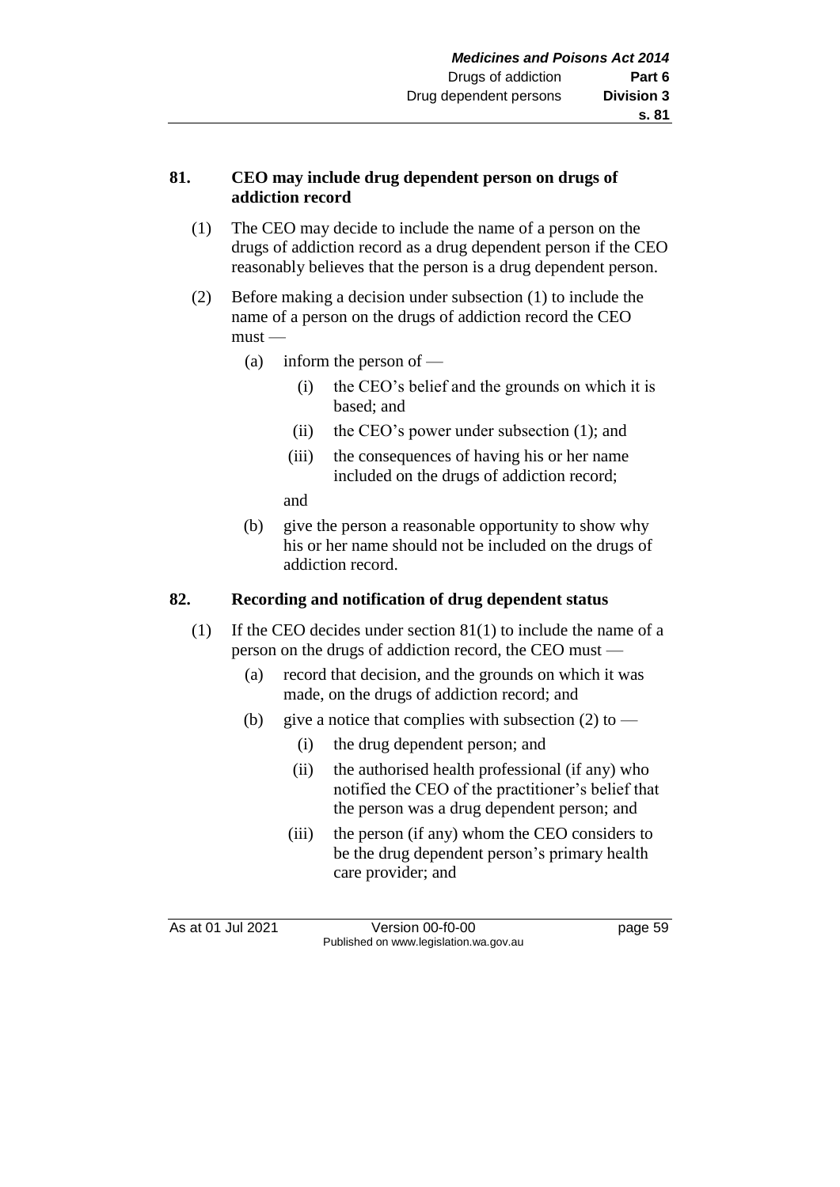## 81. CEO may include drug dependent person on drugs of addiction record

(1) The CEO may decide to include the name of a person on the drugs of addiction record as a drug dependent person if the CEO reasonably believes that the person is a drug dependent person.

(2) Before making a decision under subsection (1) to include the name of a person on the drugs of addiction record the CEO must —

- (a) inform the person of —
  - (i) the CEO's belief and the grounds on which it is based; and
  - (ii) the CEO's power under subsection (1); and
  - (iii) the consequences of having his or her name included on the drugs of addiction record;

  and
- (b) give the person a reasonable opportunity to show why his or her name should not be included on the drugs of addiction record.

## 82. Recording and notification of drug dependent status

(1) If the CEO decides under section 81(1) to include the name of a person on the drugs of addiction record, the CEO must —

- (a) record that decision, and the grounds on which it was made, on the drugs of addiction record; and
- (b) give a notice that complies with subsection (2) to —
  - (i) the drug dependent person; and
  - (ii) the authorised health professional (if any) who notified the CEO of the practitioner's belief that the person was a drug dependent person; and
  - (iii) the person (if any) whom the CEO considers to be the drug dependent person's primary health care provider; and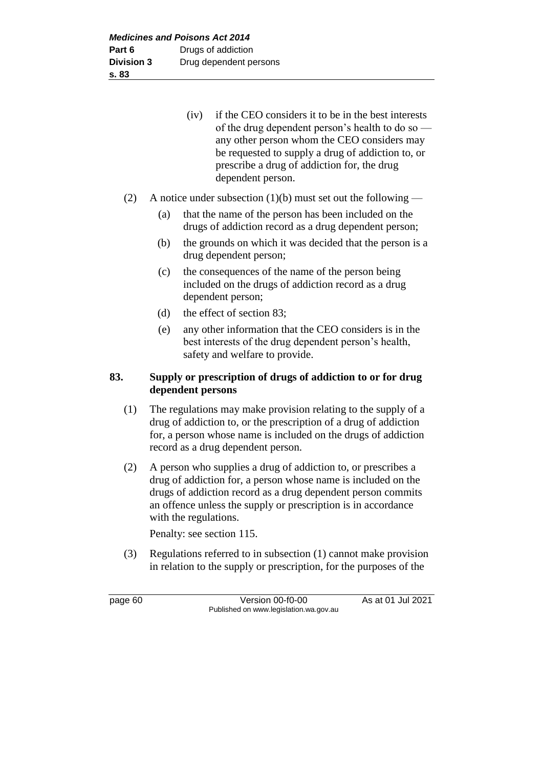(iv) if the CEO considers it to be in the best interests of the drug dependent person's health to do so — any other person whom the CEO considers may be requested to supply a drug of addiction to, or prescribe a drug of addiction for, the drug dependent person.

(2) A notice under subsection (1)(b) must set out the following —

(a) that the name of the person has been included on the drugs of addiction record as a drug dependent person;

(b) the grounds on which it was decided that the person is a drug dependent person;

(c) the consequences of the name of the person being included on the drugs of addiction record as a drug dependent person;

(d) the effect of section 83;

(e) any other information that the CEO considers is in the best interests of the drug dependent person's health, safety and welfare to provide.

### 83. Supply or prescription of drugs of addiction to or for drug dependent persons

(1) The regulations may make provision relating to the supply of a drug of addiction to, or the prescription of a drug of addiction for, a person whose name is included on the drugs of addiction record as a drug dependent person.

(2) A person who supplies a drug of addiction to, or prescribes a drug of addiction for, a person whose name is included on the drugs of addiction record as a drug dependent person commits an offence unless the supply or prescription is in accordance with the regulations.

Penalty: see section 115.

(3) Regulations referred to in subsection (1) cannot make provision in relation to the supply or prescription, for the purposes of the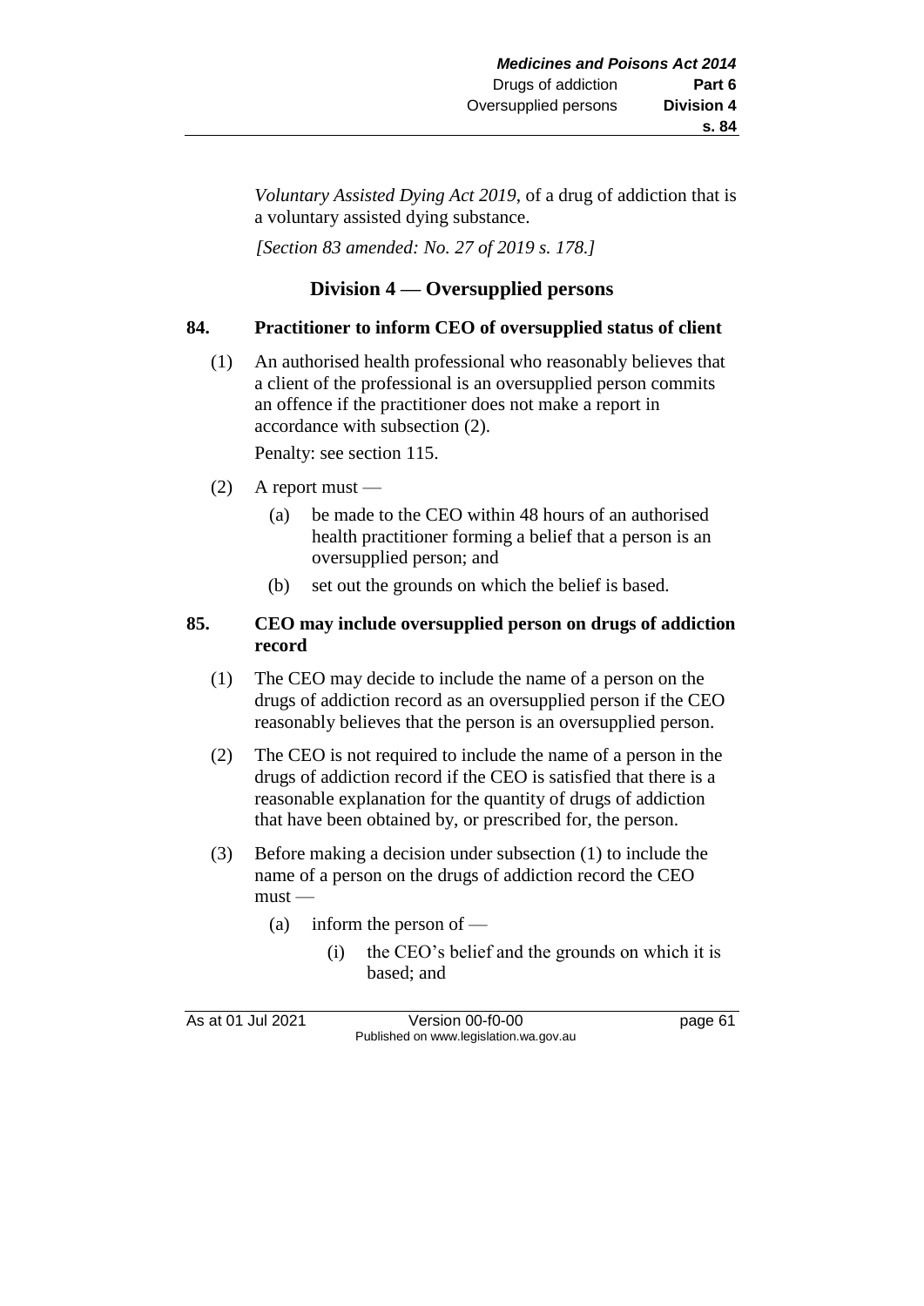*Voluntary Assisted Dying Act 2019*, of a drug of addiction that is a voluntary assisted dying substance.

*[Section 83 amended: No. 27 of 2019 s. 178.]*

## Division 4 — Oversupplied persons

### 84. Practitioner to inform CEO of oversupplied status of client

(1) An authorised health professional who reasonably believes that a client of the professional is an oversupplied person commits an offence if the practitioner does not make a report in accordance with subsection (2).

Penalty: see section 115.

(2) A report must —

(a) be made to the CEO within 48 hours of an authorised health practitioner forming a belief that a person is an oversupplied person; and

(b) set out the grounds on which the belief is based.

### 85. CEO may include oversupplied person on drugs of addiction record

(1) The CEO may decide to include the name of a person on the drugs of addiction record as an oversupplied person if the CEO reasonably believes that the person is an oversupplied person.

(2) The CEO is not required to include the name of a person in the drugs of addiction record if the CEO is satisfied that there is a reasonable explanation for the quantity of drugs of addiction that have been obtained by, or prescribed for, the person.

(3) Before making a decision under subsection (1) to include the name of a person on the drugs of addiction record the CEO must —

(a) inform the person of —

(i) the CEO's belief and the grounds on which it is based; and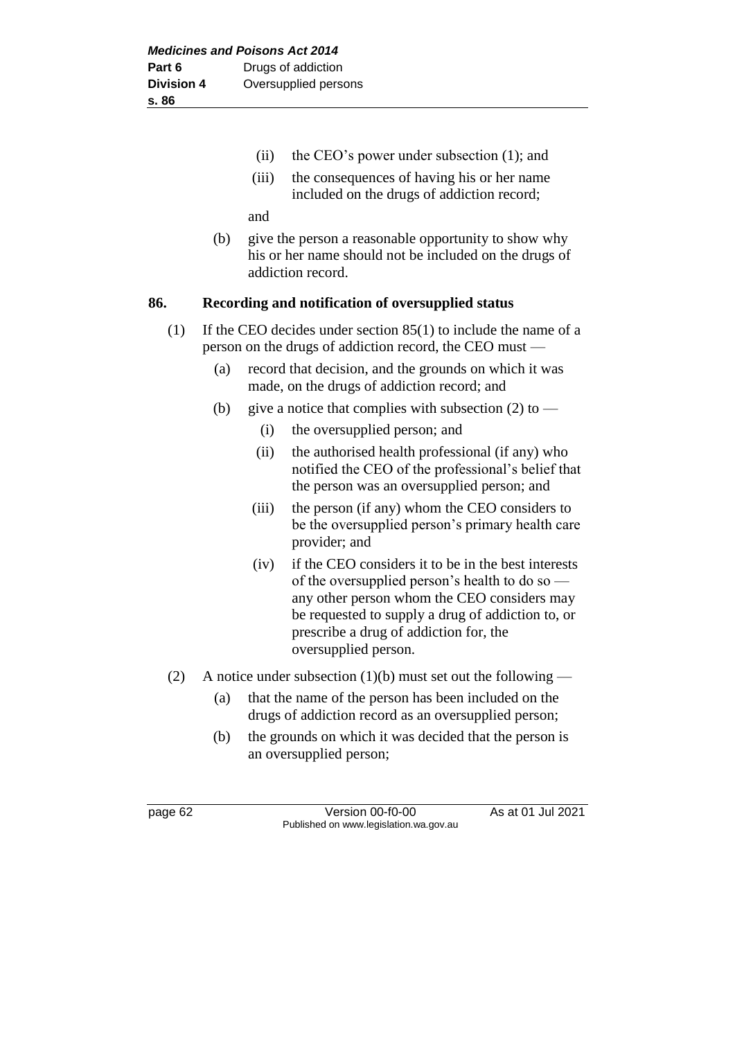(ii) the CEO's power under subsection (1); and

(iii) the consequences of having his or her name included on the drugs of addiction record;

and

(b) give the person a reasonable opportunity to show why his or her name should not be included on the drugs of addiction record.

### 86. Recording and notification of oversupplied status

(1) If the CEO decides under section 85(1) to include the name of a person on the drugs of addiction record, the CEO must —

(a) record that decision, and the grounds on which it was made, on the drugs of addiction record; and

(b) give a notice that complies with subsection (2) to —

(i) the oversupplied person; and

(ii) the authorised health professional (if any) who notified the CEO of the professional's belief that the person was an oversupplied person; and

(iii) the person (if any) whom the CEO considers to be the oversupplied person's primary health care provider; and

(iv) if the CEO considers it to be in the best interests of the oversupplied person's health to do so — any other person whom the CEO considers may be requested to supply a drug of addiction to, or prescribe a drug of addiction for, the oversupplied person.

(2) A notice under subsection (1)(b) must set out the following —

(a) that the name of the person has been included on the drugs of addiction record as an oversupplied person;

(b) the grounds on which it was decided that the person is an oversupplied person;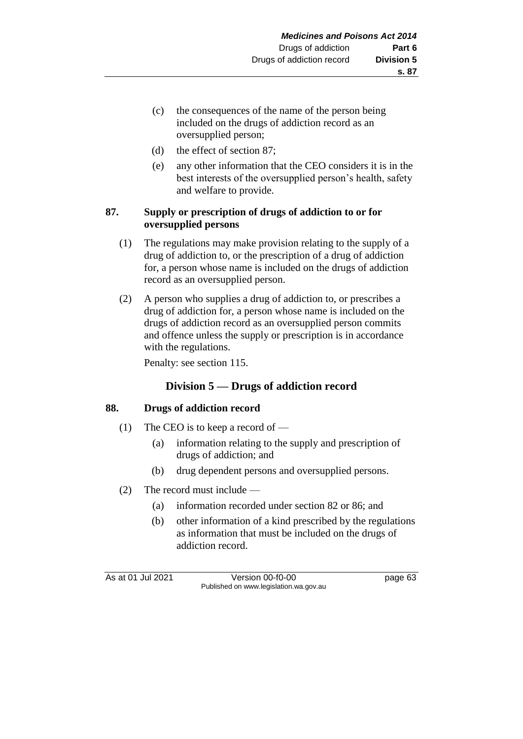(c) the consequences of the name of the person being included on the drugs of addiction record as an oversupplied person;

(d) the effect of section 87;

(e) any other information that the CEO considers it is in the best interests of the oversupplied person's health, safety and welfare to provide.

### 87. Supply or prescription of drugs of addiction to or for oversupplied persons

(1) The regulations may make provision relating to the supply of a drug of addiction to, or the prescription of a drug of addiction for, a person whose name is included on the drugs of addiction record as an oversupplied person.

(2) A person who supplies a drug of addiction to, or prescribes a drug of addiction for, a person whose name is included on the drugs of addiction record as an oversupplied person commits and offence unless the supply or prescription is in accordance with the regulations.

Penalty: see section 115.

## Division 5 — Drugs of addiction record

### 88. Drugs of addiction record

(1) The CEO is to keep a record of —

(a) information relating to the supply and prescription of drugs of addiction; and

(b) drug dependent persons and oversupplied persons.

(2) The record must include —

(a) information recorded under section 82 or 86; and

(b) other information of a kind prescribed by the regulations as information that must be included on the drugs of addiction record.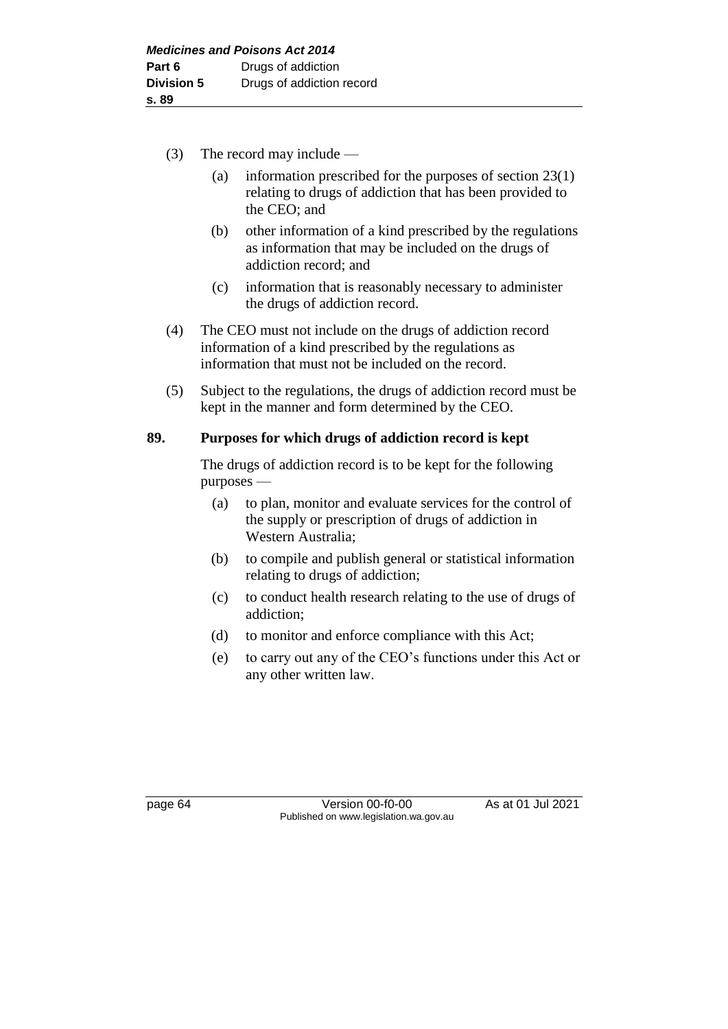(3) The record may include —

  (a) information prescribed for the purposes of section 23(1) relating to drugs of addiction that has been provided to the CEO; and

  (b) other information of a kind prescribed by the regulations as information that may be included on the drugs of addiction record; and

  (c) information that is reasonably necessary to administer the drugs of addiction record.

(4) The CEO must not include on the drugs of addiction record information of a kind prescribed by the regulations as information that must not be included on the record.

(5) Subject to the regulations, the drugs of addiction record must be kept in the manner and form determined by the CEO.

**89. Purposes for which drugs of addiction record is kept**

The drugs of addiction record is to be kept for the following purposes —

  (a) to plan, monitor and evaluate services for the control of the supply or prescription of drugs of addiction in Western Australia;

  (b) to compile and publish general or statistical information relating to drugs of addiction;

  (c) to conduct health research relating to the use of drugs of addiction;

  (d) to monitor and enforce compliance with this Act;

  (e) to carry out any of the CEO's functions under this Act or any other written law.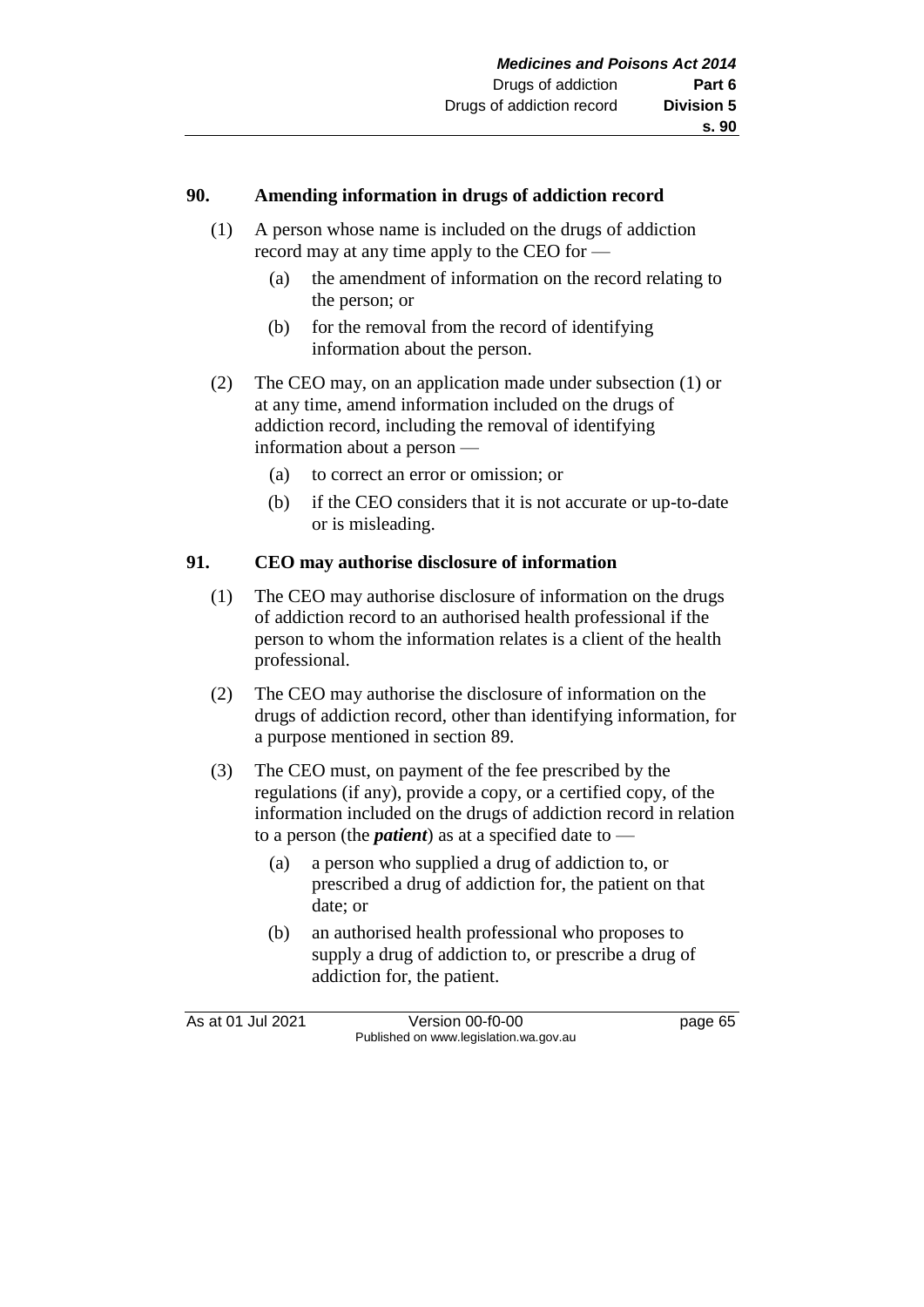## 90. Amending information in drugs of addiction record

(1) A person whose name is included on the drugs of addiction record may at any time apply to the CEO for —

(a) the amendment of information on the record relating to the person; or

(b) for the removal from the record of identifying information about the person.

(2) The CEO may, on an application made under subsection (1) or at any time, amend information included on the drugs of addiction record, including the removal of identifying information about a person —

(a) to correct an error or omission; or

(b) if the CEO considers that it is not accurate or up-to-date or is misleading.

## 91. CEO may authorise disclosure of information

(1) The CEO may authorise disclosure of information on the drugs of addiction record to an authorised health professional if the person to whom the information relates is a client of the health professional.

(2) The CEO may authorise the disclosure of information on the drugs of addiction record, other than identifying information, for a purpose mentioned in section 89.

(3) The CEO must, on payment of the fee prescribed by the regulations (if any), provide a copy, or a certified copy, of the information included on the drugs of addiction record in relation to a person (the ***patient***) as at a specified date to —

(a) a person who supplied a drug of addiction to, or prescribed a drug of addiction for, the patient on that date; or

(b) an authorised health professional who proposes to supply a drug of addiction to, or prescribe a drug of addiction for, the patient.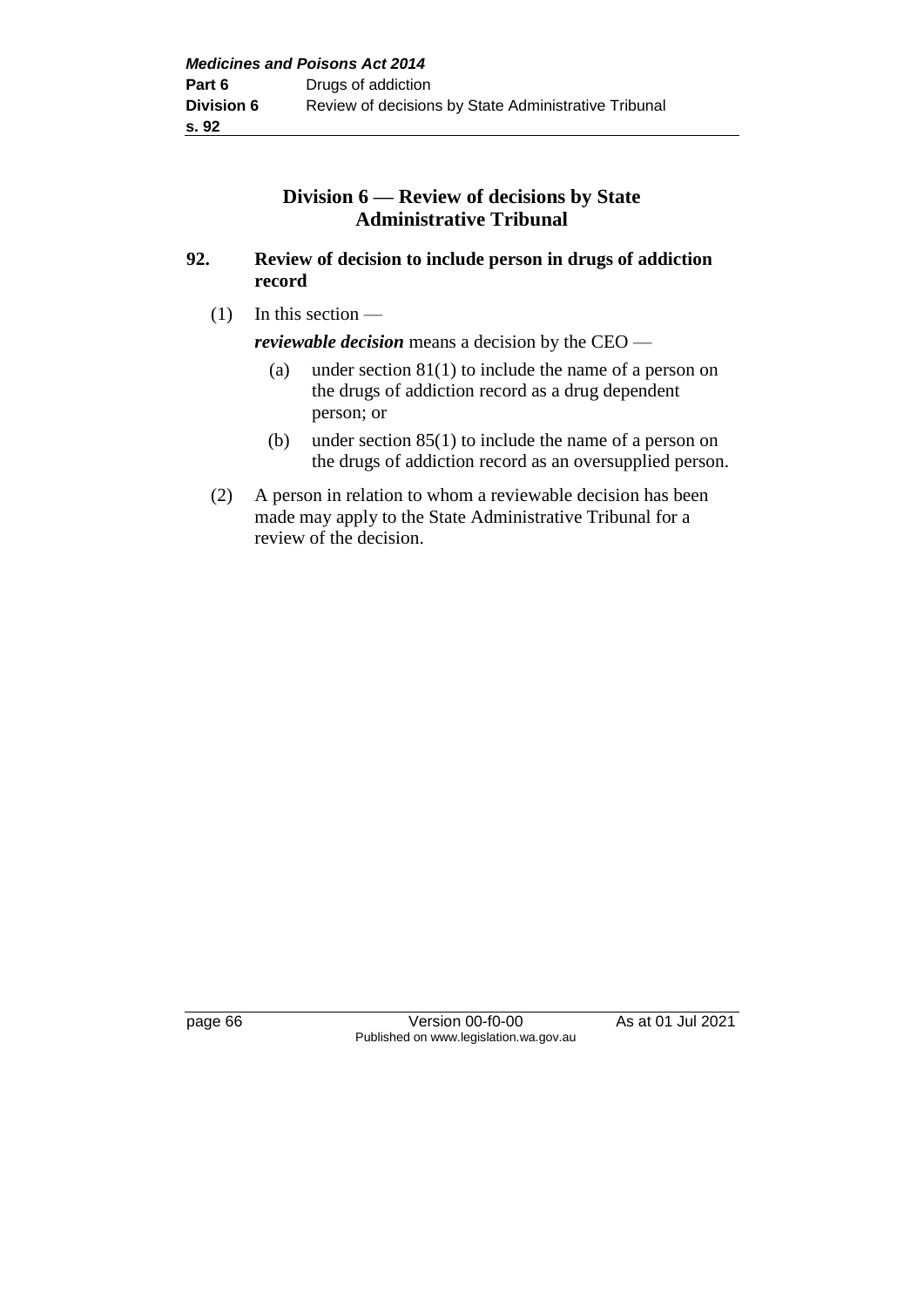## Division 6 — Review of decisions by State Administrative Tribunal

### 92. Review of decision to include person in drugs of addiction record

(1) In this section —

***reviewable decision*** means a decision by the CEO —

(a) under section 81(1) to include the name of a person on the drugs of addiction record as a drug dependent person; or

(b) under section 85(1) to include the name of a person on the drugs of addiction record as an oversupplied person.

(2) A person in relation to whom a reviewable decision has been made may apply to the State Administrative Tribunal for a review of the decision.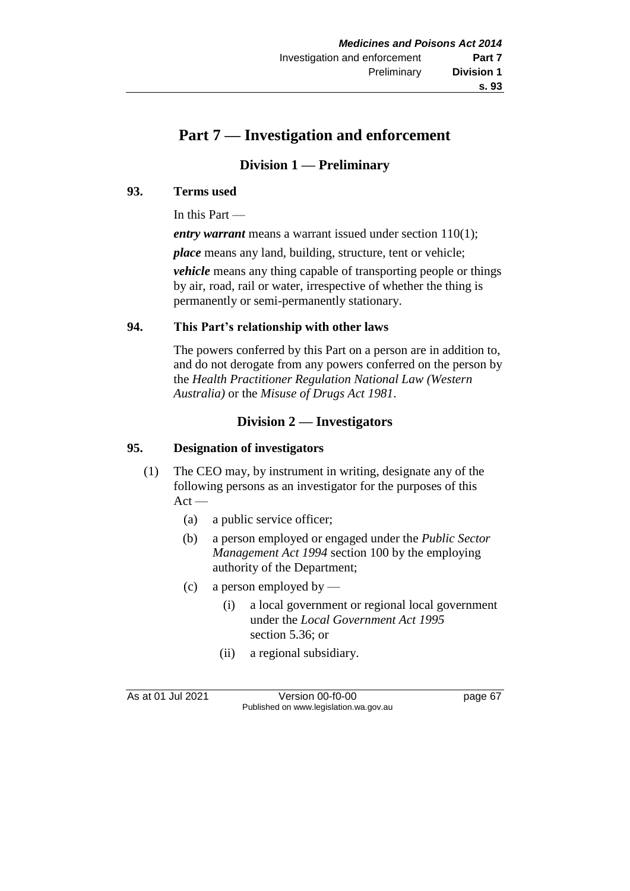# Part 7 — Investigation and enforcement

## Division 1 — Preliminary

### 93. Terms used

In this Part —

***entry warrant*** means a warrant issued under section 110(1);

***place*** means any land, building, structure, tent or vehicle;

***vehicle*** means any thing capable of transporting people or things by air, road, rail or water, irrespective of whether the thing is permanently or semi-permanently stationary.

### 94. This Part's relationship with other laws

The powers conferred by this Part on a person are in addition to, and do not derogate from any powers conferred on the person by the *Health Practitioner Regulation National Law (Western Australia)* or the *Misuse of Drugs Act 1981*.

## Division 2 — Investigators

### 95. Designation of investigators

(1) The CEO may, by instrument in writing, designate any of the following persons as an investigator for the purposes of this Act —

- (a) a public service officer;
- (b) a person employed or engaged under the *Public Sector Management Act 1994* section 100 by the employing authority of the Department;
- (c) a person employed by —
  - (i) a local government or regional local government under the *Local Government Act 1995* section 5.36; or
  - (ii) a regional subsidiary.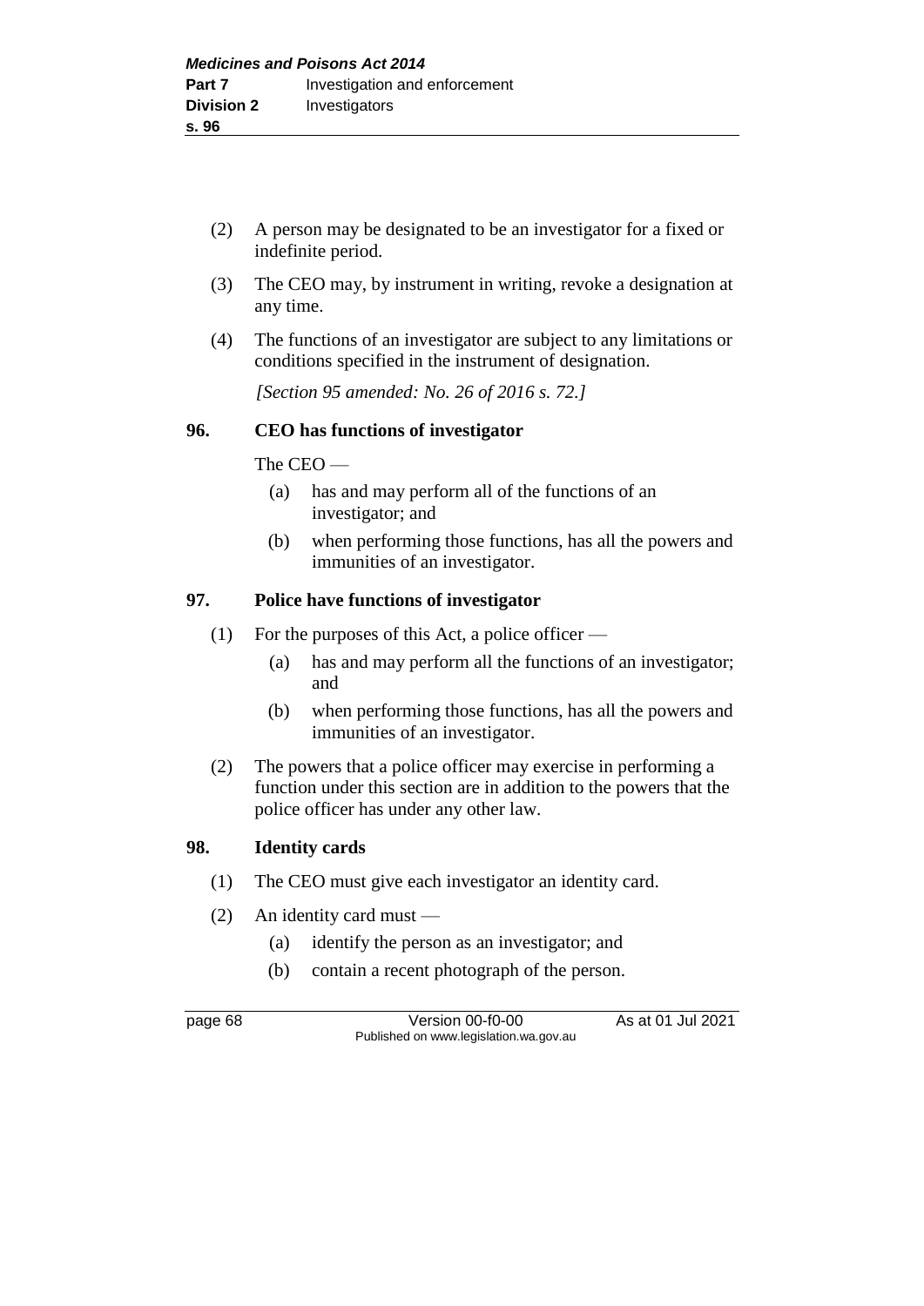(2) A person may be designated to be an investigator for a fixed or indefinite period.

(3) The CEO may, by instrument in writing, revoke a designation at any time.

(4) The functions of an investigator are subject to any limitations or conditions specified in the instrument of designation.

*[Section 95 amended: No. 26 of 2016 s. 72.]*

### 96. CEO has functions of investigator

The CEO —

(a) has and may perform all of the functions of an investigator; and

(b) when performing those functions, has all the powers and immunities of an investigator.

### 97. Police have functions of investigator

(1) For the purposes of this Act, a police officer —

(a) has and may perform all the functions of an investigator; and

(b) when performing those functions, has all the powers and immunities of an investigator.

(2) The powers that a police officer may exercise in performing a function under this section are in addition to the powers that the police officer has under any other law.

### 98. Identity cards

(1) The CEO must give each investigator an identity card.

(2) An identity card must —

(a) identify the person as an investigator; and

(b) contain a recent photograph of the person.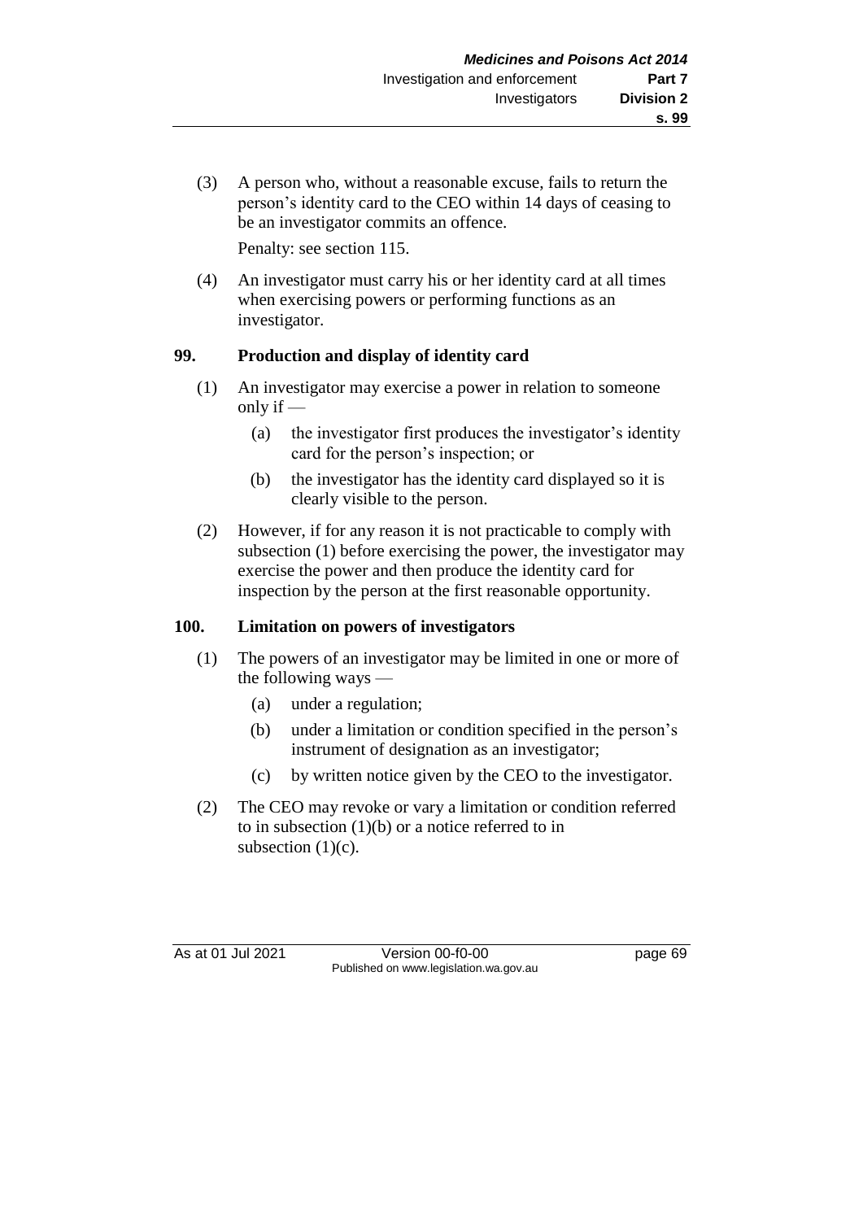(3) A person who, without a reasonable excuse, fails to return the person's identity card to the CEO within 14 days of ceasing to be an investigator commits an offence.

Penalty: see section 115.

(4) An investigator must carry his or her identity card at all times when exercising powers or performing functions as an investigator.

## 99. Production and display of identity card

(1) An investigator may exercise a power in relation to someone only if —

- (a) the investigator first produces the investigator's identity card for the person's inspection; or
- (b) the investigator has the identity card displayed so it is clearly visible to the person.

(2) However, if for any reason it is not practicable to comply with subsection (1) before exercising the power, the investigator may exercise the power and then produce the identity card for inspection by the person at the first reasonable opportunity.

## 100. Limitation on powers of investigators

(1) The powers of an investigator may be limited in one or more of the following ways —

- (a) under a regulation;
- (b) under a limitation or condition specified in the person's instrument of designation as an investigator;
- (c) by written notice given by the CEO to the investigator.

(2) The CEO may revoke or vary a limitation or condition referred to in subsection (1)(b) or a notice referred to in subsection (1)(c).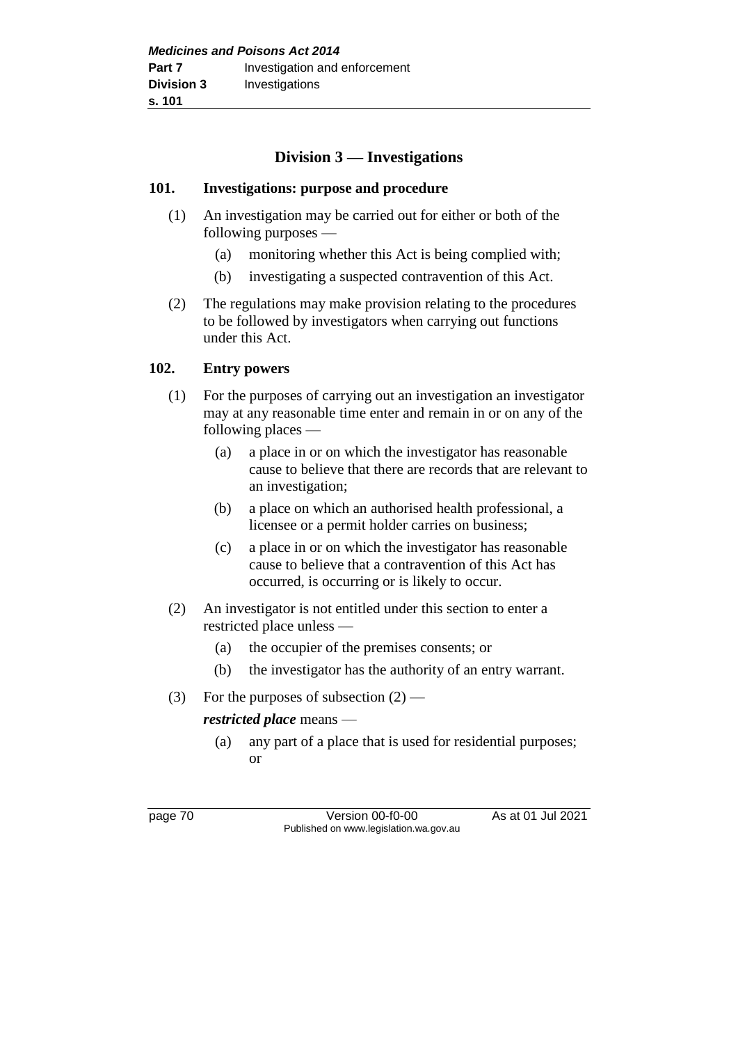## Division 3 — Investigations

### 101. Investigations: purpose and procedure

(1) An investigation may be carried out for either or both of the following purposes —

(a) monitoring whether this Act is being complied with;

(b) investigating a suspected contravention of this Act.

(2) The regulations may make provision relating to the procedures to be followed by investigators when carrying out functions under this Act.

### 102. Entry powers

(1) For the purposes of carrying out an investigation an investigator may at any reasonable time enter and remain in or on any of the following places —

(a) a place in or on which the investigator has reasonable cause to believe that there are records that are relevant to an investigation;

(b) a place on which an authorised health professional, a licensee or a permit holder carries on business;

(c) a place in or on which the investigator has reasonable cause to believe that a contravention of this Act has occurred, is occurring or is likely to occur.

(2) An investigator is not entitled under this section to enter a restricted place unless —

(a) the occupier of the premises consents; or

(b) the investigator has the authority of an entry warrant.

(3) For the purposes of subsection (2) —

***restricted place*** means —

(a) any part of a place that is used for residential purposes; or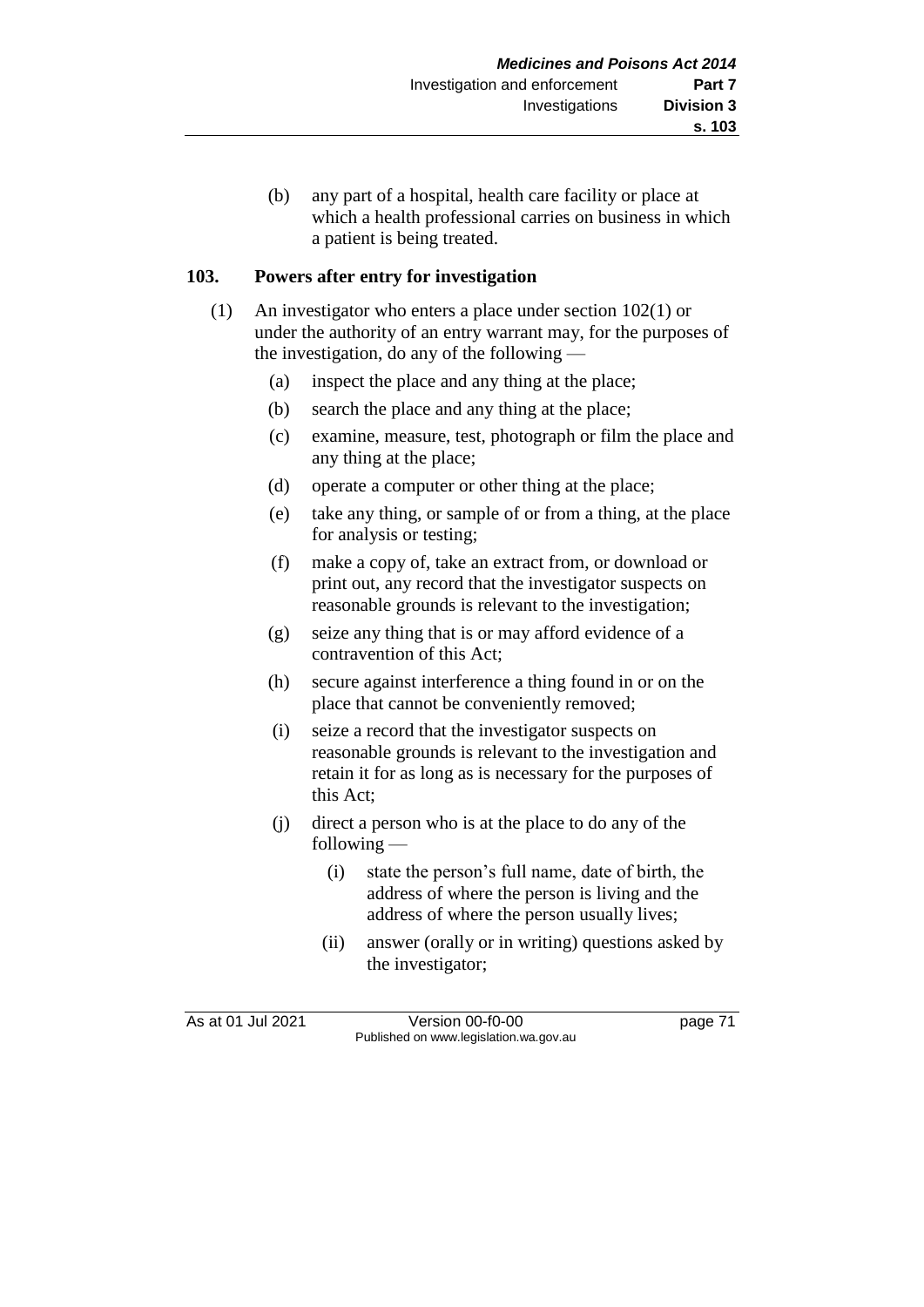(b) any part of a hospital, health care facility or place at which a health professional carries on business in which a patient is being treated.

### 103. Powers after entry for investigation

(1) An investigator who enters a place under section 102(1) or under the authority of an entry warrant may, for the purposes of the investigation, do any of the following —

(a) inspect the place and any thing at the place;

(b) search the place and any thing at the place;

(c) examine, measure, test, photograph or film the place and any thing at the place;

(d) operate a computer or other thing at the place;

(e) take any thing, or sample of or from a thing, at the place for analysis or testing;

(f) make a copy of, take an extract from, or download or print out, any record that the investigator suspects on reasonable grounds is relevant to the investigation;

(g) seize any thing that is or may afford evidence of a contravention of this Act;

(h) secure against interference a thing found in or on the place that cannot be conveniently removed;

(i) seize a record that the investigator suspects on reasonable grounds is relevant to the investigation and retain it for as long as is necessary for the purposes of this Act;

(j) direct a person who is at the place to do any of the following —

(i) state the person's full name, date of birth, the address of where the person is living and the address of where the person usually lives;

(ii) answer (orally or in writing) questions asked by the investigator;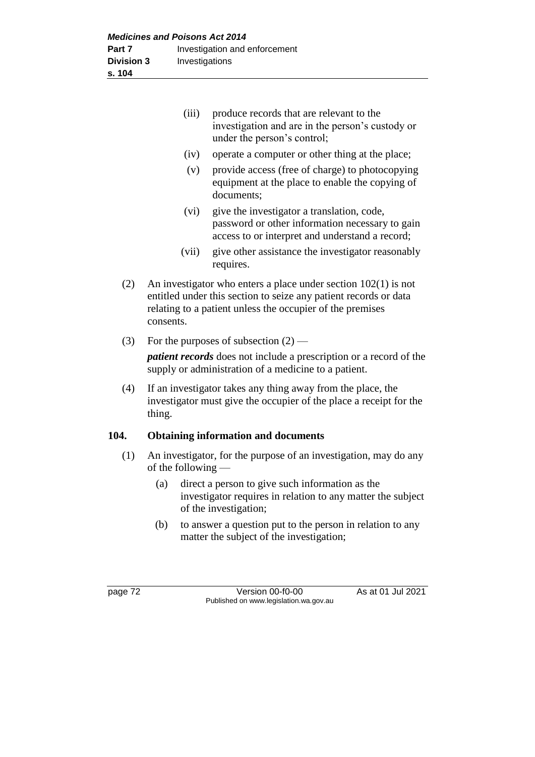(iii) produce records that are relevant to the investigation and are in the person's custody or under the person's control;

(iv) operate a computer or other thing at the place;

(v) provide access (free of charge) to photocopying equipment at the place to enable the copying of documents;

(vi) give the investigator a translation, code, password or other information necessary to gain access to or interpret and understand a record;

(vii) give other assistance the investigator reasonably requires.

(2) An investigator who enters a place under section 102(1) is not entitled under this section to seize any patient records or data relating to a patient unless the occupier of the premises consents.

(3) For the purposes of subsection (2) —

***patient records*** does not include a prescription or a record of the supply or administration of a medicine to a patient.

(4) If an investigator takes any thing away from the place, the investigator must give the occupier of the place a receipt for the thing.

### 104. Obtaining information and documents

(1) An investigator, for the purpose of an investigation, may do any of the following —

(a) direct a person to give such information as the investigator requires in relation to any matter the subject of the investigation;

(b) to answer a question put to the person in relation to any matter the subject of the investigation;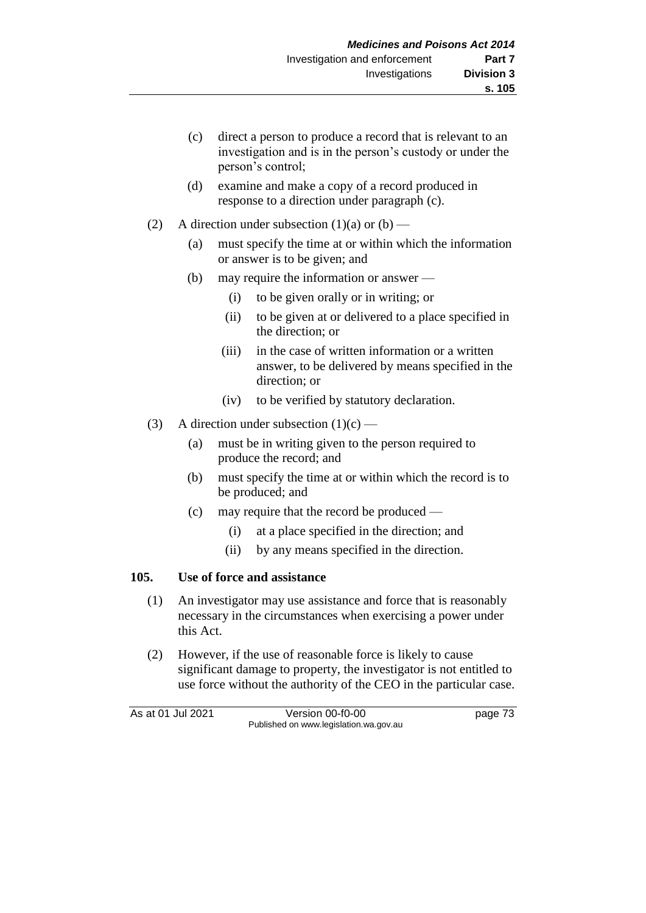(c) direct a person to produce a record that is relevant to an investigation and is in the person's custody or under the person's control;

(d) examine and make a copy of a record produced in response to a direction under paragraph (c).

(2) A direction under subsection (1)(a) or (b) —

(a) must specify the time at or within which the information or answer is to be given; and

(b) may require the information or answer —

(i) to be given orally or in writing; or

(ii) to be given at or delivered to a place specified in the direction; or

(iii) in the case of written information or a written answer, to be delivered by means specified in the direction; or

(iv) to be verified by statutory declaration.

(3) A direction under subsection (1)(c) —

(a) must be in writing given to the person required to produce the record; and

(b) must specify the time at or within which the record is to be produced; and

(c) may require that the record be produced —

(i) at a place specified in the direction; and

(ii) by any means specified in the direction.

**105. Use of force and assistance**

(1) An investigator may use assistance and force that is reasonably necessary in the circumstances when exercising a power under this Act.

(2) However, if the use of reasonable force is likely to cause significant damage to property, the investigator is not entitled to use force without the authority of the CEO in the particular case.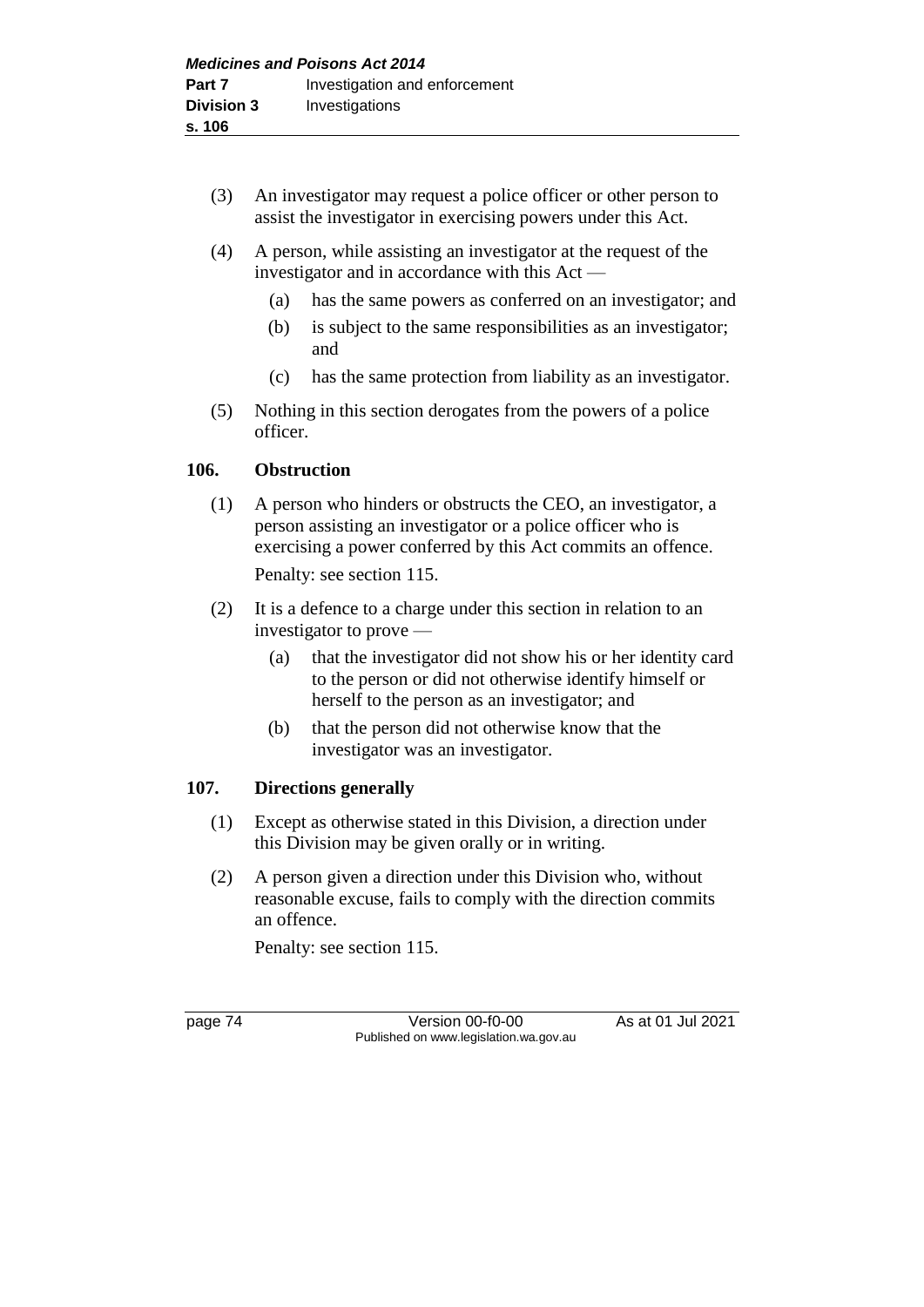(3) An investigator may request a police officer or other person to assist the investigator in exercising powers under this Act.

(4) A person, while assisting an investigator at the request of the investigator and in accordance with this Act —

(a) has the same powers as conferred on an investigator; and

(b) is subject to the same responsibilities as an investigator; and

(c) has the same protection from liability as an investigator.

(5) Nothing in this section derogates from the powers of a police officer.

## 106. Obstruction

(1) A person who hinders or obstructs the CEO, an investigator, a person assisting an investigator or a police officer who is exercising a power conferred by this Act commits an offence.

Penalty: see section 115.

(2) It is a defence to a charge under this section in relation to an investigator to prove —

(a) that the investigator did not show his or her identity card to the person or did not otherwise identify himself or herself to the person as an investigator; and

(b) that the person did not otherwise know that the investigator was an investigator.

## 107. Directions generally

(1) Except as otherwise stated in this Division, a direction under this Division may be given orally or in writing.

(2) A person given a direction under this Division who, without reasonable excuse, fails to comply with the direction commits an offence.

Penalty: see section 115.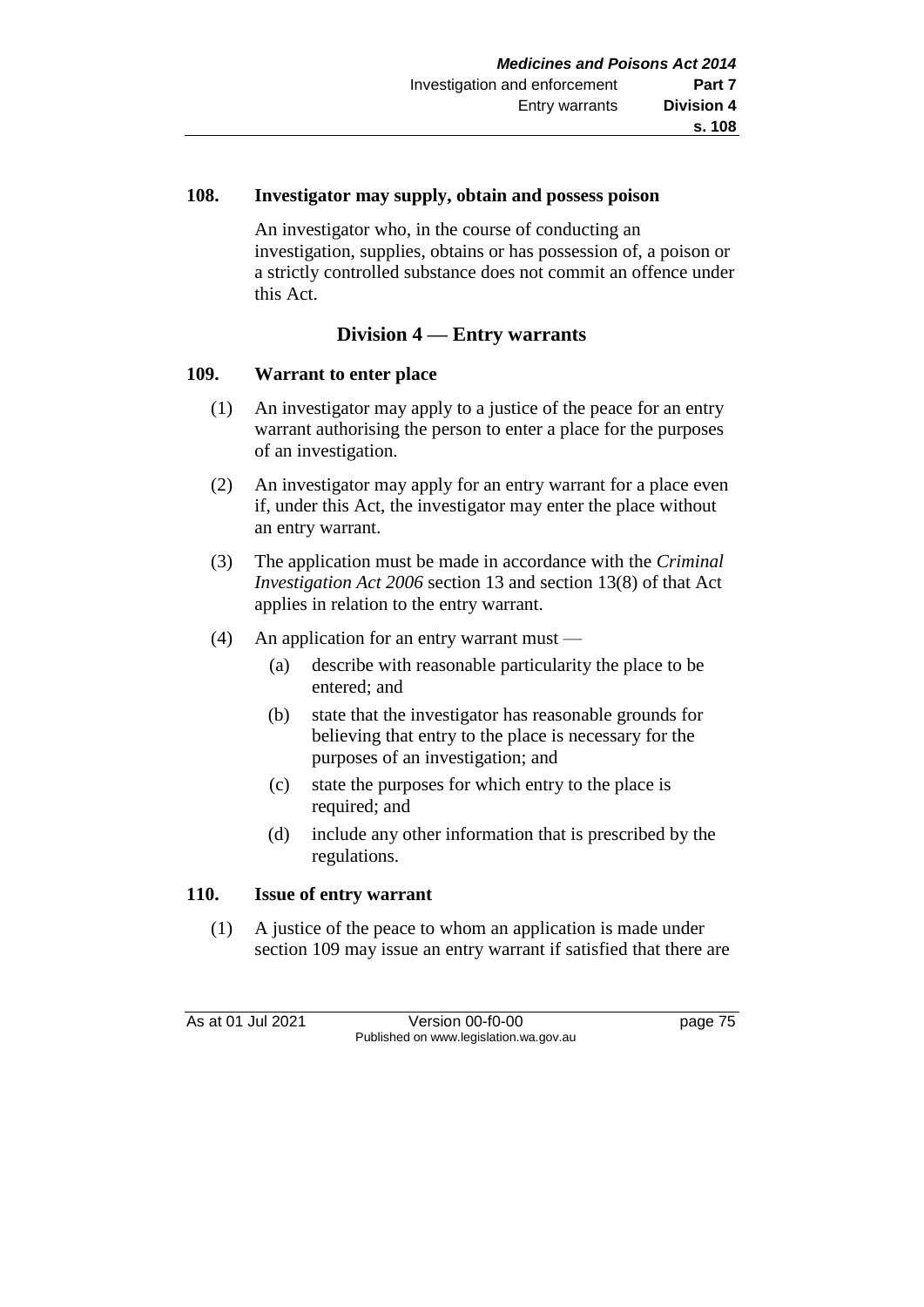**108. Investigator may supply, obtain and possess poison**

An investigator who, in the course of conducting an investigation, supplies, obtains or has possession of, a poison or a strictly controlled substance does not commit an offence under this Act.

## Division 4 — Entry warrants

**109. Warrant to enter place**

(1) An investigator may apply to a justice of the peace for an entry warrant authorising the person to enter a place for the purposes of an investigation.

(2) An investigator may apply for an entry warrant for a place even if, under this Act, the investigator may enter the place without an entry warrant.

(3) The application must be made in accordance with the *Criminal Investigation Act 2006* section 13 and section 13(8) of that Act applies in relation to the entry warrant.

(4) An application for an entry warrant must —

(a) describe with reasonable particularity the place to be entered; and

(b) state that the investigator has reasonable grounds for believing that entry to the place is necessary for the purposes of an investigation; and

(c) state the purposes for which entry to the place is required; and

(d) include any other information that is prescribed by the regulations.

**110. Issue of entry warrant**

(1) A justice of the peace to whom an application is made under section 109 may issue an entry warrant if satisfied that there are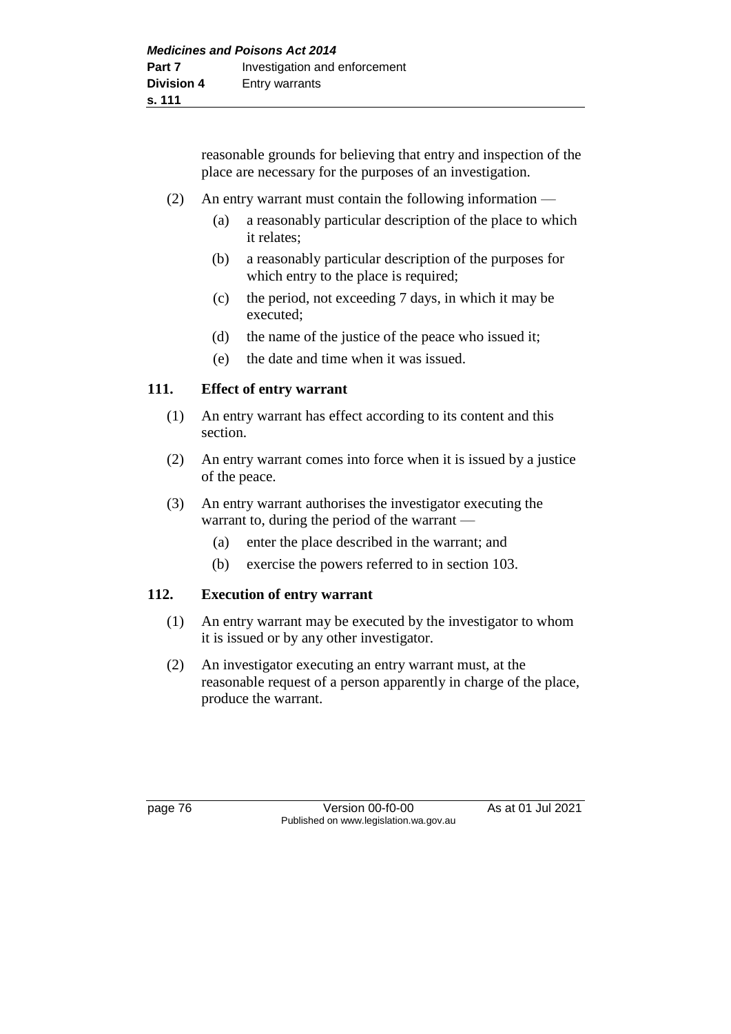reasonable grounds for believing that entry and inspection of the place are necessary for the purposes of an investigation.

(2) An entry warrant must contain the following information —

- (a) a reasonably particular description of the place to which it relates;
- (b) a reasonably particular description of the purposes for which entry to the place is required;
- (c) the period, not exceeding 7 days, in which it may be executed;
- (d) the name of the justice of the peace who issued it;
- (e) the date and time when it was issued.

## 111. Effect of entry warrant

(1) An entry warrant has effect according to its content and this section.

(2) An entry warrant comes into force when it is issued by a justice of the peace.

(3) An entry warrant authorises the investigator executing the warrant to, during the period of the warrant —

- (a) enter the place described in the warrant; and
- (b) exercise the powers referred to in section 103.

## 112. Execution of entry warrant

(1) An entry warrant may be executed by the investigator to whom it is issued or by any other investigator.

(2) An investigator executing an entry warrant must, at the reasonable request of a person apparently in charge of the place, produce the warrant.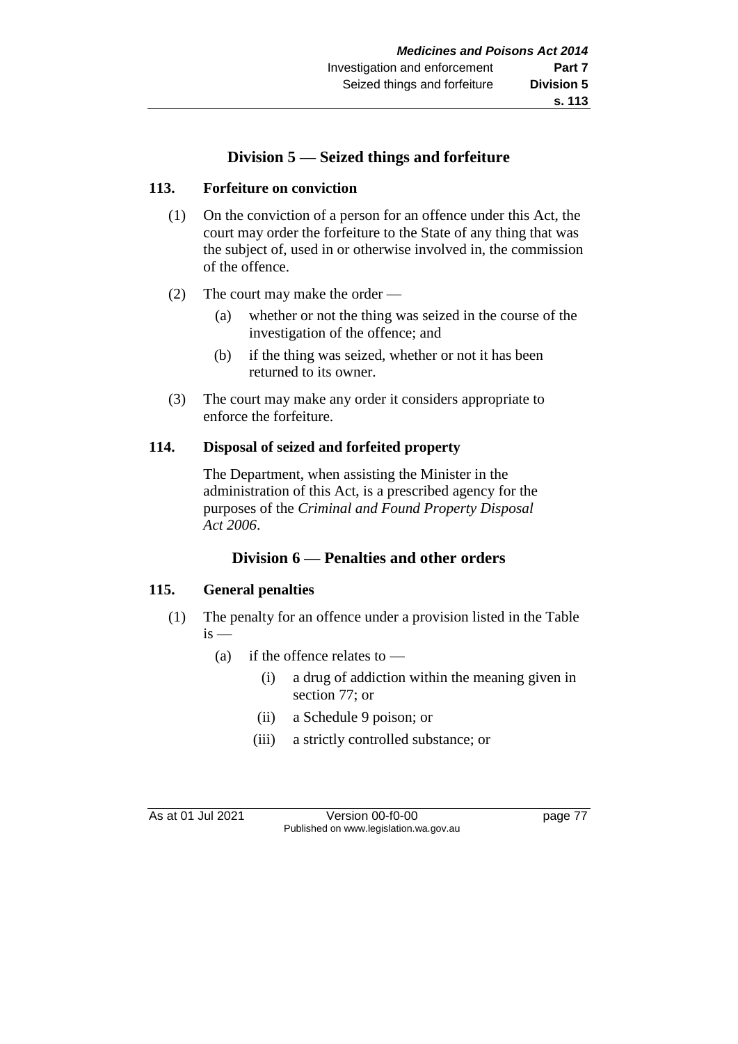## Division 5 — Seized things and forfeiture

### 113. Forfeiture on conviction

(1) On the conviction of a person for an offence under this Act, the court may order the forfeiture to the State of any thing that was the subject of, used in or otherwise involved in, the commission of the offence.

(2) The court may make the order —

(a) whether or not the thing was seized in the course of the investigation of the offence; and

(b) if the thing was seized, whether or not it has been returned to its owner.

(3) The court may make any order it considers appropriate to enforce the forfeiture.

### 114. Disposal of seized and forfeited property

The Department, when assisting the Minister in the administration of this Act, is a prescribed agency for the purposes of the *Criminal and Found Property Disposal Act 2006*.

## Division 6 — Penalties and other orders

### 115. General penalties

(1) The penalty for an offence under a provision listed in the Table is —

(a) if the offence relates to —

(i) a drug of addiction within the meaning given in section 77; or

(ii) a Schedule 9 poison; or

(iii) a strictly controlled substance; or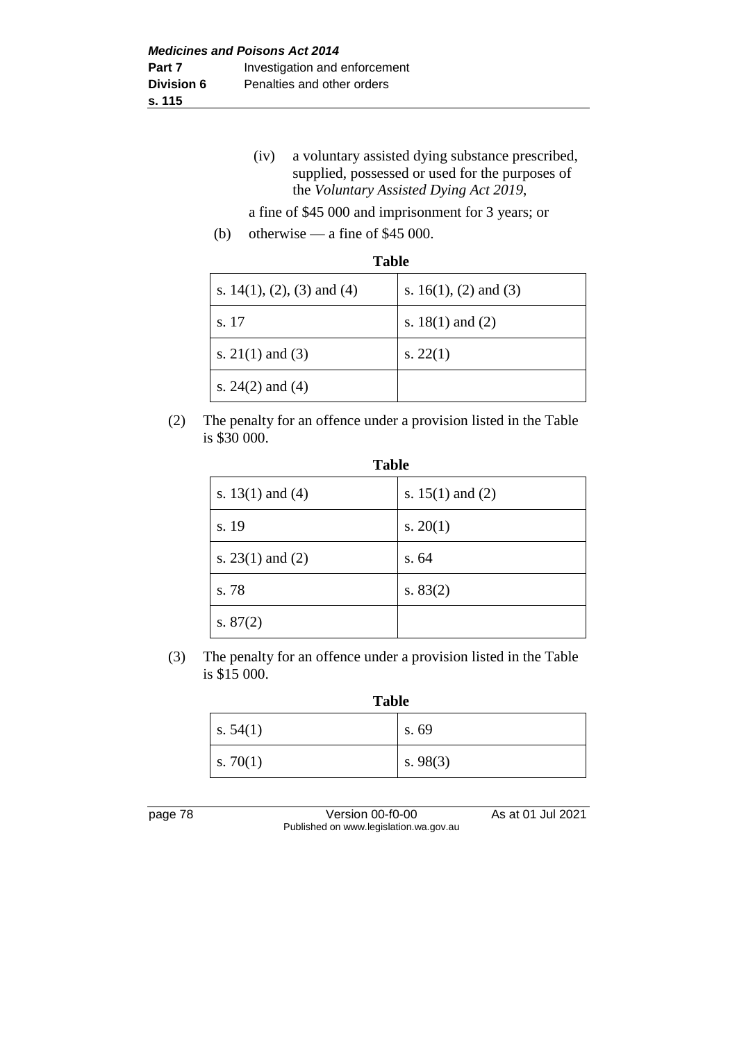(iv) a voluntary assisted dying substance prescribed, supplied, possessed or used for the purposes of the *Voluntary Assisted Dying Act 2019*,

a fine of $45 000 and imprisonment for 3 years; or

(b) otherwise — a fine of $45 000.

**Table**

| | |
|---|---|
| s. 14(1), (2), (3) and (4) | s. 16(1), (2) and (3) |
| s. 17 | s. 18(1) and (2) |
| s. 21(1) and (3) | s. 22(1) |
| s. 24(2) and (4) | |

(2) The penalty for an offence under a provision listed in the Table is $30 000.

**Table**

| | |
|---|---|
| s. 13(1) and (4) | s. 15(1) and (2) |
| s. 19 | s. 20(1) |
| s. 23(1) and (2) | s. 64 |
| s. 78 | s. 83(2) |
| s. 87(2) | |

(3) The penalty for an offence under a provision listed in the Table is $15 000.

**Table**

| | |
|---|---|
| s. 54(1) | s. 69 |
| s. 70(1) | s. 98(3) |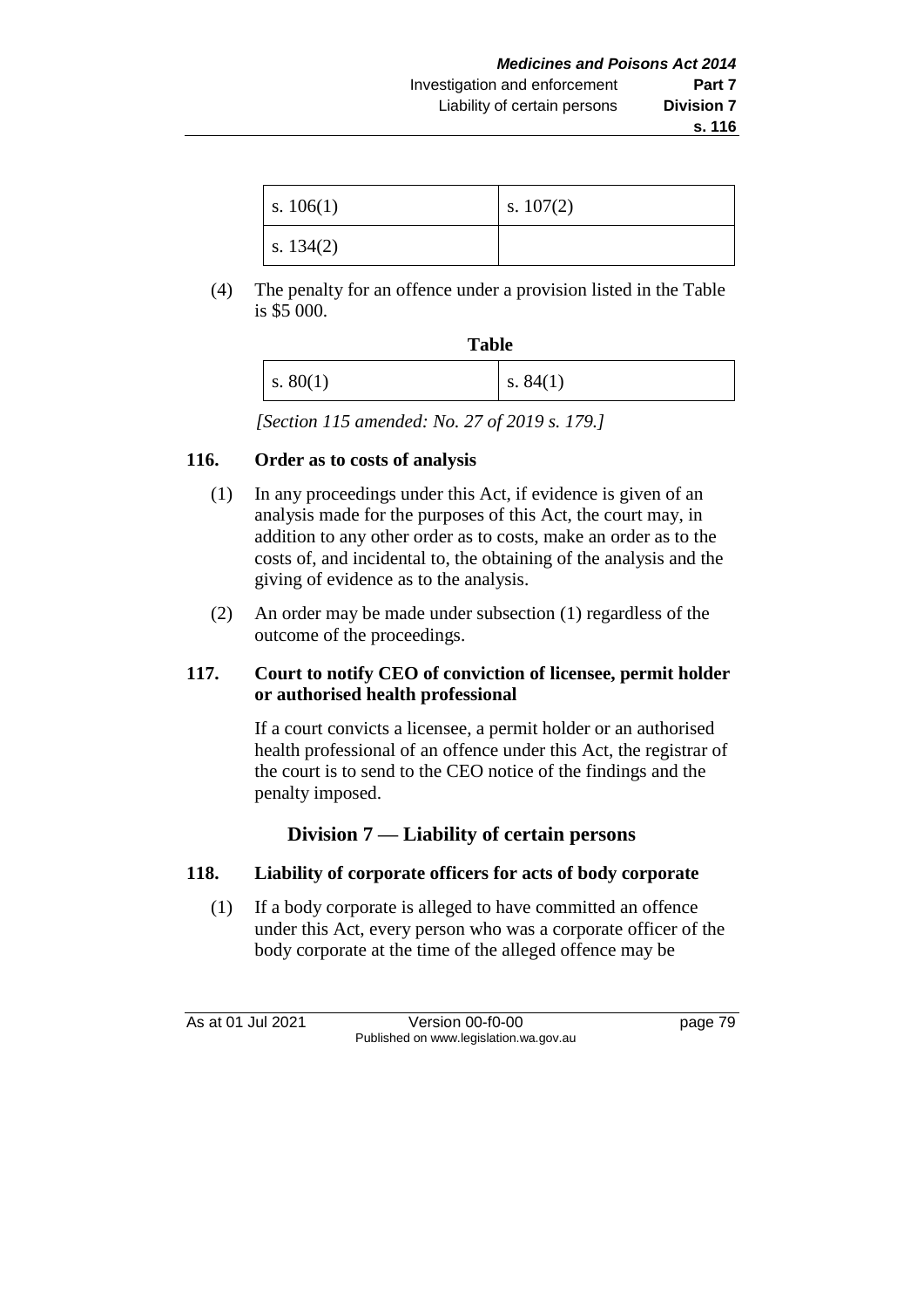| s. 106(1) | s. 107(2) |
|---|---|
| s. 134(2) | |

(4) The penalty for an offence under a provision listed in the Table is $5 000.

**Table**

| s. 80(1) | s. 84(1) |
|---|---|

*[Section 115 amended: No. 27 of 2019 s. 179.]*

### 116. Order as to costs of analysis

(1) In any proceedings under this Act, if evidence is given of an analysis made for the purposes of this Act, the court may, in addition to any other order as to costs, make an order as to the costs of, and incidental to, the obtaining of the analysis and the giving of evidence as to the analysis.

(2) An order may be made under subsection (1) regardless of the outcome of the proceedings.

### 117. Court to notify CEO of conviction of licensee, permit holder or authorised health professional

If a court convicts a licensee, a permit holder or an authorised health professional of an offence under this Act, the registrar of the court is to send to the CEO notice of the findings and the penalty imposed.

## Division 7 — Liability of certain persons

### 118. Liability of corporate officers for acts of body corporate

(1) If a body corporate is alleged to have committed an offence under this Act, every person who was a corporate officer of the body corporate at the time of the alleged offence may be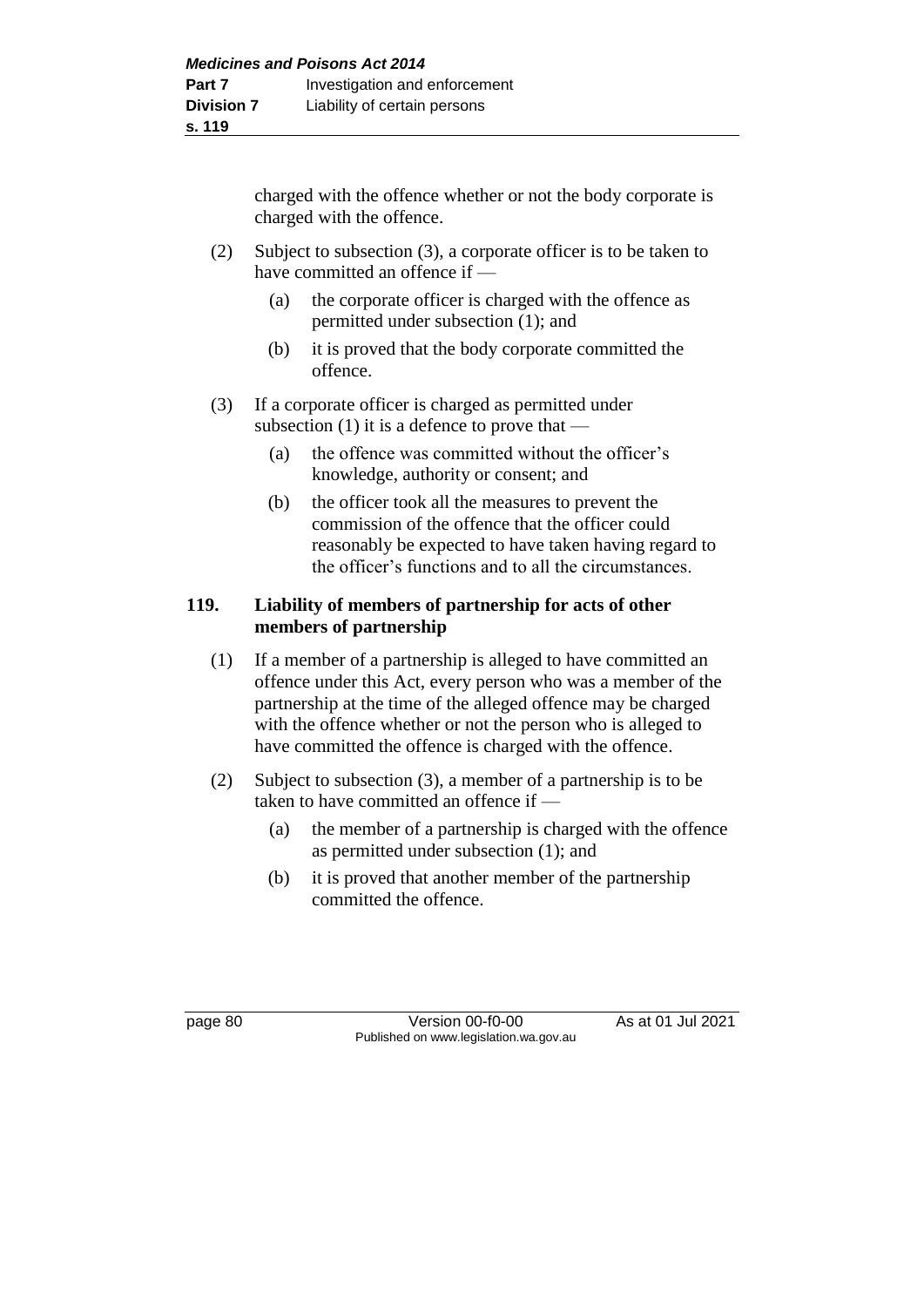charged with the offence whether or not the body corporate is charged with the offence.

(2) Subject to subsection (3), a corporate officer is to be taken to have committed an offence if —

(a) the corporate officer is charged with the offence as permitted under subsection (1); and

(b) it is proved that the body corporate committed the offence.

(3) If a corporate officer is charged as permitted under subsection (1) it is a defence to prove that —

(a) the offence was committed without the officer's knowledge, authority or consent; and

(b) the officer took all the measures to prevent the commission of the offence that the officer could reasonably be expected to have taken having regard to the officer's functions and to all the circumstances.

### 119. Liability of members of partnership for acts of other members of partnership

(1) If a member of a partnership is alleged to have committed an offence under this Act, every person who was a member of the partnership at the time of the alleged offence may be charged with the offence whether or not the person who is alleged to have committed the offence is charged with the offence.

(2) Subject to subsection (3), a member of a partnership is to be taken to have committed an offence if —

(a) the member of a partnership is charged with the offence as permitted under subsection (1); and

(b) it is proved that another member of the partnership committed the offence.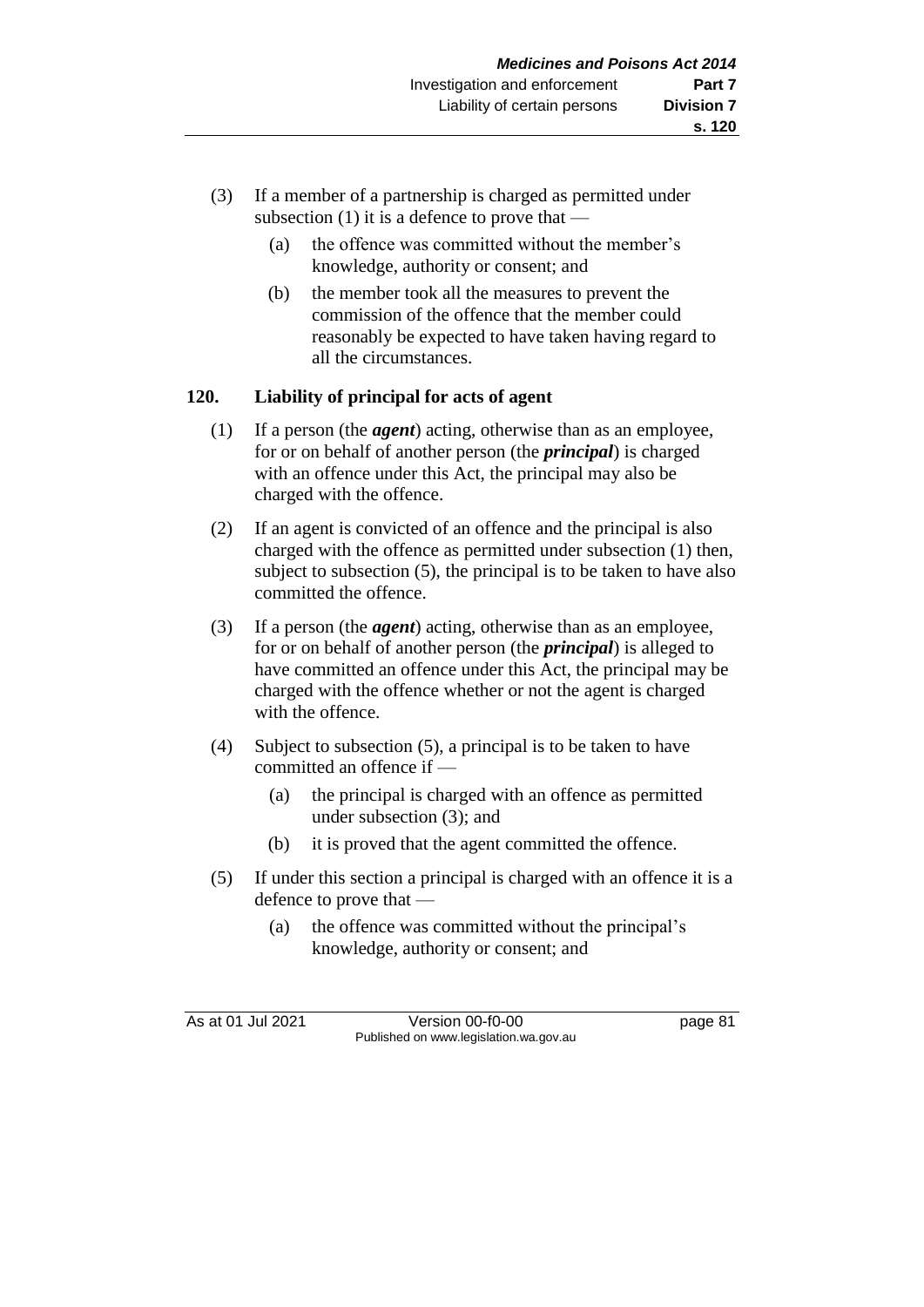(3) If a member of a partnership is charged as permitted under subsection (1) it is a defence to prove that —

  (a) the offence was committed without the member's knowledge, authority or consent; and

  (b) the member took all the measures to prevent the commission of the offence that the member could reasonably be expected to have taken having regard to all the circumstances.

### 120. Liability of principal for acts of agent

(1) If a person (the ***agent***) acting, otherwise than as an employee, for or on behalf of another person (the ***principal***) is charged with an offence under this Act, the principal may also be charged with the offence.

(2) If an agent is convicted of an offence and the principal is also charged with the offence as permitted under subsection (1) then, subject to subsection (5), the principal is to be taken to have also committed the offence.

(3) If a person (the ***agent***) acting, otherwise than as an employee, for or on behalf of another person (the ***principal***) is alleged to have committed an offence under this Act, the principal may be charged with the offence whether or not the agent is charged with the offence.

(4) Subject to subsection (5), a principal is to be taken to have committed an offence if —

  (a) the principal is charged with an offence as permitted under subsection (3); and

  (b) it is proved that the agent committed the offence.

(5) If under this section a principal is charged with an offence it is a defence to prove that —

  (a) the offence was committed without the principal's knowledge, authority or consent; and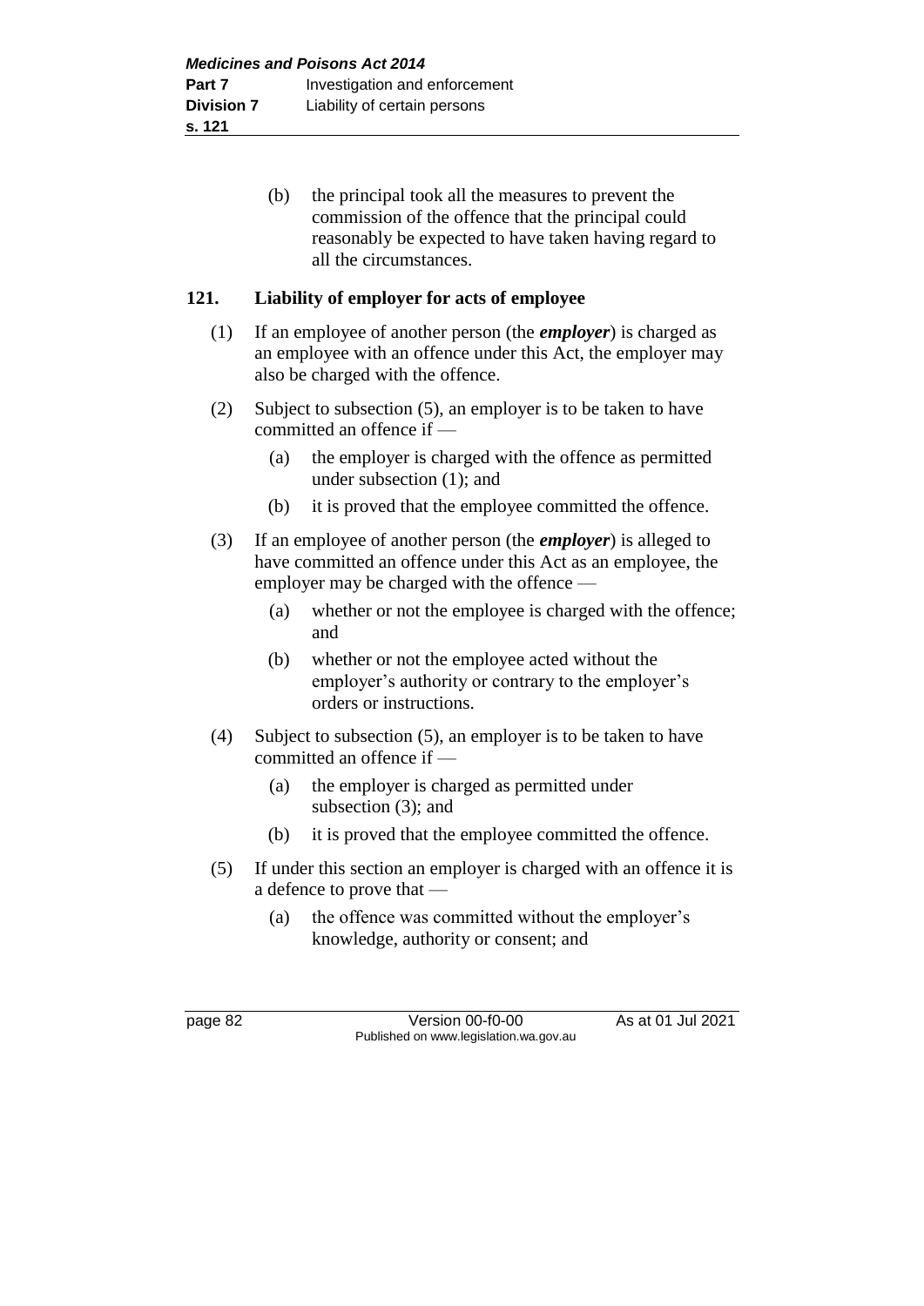(b) the principal took all the measures to prevent the commission of the offence that the principal could reasonably be expected to have taken having regard to all the circumstances.

## 121. Liability of employer for acts of employee

(1) If an employee of another person (the ***employer***) is charged as an employee with an offence under this Act, the employer may also be charged with the offence.

(2) Subject to subsection (5), an employer is to be taken to have committed an offence if —

  (a) the employer is charged with the offence as permitted under subsection (1); and

  (b) it is proved that the employee committed the offence.

(3) If an employee of another person (the ***employer***) is alleged to have committed an offence under this Act as an employee, the employer may be charged with the offence —

  (a) whether or not the employee is charged with the offence; and

  (b) whether or not the employee acted without the employer's authority or contrary to the employer's orders or instructions.

(4) Subject to subsection (5), an employer is to be taken to have committed an offence if —

  (a) the employer is charged as permitted under subsection (3); and

  (b) it is proved that the employee committed the offence.

(5) If under this section an employer is charged with an offence it is a defence to prove that —

  (a) the offence was committed without the employer's knowledge, authority or consent; and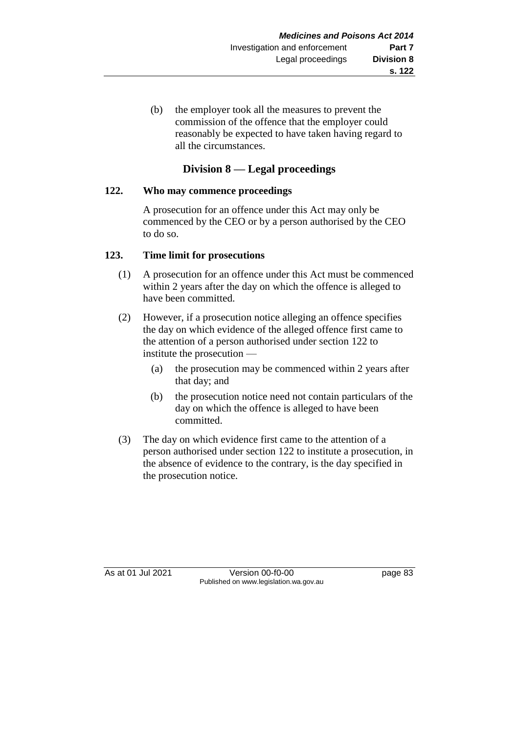(b) the employer took all the measures to prevent the commission of the offence that the employer could reasonably be expected to have taken having regard to all the circumstances.

## Division 8 — Legal proceedings

### 122. Who may commence proceedings

A prosecution for an offence under this Act may only be commenced by the CEO or by a person authorised by the CEO to do so.

### 123. Time limit for prosecutions

(1) A prosecution for an offence under this Act must be commenced within 2 years after the day on which the offence is alleged to have been committed.

(2) However, if a prosecution notice alleging an offence specifies the day on which evidence of the alleged offence first came to the attention of a person authorised under section 122 to institute the prosecution —

(a) the prosecution may be commenced within 2 years after that day; and

(b) the prosecution notice need not contain particulars of the day on which the offence is alleged to have been committed.

(3) The day on which evidence first came to the attention of a person authorised under section 122 to institute a prosecution, in the absence of evidence to the contrary, is the day specified in the prosecution notice.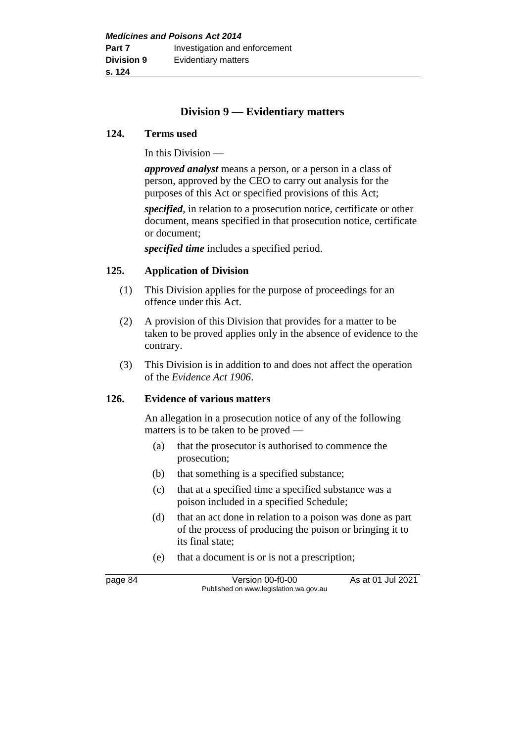## Division 9 — Evidentiary matters

### 124. Terms used

In this Division —

***approved analyst*** means a person, or a person in a class of person, approved by the CEO to carry out analysis for the purposes of this Act or specified provisions of this Act;

***specified***, in relation to a prosecution notice, certificate or other document, means specified in that prosecution notice, certificate or document;

***specified time*** includes a specified period.

### 125. Application of Division

(1) This Division applies for the purpose of proceedings for an offence under this Act.

(2) A provision of this Division that provides for a matter to be taken to be proved applies only in the absence of evidence to the contrary.

(3) This Division is in addition to and does not affect the operation of the *Evidence Act 1906*.

### 126. Evidence of various matters

An allegation in a prosecution notice of any of the following matters is to be taken to be proved —

(a) that the prosecutor is authorised to commence the prosecution;

(b) that something is a specified substance;

(c) that at a specified time a specified substance was a poison included in a specified Schedule;

(d) that an act done in relation to a poison was done as part of the process of producing the poison or bringing it to its final state;

(e) that a document is or is not a prescription;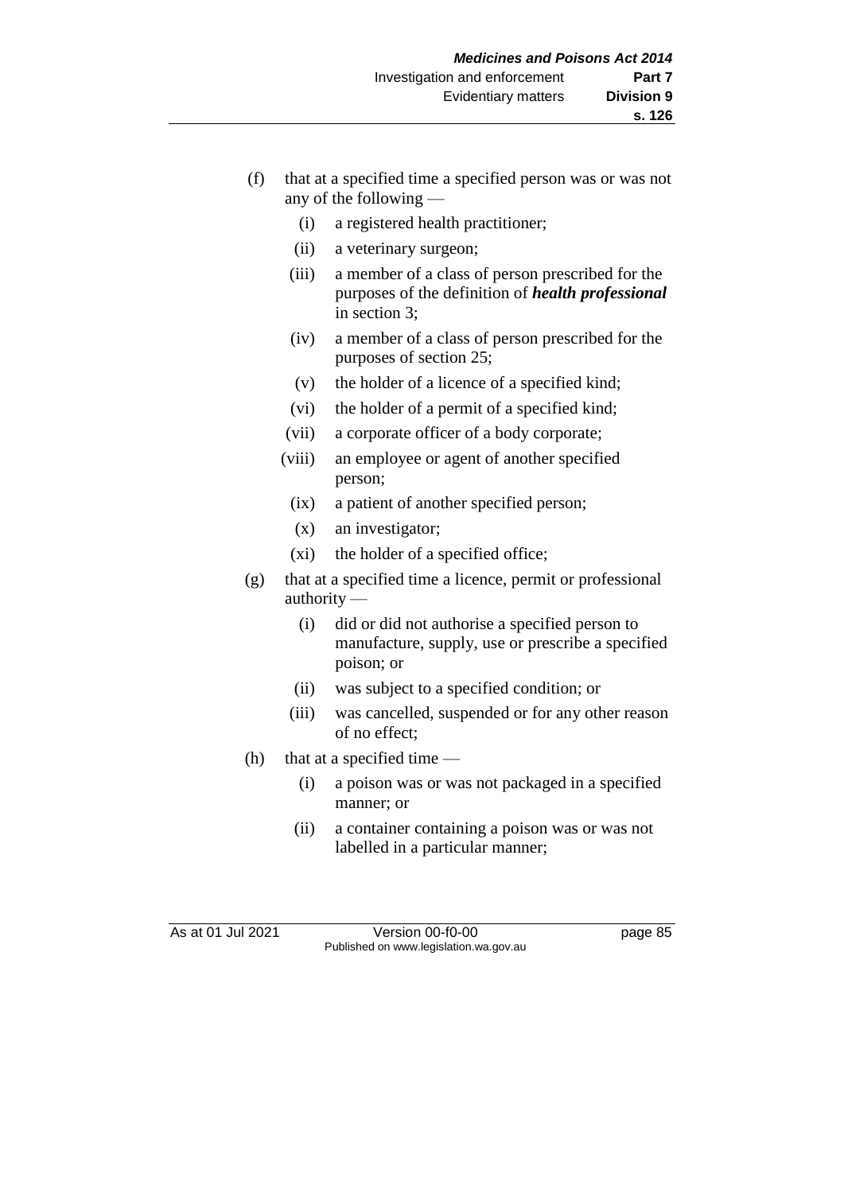(f) that at a specified time a specified person was or was not any of the following —

   (i) a registered health practitioner;

   (ii) a veterinary surgeon;

   (iii) a member of a class of person prescribed for the purposes of the definition of ***health professional*** in section 3;

   (iv) a member of a class of person prescribed for the purposes of section 25;

   (v) the holder of a licence of a specified kind;

   (vi) the holder of a permit of a specified kind;

   (vii) a corporate officer of a body corporate;

   (viii) an employee or agent of another specified person;

   (ix) a patient of another specified person;

   (x) an investigator;

   (xi) the holder of a specified office;

(g) that at a specified time a licence, permit or professional authority —

   (i) did or did not authorise a specified person to manufacture, supply, use or prescribe a specified poison; or

   (ii) was subject to a specified condition; or

   (iii) was cancelled, suspended or for any other reason of no effect;

(h) that at a specified time —

   (i) a poison was or was not packaged in a specified manner; or

   (ii) a container containing a poison was or was not labelled in a particular manner;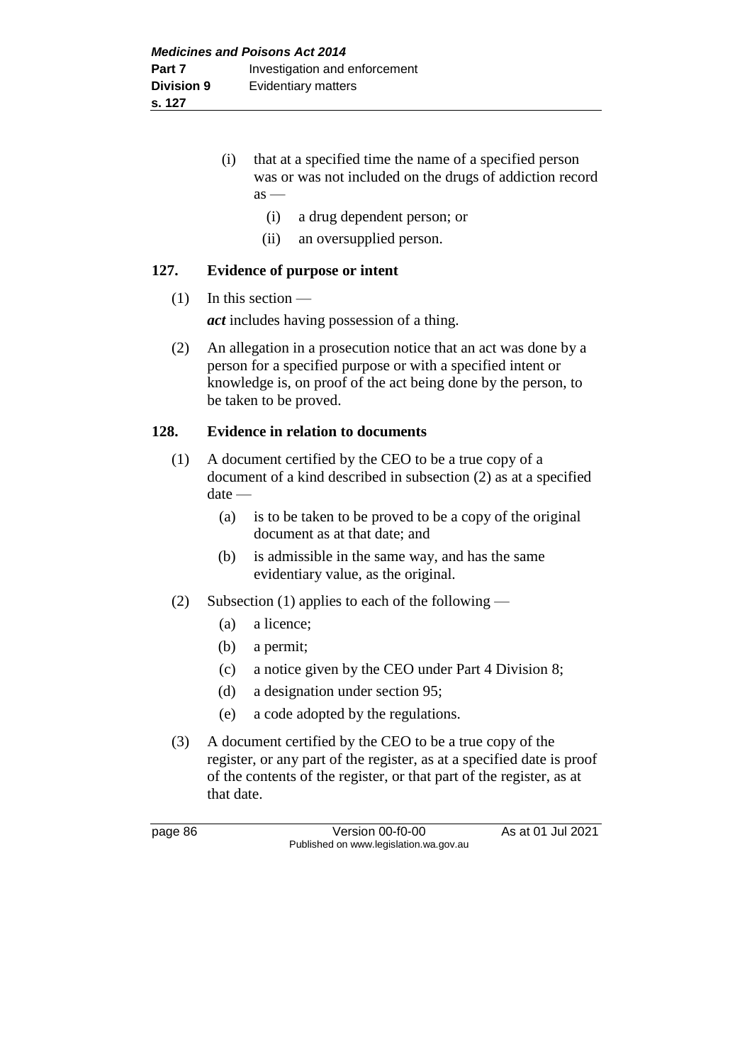(i) that at a specified time the name of a specified person was or was not included on the drugs of addiction record as —

  (i) a drug dependent person; or

  (ii) an oversupplied person.

## 127. Evidence of purpose or intent

(1) In this section —

***act*** includes having possession of a thing.

(2) An allegation in a prosecution notice that an act was done by a person for a specified purpose or with a specified intent or knowledge is, on proof of the act being done by the person, to be taken to be proved.

## 128. Evidence in relation to documents

(1) A document certified by the CEO to be a true copy of a document of a kind described in subsection (2) as at a specified date —

  (a) is to be taken to be proved to be a copy of the original document as at that date; and

  (b) is admissible in the same way, and has the same evidentiary value, as the original.

(2) Subsection (1) applies to each of the following —

  (a) a licence;

  (b) a permit;

  (c) a notice given by the CEO under Part 4 Division 8;

  (d) a designation under section 95;

  (e) a code adopted by the regulations.

(3) A document certified by the CEO to be a true copy of the register, or any part of the register, as at a specified date is proof of the contents of the register, or that part of the register, as at that date.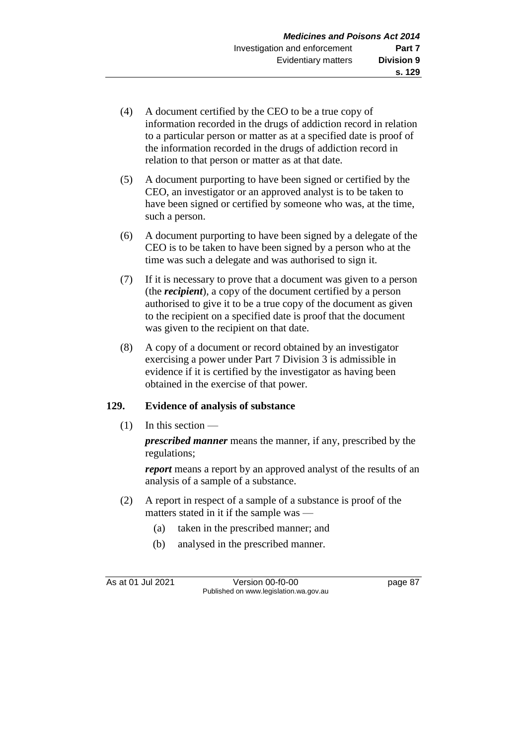(4) A document certified by the CEO to be a true copy of information recorded in the drugs of addiction record in relation to a particular person or matter as at a specified date is proof of the information recorded in the drugs of addiction record in relation to that person or matter as at that date.

(5) A document purporting to have been signed or certified by the CEO, an investigator or an approved analyst is to be taken to have been signed or certified by someone who was, at the time, such a person.

(6) A document purporting to have been signed by a delegate of the CEO is to be taken to have been signed by a person who at the time was such a delegate and was authorised to sign it.

(7) If it is necessary to prove that a document was given to a person (the ***recipient***), a copy of the document certified by a person authorised to give it to be a true copy of the document as given to the recipient on a specified date is proof that the document was given to the recipient on that date.

(8) A copy of a document or record obtained by an investigator exercising a power under Part 7 Division 3 is admissible in evidence if it is certified by the investigator as having been obtained in the exercise of that power.

## 129. Evidence of analysis of substance

(1) In this section —

***prescribed manner*** means the manner, if any, prescribed by the regulations;

***report*** means a report by an approved analyst of the results of an analysis of a sample of a substance.

(2) A report in respect of a sample of a substance is proof of the matters stated in it if the sample was —

(a) taken in the prescribed manner; and

(b) analysed in the prescribed manner.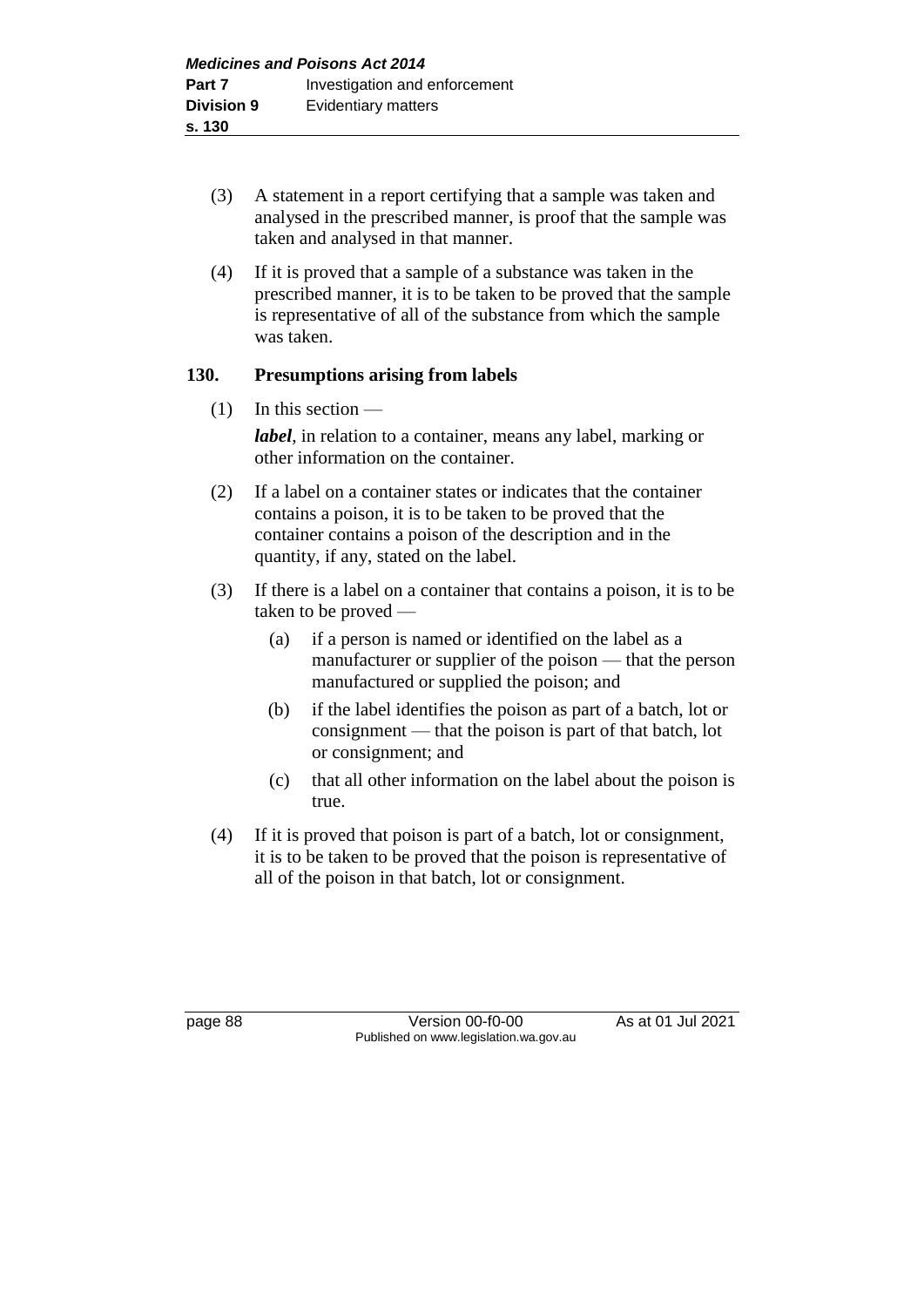(3) A statement in a report certifying that a sample was taken and analysed in the prescribed manner, is proof that the sample was taken and analysed in that manner.

(4) If it is proved that a sample of a substance was taken in the prescribed manner, it is to be taken to be proved that the sample is representative of all of the substance from which the sample was taken.

## 130. Presumptions arising from labels

(1) In this section —

***label***, in relation to a container, means any label, marking or other information on the container.

(2) If a label on a container states or indicates that the container contains a poison, it is to be taken to be proved that the container contains a poison of the description and in the quantity, if any, stated on the label.

(3) If there is a label on a container that contains a poison, it is to be taken to be proved —

(a) if a person is named or identified on the label as a manufacturer or supplier of the poison — that the person manufactured or supplied the poison; and

(b) if the label identifies the poison as part of a batch, lot or consignment — that the poison is part of that batch, lot or consignment; and

(c) that all other information on the label about the poison is true.

(4) If it is proved that poison is part of a batch, lot or consignment, it is to be taken to be proved that the poison is representative of all of the poison in that batch, lot or consignment.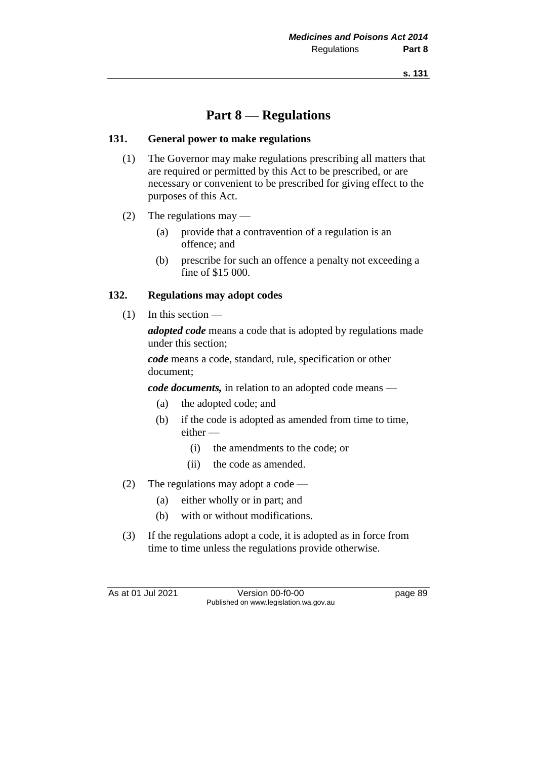# Part 8 — Regulations

## 131. General power to make regulations

(1) The Governor may make regulations prescribing all matters that are required or permitted by this Act to be prescribed, or are necessary or convenient to be prescribed for giving effect to the purposes of this Act.

(2) The regulations may —

- (a) provide that a contravention of a regulation is an offence; and
- (b) prescribe for such an offence a penalty not exceeding a fine of $15 000.

## 132. Regulations may adopt codes

(1) In this section —

***adopted code*** means a code that is adopted by regulations made under this section;

***code*** means a code, standard, rule, specification or other document;

***code documents,*** in relation to an adopted code means —

- (a) the adopted code; and
- (b) if the code is adopted as amended from time to time, either —
  - (i) the amendments to the code; or
  - (ii) the code as amended.

(2) The regulations may adopt a code —

- (a) either wholly or in part; and
- (b) with or without modifications.

(3) If the regulations adopt a code, it is adopted as in force from time to time unless the regulations provide otherwise.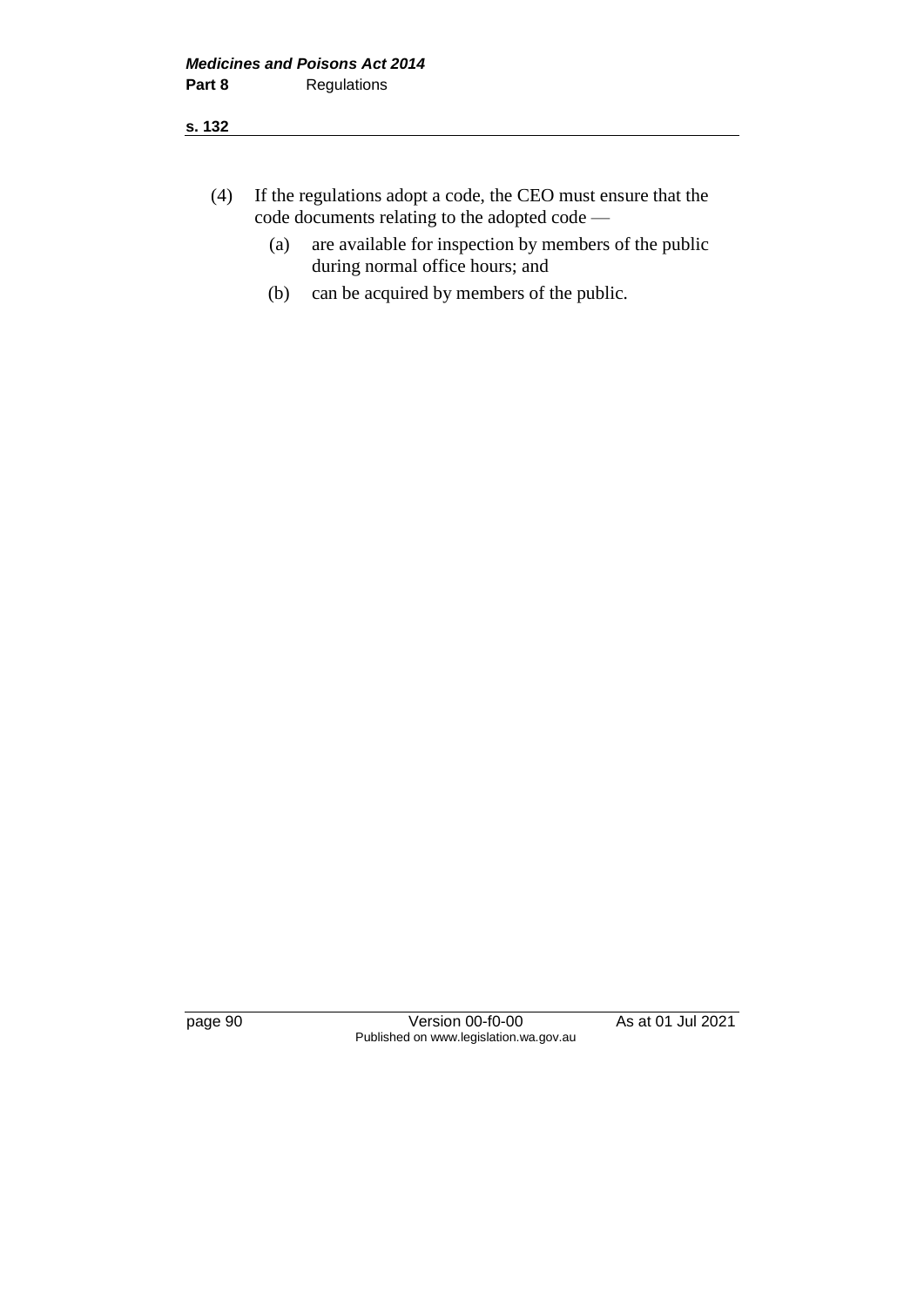(4) If the regulations adopt a code, the CEO must ensure that the code documents relating to the adopted code —

(a) are available for inspection by members of the public during normal office hours; and

(b) can be acquired by members of the public.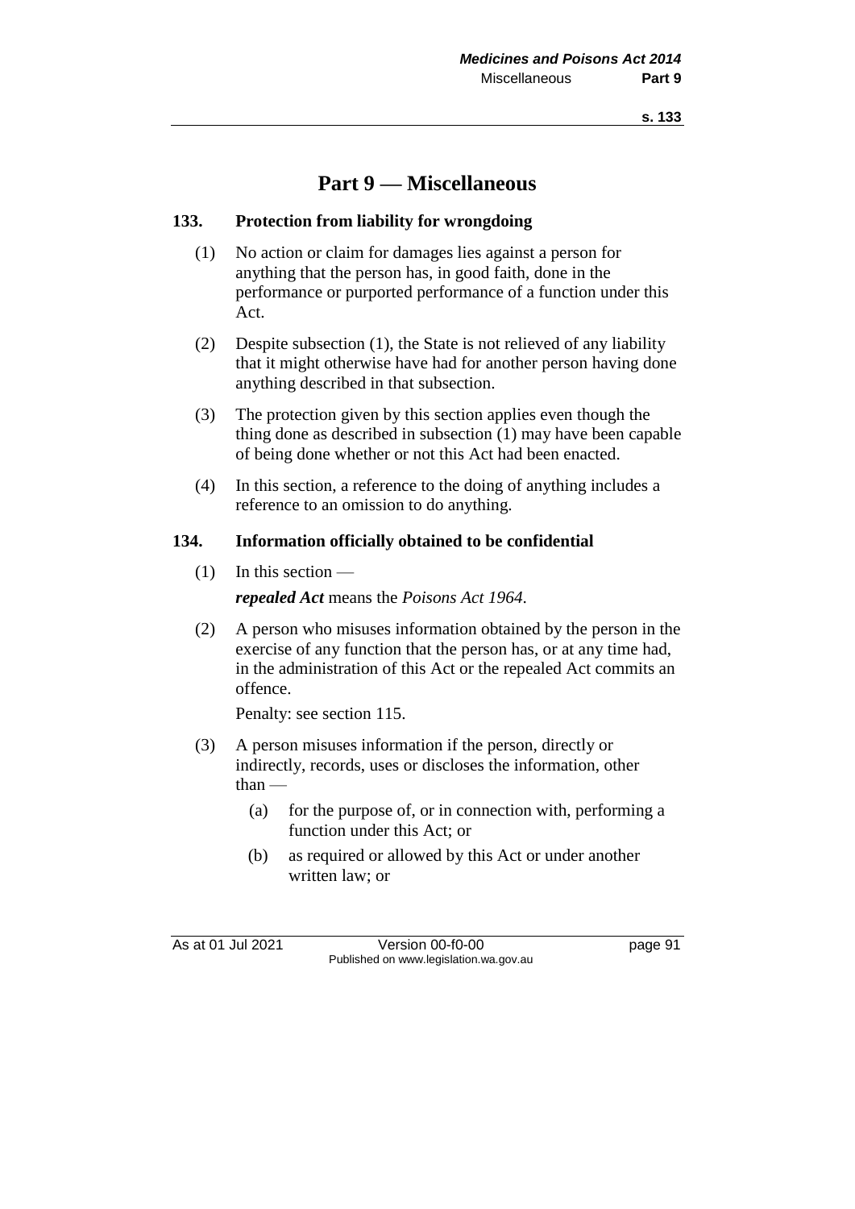# Part 9 — Miscellaneous

## 133. Protection from liability for wrongdoing

(1) No action or claim for damages lies against a person for anything that the person has, in good faith, done in the performance or purported performance of a function under this Act.

(2) Despite subsection (1), the State is not relieved of any liability that it might otherwise have had for another person having done anything described in that subsection.

(3) The protection given by this section applies even though the thing done as described in subsection (1) may have been capable of being done whether or not this Act had been enacted.

(4) In this section, a reference to the doing of anything includes a reference to an omission to do anything.

## 134. Information officially obtained to be confidential

(1) In this section —

***repealed Act*** means the *Poisons Act 1964*.

(2) A person who misuses information obtained by the person in the exercise of any function that the person has, or at any time had, in the administration of this Act or the repealed Act commits an offence.

Penalty: see section 115.

(3) A person misuses information if the person, directly or indirectly, records, uses or discloses the information, other than —

- (a) for the purpose of, or in connection with, performing a function under this Act; or
- (b) as required or allowed by this Act or under another written law; or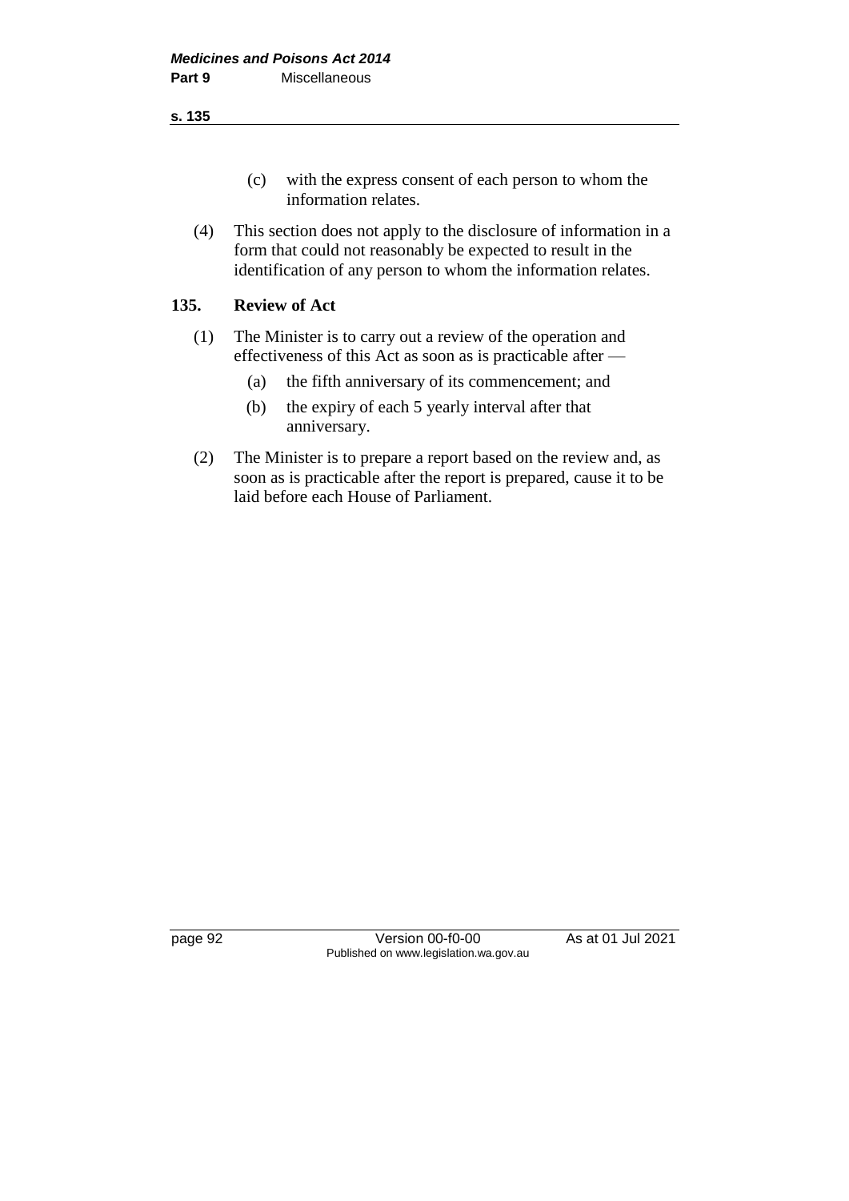(c) with the express consent of each person to whom the information relates.

(4) This section does not apply to the disclosure of information in a form that could not reasonably be expected to result in the identification of any person to whom the information relates.

### 135. Review of Act

(1) The Minister is to carry out a review of the operation and effectiveness of this Act as soon as is practicable after —

  (a) the fifth anniversary of its commencement; and

  (b) the expiry of each 5 yearly interval after that anniversary.

(2) The Minister is to prepare a report based on the review and, as soon as is practicable after the report is prepared, cause it to be laid before each House of Parliament.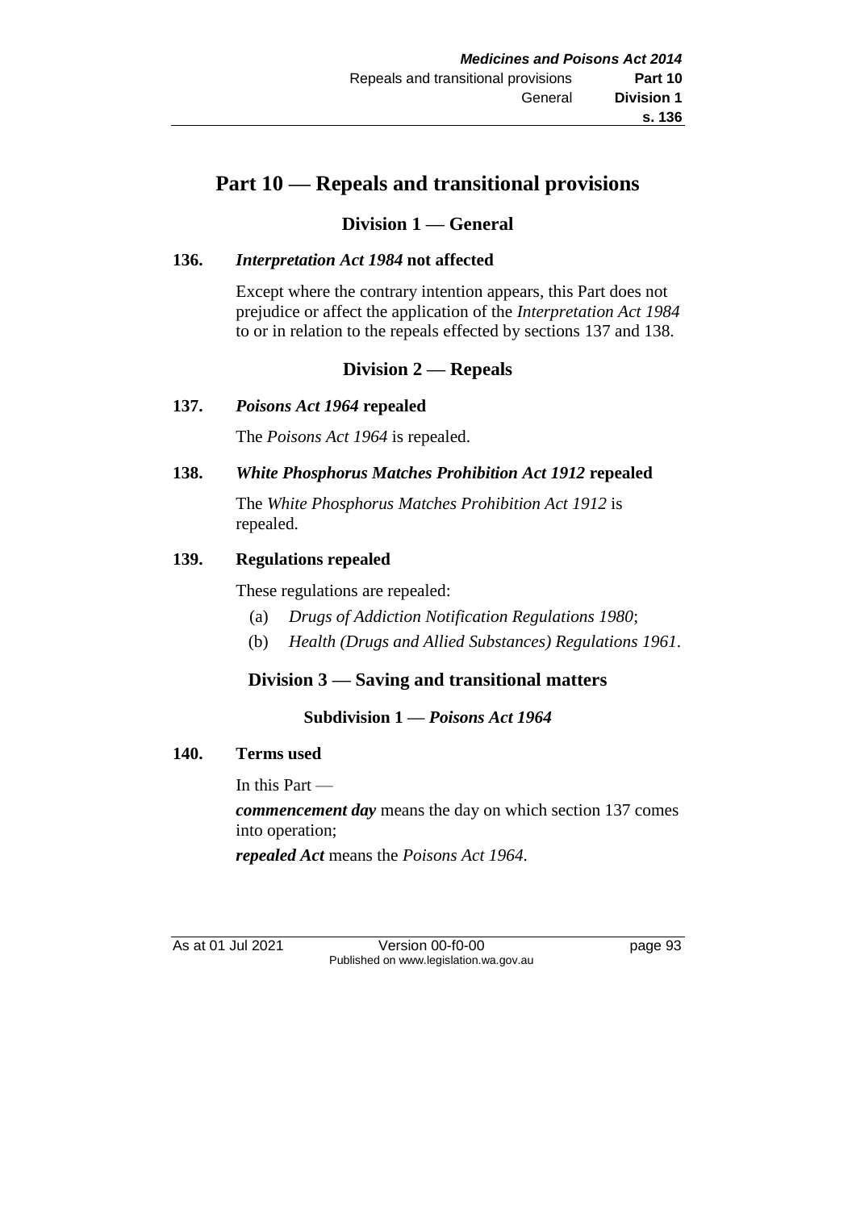# Part 10 — Repeals and transitional provisions

## Division 1 — General

### 136. *Interpretation Act 1984* not affected

Except where the contrary intention appears, this Part does not prejudice or affect the application of the *Interpretation Act 1984* to or in relation to the repeals effected by sections 137 and 138.

## Division 2 — Repeals

### 137. *Poisons Act 1964* repealed

The *Poisons Act 1964* is repealed.

### 138. *White Phosphorus Matches Prohibition Act 1912* repealed

The *White Phosphorus Matches Prohibition Act 1912* is repealed.

### 139. Regulations repealed

These regulations are repealed:

(a) *Drugs of Addiction Notification Regulations 1980*;

(b) *Health (Drugs and Allied Substances) Regulations 1961*.

## Division 3 — Saving and transitional matters

### Subdivision 1 — *Poisons Act 1964*

### 140. Terms used

In this Part —

***commencement day*** means the day on which section 137 comes into operation;

***repealed Act*** means the *Poisons Act 1964*.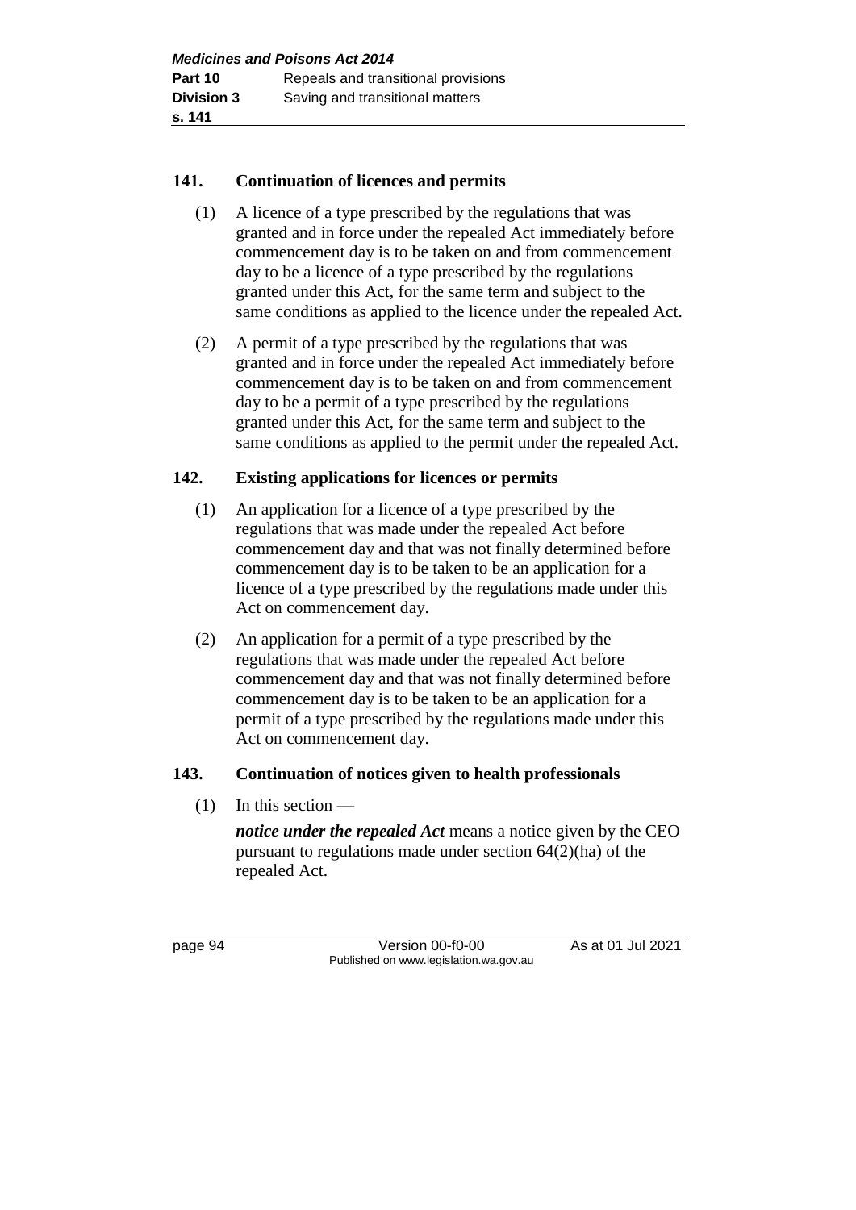### 141. Continuation of licences and permits

(1) A licence of a type prescribed by the regulations that was granted and in force under the repealed Act immediately before commencement day is to be taken on and from commencement day to be a licence of a type prescribed by the regulations granted under this Act, for the same term and subject to the same conditions as applied to the licence under the repealed Act.

(2) A permit of a type prescribed by the regulations that was granted and in force under the repealed Act immediately before commencement day is to be taken on and from commencement day to be a permit of a type prescribed by the regulations granted under this Act, for the same term and subject to the same conditions as applied to the permit under the repealed Act.

### 142. Existing applications for licences or permits

(1) An application for a licence of a type prescribed by the regulations that was made under the repealed Act before commencement day and that was not finally determined before commencement day is to be taken to be an application for a licence of a type prescribed by the regulations made under this Act on commencement day.

(2) An application for a permit of a type prescribed by the regulations that was made under the repealed Act before commencement day and that was not finally determined before commencement day is to be taken to be an application for a permit of a type prescribed by the regulations made under this Act on commencement day.

### 143. Continuation of notices given to health professionals

(1) In this section —

***notice under the repealed Act*** means a notice given by the CEO pursuant to regulations made under section 64(2)(ha) of the repealed Act.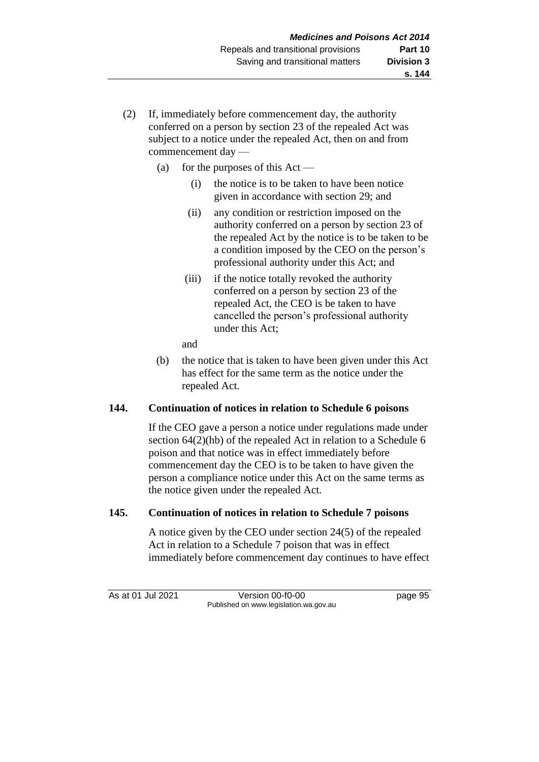(2) If, immediately before commencement day, the authority conferred on a person by section 23 of the repealed Act was subject to a notice under the repealed Act, then on and from commencement day —

(a) for the purposes of this Act —

(i) the notice is to be taken to have been notice given in accordance with section 29; and

(ii) any condition or restriction imposed on the authority conferred on a person by section 23 of the repealed Act by the notice is to be taken to be a condition imposed by the CEO on the person's professional authority under this Act; and

(iii) if the notice totally revoked the authority conferred on a person by section 23 of the repealed Act, the CEO is be taken to have cancelled the person's professional authority under this Act;

and

(b) the notice that is taken to have been given under this Act has effect for the same term as the notice under the repealed Act.

### 144. Continuation of notices in relation to Schedule 6 poisons

If the CEO gave a person a notice under regulations made under section 64(2)(hb) of the repealed Act in relation to a Schedule 6 poison and that notice was in effect immediately before commencement day the CEO is to be taken to have given the person a compliance notice under this Act on the same terms as the notice given under the repealed Act.

### 145. Continuation of notices in relation to Schedule 7 poisons

A notice given by the CEO under section 24(5) of the repealed Act in relation to a Schedule 7 poison that was in effect immediately before commencement day continues to have effect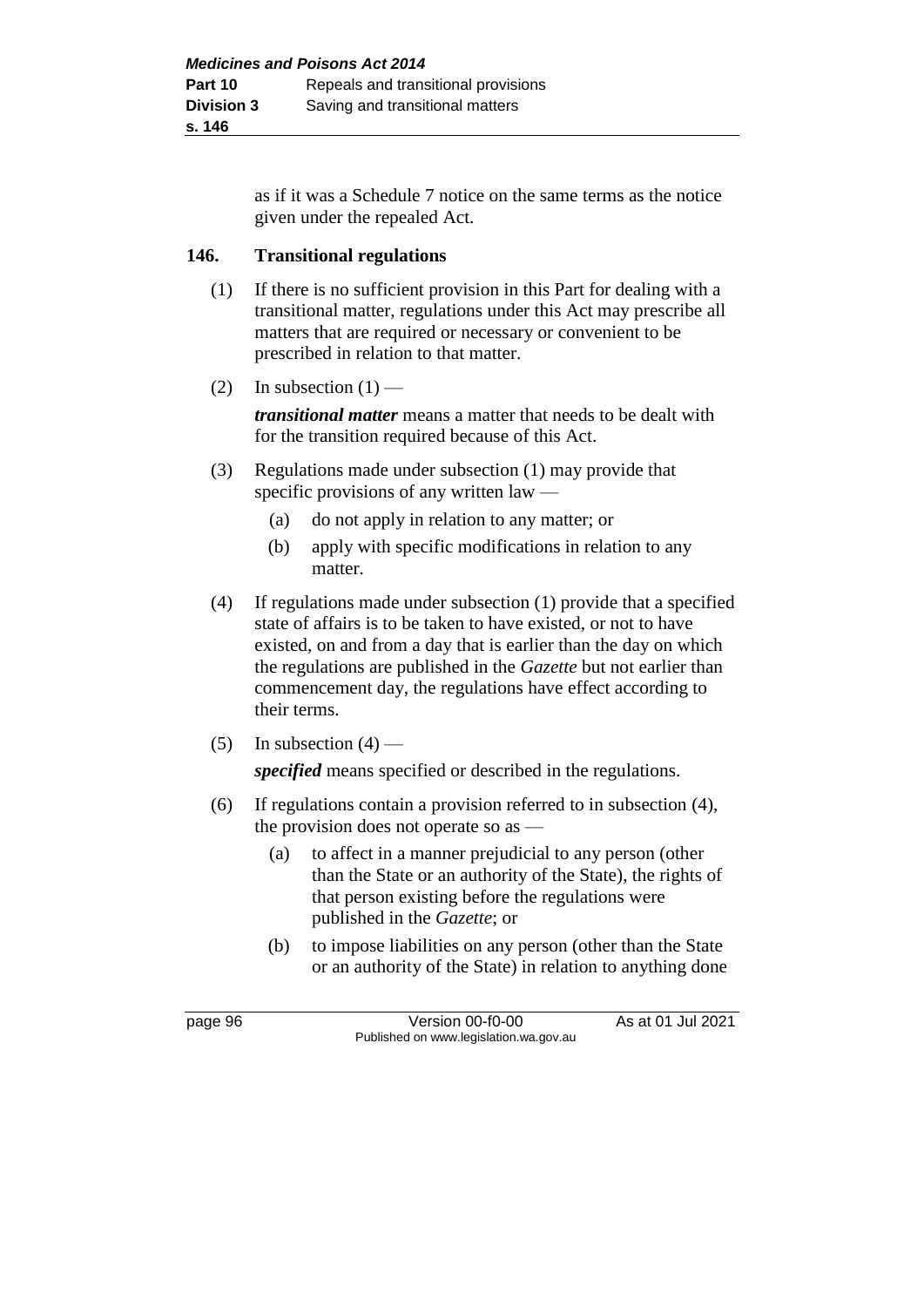as if it was a Schedule 7 notice on the same terms as the notice given under the repealed Act.

## 146. Transitional regulations

(1) If there is no sufficient provision in this Part for dealing with a transitional matter, regulations under this Act may prescribe all matters that are required or necessary or convenient to be prescribed in relation to that matter.

(2) In subsection (1) —

***transitional matter*** means a matter that needs to be dealt with for the transition required because of this Act.

(3) Regulations made under subsection (1) may provide that specific provisions of any written law —

- (a) do not apply in relation to any matter; or
- (b) apply with specific modifications in relation to any matter.

(4) If regulations made under subsection (1) provide that a specified state of affairs is to be taken to have existed, or not to have existed, on and from a day that is earlier than the day on which the regulations are published in the *Gazette* but not earlier than commencement day, the regulations have effect according to their terms.

(5) In subsection (4) —

***specified*** means specified or described in the regulations.

(6) If regulations contain a provision referred to in subsection (4), the provision does not operate so as —

- (a) to affect in a manner prejudicial to any person (other than the State or an authority of the State), the rights of that person existing before the regulations were published in the *Gazette*; or
- (b) to impose liabilities on any person (other than the State or an authority of the State) in relation to anything done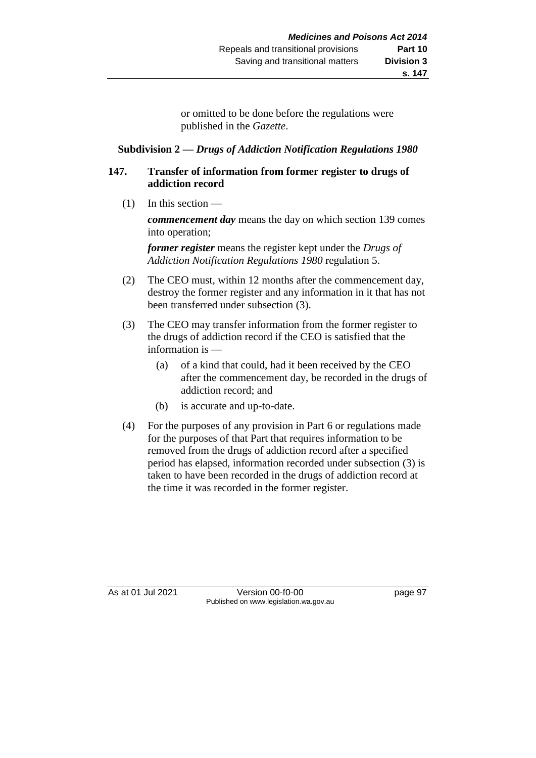or omitted to be done before the regulations were published in the *Gazette*.

### Subdivision 2 — *Drugs of Addiction Notification Regulations 1980*

#### 147. Transfer of information from former register to drugs of addiction record

(1) In this section —

***commencement day*** means the day on which section 139 comes into operation;

***former register*** means the register kept under the *Drugs of Addiction Notification Regulations 1980* regulation 5.

(2) The CEO must, within 12 months after the commencement day, destroy the former register and any information in it that has not been transferred under subsection (3).

(3) The CEO may transfer information from the former register to the drugs of addiction record if the CEO is satisfied that the information is —

- (a) of a kind that could, had it been received by the CEO after the commencement day, be recorded in the drugs of addiction record; and
- (b) is accurate and up-to-date.

(4) For the purposes of any provision in Part 6 or regulations made for the purposes of that Part that requires information to be removed from the drugs of addiction record after a specified period has elapsed, information recorded under subsection (3) is taken to have been recorded in the drugs of addiction record at the time it was recorded in the former register.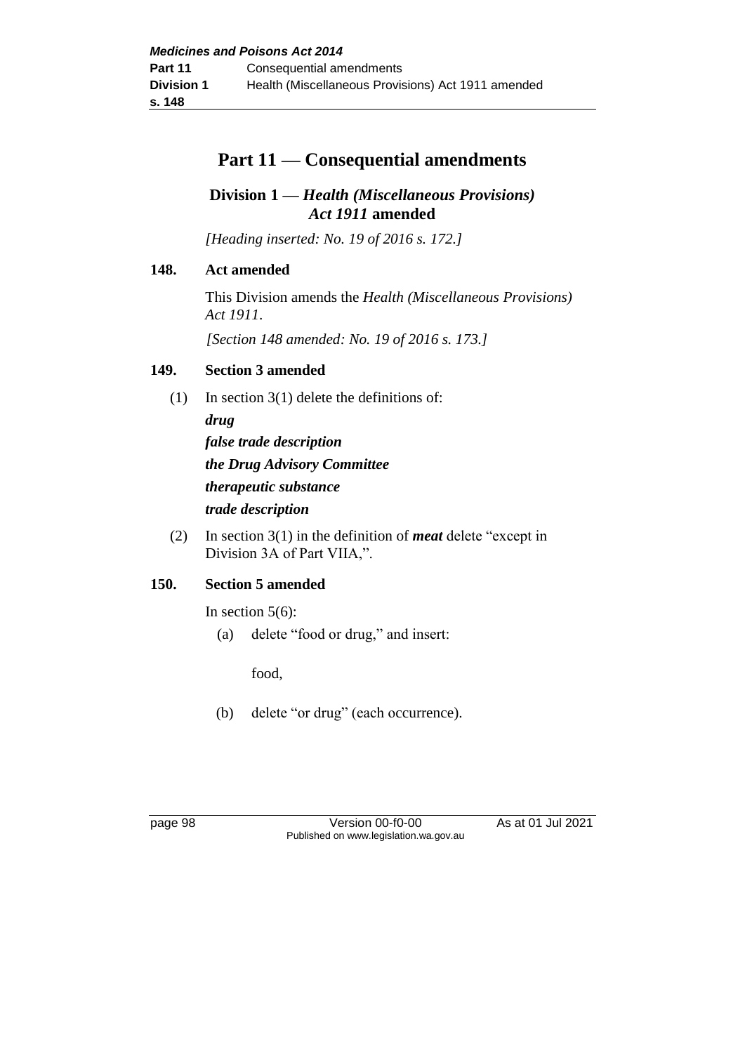# Part 11 — Consequential amendments

## Division 1 — *Health (Miscellaneous Provisions) Act 1911* amended

*[Heading inserted: No. 19 of 2016 s. 172.]*

### 148. Act amended

This Division amends the *Health (Miscellaneous Provisions) Act 1911*.

*[Section 148 amended: No. 19 of 2016 s. 173.]*

### 149. Section 3 amended

(1) In section 3(1) delete the definitions of:

***drug***

***false trade description***

***the Drug Advisory Committee***

***therapeutic substance***

***trade description***

(2) In section 3(1) in the definition of ***meat*** delete "except in Division 3A of Part VIIA,".

### 150. Section 5 amended

In section 5(6):

(a) delete "food or drug," and insert:

food,

(b) delete "or drug" (each occurrence).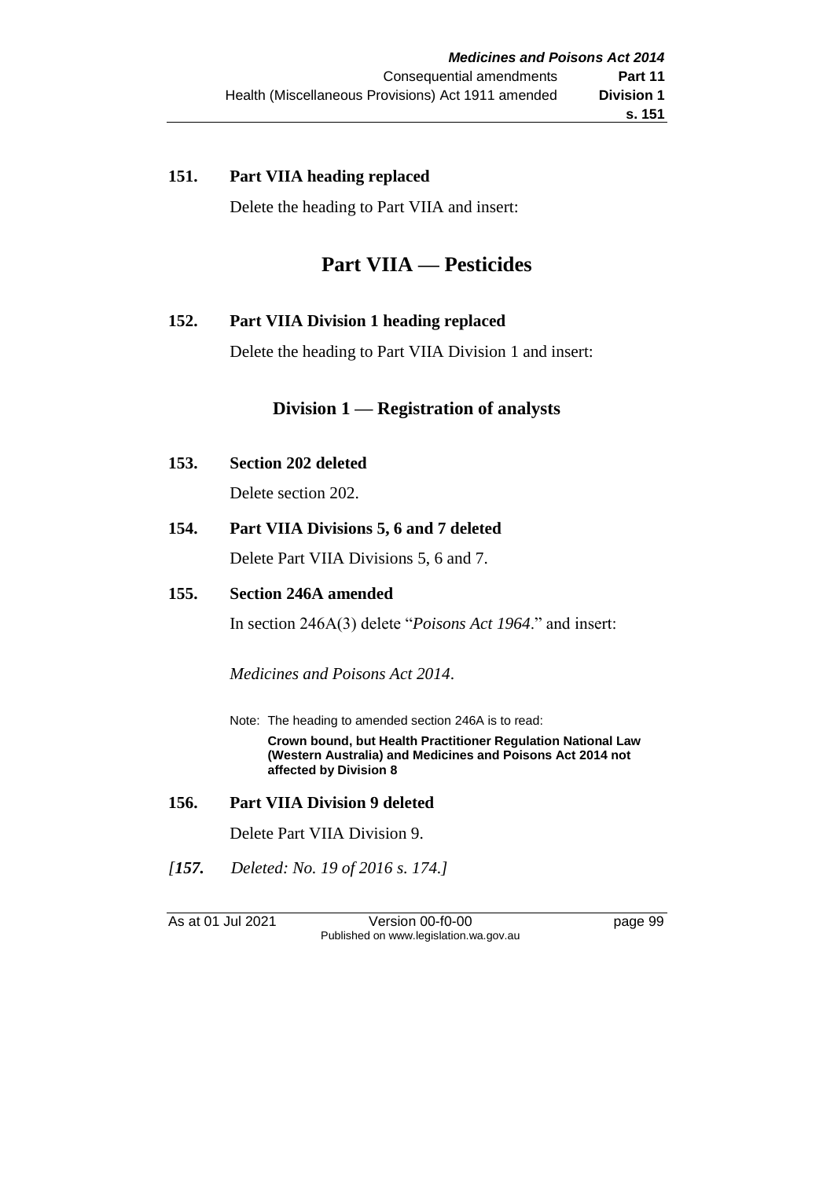**151. Part VIIA heading replaced**

Delete the heading to Part VIIA and insert:

# Part VIIA — Pesticides

**152. Part VIIA Division 1 heading replaced**

Delete the heading to Part VIIA Division 1 and insert:

## Division 1 — Registration of analysts

**153. Section 202 deleted**

Delete section 202.

**154. Part VIIA Divisions 5, 6 and 7 deleted**

Delete Part VIIA Divisions 5, 6 and 7.

**155. Section 246A amended**

In section 246A(3) delete "*Poisons Act 1964*." and insert:

*Medicines and Poisons Act 2014*.

Note: The heading to amended section 246A is to read:

**Crown bound, but Health Practitioner Regulation National Law (Western Australia) and Medicines and Poisons Act 2014 not affected by Division 8**

**156. Part VIIA Division 9 deleted**

Delete Part VIIA Division 9.

*[**157.** Deleted: No. 19 of 2016 s. 174.]*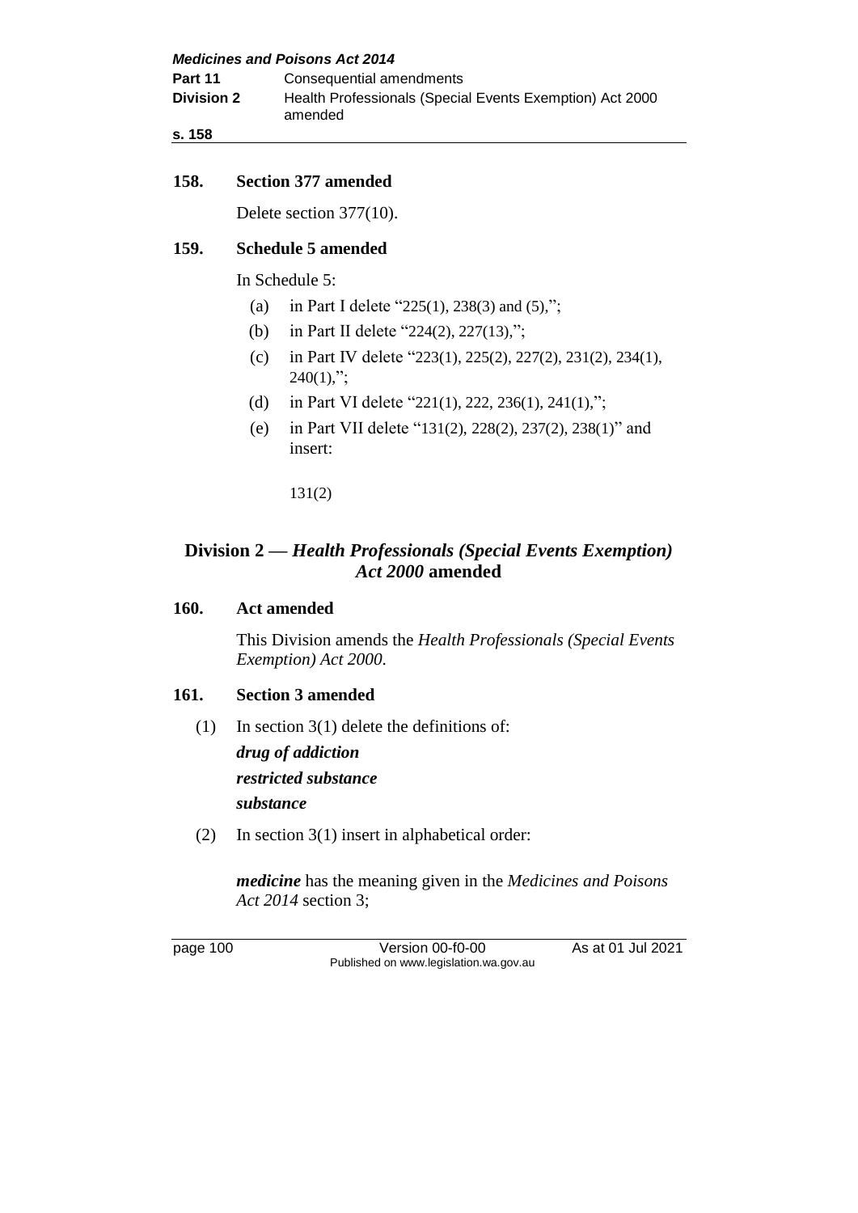**158. Section 377 amended**

Delete section 377(10).

**159. Schedule 5 amended**

In Schedule 5:

(a) in Part I delete "225(1), 238(3) and (5),";

(b) in Part II delete "224(2), 227(13),";

(c) in Part IV delete "223(1), 225(2), 227(2), 231(2), 234(1), 240(1),";

(d) in Part VI delete "221(1), 222, 236(1), 241(1),";

(e) in Part VII delete "131(2), 228(2), 237(2), 238(1)" and insert:

131(2)

## Division 2 — *Health Professionals (Special Events Exemption) Act 2000* amended

**160. Act amended**

This Division amends the *Health Professionals (Special Events Exemption) Act 2000*.

**161. Section 3 amended**

(1) In section 3(1) delete the definitions of:

***drug of addiction***

***restricted substance***

***substance***

(2) In section 3(1) insert in alphabetical order:

***medicine*** has the meaning given in the *Medicines and Poisons Act 2014* section 3;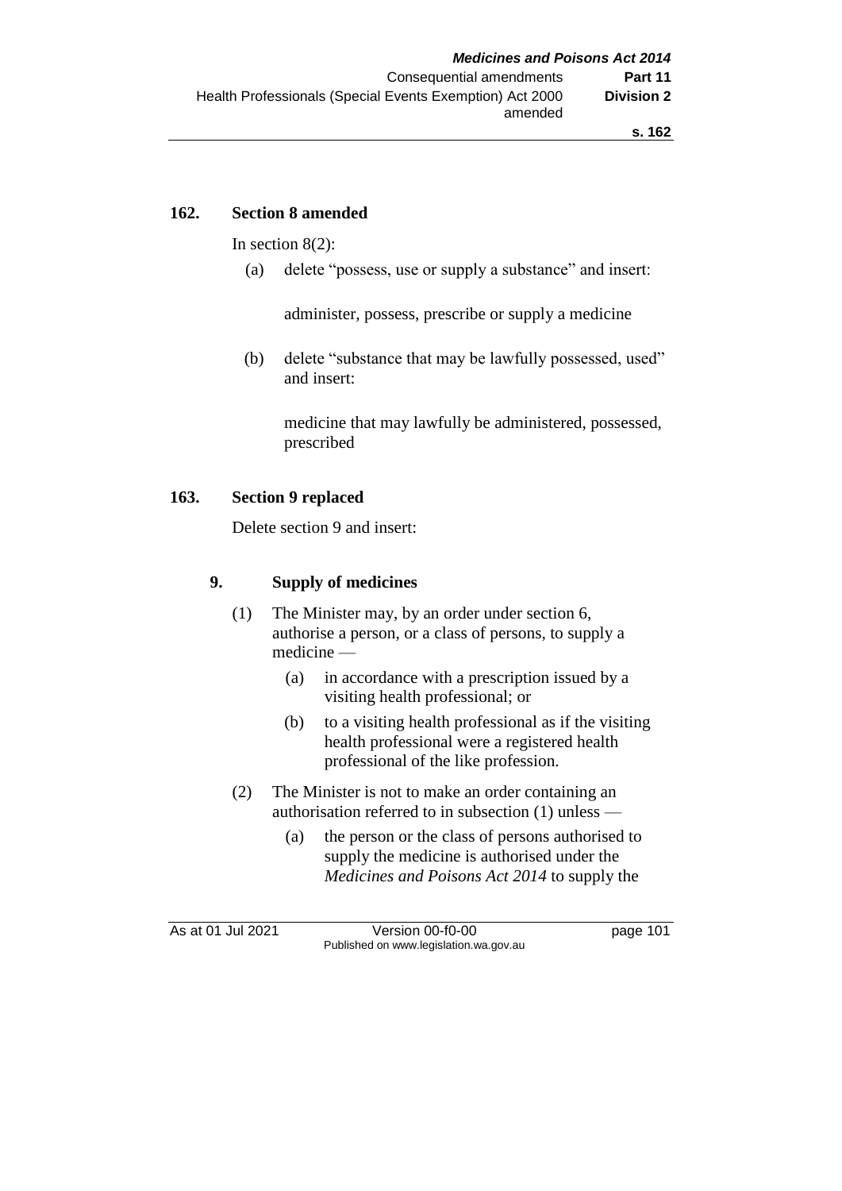### 162. Section 8 amended

In section 8(2):

(a) delete "possess, use or supply a substance" and insert:

administer, possess, prescribe or supply a medicine

(b) delete "substance that may be lawfully possessed, used" and insert:

medicine that may lawfully be administered, possessed, prescribed

### 163. Section 9 replaced

Delete section 9 and insert:

#### 9. Supply of medicines

(1) The Minister may, by an order under section 6, authorise a person, or a class of persons, to supply a medicine —

(a) in accordance with a prescription issued by a visiting health professional; or

(b) to a visiting health professional as if the visiting health professional were a registered health professional of the like profession.

(2) The Minister is not to make an order containing an authorisation referred to in subsection (1) unless —

(a) the person or the class of persons authorised to supply the medicine is authorised under the *Medicines and Poisons Act 2014* to supply the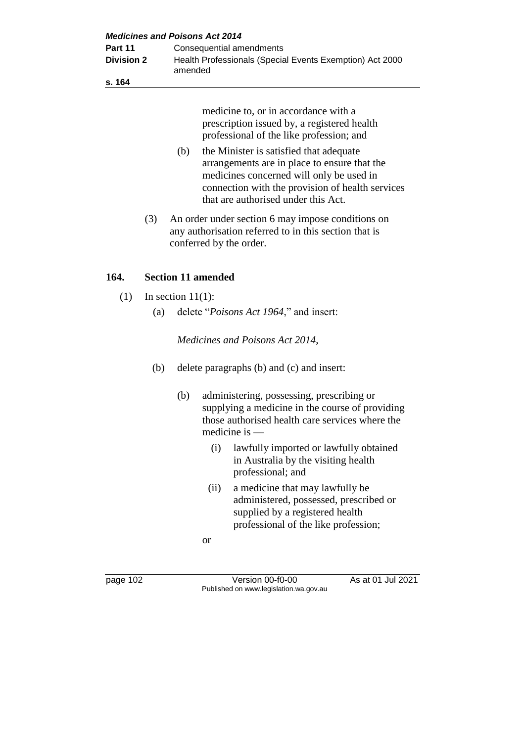medicine to, or in accordance with a prescription issued by, a registered health professional of the like profession; and

(b) the Minister is satisfied that adequate arrangements are in place to ensure that the medicines concerned will only be used in connection with the provision of health services that are authorised under this Act.

(3) An order under section 6 may impose conditions on any authorisation referred to in this section that is conferred by the order.

## 164. Section 11 amended

(1) In section 11(1):

(a) delete "*Poisons Act 1964*," and insert:

*Medicines and Poisons Act 2014*,

(b) delete paragraphs (b) and (c) and insert:

(b) administering, possessing, prescribing or supplying a medicine in the course of providing those authorised health care services where the medicine is —

(i) lawfully imported or lawfully obtained in Australia by the visiting health professional; and

(ii) a medicine that may lawfully be administered, possessed, prescribed or supplied by a registered health professional of the like profession;

or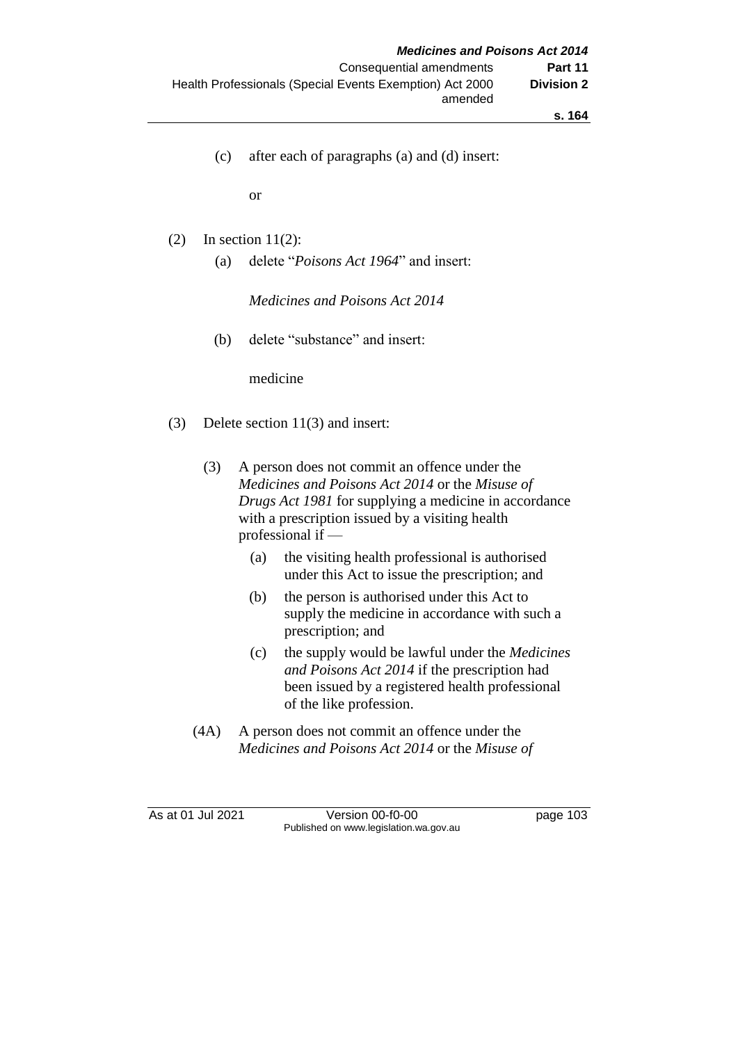(c) after each of paragraphs (a) and (d) insert:

or

(2) In section 11(2):

(a) delete "*Poisons Act 1964*" and insert:

*Medicines and Poisons Act 2014*

(b) delete "substance" and insert:

medicine

(3) Delete section 11(3) and insert:

(3) A person does not commit an offence under the *Medicines and Poisons Act 2014* or the *Misuse of Drugs Act 1981* for supplying a medicine in accordance with a prescription issued by a visiting health professional if —

(a) the visiting health professional is authorised under this Act to issue the prescription; and

(b) the person is authorised under this Act to supply the medicine in accordance with such a prescription; and

(c) the supply would be lawful under the *Medicines and Poisons Act 2014* if the prescription had been issued by a registered health professional of the like profession.

(4A) A person does not commit an offence under the *Medicines and Poisons Act 2014* or the *Misuse of*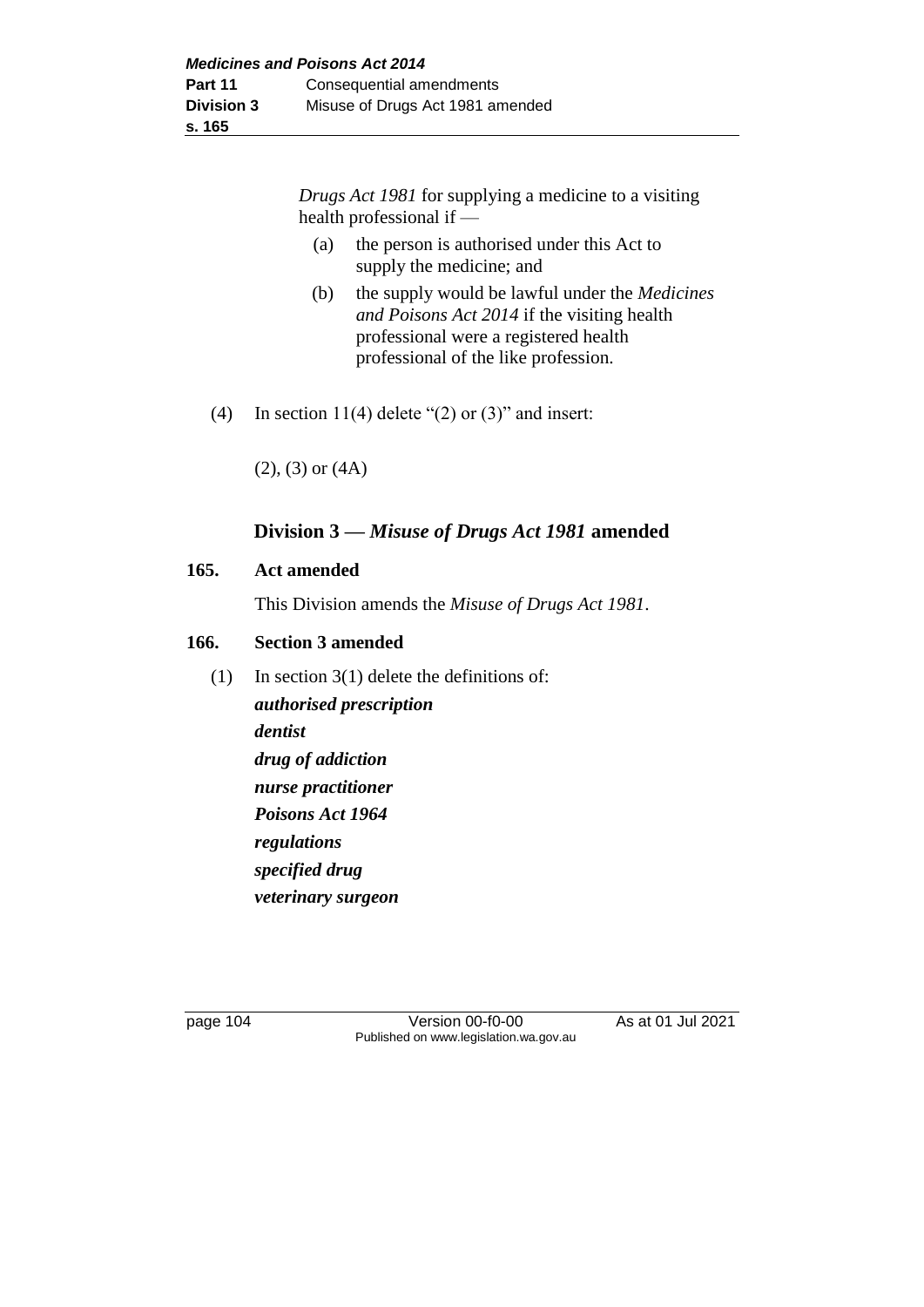*Drugs Act 1981* for supplying a medicine to a visiting health professional if —

(a) the person is authorised under this Act to supply the medicine; and

(b) the supply would be lawful under the *Medicines and Poisons Act 2014* if the visiting health professional were a registered health professional of the like profession.

(4) In section 11(4) delete "(2) or (3)" and insert:

(2), (3) or (4A)

## Division 3 — *Misuse of Drugs Act 1981* amended

### 165. Act amended

This Division amends the *Misuse of Drugs Act 1981*.

### 166. Section 3 amended

(1) In section 3(1) delete the definitions of:

***authorised prescription***
***dentist***
***drug of addiction***
***nurse practitioner***
***Poisons Act 1964***
***regulations***
***specified drug***
***veterinary surgeon***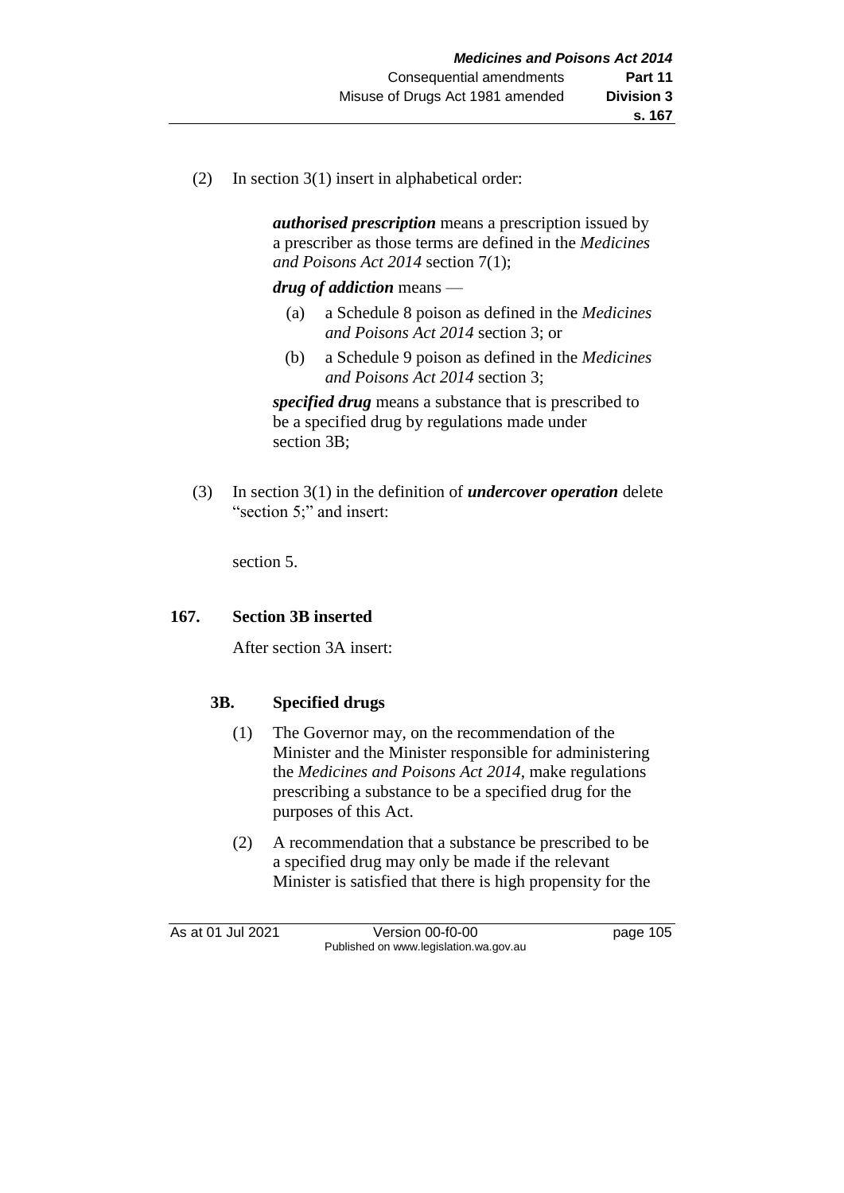(2) In section 3(1) insert in alphabetical order:

> ***authorised prescription*** means a prescription issued by a prescriber as those terms are defined in the *Medicines and Poisons Act 2014* section 7(1);
>
> ***drug of addiction*** means —
>
> (a) a Schedule 8 poison as defined in the *Medicines and Poisons Act 2014* section 3; or
>
> (b) a Schedule 9 poison as defined in the *Medicines and Poisons Act 2014* section 3;
>
> ***specified drug*** means a substance that is prescribed to be a specified drug by regulations made under section 3B;

(3) In section 3(1) in the definition of ***undercover operation*** delete "section 5;" and insert:

> section 5.

### 167. Section 3B inserted

After section 3A insert:

> **3B. Specified drugs**
>
> (1) The Governor may, on the recommendation of the Minister and the Minister responsible for administering the *Medicines and Poisons Act 2014*, make regulations prescribing a substance to be a specified drug for the purposes of this Act.
>
> (2) A recommendation that a substance be prescribed to be a specified drug may only be made if the relevant Minister is satisfied that there is high propensity for the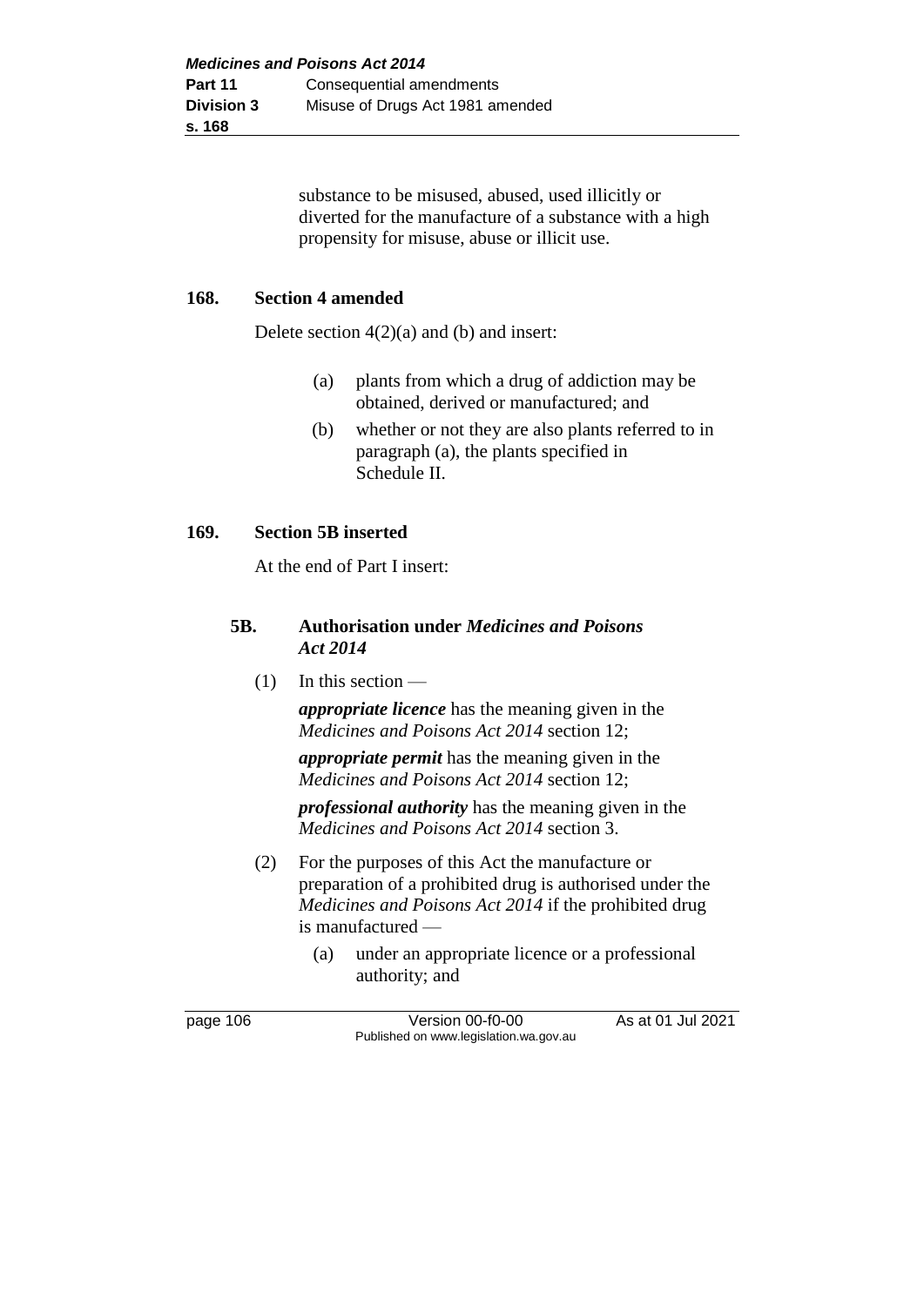substance to be misused, abused, used illicitly or diverted for the manufacture of a substance with a high propensity for misuse, abuse or illicit use.

### 168. Section 4 amended

Delete section 4(2)(a) and (b) and insert:

> (a) plants from which a drug of addiction may be obtained, derived or manufactured; and
>
> (b) whether or not they are also plants referred to in paragraph (a), the plants specified in Schedule II.

### 169. Section 5B inserted

At the end of Part I insert:

> **5B. Authorisation under *Medicines and Poisons Act 2014***
>
> (1) In this section —
>
> ***appropriate licence*** has the meaning given in the *Medicines and Poisons Act 2014* section 12;
>
> ***appropriate permit*** has the meaning given in the *Medicines and Poisons Act 2014* section 12;
>
> ***professional authority*** has the meaning given in the *Medicines and Poisons Act 2014* section 3.
>
> (2) For the purposes of this Act the manufacture or preparation of a prohibited drug is authorised under the *Medicines and Poisons Act 2014* if the prohibited drug is manufactured —
>
> (a) under an appropriate licence or a professional authority; and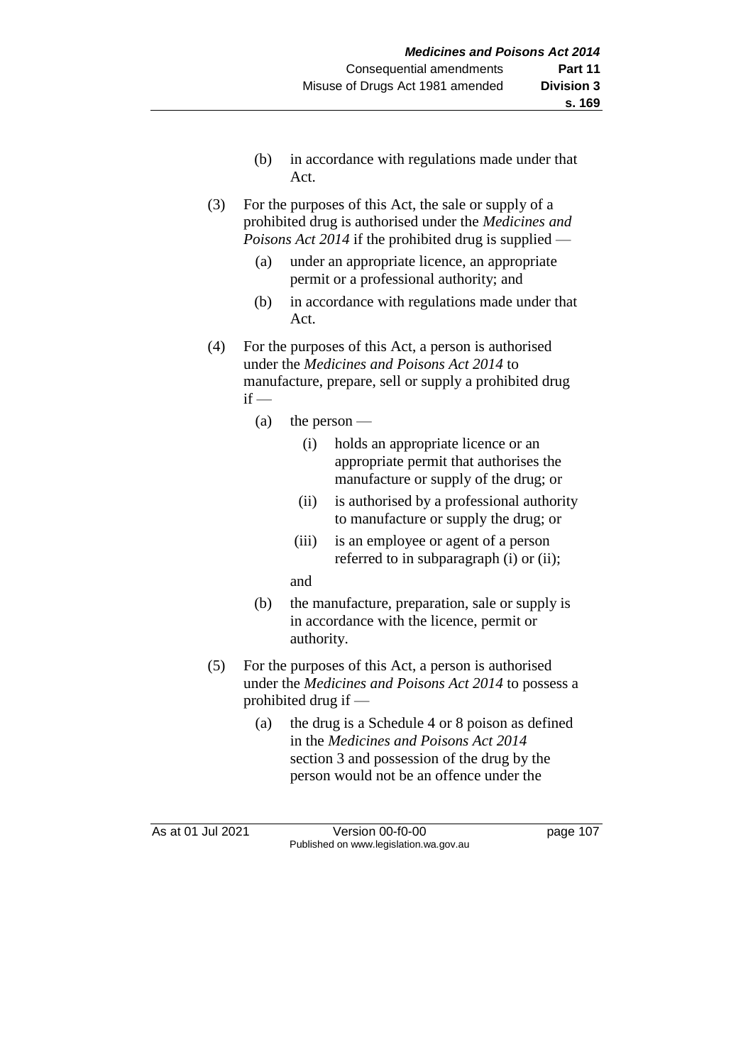(b) in accordance with regulations made under that Act.

(3) For the purposes of this Act, the sale or supply of a prohibited drug is authorised under the *Medicines and Poisons Act 2014* if the prohibited drug is supplied —

(a) under an appropriate licence, an appropriate permit or a professional authority; and

(b) in accordance with regulations made under that Act.

(4) For the purposes of this Act, a person is authorised under the *Medicines and Poisons Act 2014* to manufacture, prepare, sell or supply a prohibited drug if —

(a) the person —

(i) holds an appropriate licence or an appropriate permit that authorises the manufacture or supply of the drug; or

(ii) is authorised by a professional authority to manufacture or supply the drug; or

(iii) is an employee or agent of a person referred to in subparagraph (i) or (ii);

and

(b) the manufacture, preparation, sale or supply is in accordance with the licence, permit or authority.

(5) For the purposes of this Act, a person is authorised under the *Medicines and Poisons Act 2014* to possess a prohibited drug if —

(a) the drug is a Schedule 4 or 8 poison as defined in the *Medicines and Poisons Act 2014* section 3 and possession of the drug by the person would not be an offence under the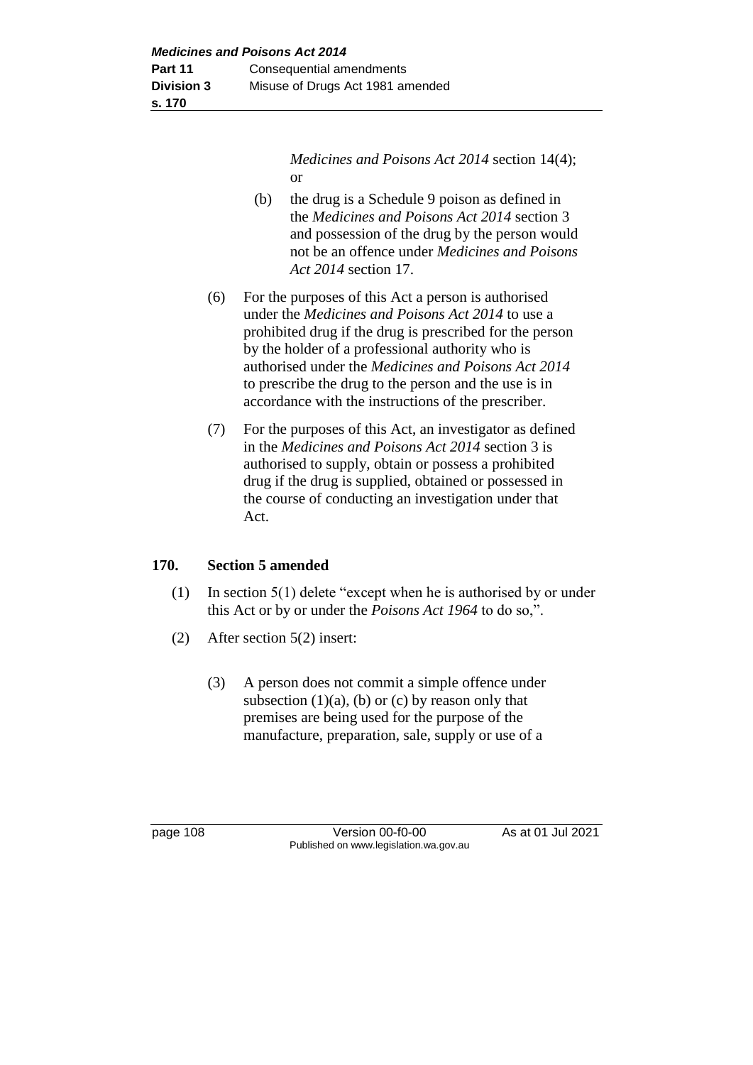*Medicines and Poisons Act 2014* section 14(4); or

(b) the drug is a Schedule 9 poison as defined in the *Medicines and Poisons Act 2014* section 3 and possession of the drug by the person would not be an offence under *Medicines and Poisons Act 2014* section 17.

(6) For the purposes of this Act a person is authorised under the *Medicines and Poisons Act 2014* to use a prohibited drug if the drug is prescribed for the person by the holder of a professional authority who is authorised under the *Medicines and Poisons Act 2014* to prescribe the drug to the person and the use is in accordance with the instructions of the prescriber.

(7) For the purposes of this Act, an investigator as defined in the *Medicines and Poisons Act 2014* section 3 is authorised to supply, obtain or possess a prohibited drug if the drug is supplied, obtained or possessed in the course of conducting an investigation under that Act.

### 170. Section 5 amended

(1) In section 5(1) delete "except when he is authorised by or under this Act or by or under the *Poisons Act 1964* to do so,".

(2) After section 5(2) insert:

(3) A person does not commit a simple offence under subsection (1)(a), (b) or (c) by reason only that premises are being used for the purpose of the manufacture, preparation, sale, supply or use of a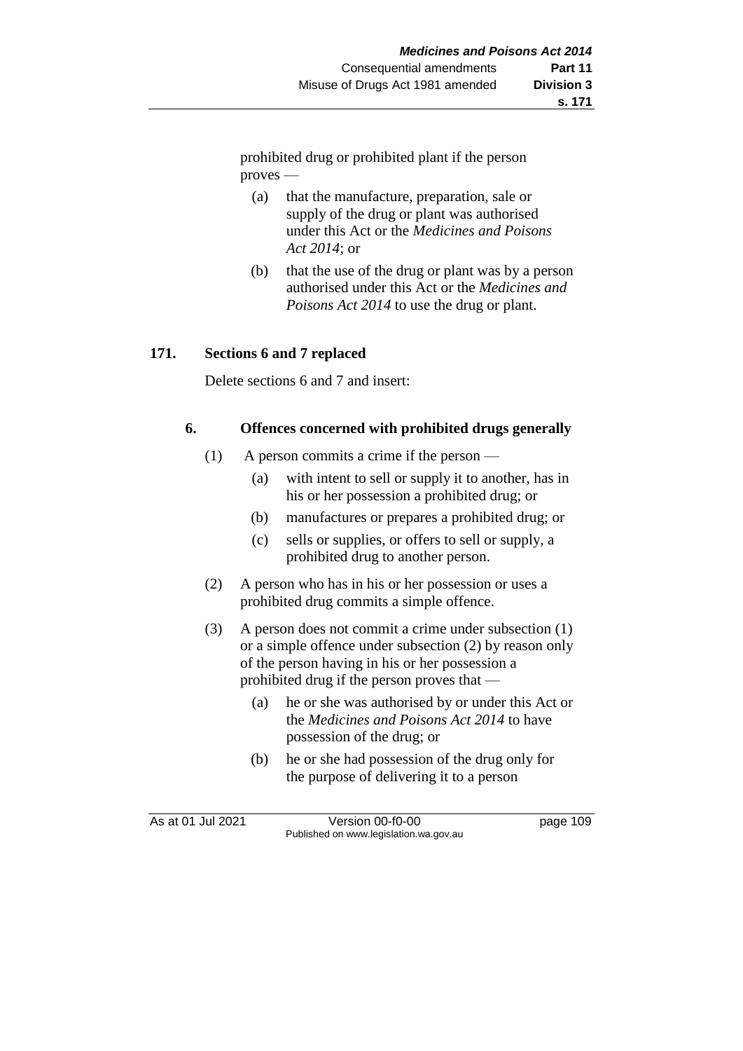prohibited drug or prohibited plant if the person proves —

(a) that the manufacture, preparation, sale or supply of the drug or plant was authorised under this Act or the *Medicines and Poisons Act 2014*; or

(b) that the use of the drug or plant was by a person authorised under this Act or the *Medicines and Poisons Act 2014* to use the drug or plant.

**171. Sections 6 and 7 replaced**

Delete sections 6 and 7 and insert:

**6. Offences concerned with prohibited drugs generally**

(1) A person commits a crime if the person —

(a) with intent to sell or supply it to another, has in his or her possession a prohibited drug; or

(b) manufactures or prepares a prohibited drug; or

(c) sells or supplies, or offers to sell or supply, a prohibited drug to another person.

(2) A person who has in his or her possession or uses a prohibited drug commits a simple offence.

(3) A person does not commit a crime under subsection (1) or a simple offence under subsection (2) by reason only of the person having in his or her possession a prohibited drug if the person proves that —

(a) he or she was authorised by or under this Act or the *Medicines and Poisons Act 2014* to have possession of the drug; or

(b) he or she had possession of the drug only for the purpose of delivering it to a person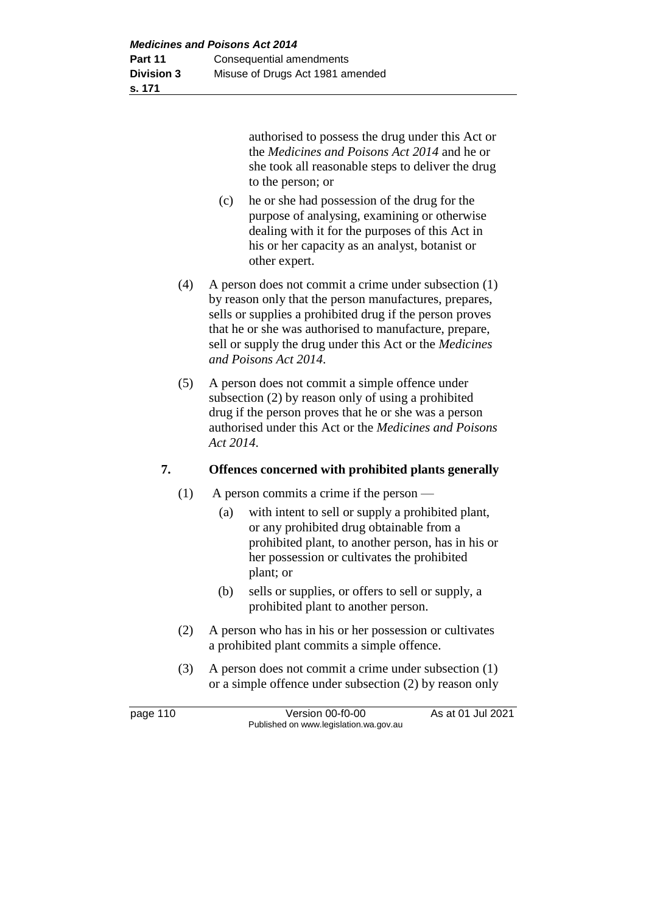authorised to possess the drug under this Act or the *Medicines and Poisons Act 2014* and he or she took all reasonable steps to deliver the drug to the person; or

(c) he or she had possession of the drug for the purpose of analysing, examining or otherwise dealing with it for the purposes of this Act in his or her capacity as an analyst, botanist or other expert.

(4) A person does not commit a crime under subsection (1) by reason only that the person manufactures, prepares, sells or supplies a prohibited drug if the person proves that he or she was authorised to manufacture, prepare, sell or supply the drug under this Act or the *Medicines and Poisons Act 2014*.

(5) A person does not commit a simple offence under subsection (2) by reason only of using a prohibited drug if the person proves that he or she was a person authorised under this Act or the *Medicines and Poisons Act 2014*.

**7. Offences concerned with prohibited plants generally**

(1) A person commits a crime if the person —

(a) with intent to sell or supply a prohibited plant, or any prohibited drug obtainable from a prohibited plant, to another person, has in his or her possession or cultivates the prohibited plant; or

(b) sells or supplies, or offers to sell or supply, a prohibited plant to another person.

(2) A person who has in his or her possession or cultivates a prohibited plant commits a simple offence.

(3) A person does not commit a crime under subsection (1) or a simple offence under subsection (2) by reason only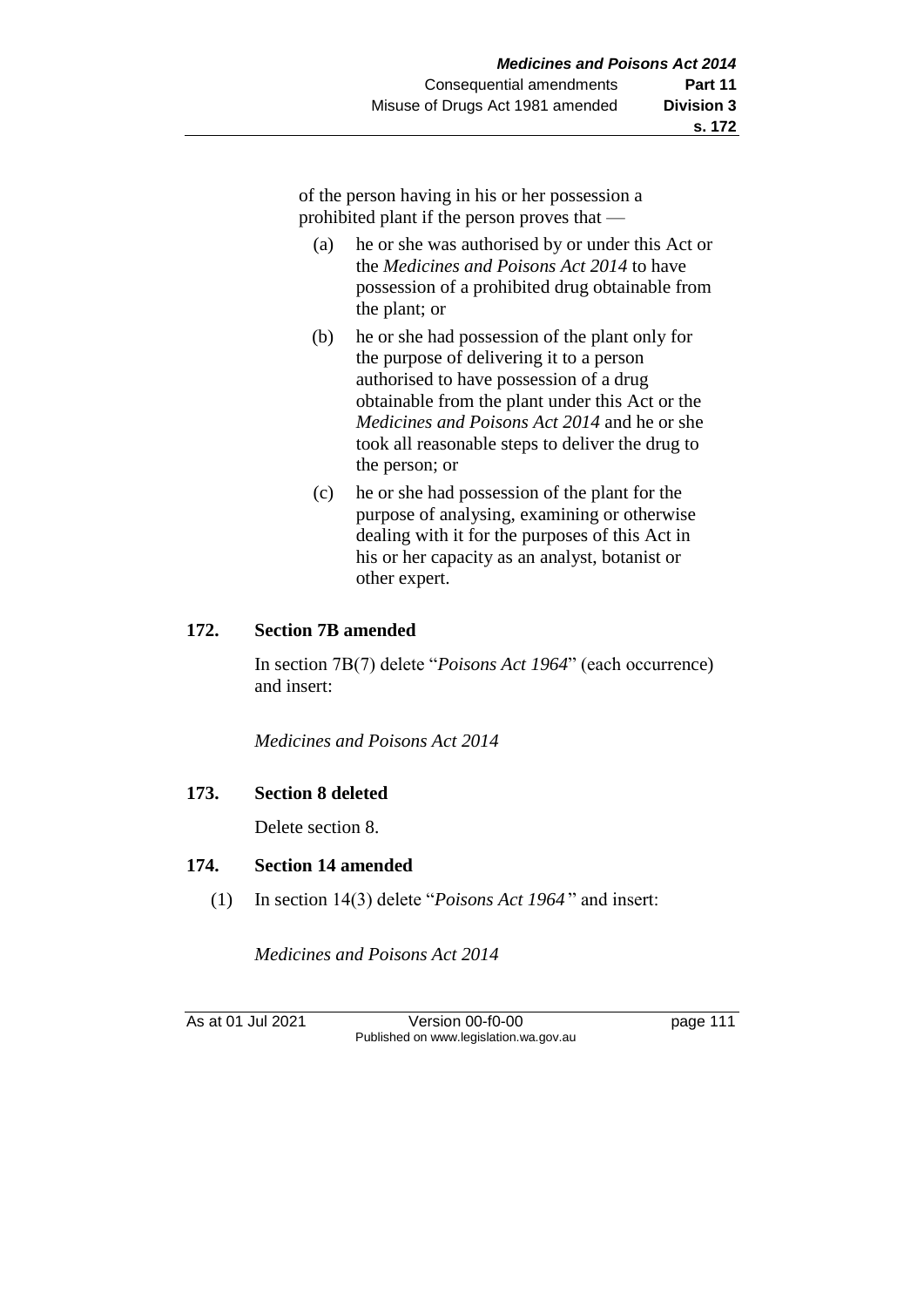of the person having in his or her possession a prohibited plant if the person proves that —

(a) he or she was authorised by or under this Act or the *Medicines and Poisons Act 2014* to have possession of a prohibited drug obtainable from the plant; or

(b) he or she had possession of the plant only for the purpose of delivering it to a person authorised to have possession of a drug obtainable from the plant under this Act or the *Medicines and Poisons Act 2014* and he or she took all reasonable steps to deliver the drug to the person; or

(c) he or she had possession of the plant for the purpose of analysing, examining or otherwise dealing with it for the purposes of this Act in his or her capacity as an analyst, botanist or other expert.

## 172. Section 7B amended

In section 7B(7) delete "*Poisons Act 1964*" (each occurrence) and insert:

*Medicines and Poisons Act 2014*

## 173. Section 8 deleted

Delete section 8.

## 174. Section 14 amended

(1) In section 14(3) delete "*Poisons Act 1964*" and insert:

*Medicines and Poisons Act 2014*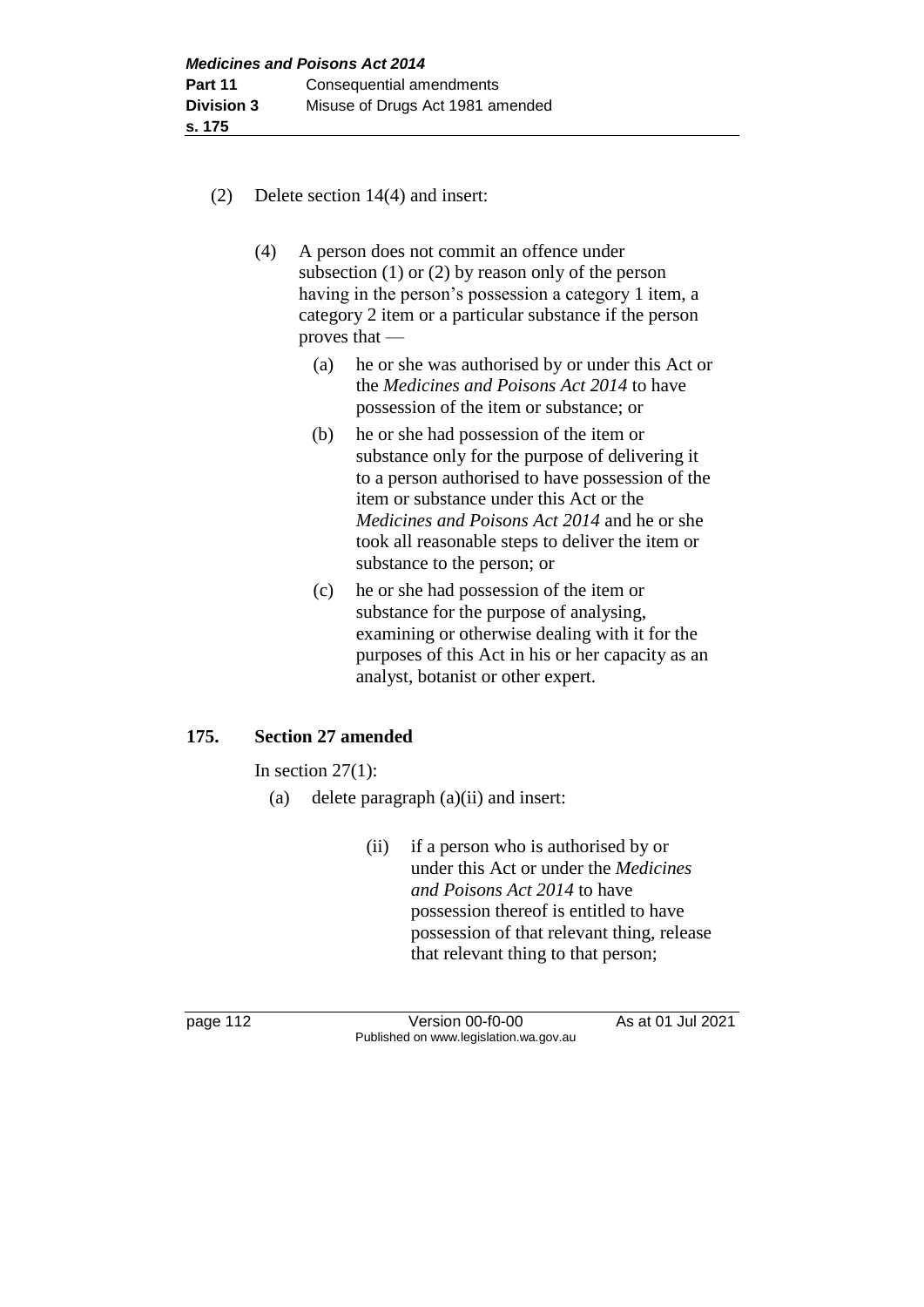(2) Delete section 14(4) and insert:

> (4) A person does not commit an offence under subsection (1) or (2) by reason only of the person having in the person's possession a category 1 item, a category 2 item or a particular substance if the person proves that —
>
> (a) he or she was authorised by or under this Act or the *Medicines and Poisons Act 2014* to have possession of the item or substance; or
>
> (b) he or she had possession of the item or substance only for the purpose of delivering it to a person authorised to have possession of the item or substance under this Act or the *Medicines and Poisons Act 2014* and he or she took all reasonable steps to deliver the item or substance to the person; or
>
> (c) he or she had possession of the item or substance for the purpose of analysing, examining or otherwise dealing with it for the purposes of this Act in his or her capacity as an analyst, botanist or other expert.

### 175. Section 27 amended

In section 27(1):

(a) delete paragraph (a)(ii) and insert:

> (ii) if a person who is authorised by or under this Act or under the *Medicines and Poisons Act 2014* to have possession thereof is entitled to have possession of that relevant thing, release that relevant thing to that person;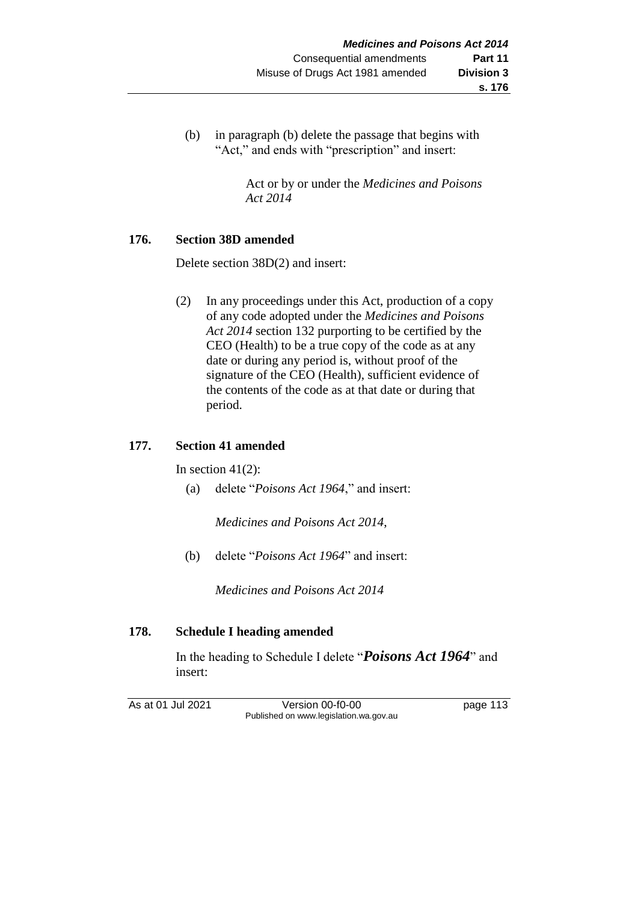(b) in paragraph (b) delete the passage that begins with "Act," and ends with "prescription" and insert:

> Act or by or under the *Medicines and Poisons Act 2014*

**176. Section 38D amended**

Delete section 38D(2) and insert:

> (2) In any proceedings under this Act, production of a copy of any code adopted under the *Medicines and Poisons Act 2014* section 132 purporting to be certified by the CEO (Health) to be a true copy of the code as at any date or during any period is, without proof of the signature of the CEO (Health), sufficient evidence of the contents of the code as at that date or during that period.

**177. Section 41 amended**

In section 41(2):

(a) delete "*Poisons Act 1964*," and insert:

> *Medicines and Poisons Act 2014*,

(b) delete "*Poisons Act 1964*" and insert:

> *Medicines and Poisons Act 2014*

**178. Schedule I heading amended**

In the heading to Schedule I delete "***Poisons Act 1964***" and insert: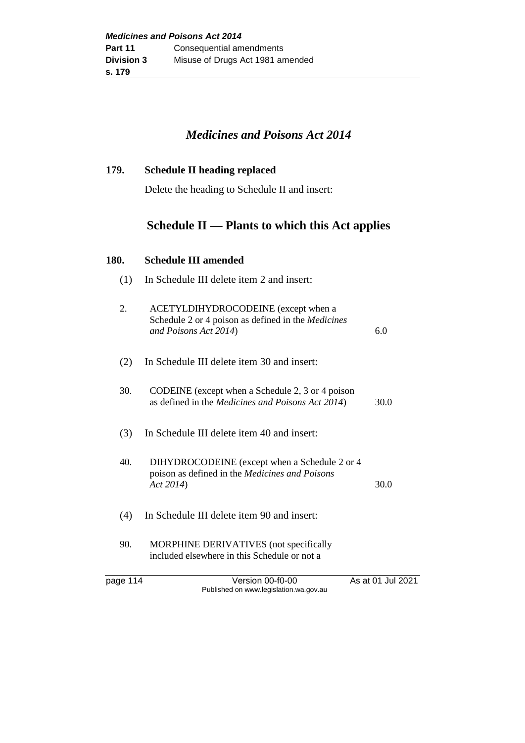## Medicines and Poisons Act 2014

### 179. Schedule II heading replaced

Delete the heading to Schedule II and insert:

## Schedule II — Plants to which this Act applies

### 180. Schedule III amended

(1) In Schedule III delete item 2 and insert:

| | | |
|---|---|---|
| 2. | ACETYLDIHYDROCODEINE (except when a Schedule 2 or 4 poison as defined in the *Medicines and Poisons Act 2014*) | 6.0 |

(2) In Schedule III delete item 30 and insert:

| | | |
|---|---|---|
| 30. | CODEINE (except when a Schedule 2, 3 or 4 poison as defined in the *Medicines and Poisons Act 2014*) | 30.0 |

(3) In Schedule III delete item 40 and insert:

| | | |
|---|---|---|
| 40. | DIHYDROCODEINE (except when a Schedule 2 or 4 poison as defined in the *Medicines and Poisons Act 2014*) | 30.0 |

(4) In Schedule III delete item 90 and insert:

90. MORPHINE DERIVATIVES (not specifically included elsewhere in this Schedule or not a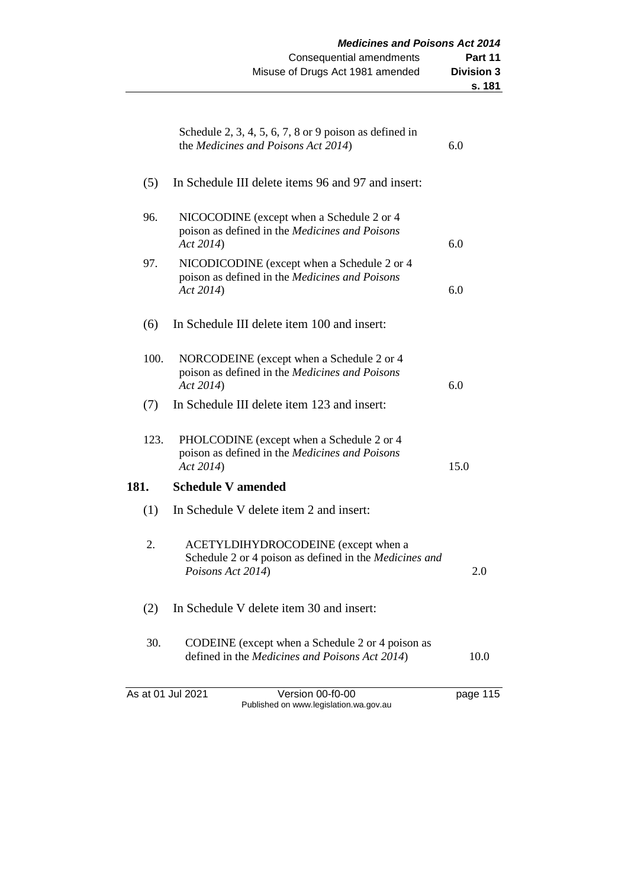Schedule 2, 3, 4, 5, 6, 7, 8 or 9 poison as defined in the *Medicines and Poisons Act 2014*) 6.0

(5) In Schedule III delete items 96 and 97 and insert:

| | | |
|---|---|---|
| 96. | NICOCODINE (except when a Schedule 2 or 4 poison as defined in the *Medicines and Poisons Act 2014*) | 6.0 |
| 97. | NICODICODINE (except when a Schedule 2 or 4 poison as defined in the *Medicines and Poisons Act 2014*) | 6.0 |

(6) In Schedule III delete item 100 and insert:

| | | |
|---|---|---|
| 100. | NORCODEINE (except when a Schedule 2 or 4 poison as defined in the *Medicines and Poisons Act 2014*) | 6.0 |

(7) In Schedule III delete item 123 and insert:

| | | |
|---|---|---|
| 123. | PHOLCODINE (except when a Schedule 2 or 4 poison as defined in the *Medicines and Poisons Act 2014*) | 15.0 |

## 181. Schedule V amended

(1) In Schedule V delete item 2 and insert:

| | | |
|---|---|---|
| 2. | ACETYLDIHYDROCODEINE (except when a Schedule 2 or 4 poison as defined in the *Medicines and Poisons Act 2014*) | 2.0 |

(2) In Schedule V delete item 30 and insert:

| | | |
|---|---|---|
| 30. | CODEINE (except when a Schedule 2 or 4 poison as defined in the *Medicines and Poisons Act 2014*) | 10.0 |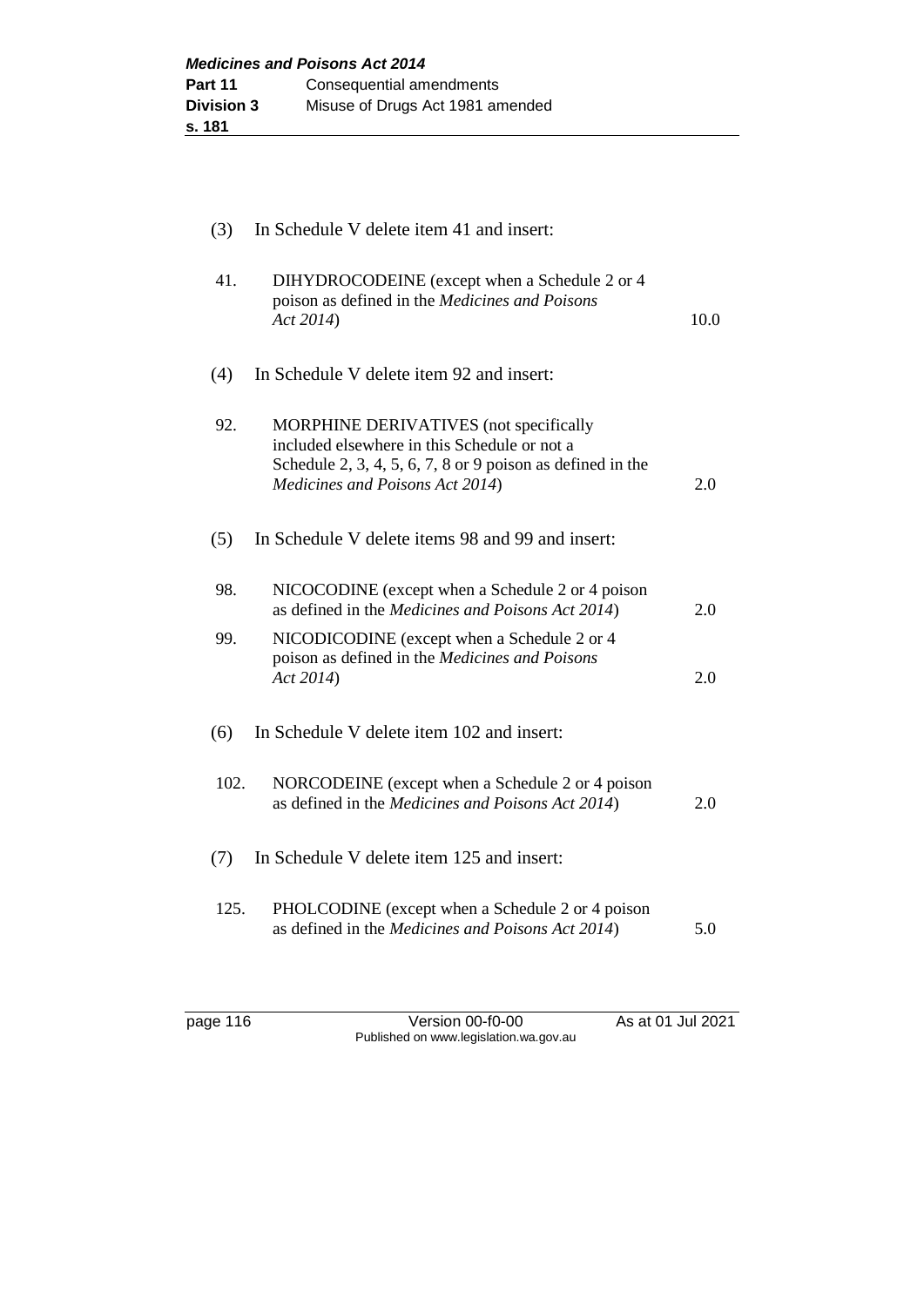(3) In Schedule V delete item 41 and insert:

| | | |
|---|---|---|
| 41. | DIHYDROCODEINE (except when a Schedule 2 or 4 poison as defined in the *Medicines and Poisons Act 2014*) | 10.0 |

(4) In Schedule V delete item 92 and insert:

| | | |
|---|---|---|
| 92. | MORPHINE DERIVATIVES (not specifically included elsewhere in this Schedule or not a Schedule 2, 3, 4, 5, 6, 7, 8 or 9 poison as defined in the *Medicines and Poisons Act 2014*) | 2.0 |

(5) In Schedule V delete items 98 and 99 and insert:

| | | |
|---|---|---|
| 98. | NICOCODINE (except when a Schedule 2 or 4 poison as defined in the *Medicines and Poisons Act 2014*) | 2.0 |
| 99. | NICODICODINE (except when a Schedule 2 or 4 poison as defined in the *Medicines and Poisons Act 2014*) | 2.0 |

(6) In Schedule V delete item 102 and insert:

| | | |
|---|---|---|
| 102. | NORCODEINE (except when a Schedule 2 or 4 poison as defined in the *Medicines and Poisons Act 2014*) | 2.0 |

(7) In Schedule V delete item 125 and insert:

| | | |
|---|---|---|
| 125. | PHOLCODINE (except when a Schedule 2 or 4 poison as defined in the *Medicines and Poisons Act 2014*) | 5.0 |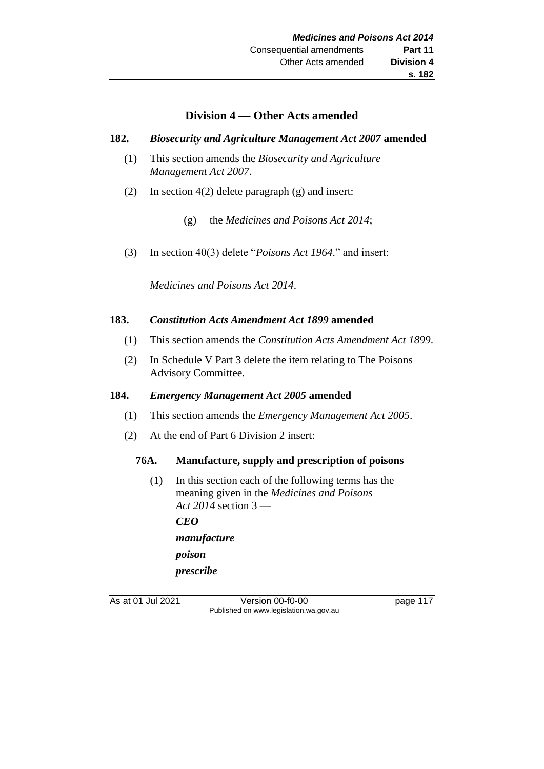## Division 4 — Other Acts amended

### 182. *Biosecurity and Agriculture Management Act 2007* amended

(1) This section amends the *Biosecurity and Agriculture Management Act 2007*.

(2) In section 4(2) delete paragraph (g) and insert:

> (g) the *Medicines and Poisons Act 2014*;

(3) In section 40(3) delete "*Poisons Act 1964*." and insert:

> *Medicines and Poisons Act 2014*.

### 183. *Constitution Acts Amendment Act 1899* amended

(1) This section amends the *Constitution Acts Amendment Act 1899*.

(2) In Schedule V Part 3 delete the item relating to The Poisons Advisory Committee.

### 184. *Emergency Management Act 2005* amended

(1) This section amends the *Emergency Management Act 2005*.

(2) At the end of Part 6 Division 2 insert:

> **76A. Manufacture, supply and prescription of poisons**
>
> (1) In this section each of the following terms has the meaning given in the *Medicines and Poisons Act 2014* section 3 —
>
> ***CEO***
>
> ***manufacture***
>
> ***poison***
>
> ***prescribe***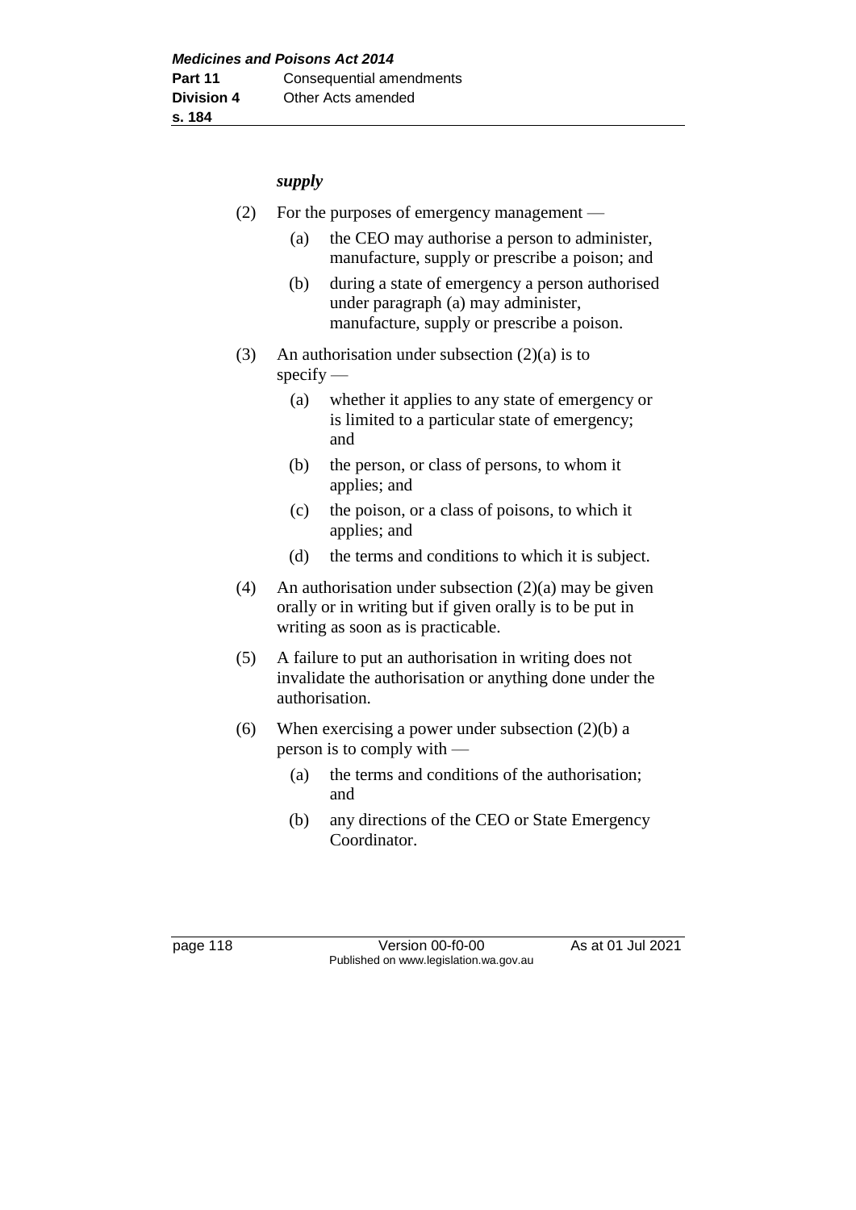*supply*

(2) For the purposes of emergency management —

(a) the CEO may authorise a person to administer, manufacture, supply or prescribe a poison; and

(b) during a state of emergency a person authorised under paragraph (a) may administer, manufacture, supply or prescribe a poison.

(3) An authorisation under subsection (2)(a) is to specify —

(a) whether it applies to any state of emergency or is limited to a particular state of emergency; and

(b) the person, or class of persons, to whom it applies; and

(c) the poison, or a class of poisons, to which it applies; and

(d) the terms and conditions to which it is subject.

(4) An authorisation under subsection (2)(a) may be given orally or in writing but if given orally is to be put in writing as soon as is practicable.

(5) A failure to put an authorisation in writing does not invalidate the authorisation or anything done under the authorisation.

(6) When exercising a power under subsection (2)(b) a person is to comply with —

(a) the terms and conditions of the authorisation; and

(b) any directions of the CEO or State Emergency Coordinator.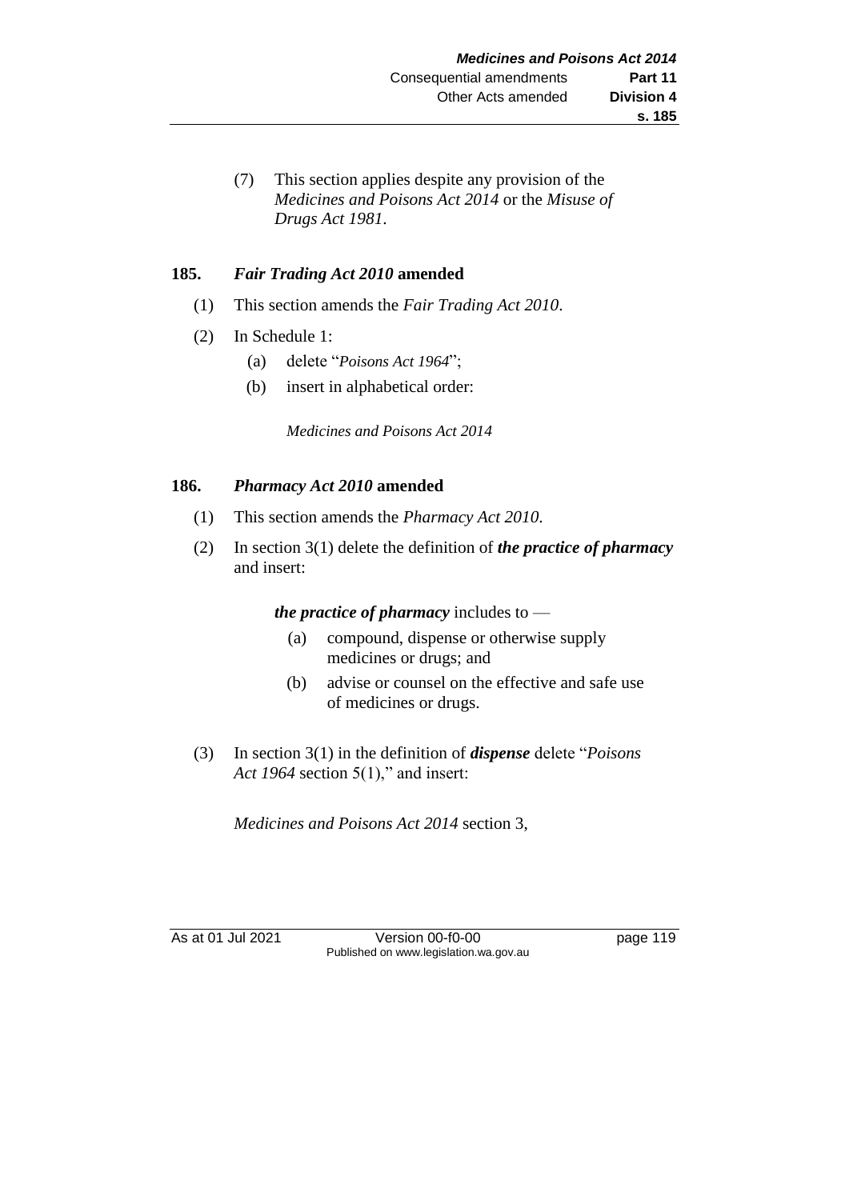(7) This section applies despite any provision of the *Medicines and Poisons Act 2014* or the *Misuse of Drugs Act 1981*.

### 185. *Fair Trading Act 2010* amended

(1) This section amends the *Fair Trading Act 2010*.

(2) In Schedule 1:

(a) delete "*Poisons Act 1964*";

(b) insert in alphabetical order:

*Medicines and Poisons Act 2014*

### 186. *Pharmacy Act 2010* amended

(1) This section amends the *Pharmacy Act 2010*.

(2) In section 3(1) delete the definition of ***the practice of pharmacy*** and insert:

***the practice of pharmacy*** includes to —

(a) compound, dispense or otherwise supply medicines or drugs; and

(b) advise or counsel on the effective and safe use of medicines or drugs.

(3) In section 3(1) in the definition of ***dispense*** delete "*Poisons Act 1964* section 5(1)," and insert:

*Medicines and Poisons Act 2014* section 3,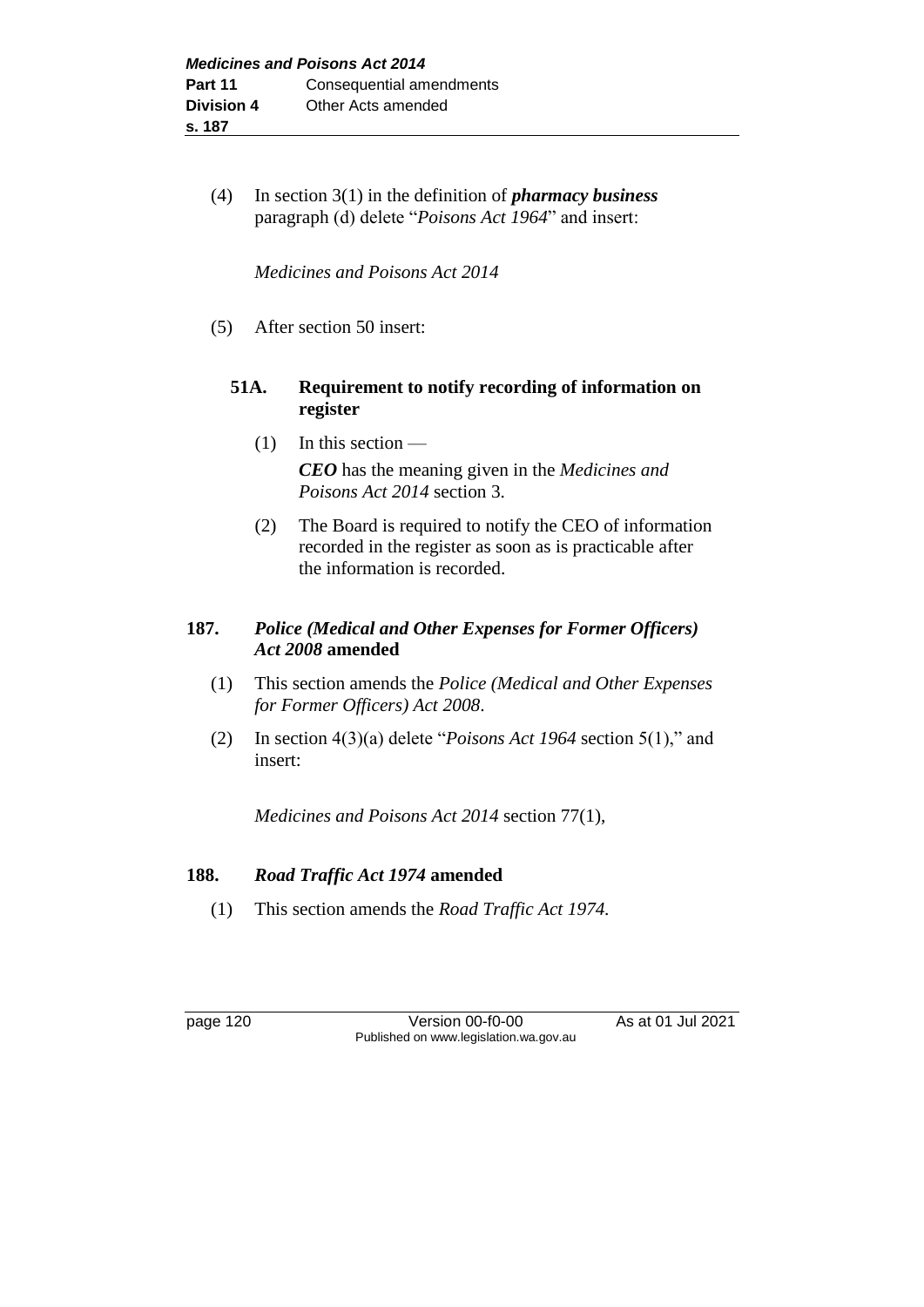(4) In section 3(1) in the definition of ***pharmacy business*** paragraph (d) delete "*Poisons Act 1964*" and insert:

*Medicines and Poisons Act 2014*

(5) After section 50 insert:

**51A. Requirement to notify recording of information on register**

(1) In this section —

***CEO*** has the meaning given in the *Medicines and Poisons Act 2014* section 3.

(2) The Board is required to notify the CEO of information recorded in the register as soon as is practicable after the information is recorded.

## 187. *Police (Medical and Other Expenses for Former Officers) Act 2008* amended

(1) This section amends the *Police (Medical and Other Expenses for Former Officers) Act 2008*.

(2) In section 4(3)(a) delete "*Poisons Act 1964* section 5(1)," and insert:

*Medicines and Poisons Act 2014* section 77(1),

## 188. *Road Traffic Act 1974* amended

(1) This section amends the *Road Traffic Act 1974.*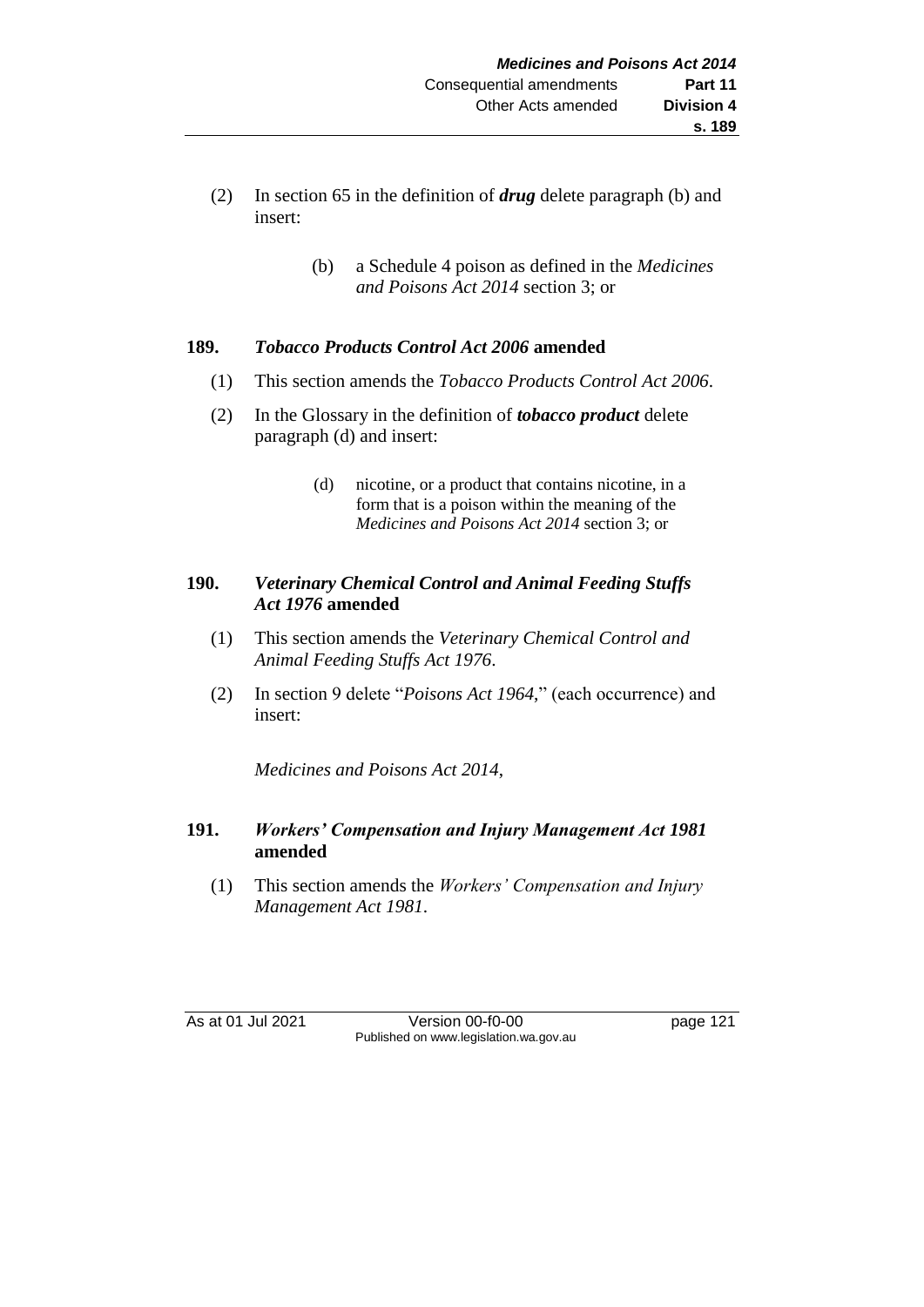(2) In section 65 in the definition of ***drug*** delete paragraph (b) and insert:

> (b) a Schedule 4 poison as defined in the *Medicines and Poisons Act 2014* section 3; or

### 189. *Tobacco Products Control Act 2006* amended

(1) This section amends the *Tobacco Products Control Act 2006*.

(2) In the Glossary in the definition of ***tobacco product*** delete paragraph (d) and insert:

> (d) nicotine, or a product that contains nicotine, in a form that is a poison within the meaning of the *Medicines and Poisons Act 2014* section 3; or

### 190. *Veterinary Chemical Control and Animal Feeding Stuffs Act 1976* amended

(1) This section amends the *Veterinary Chemical Control and Animal Feeding Stuffs Act 1976*.

(2) In section 9 delete "*Poisons Act 1964*," (each occurrence) and insert:

> *Medicines and Poisons Act 2014*,

### 191. *Workers' Compensation and Injury Management Act 1981* amended

(1) This section amends the *Workers' Compensation and Injury Management Act 1981*.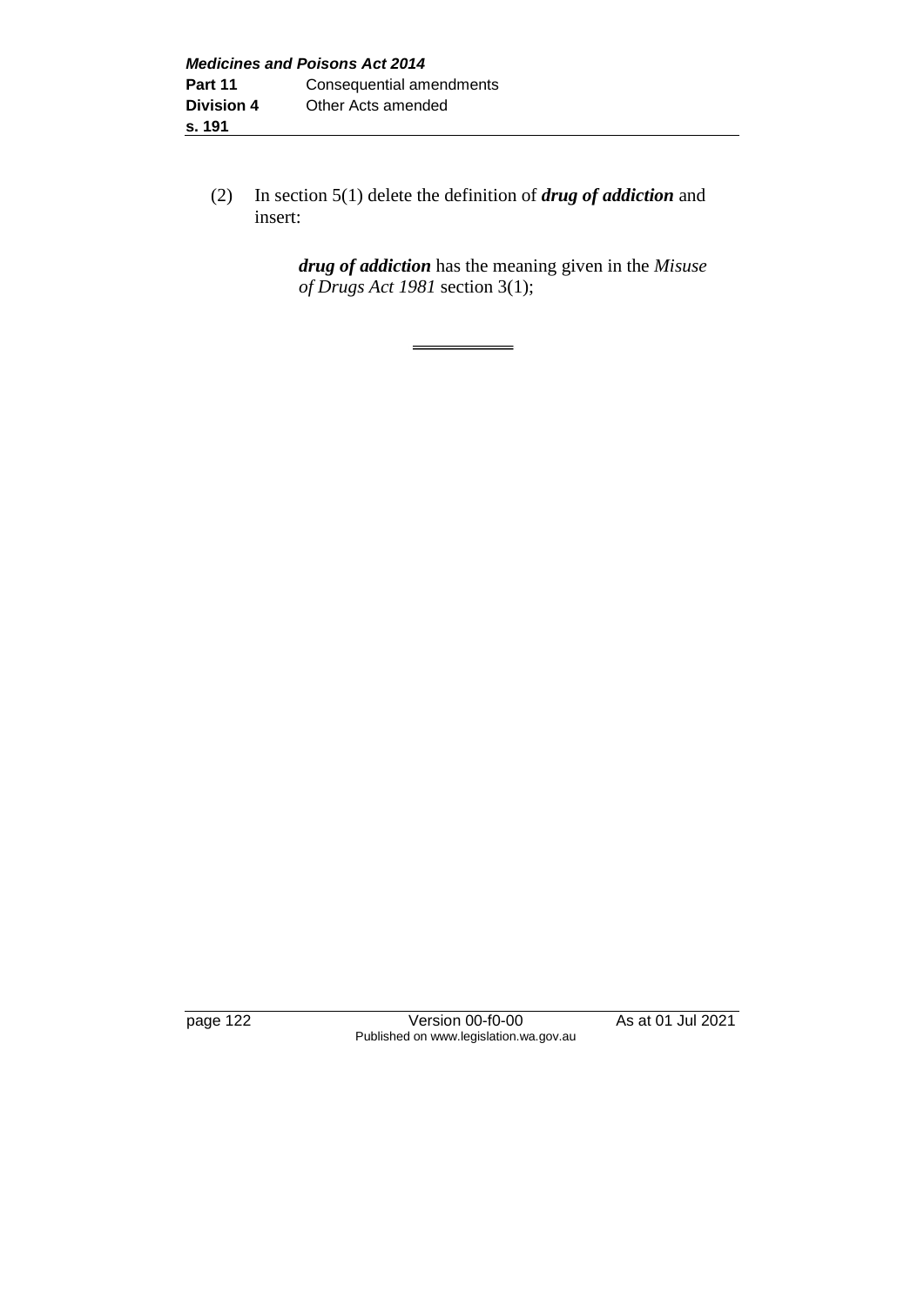(2) In section 5(1) delete the definition of ***drug of addiction*** and insert:

> ***drug of addiction*** has the meaning given in the *Misuse of Drugs Act 1981* section 3(1);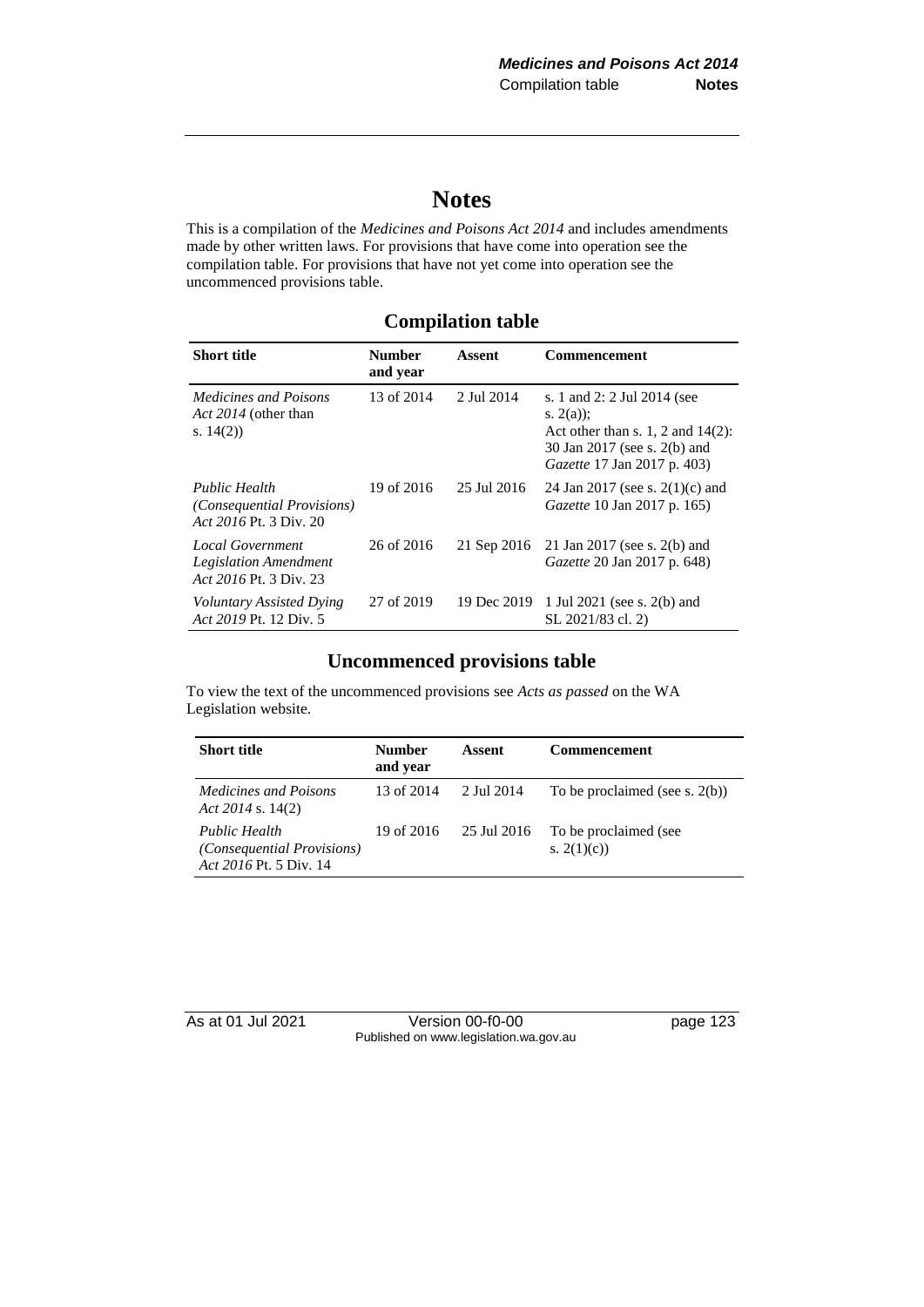# Notes

This is a compilation of the *Medicines and Poisons Act 2014* and includes amendments made by other written laws. For provisions that have come into operation see the compilation table. For provisions that have not yet come into operation see the uncommenced provisions table.

## Compilation table

| Short title | Number and year | Assent | Commencement |
|---|---|---|---|
| *Medicines and Poisons Act 2014* (other than s. 14(2)) | 13 of 2014 | 2 Jul 2014 | s. 1 and 2: 2 Jul 2014 (see s. 2(a)); Act other than s. 1, 2 and 14(2): 30 Jan 2017 (see s. 2(b) and *Gazette* 17 Jan 2017 p. 403) |
| *Public Health (Consequential Provisions) Act 2016* Pt. 3 Div. 20 | 19 of 2016 | 25 Jul 2016 | 24 Jan 2017 (see s. 2(1)(c) and *Gazette* 10 Jan 2017 p. 165) |
| *Local Government Legislation Amendment Act 2016* Pt. 3 Div. 23 | 26 of 2016 | 21 Sep 2016 | 21 Jan 2017 (see s. 2(b) and *Gazette* 20 Jan 2017 p. 648) |
| *Voluntary Assisted Dying Act 2019* Pt. 12 Div. 5 | 27 of 2019 | 19 Dec 2019 | 1 Jul 2021 (see s. 2(b) and SL 2021/83 cl. 2) |

## Uncommenced provisions table

To view the text of the uncommenced provisions see *Acts as passed* on the WA Legislation website.

| Short title | Number and year | Assent | Commencement |
|---|---|---|---|
| *Medicines and Poisons Act 2014* s. 14(2) | 13 of 2014 | 2 Jul 2014 | To be proclaimed (see s. 2(b)) |
| *Public Health (Consequential Provisions) Act 2016* Pt. 5 Div. 14 | 19 of 2016 | 25 Jul 2016 | To be proclaimed (see s. 2(1)(c)) |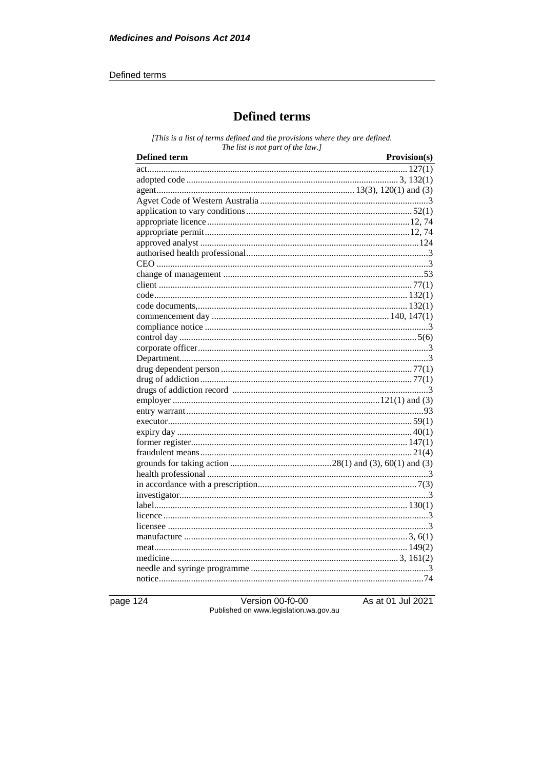# Defined terms

*[This is a list of terms defined and the provisions where they are defined. The list is not part of the law.]*

| Defined term | Provision(s) |
|---|---|
| act | 127(1) |
| adopted code | 3, 132(1) |
| agent | 13(3), 120(1) and (3) |
| Agvet Code of Western Australia | 3 |
| application to vary conditions | 52(1) |
| appropriate licence | 12, 74 |
| appropriate permit | 12, 74 |
| approved analyst | 124 |
| authorised health professional | 3 |
| CEO | 3 |
| change of management | 53 |
| client | 77(1) |
| code | 132(1) |
| code documents, | 132(1) |
| commencement day | 140, 147(1) |
| compliance notice | 3 |
| control day | 5(6) |
| corporate officer | 3 |
| Department | 3 |
| drug dependent person | 77(1) |
| drug of addiction | 77(1) |
| drugs of addiction record | 3 |
| employer | 121(1) and (3) |
| entry warrant | 93 |
| executor | 59(1) |
| expiry day | 40(1) |
| former register | 147(1) |
| fraudulent means | 21(4) |
| grounds for taking action | 28(1) and (3), 60(1) and (3) |
| health professional | 3 |
| in accordance with a prescription | 7(3) |
| investigator | 3 |
| label | 130(1) |
| licence | 3 |
| licensee | 3 |
| manufacture | 3, 6(1) |
| meat | 149(2) |
| medicine | 3, 161(2) |
| needle and syringe programme | 3 |
| notice | 74 |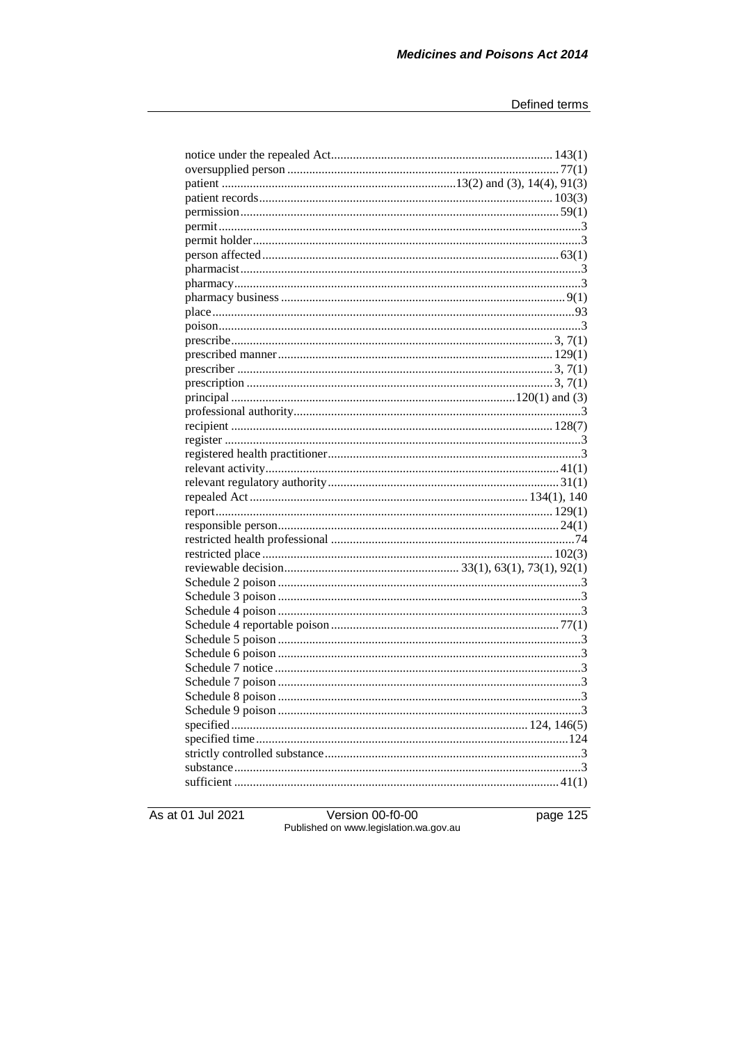notice under the repealed Act ........................................................................ 143(1)
oversupplied person ........................................................................................ 77(1)
patient ............................................................................ 13(2) and (3), 14(4), 91(3)
patient records ............................................................................................... 103(3)
permission ....................................................................................................... 59(1)
permit .................................................................................................................... 3
permit holder ......................................................................................................... 3
person affected ................................................................................................ 63(1)
pharmacist ............................................................................................................. 3
pharmacy ............................................................................................................... 3
pharmacy business ............................................................................................ 9(1)
place .................................................................................................................... 93
poison .................................................................................................................... 3
prescribe ....................................................................................................... 3, 7(1)
prescribed manner ......................................................................................... 129(1)
prescriber ..................................................................................................... 3, 7(1)
prescription ................................................................................................... 3, 7(1)
principal ........................................................................................... 120(1) and (3)
professional authority ............................................................................................ 3
recipient ....................................................................................................... 128(7)
register ................................................................................................................... 3
registered health practitioner .................................................................................. 3
relevant activity ............................................................................................... 41(1)
relevant regulatory authority ........................................................................... 31(1)
repealed Act ......................................................................................... 134(1), 140
report ............................................................................................................. 129(1)
responsible person ........................................................................................... 24(1)
restricted health professional ............................................................................... 74
restricted place ............................................................................................. 102(3)
reviewable decision ......................................................... 33(1), 63(1), 73(1), 92(1)
Schedule 2 poison .................................................................................................. 3
Schedule 3 poison .................................................................................................. 3
Schedule 4 poison .................................................................................................. 3
Schedule 4 reportable poison .......................................................................... 77(1)
Schedule 5 poison .................................................................................................. 3
Schedule 6 poison .................................................................................................. 3
Schedule 7 notice ................................................................................................... 3
Schedule 7 poison .................................................................................................. 3
Schedule 8 poison .................................................................................................. 3
Schedule 9 poison .................................................................................................. 3
specified ............................................................................................... 124, 146(5)
specified time ..................................................................................................... 124
strictly controlled substance ................................................................................... 3
substance ............................................................................................................... 3
sufficient ......................................................................................................... 41(1)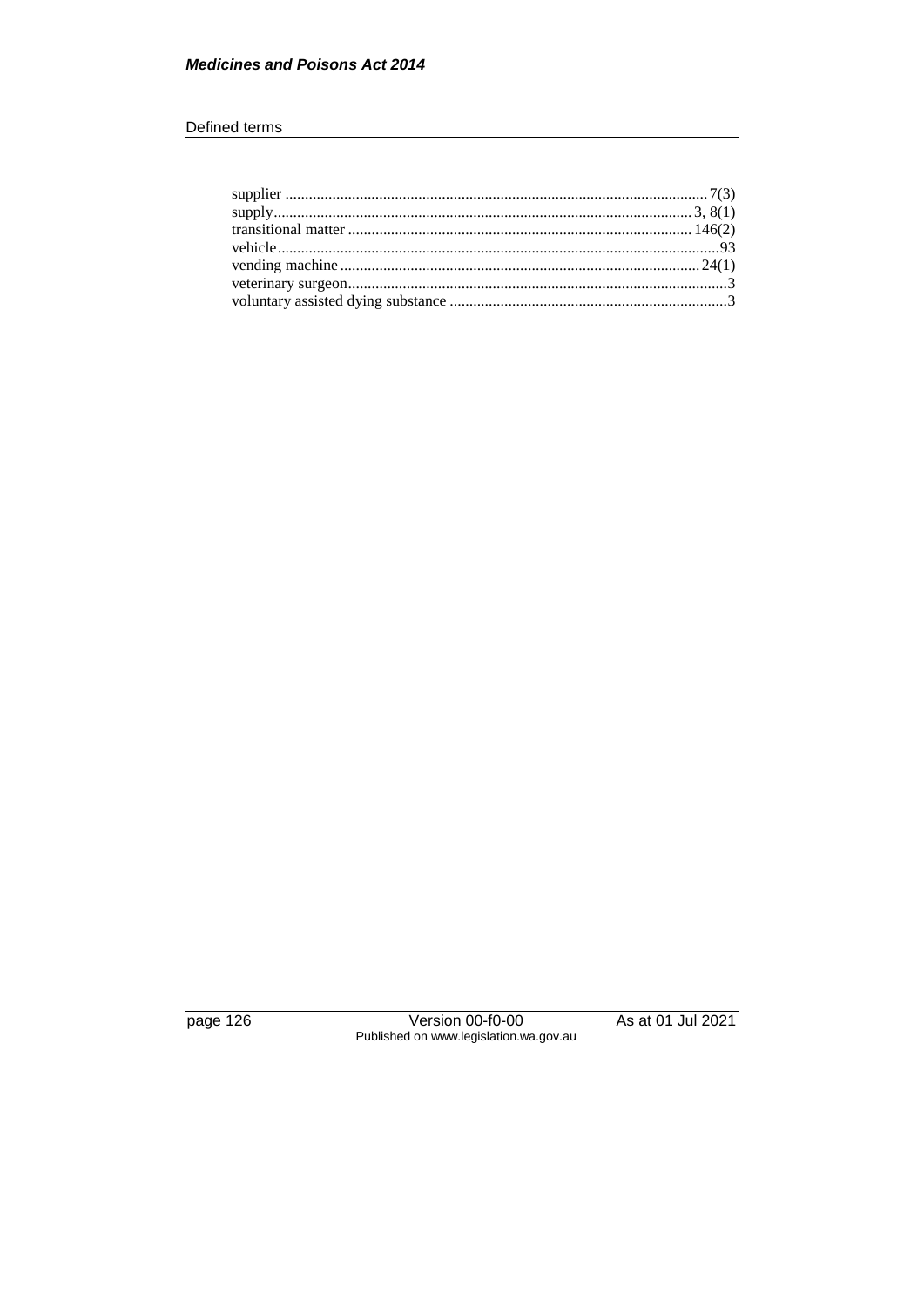Defined terms

supplier ........................................................................................................... 7(3)
supply........................................................................................................... 3, 8(1)
transitional matter ....................................................................................... 146(2)
vehicle................................................................................................................93
vending machine ............................................................................................ 24(1)
veterinary surgeon................................................................................................3
voluntary assisted dying substance .......................................................................3